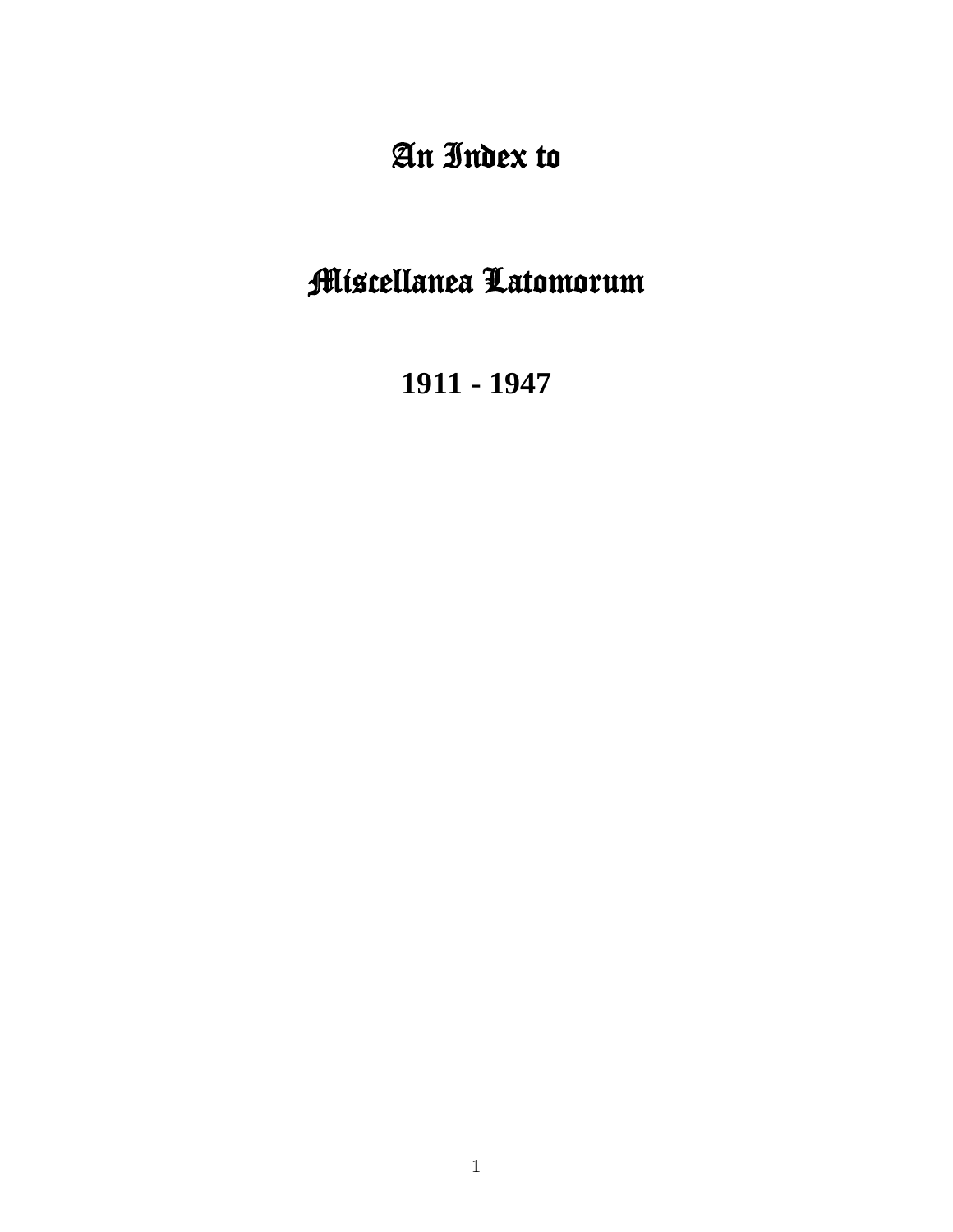# An Index to

# Miscellanea Latomorum

## 1911 - 1947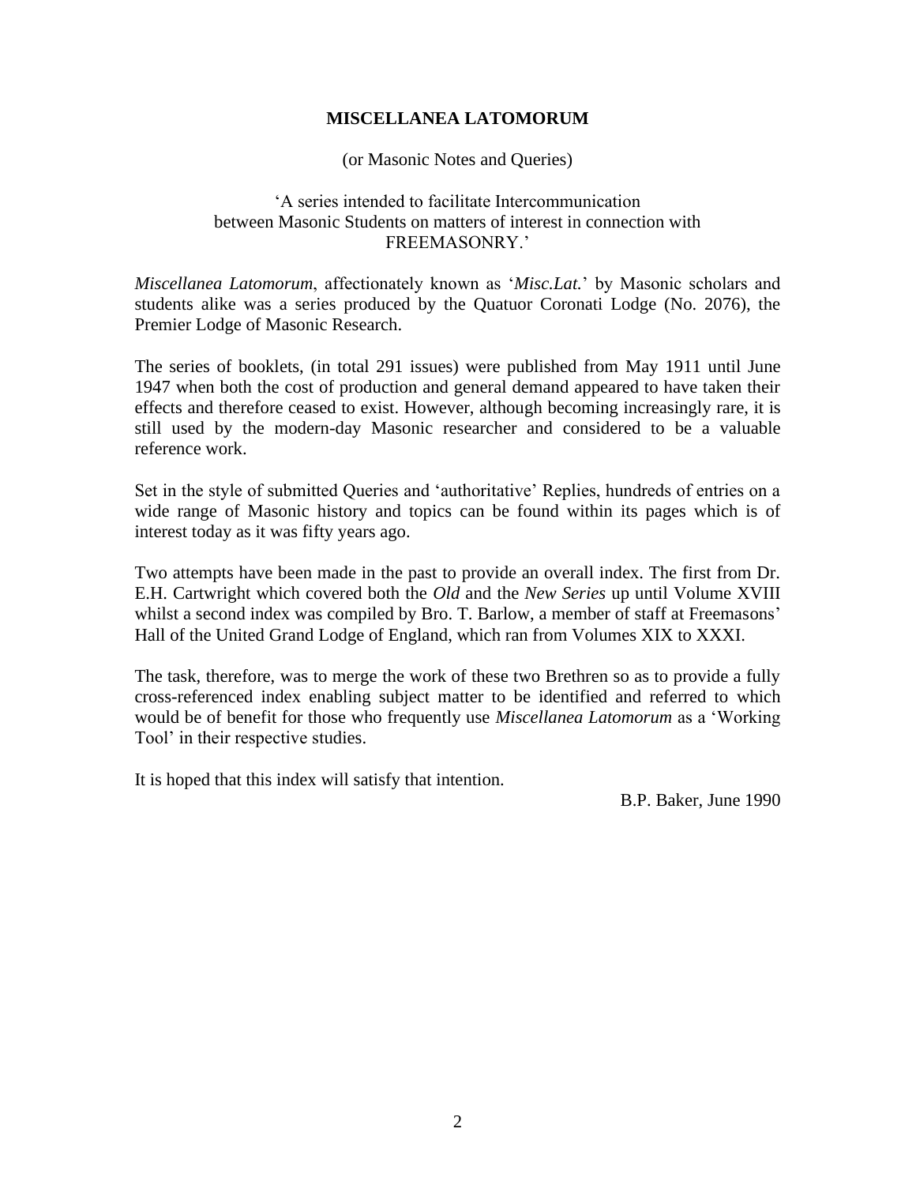# MISCELLANEA LATOMORUM

(or Masonic Notes and Queries)

'A series intended to facilitate Intercommunication
between Masonic Students on matters of interest in connection with
FREEMASONRY.'

*Miscellanea Latomorum*, affectionately known as '*Misc.Lat.*' by Masonic scholars and students alike was a series produced by the Quatuor Coronati Lodge (No. 2076), the Premier Lodge of Masonic Research.

The series of booklets, (in total 291 issues) were published from May 1911 until June 1947 when both the cost of production and general demand appeared to have taken their effects and therefore ceased to exist. However, although becoming increasingly rare, it is still used by the modern-day Masonic researcher and considered to be a valuable reference work.

Set in the style of submitted Queries and 'authoritative' Replies, hundreds of entries on a wide range of Masonic history and topics can be found within its pages which is of interest today as it was fifty years ago.

Two attempts have been made in the past to provide an overall index. The first from Dr. E.H. Cartwright which covered both the *Old* and the *New Series* up until Volume XVIII whilst a second index was compiled by Bro. T. Barlow, a member of staff at Freemasons' Hall of the United Grand Lodge of England, which ran from Volumes XIX to XXXI.

The task, therefore, was to merge the work of these two Brethren so as to provide a fully cross-referenced index enabling subject matter to be identified and referred to which would be of benefit for those who frequently use *Miscellanea Latomorum* as a 'Working Tool' in their respective studies.

It is hoped that this index will satisfy that intention.

B.P. Baker, June 1990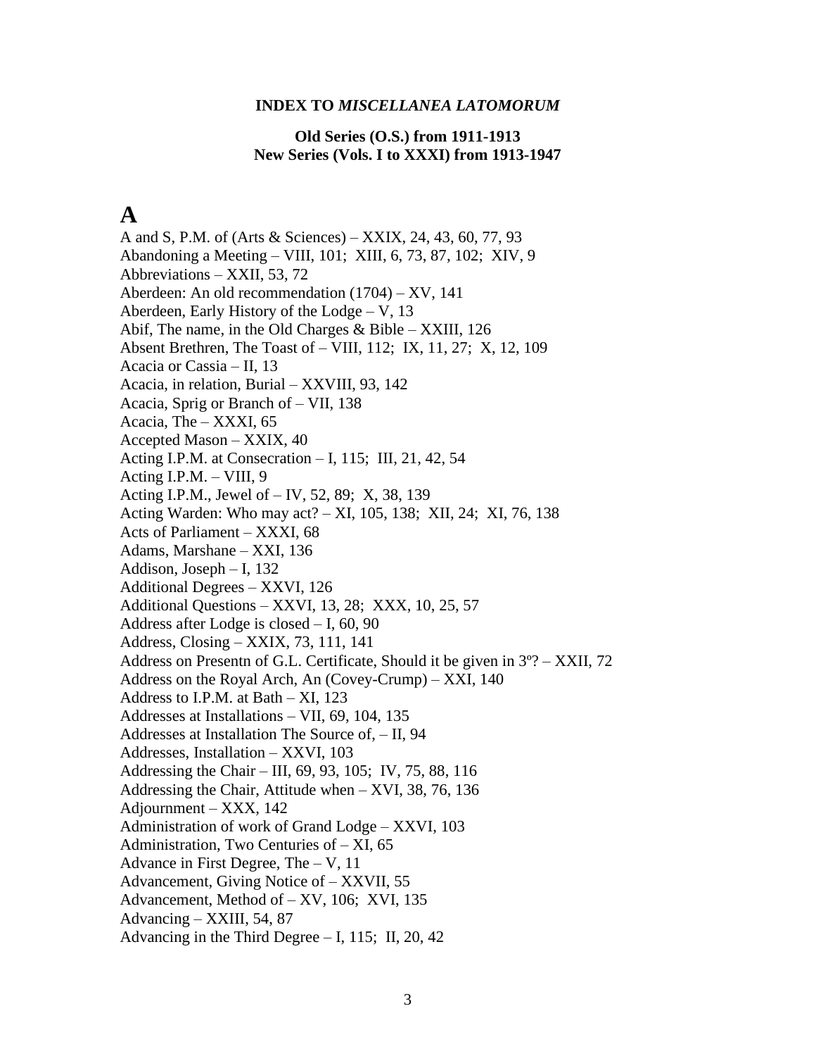**INDEX TO *MISCELLANEA LATOMORUM***

**Old Series (O.S.) from 1911-1913**
**New Series (Vols. I to XXXI) from 1913-1947**

# A

A and S, P.M. of (Arts & Sciences) – XXIX, 24, 43, 60, 77, 93
Abandoning a Meeting – VIII, 101; XIII, 6, 73, 87, 102; XIV, 9
Abbreviations – XXII, 53, 72
Aberdeen: An old recommendation (1704) – XV, 141
Aberdeen, Early History of the Lodge – V, 13
Abif, The name, in the Old Charges & Bible – XXIII, 126
Absent Brethren, The Toast of – VIII, 112; IX, 11, 27; X, 12, 109
Acacia or Cassia – II, 13
Acacia, in relation, Burial – XXVIII, 93, 142
Acacia, Sprig or Branch of – VII, 138
Acacia, The – XXXI, 65
Accepted Mason – XXIX, 40
Acting I.P.M. at Consecration – I, 115; III, 21, 42, 54
Acting I.P.M. – VIII, 9
Acting I.P.M., Jewel of – IV, 52, 89; X, 38, 139
Acting Warden: Who may act? – XI, 105, 138; XII, 24; XI, 76, 138
Acts of Parliament – XXXI, 68
Adams, Marshane – XXI, 136
Addison, Joseph – I, 132
Additional Degrees – XXVI, 126
Additional Questions – XXVI, 13, 28; XXX, 10, 25, 57
Address after Lodge is closed – I, 60, 90
Address, Closing – XXIX, 73, 111, 141
Address on Presentn of G.L. Certificate, Should it be given in 3º? – XXII, 72
Address on the Royal Arch, An (Covey-Crump) – XXI, 140
Address to I.P.M. at Bath – XI, 123
Addresses at Installations – VII, 69, 104, 135
Addresses at Installation The Source of, – II, 94
Addresses, Installation – XXVI, 103
Addressing the Chair – III, 69, 93, 105; IV, 75, 88, 116
Addressing the Chair, Attitude when – XVI, 38, 76, 136
Adjournment – XXX, 142
Administration of work of Grand Lodge – XXVI, 103
Administration, Two Centuries of – XI, 65
Advance in First Degree, The – V, 11
Advancement, Giving Notice of – XXVII, 55
Advancement, Method of – XV, 106; XVI, 135
Advancing – XXIII, 54, 87
Advancing in the Third Degree – I, 115; II, 20, 42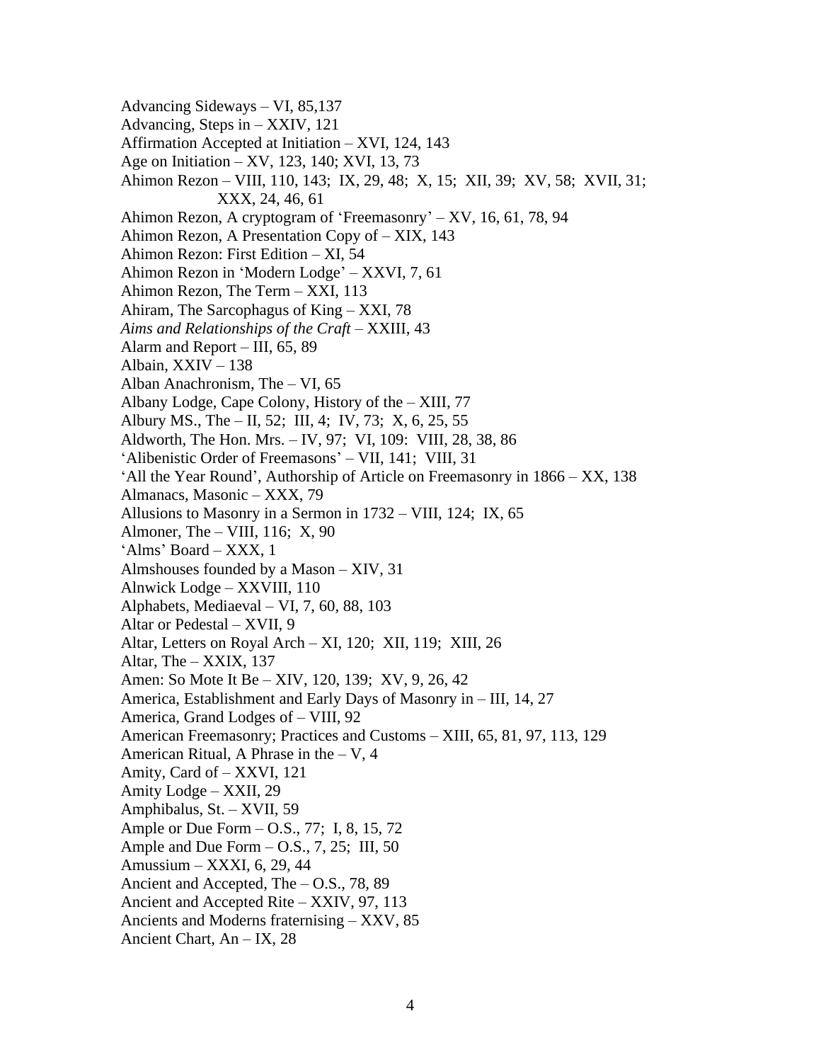Advancing Sideways – VI, 85,137
Advancing, Steps in – XXIV, 121
Affirmation Accepted at Initiation – XVI, 124, 143
Age on Initiation – XV, 123, 140; XVI, 13, 73
Ahimon Rezon – VIII, 110, 143; IX, 29, 48; X, 15; XII, 39; XV, 58; XVII, 31;
XXX, 24, 46, 61
Ahimon Rezon, A cryptogram of 'Freemasonry' – XV, 16, 61, 78, 94
Ahimon Rezon, A Presentation Copy of – XIX, 143
Ahimon Rezon: First Edition – XI, 54
Ahimon Rezon in 'Modern Lodge' – XXVI, 7, 61
Ahimon Rezon, The Term – XXI, 113
Ahiram, The Sarcophagus of King – XXI, 78
*Aims and Relationships of the Craft* – XXIII, 43
Alarm and Report – III, 65, 89
Albain, XXIV – 138
Alban Anachronism, The – VI, 65
Albany Lodge, Cape Colony, History of the – XIII, 77
Albury MS., The – II, 52; III, 4; IV, 73; X, 6, 25, 55
Aldworth, The Hon. Mrs. – IV, 97; VI, 109: VIII, 28, 38, 86
'Alibenistic Order of Freemasons' – VII, 141; VIII, 31
'All the Year Round', Authorship of Article on Freemasonry in 1866 – XX, 138
Almanacs, Masonic – XXX, 79
Allusions to Masonry in a Sermon in 1732 – VIII, 124; IX, 65
Almoner, The – VIII, 116; X, 90
'Alms' Board – XXX, 1
Almshouses founded by a Mason – XIV, 31
Alnwick Lodge – XXVIII, 110
Alphabets, Mediaeval – VI, 7, 60, 88, 103
Altar or Pedestal – XVII, 9
Altar, Letters on Royal Arch – XI, 120; XII, 119; XIII, 26
Altar, The – XXIX, 137
Amen: So Mote It Be – XIV, 120, 139; XV, 9, 26, 42
America, Establishment and Early Days of Masonry in – III, 14, 27
America, Grand Lodges of – VIII, 92
American Freemasonry; Practices and Customs – XIII, 65, 81, 97, 113, 129
American Ritual, A Phrase in the – V, 4
Amity, Card of – XXVI, 121
Amity Lodge – XXII, 29
Amphibalus, St. – XVII, 59
Ample or Due Form – O.S., 77; I, 8, 15, 72
Ample and Due Form – O.S., 7, 25; III, 50
Amussium – XXXI, 6, 29, 44
Ancient and Accepted, The – O.S., 78, 89
Ancient and Accepted Rite – XXIV, 97, 113
Ancients and Moderns fraternising – XXV, 85
Ancient Chart, An – IX, 28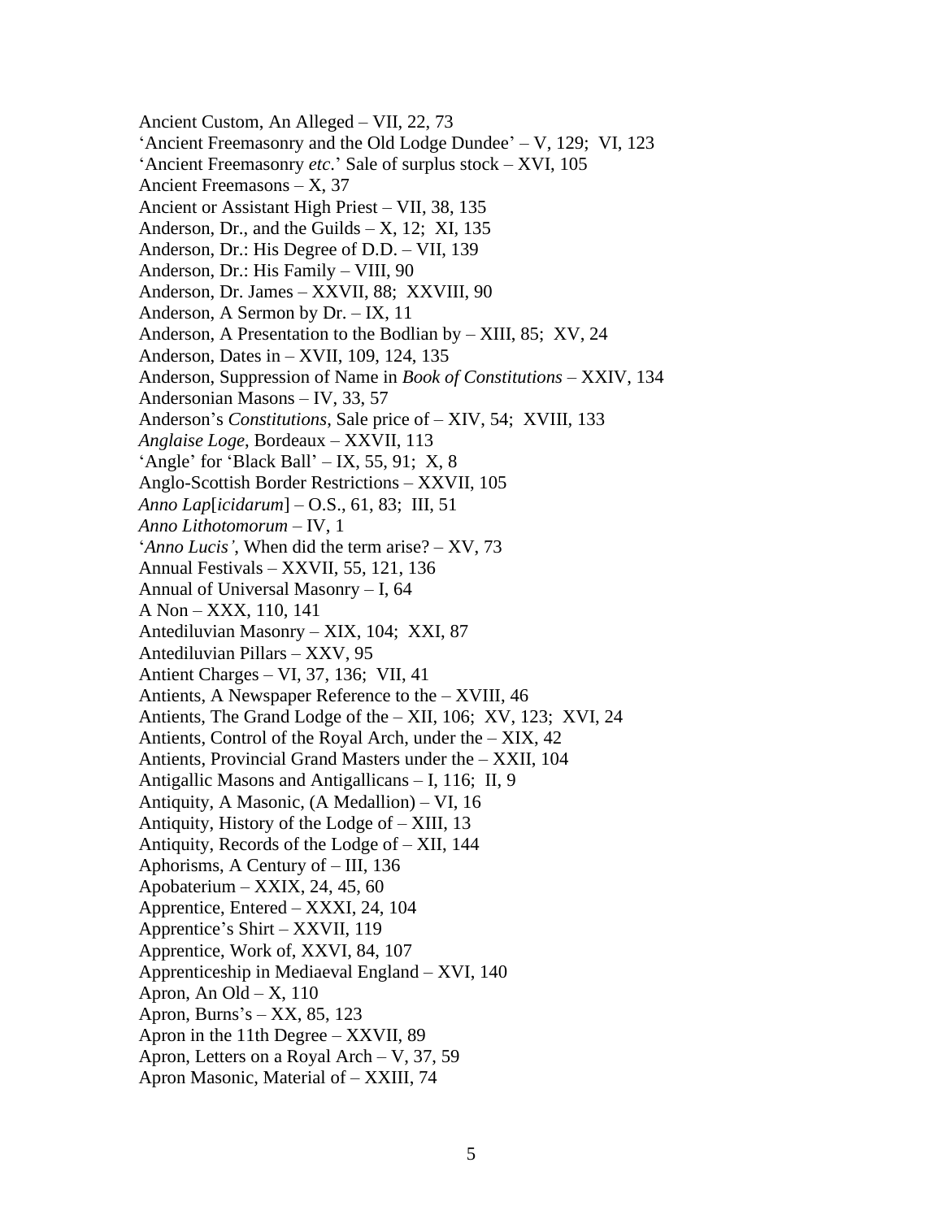Ancient Custom, An Alleged – VII, 22, 73
'Ancient Freemasonry and the Old Lodge Dundee' – V, 129; VI, 123
'Ancient Freemasonry *etc.*' Sale of surplus stock – XVI, 105
Ancient Freemasons – X, 37
Ancient or Assistant High Priest – VII, 38, 135
Anderson, Dr., and the Guilds – X, 12; XI, 135
Anderson, Dr.: His Degree of D.D. – VII, 139
Anderson, Dr.: His Family – VIII, 90
Anderson, Dr. James – XXVII, 88; XXVIII, 90
Anderson, A Sermon by Dr. – IX, 11
Anderson, A Presentation to the Bodlian by – XIII, 85; XV, 24
Anderson, Dates in – XVII, 109, 124, 135
Anderson, Suppression of Name in *Book of Constitutions* – XXIV, 134
Andersonian Masons – IV, 33, 57
Anderson's *Constitutions*, Sale price of – XIV, 54; XVIII, 133
*Anglaise Loge*, Bordeaux – XXVII, 113
'Angle' for 'Black Ball' – IX, 55, 91; X, 8
Anglo-Scottish Border Restrictions – XXVII, 105
*Anno Lap*[*icidarum*] – O.S., 61, 83; III, 51
*Anno Lithotomorum* – IV, 1
'*Anno Lucis'*, When did the term arise? – XV, 73
Annual Festivals – XXVII, 55, 121, 136
Annual of Universal Masonry – I, 64
A Non – XXX, 110, 141
Antediluvian Masonry – XIX, 104; XXI, 87
Antediluvian Pillars – XXV, 95
Antient Charges – VI, 37, 136; VII, 41
Antients, A Newspaper Reference to the – XVIII, 46
Antients, The Grand Lodge of the – XII, 106; XV, 123; XVI, 24
Antients, Control of the Royal Arch, under the – XIX, 42
Antients, Provincial Grand Masters under the – XXII, 104
Antigallic Masons and Antigallicans – I, 116; II, 9
Antiquity, A Masonic, (A Medallion) – VI, 16
Antiquity, History of the Lodge of – XIII, 13
Antiquity, Records of the Lodge of – XII, 144
Aphorisms, A Century of – III, 136
Apobaterium – XXIX, 24, 45, 60
Apprentice, Entered – XXXI, 24, 104
Apprentice's Shirt – XXVII, 119
Apprentice, Work of, XXVI, 84, 107
Apprenticeship in Mediaeval England – XVI, 140
Apron, An Old – X, 110
Apron, Burns's – XX, 85, 123
Apron in the 11th Degree – XXVII, 89
Apron, Letters on a Royal Arch – V, 37, 59
Apron Masonic, Material of – XXIII, 74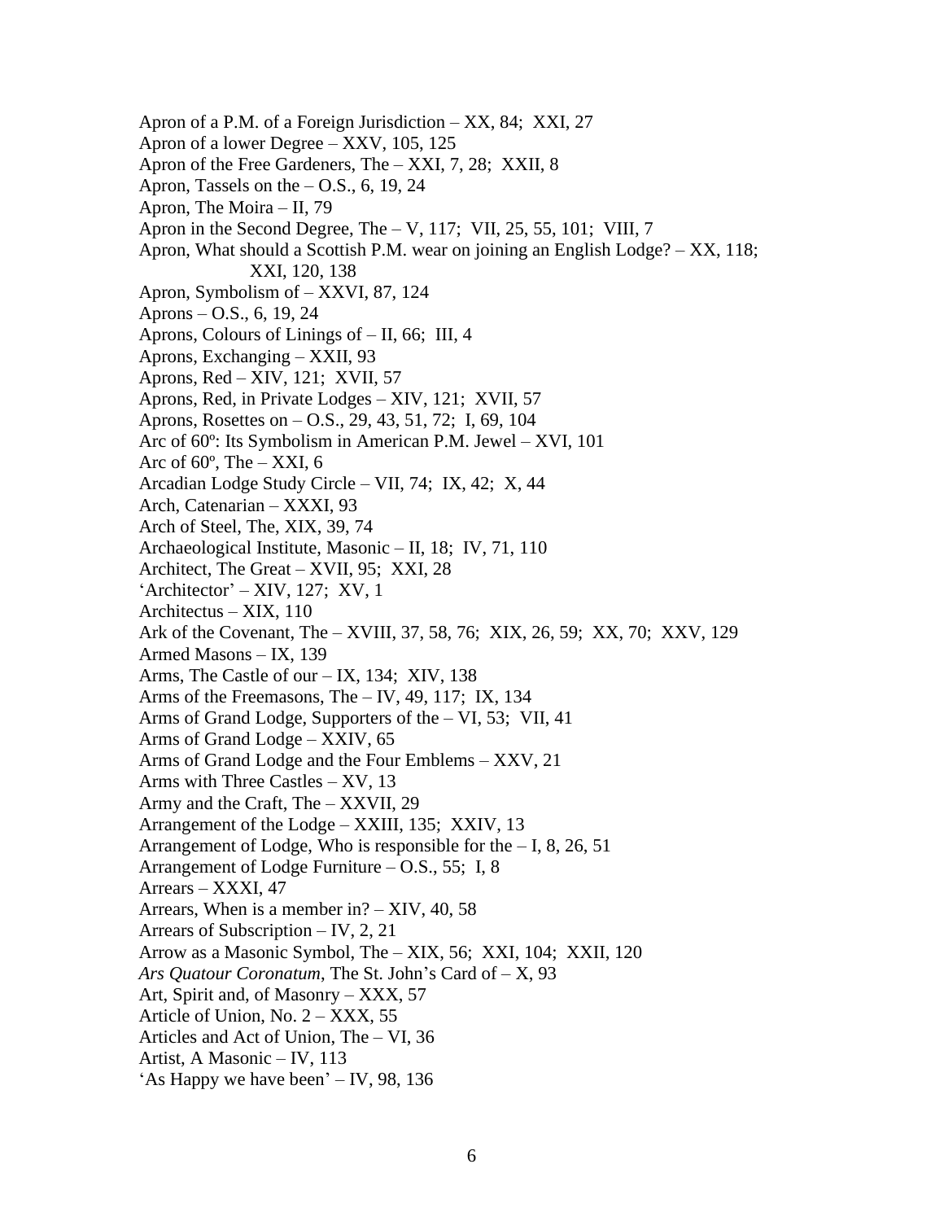Apron of a P.M. of a Foreign Jurisdiction – XX, 84;  XXI, 27
Apron of a lower Degree – XXV, 105, 125
Apron of the Free Gardeners, The – XXI, 7, 28;  XXII, 8
Apron, Tassels on the – O.S., 6, 19, 24
Apron, The Moira – II, 79
Apron in the Second Degree, The – V, 117;  VII, 25, 55, 101;  VIII, 7
Apron, What should a Scottish P.M. wear on joining an English Lodge? – XX, 118;
XXI, 120, 138
Apron, Symbolism of – XXVI, 87, 124
Aprons – O.S., 6, 19, 24
Aprons, Colours of Linings of – II, 66;  III, 4
Aprons, Exchanging – XXII, 93
Aprons, Red – XIV, 121;  XVII, 57
Aprons, Red, in Private Lodges – XIV, 121;  XVII, 57
Aprons, Rosettes on – O.S., 29, 43, 51, 72;  I, 69, 104
Arc of 60º: Its Symbolism in American P.M. Jewel – XVI, 101
Arc of 60º, The – XXI, 6
Arcadian Lodge Study Circle – VII, 74;  IX, 42;  X, 44
Arch, Catenarian – XXXI, 93
Arch of Steel, The, XIX, 39, 74
Archaeological Institute, Masonic – II, 18;  IV, 71, 110
Architect, The Great – XVII, 95;  XXI, 28
'Architector' – XIV, 127;  XV, 1
Architectus – XIX, 110
Ark of the Covenant, The – XVIII, 37, 58, 76;  XIX, 26, 59;  XX, 70;  XXV, 129
Armed Masons – IX, 139
Arms, The Castle of our – IX, 134;  XIV, 138
Arms of the Freemasons, The – IV, 49, 117;  IX, 134
Arms of Grand Lodge, Supporters of the – VI, 53;  VII, 41
Arms of Grand Lodge – XXIV, 65
Arms of Grand Lodge and the Four Emblems – XXV, 21
Arms with Three Castles – XV, 13
Army and the Craft, The – XXVII, 29
Arrangement of the Lodge – XXIII, 135;  XXIV, 13
Arrangement of Lodge, Who is responsible for the – I, 8, 26, 51
Arrangement of Lodge Furniture – O.S., 55;  I, 8
Arrears – XXXI, 47
Arrears, When is a member in? – XIV, 40, 58
Arrears of Subscription – IV, 2, 21
Arrow as a Masonic Symbol, The – XIX, 56;  XXI, 104;  XXII, 120
*Ars Quatour Coronatum*, The St. John's Card of – X, 93
Art, Spirit and, of Masonry – XXX, 57
Article of Union, No. 2 – XXX, 55
Articles and Act of Union, The – VI, 36
Artist, A Masonic – IV, 113
'As Happy we have been' – IV, 98, 136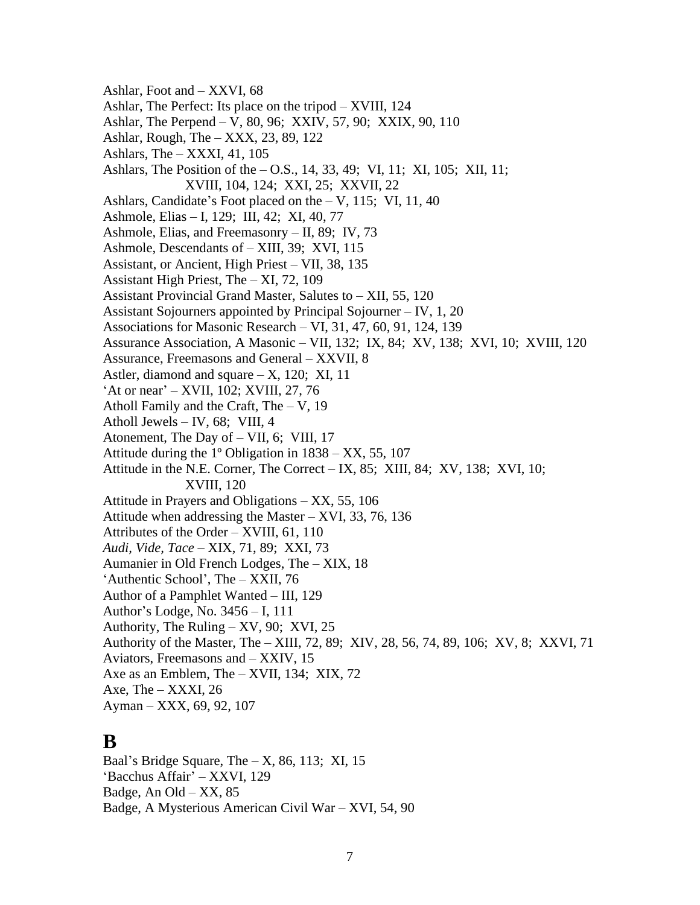Ashlar, Foot and – XXVI, 68
Ashlar, The Perfect: Its place on the tripod – XVIII, 124
Ashlar, The Perpend – V, 80, 96;  XXIV, 57, 90;  XXIX, 90, 110
Ashlar, Rough, The – XXX, 23, 89, 122
Ashlars, The – XXXI, 41, 105
Ashlars, The Position of the – O.S., 14, 33, 49;  VI, 11;  XI, 105;  XII, 11;
        XVIII, 104, 124;  XXI, 25;  XXVII, 22
Ashlars, Candidate's Foot placed on the – V, 115;  VI, 11, 40
Ashmole, Elias – I, 129;  III, 42;  XI, 40, 77
Ashmole, Elias, and Freemasonry – II, 89;  IV, 73
Ashmole, Descendants of – XIII, 39;  XVI, 115
Assistant, or Ancient, High Priest – VII, 38, 135
Assistant High Priest, The – XI, 72, 109
Assistant Provincial Grand Master, Salutes to – XII, 55, 120
Assistant Sojourners appointed by Principal Sojourner – IV, 1, 20
Associations for Masonic Research – VI, 31, 47, 60, 91, 124, 139
Assurance Association, A Masonic – VII, 132;  IX, 84;  XV, 138;  XVI, 10;  XVIII, 120
Assurance, Freemasons and General – XXVII, 8
Astler, diamond and square – X, 120;  XI, 11
'At or near' – XVII, 102; XVIII, 27, 76
Atholl Family and the Craft, The – V, 19
Atholl Jewels – IV, 68;  VIII, 4
Atonement, The Day of – VII, 6;  VIII, 17
Attitude during the 1º Obligation in 1838 – XX, 55, 107
Attitude in the N.E. Corner, The Correct – IX, 85;  XIII, 84;  XV, 138;  XVI, 10;
        XVIII, 120
Attitude in Prayers and Obligations – XX, 55, 106
Attitude when addressing the Master – XVI, 33, 76, 136
Attributes of the Order – XVIII, 61, 110
*Audi, Vide, Tace* – XIX, 71, 89;  XXI, 73
Aumanier in Old French Lodges, The – XIX, 18
'Authentic School', The – XXII, 76
Author of a Pamphlet Wanted – III, 129
Author's Lodge, No. 3456 – I, 111
Authority, The Ruling – XV, 90;  XVI, 25
Authority of the Master, The – XIII, 72, 89;  XIV, 28, 56, 74, 89, 106;  XV, 8;  XXVI, 71
Aviators, Freemasons and – XXIV, 15
Axe as an Emblem, The – XVII, 134;  XIX, 72
Axe, The – XXXI, 26
Ayman – XXX, 69, 92, 107

# B

Baal's Bridge Square, The – X, 86, 113;  XI, 15
'Bacchus Affair' – XXVI, 129
Badge, An Old – XX, 85
Badge, A Mysterious American Civil War – XVI, 54, 90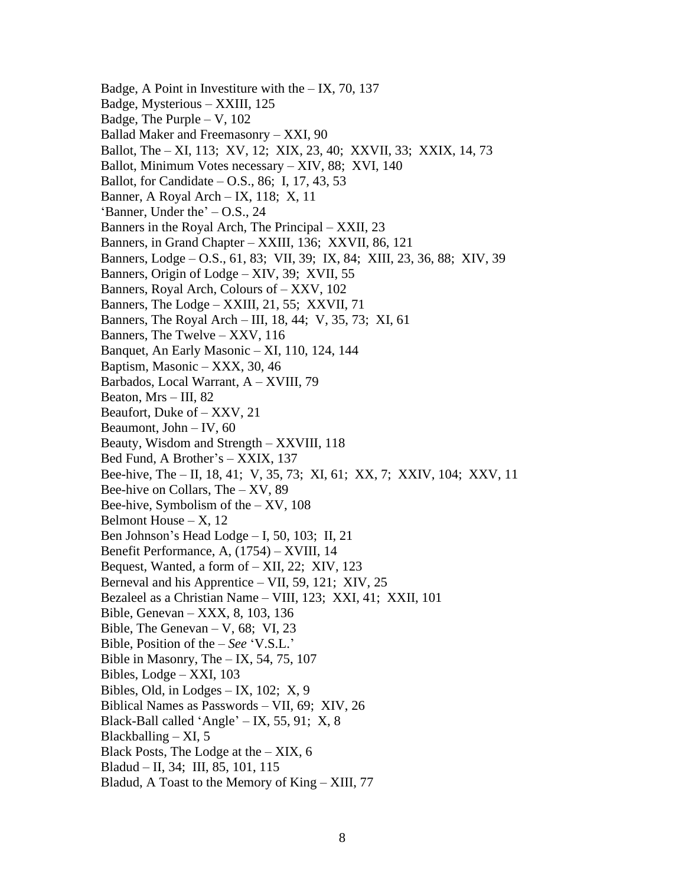Badge, A Point in Investiture with the – IX, 70, 137
Badge, Mysterious – XXIII, 125
Badge, The Purple – V, 102
Ballad Maker and Freemasonry – XXI, 90
Ballot, The – XI, 113;  XV, 12;  XIX, 23, 40;  XXVII, 33;  XXIX, 14, 73
Ballot, Minimum Votes necessary – XIV, 88;  XVI, 140
Ballot, for Candidate – O.S., 86;  I, 17, 43, 53
Banner, A Royal Arch – IX, 118;  X, 11
'Banner, Under the' – O.S., 24
Banners in the Royal Arch, The Principal – XXII, 23
Banners, in Grand Chapter – XXIII, 136;  XXVII, 86, 121
Banners, Lodge – O.S., 61, 83;  VII, 39;  IX, 84;  XIII, 23, 36, 88;  XIV, 39
Banners, Origin of Lodge – XIV, 39;  XVII, 55
Banners, Royal Arch, Colours of – XXV, 102
Banners, The Lodge – XXIII, 21, 55;  XXVII, 71
Banners, The Royal Arch – III, 18, 44;  V, 35, 73;  XI, 61
Banners, The Twelve – XXV, 116
Banquet, An Early Masonic – XI, 110, 124, 144
Baptism, Masonic – XXX, 30, 46
Barbados, Local Warrant, A – XVIII, 79
Beaton, Mrs – III, 82
Beaufort, Duke of – XXV, 21
Beaumont, John – IV, 60
Beauty, Wisdom and Strength – XXVIII, 118
Bed Fund, A Brother's – XXIX, 137
Bee-hive, The – II, 18, 41;  V, 35, 73;  XI, 61;  XX, 7;  XXIV, 104;  XXV, 11
Bee-hive on Collars, The – XV, 89
Bee-hive, Symbolism of the – XV, 108
Belmont House – X, 12
Ben Johnson's Head Lodge – I, 50, 103;  II, 21
Benefit Performance, A, (1754) – XVIII, 14
Bequest, Wanted, a form of – XII, 22;  XIV, 123
Berneval and his Apprentice – VII, 59, 121;  XIV, 25
Bezaleel as a Christian Name – VIII, 123;  XXI, 41;  XXII, 101
Bible, Genevan – XXX, 8, 103, 136
Bible, The Genevan – V, 68;  VI, 23
Bible, Position of the – *See* 'V.S.L.'
Bible in Masonry, The – IX, 54, 75, 107
Bibles, Lodge – XXI, 103
Bibles, Old, in Lodges – IX, 102;  X, 9
Biblical Names as Passwords – VII, 69;  XIV, 26
Black-Ball called 'Angle' – IX, 55, 91;  X, 8
Blackballing – XI, 5
Black Posts, The Lodge at the – XIX, 6
Bladud – II, 34;  III, 85, 101, 115
Bladud, A Toast to the Memory of King – XIII, 77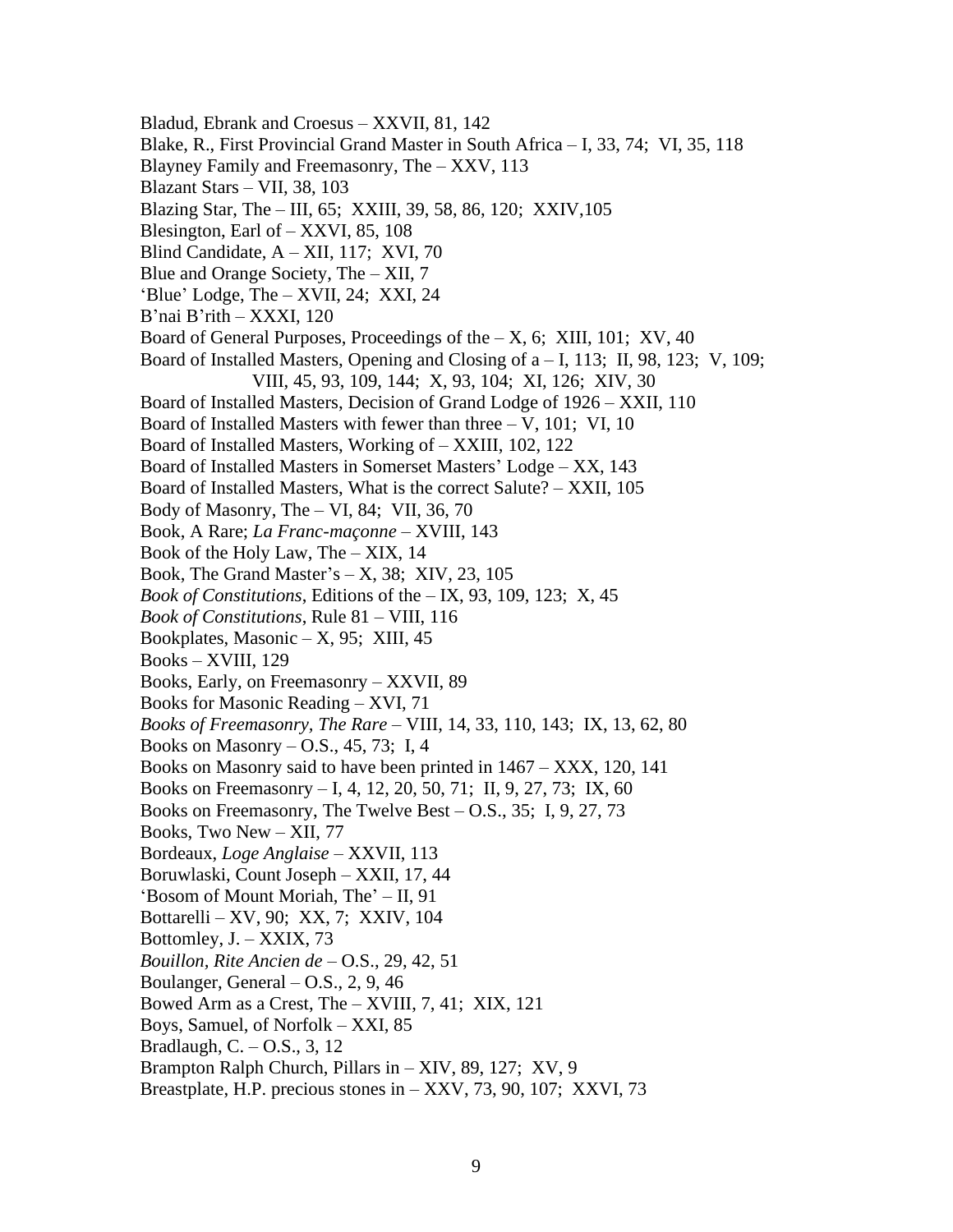Bladud, Ebrank and Croesus – XXVII, 81, 142
Blake, R., First Provincial Grand Master in South Africa – I, 33, 74;  VI, 35, 118
Blayney Family and Freemasonry, The – XXV, 113
Blazant Stars – VII, 38, 103
Blazing Star, The – III, 65;  XXIII, 39, 58, 86, 120;  XXIV,105
Blesington, Earl of – XXVI, 85, 108
Blind Candidate, A – XII, 117;  XVI, 70
Blue and Orange Society, The – XII, 7
'Blue' Lodge, The – XVII, 24;  XXI, 24
B'nai B'rith – XXXI, 120
Board of General Purposes, Proceedings of the – X, 6;  XIII, 101;  XV, 40
Board of Installed Masters, Opening and Closing of a – I, 113;  II, 98, 123;  V, 109;
  VIII, 45, 93, 109, 144;  X, 93, 104;  XI, 126;  XIV, 30
Board of Installed Masters, Decision of Grand Lodge of 1926 – XXII, 110
Board of Installed Masters with fewer than three – V, 101;  VI, 10
Board of Installed Masters, Working of – XXIII, 102, 122
Board of Installed Masters in Somerset Masters' Lodge – XX, 143
Board of Installed Masters, What is the correct Salute? – XXII, 105
Body of Masonry, The – VI, 84;  VII, 36, 70
Book, A Rare; *La Franc-maçonne* – XVIII, 143
Book of the Holy Law, The – XIX, 14
Book, The Grand Master's – X, 38;  XIV, 23, 105
*Book of Constitutions*, Editions of the – IX, 93, 109, 123;  X, 45
*Book of Constitutions*, Rule 81 – VIII, 116
Bookplates, Masonic – X, 95;  XIII, 45
Books – XVIII, 129
Books, Early, on Freemasonry – XXVII, 89
Books for Masonic Reading – XVI, 71
*Books of Freemasonry, The Rare* – VIII, 14, 33, 110, 143;  IX, 13, 62, 80
Books on Masonry – O.S., 45, 73;  I, 4
Books on Masonry said to have been printed in 1467 – XXX, 120, 141
Books on Freemasonry – I, 4, 12, 20, 50, 71;  II, 9, 27, 73;  IX, 60
Books on Freemasonry, The Twelve Best – O.S., 35;  I, 9, 27, 73
Books, Two New – XII, 77
Bordeaux, *Loge Anglaise* – XXVII, 113
Boruwlaski, Count Joseph – XXII, 17, 44
'Bosom of Mount Moriah, The' – II, 91
Bottarelli – XV, 90;  XX, 7;  XXIV, 104
Bottomley, J. – XXIX, 73
*Bouillon, Rite Ancien de* – O.S., 29, 42, 51
Boulanger, General – O.S., 2, 9, 46
Bowed Arm as a Crest, The – XVIII, 7, 41;  XIX, 121
Boys, Samuel, of Norfolk – XXI, 85
Bradlaugh, C. – O.S., 3, 12
Brampton Ralph Church, Pillars in – XIV, 89, 127;  XV, 9
Breastplate, H.P. precious stones in – XXV, 73, 90, 107;  XXVI, 73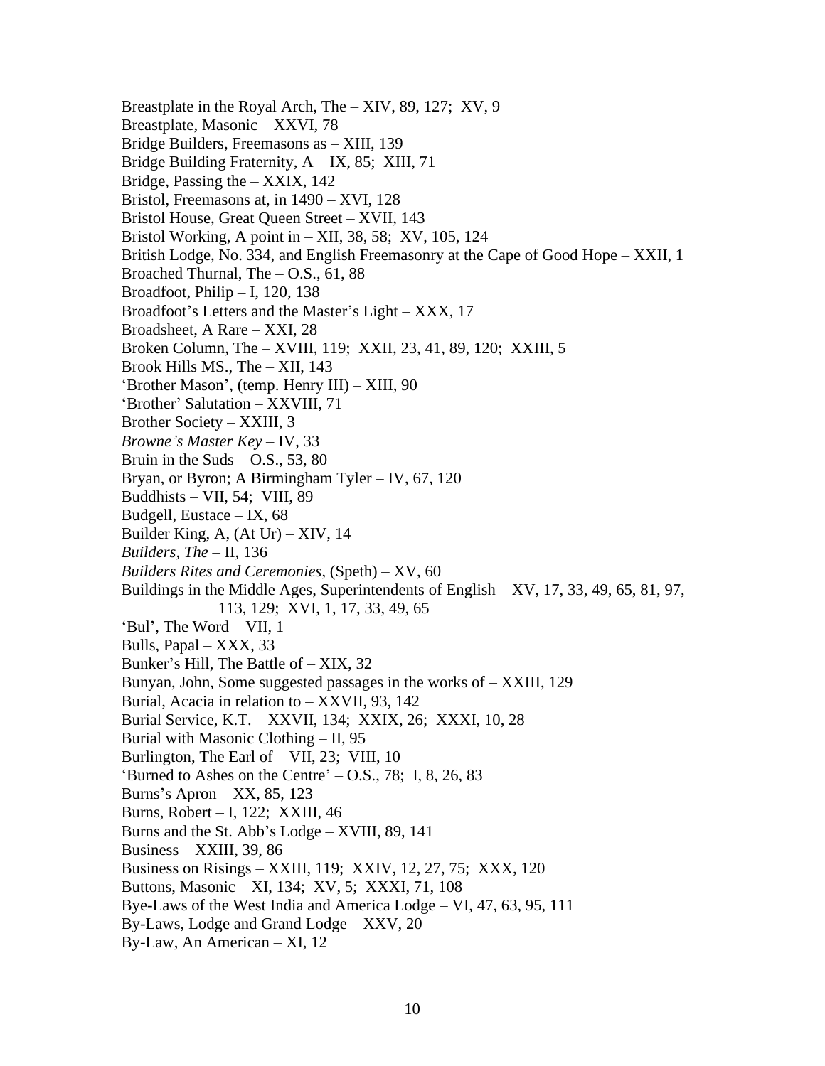Breastplate in the Royal Arch, The – XIV, 89, 127;  XV, 9
Breastplate, Masonic – XXVI, 78
Bridge Builders, Freemasons as – XIII, 139
Bridge Building Fraternity, A – IX, 85;  XIII, 71
Bridge, Passing the – XXIX, 142
Bristol, Freemasons at, in 1490 – XVI, 128
Bristol House, Great Queen Street – XVII, 143
Bristol Working, A point in – XII, 38, 58;  XV, 105, 124
British Lodge, No. 334, and English Freemasonry at the Cape of Good Hope – XXII, 1
Broached Thurnal, The – O.S., 61, 88
Broadfoot, Philip – I, 120, 138
Broadfoot's Letters and the Master's Light – XXX, 17
Broadsheet, A Rare – XXI, 28
Broken Column, The – XVIII, 119;  XXII, 23, 41, 89, 120;  XXIII, 5
Brook Hills MS., The – XII, 143
'Brother Mason', (temp. Henry III) – XIII, 90
'Brother' Salutation – XXVIII, 71
Brother Society – XXIII, 3
*Browne's Master Key* – IV, 33
Bruin in the Suds – O.S., 53, 80
Bryan, or Byron; A Birmingham Tyler – IV, 67, 120
Buddhists – VII, 54;  VIII, 89
Budgell, Eustace – IX, 68
Builder King, A, (At Ur) – XIV, 14
*Builders, The* – II, 136
*Builders Rites and Ceremonies*, (Speth) – XV, 60
Buildings in the Middle Ages, Superintendents of English – XV, 17, 33, 49, 65, 81, 97, 113, 129;  XVI, 1, 17, 33, 49, 65
'Bul', The Word – VII, 1
Bulls, Papal – XXX, 33
Bunker's Hill, The Battle of – XIX, 32
Bunyan, John, Some suggested passages in the works of – XXIII, 129
Burial, Acacia in relation to – XXVII, 93, 142
Burial Service, K.T. – XXVII, 134;  XXIX, 26;  XXXI, 10, 28
Burial with Masonic Clothing – II, 95
Burlington, The Earl of – VII, 23;  VIII, 10
'Burned to Ashes on the Centre' – O.S., 78;  I, 8, 26, 83
Burns's Apron – XX, 85, 123
Burns, Robert – I, 122;  XXIII, 46
Burns and the St. Abb's Lodge – XVIII, 89, 141
Business – XXIII, 39, 86
Business on Risings – XXIII, 119;  XXIV, 12, 27, 75;  XXX, 120
Buttons, Masonic – XI, 134;  XV, 5;  XXXI, 71, 108
Bye-Laws of the West India and America Lodge – VI, 47, 63, 95, 111
By-Laws, Lodge and Grand Lodge – XXV, 20
By-Law, An American – XI, 12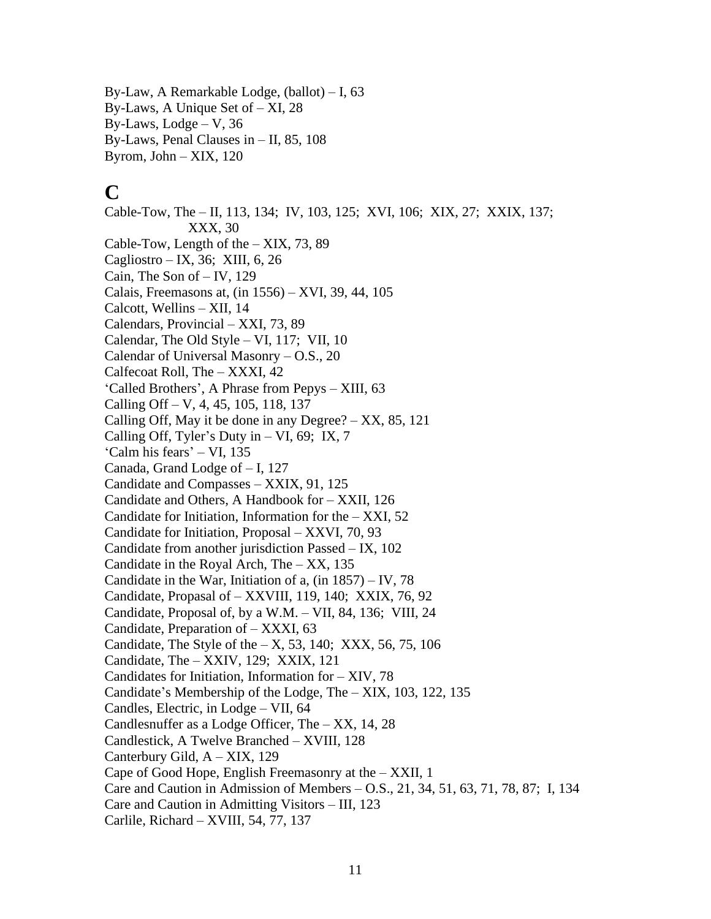By-Law, A Remarkable Lodge, (ballot) – I, 63
By-Laws, A Unique Set of – XI, 28
By-Laws, Lodge – V, 36
By-Laws, Penal Clauses in – II, 85, 108
Byrom, John – XIX, 120

# C

Cable-Tow, The – II, 113, 134; IV, 103, 125; XVI, 106; XIX, 27; XXIX, 137; XXX, 30
Cable-Tow, Length of the – XIX, 73, 89
Cagliostro – IX, 36; XIII, 6, 26
Cain, The Son of – IV, 129
Calais, Freemasons at, (in 1556) – XVI, 39, 44, 105
Calcott, Wellins – XII, 14
Calendars, Provincial – XXI, 73, 89
Calendar, The Old Style – VI, 117; VII, 10
Calendar of Universal Masonry – O.S., 20
Calfecoat Roll, The – XXXI, 42
'Called Brothers', A Phrase from Pepys – XIII, 63
Calling Off – V, 4, 45, 105, 118, 137
Calling Off, May it be done in any Degree? – XX, 85, 121
Calling Off, Tyler's Duty in – VI, 69; IX, 7
'Calm his fears' – VI, 135
Canada, Grand Lodge of – I, 127
Candidate and Compasses – XXIX, 91, 125
Candidate and Others, A Handbook for – XXII, 126
Candidate for Initiation, Information for the – XXI, 52
Candidate for Initiation, Proposal – XXVI, 70, 93
Candidate from another jurisdiction Passed – IX, 102
Candidate in the Royal Arch, The – XX, 135
Candidate in the War, Initiation of a, (in 1857) – IV, 78
Candidate, Propasal of – XXVIII, 119, 140; XXIX, 76, 92
Candidate, Proposal of, by a W.M. – VII, 84, 136; VIII, 24
Candidate, Preparation of – XXXI, 63
Candidate, The Style of the – X, 53, 140; XXX, 56, 75, 106
Candidate, The – XXIV, 129; XXIX, 121
Candidates for Initiation, Information for – XIV, 78
Candidate's Membership of the Lodge, The – XIX, 103, 122, 135
Candles, Electric, in Lodge – VII, 64
Candlesnuffer as a Lodge Officer, The – XX, 14, 28
Candlestick, A Twelve Branched – XVIII, 128
Canterbury Gild, A – XIX, 129
Cape of Good Hope, English Freemasonry at the – XXII, 1
Care and Caution in Admission of Members – O.S., 21, 34, 51, 63, 71, 78, 87; I, 134
Care and Caution in Admitting Visitors – III, 123
Carlile, Richard – XVIII, 54, 77, 137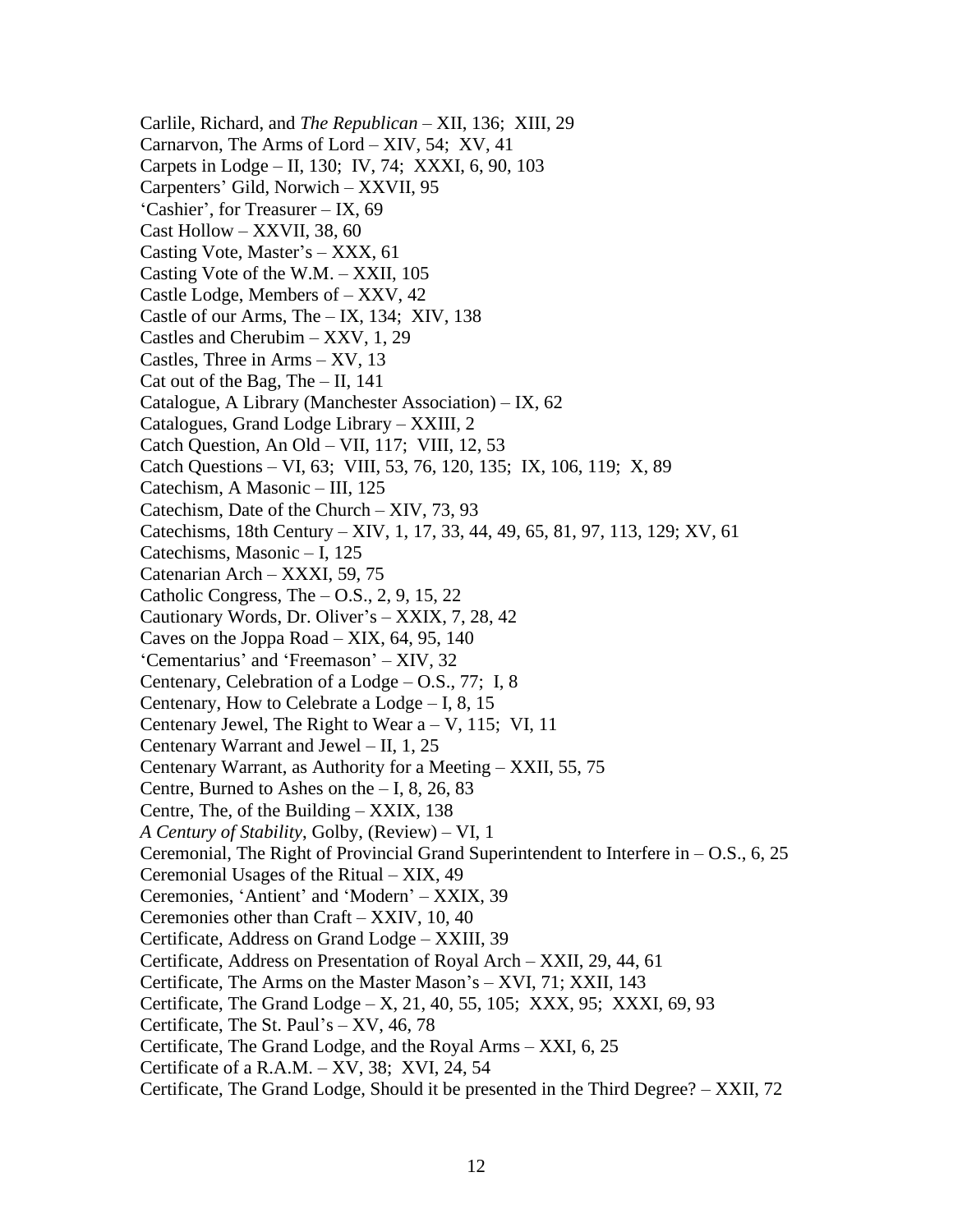Carlile, Richard, and *The Republican* – XII, 136;  XIII, 29
Carnarvon, The Arms of Lord – XIV, 54;  XV, 41
Carpets in Lodge – II, 130;  IV, 74;  XXXI, 6, 90, 103
Carpenters' Gild, Norwich – XXVII, 95
'Cashier', for Treasurer – IX, 69
Cast Hollow – XXVII, 38, 60
Casting Vote, Master's – XXX, 61
Casting Vote of the W.M. – XXII, 105
Castle Lodge, Members of – XXV, 42
Castle of our Arms, The – IX, 134;  XIV, 138
Castles and Cherubim – XXV, 1, 29
Castles, Three in Arms – XV, 13
Cat out of the Bag, The – II, 141
Catalogue, A Library (Manchester Association) – IX, 62
Catalogues, Grand Lodge Library – XXIII, 2
Catch Question, An Old – VII, 117;  VIII, 12, 53
Catch Questions – VI, 63;  VIII, 53, 76, 120, 135;  IX, 106, 119;  X, 89
Catechism, A Masonic – III, 125
Catechism, Date of the Church – XIV, 73, 93
Catechisms, 18th Century – XIV, 1, 17, 33, 44, 49, 65, 81, 97, 113, 129; XV, 61
Catechisms, Masonic – I, 125
Catenarian Arch – XXXI, 59, 75
Catholic Congress, The – O.S., 2, 9, 15, 22
Cautionary Words, Dr. Oliver's – XXIX, 7, 28, 42
Caves on the Joppa Road – XIX, 64, 95, 140
'Cementarius' and 'Freemason' – XIV, 32
Centenary, Celebration of a Lodge – O.S., 77;  I, 8
Centenary, How to Celebrate a Lodge – I, 8, 15
Centenary Jewel, The Right to Wear a – V, 115;  VI, 11
Centenary Warrant and Jewel – II, 1, 25
Centenary Warrant, as Authority for a Meeting – XXII, 55, 75
Centre, Burned to Ashes on the – I, 8, 26, 83
Centre, The, of the Building – XXIX, 138
*A Century of Stability*, Golby, (Review) – VI, 1
Ceremonial, The Right of Provincial Grand Superintendent to Interfere in – O.S., 6, 25
Ceremonial Usages of the Ritual – XIX, 49
Ceremonies, 'Antient' and 'Modern' – XXIX, 39
Ceremonies other than Craft – XXIV, 10, 40
Certificate, Address on Grand Lodge – XXIII, 39
Certificate, Address on Presentation of Royal Arch – XXII, 29, 44, 61
Certificate, The Arms on the Master Mason's – XVI, 71; XXII, 143
Certificate, The Grand Lodge – X, 21, 40, 55, 105;  XXX, 95;  XXXI, 69, 93
Certificate, The St. Paul's – XV, 46, 78
Certificate, The Grand Lodge, and the Royal Arms – XXI, 6, 25
Certificate of a R.A.M. – XV, 38;  XVI, 24, 54
Certificate, The Grand Lodge, Should it be presented in the Third Degree? – XXII, 72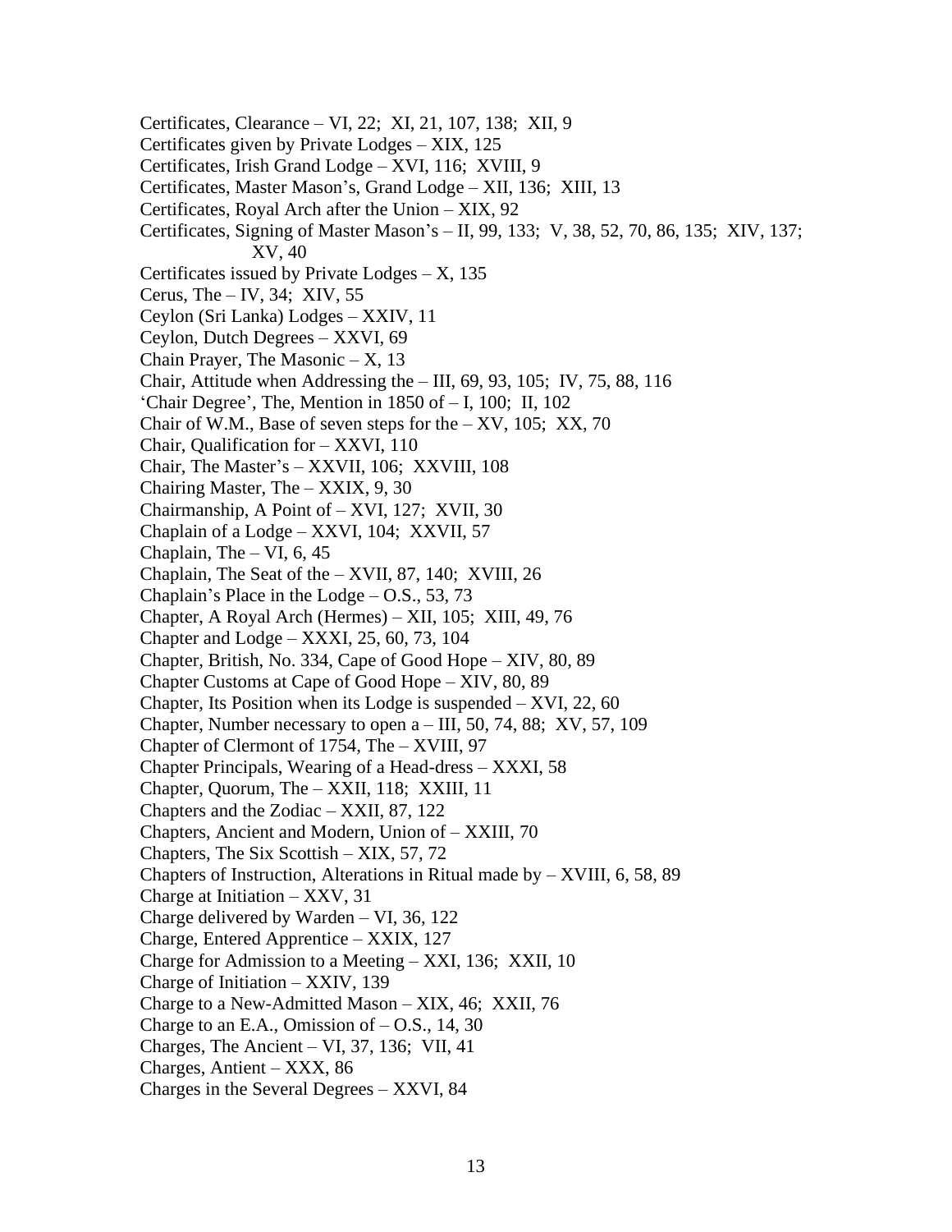Certificates, Clearance – VI, 22;  XI, 21, 107, 138;  XII, 9
Certificates given by Private Lodges – XIX, 125
Certificates, Irish Grand Lodge – XVI, 116;  XVIII, 9
Certificates, Master Mason's, Grand Lodge – XII, 136;  XIII, 13
Certificates, Royal Arch after the Union – XIX, 92
Certificates, Signing of Master Mason's – II, 99, 133;  V, 38, 52, 70, 86, 135;  XIV, 137;
    XV, 40
Certificates issued by Private Lodges – X, 135
Cerus, The – IV, 34;  XIV, 55
Ceylon (Sri Lanka) Lodges – XXIV, 11
Ceylon, Dutch Degrees – XXVI, 69
Chain Prayer, The Masonic – X, 13
Chair, Attitude when Addressing the – III, 69, 93, 105;  IV, 75, 88, 116
'Chair Degree', The, Mention in 1850 of – I, 100;  II, 102
Chair of W.M., Base of seven steps for the – XV, 105;  XX, 70
Chair, Qualification for – XXVI, 110
Chair, The Master's – XXVII, 106;  XXVIII, 108
Chairing Master, The – XXIX, 9, 30
Chairmanship, A Point of – XVI, 127;  XVII, 30
Chaplain of a Lodge – XXVI, 104;  XXVII, 57
Chaplain, The – VI, 6, 45
Chaplain, The Seat of the – XVII, 87, 140;  XVIII, 26
Chaplain's Place in the Lodge – O.S., 53, 73
Chapter, A Royal Arch (Hermes) – XII, 105;  XIII, 49, 76
Chapter and Lodge – XXXI, 25, 60, 73, 104
Chapter, British, No. 334, Cape of Good Hope – XIV, 80, 89
Chapter Customs at Cape of Good Hope – XIV, 80, 89
Chapter, Its Position when its Lodge is suspended – XVI, 22, 60
Chapter, Number necessary to open a – III, 50, 74, 88;  XV, 57, 109
Chapter of Clermont of 1754, The – XVIII, 97
Chapter Principals, Wearing of a Head-dress – XXXI, 58
Chapter, Quorum, The – XXII, 118;  XXIII, 11
Chapters and the Zodiac – XXII, 87, 122
Chapters, Ancient and Modern, Union of – XXIII, 70
Chapters, The Six Scottish – XIX, 57, 72
Chapters of Instruction, Alterations in Ritual made by – XVIII, 6, 58, 89
Charge at Initiation – XXV, 31
Charge delivered by Warden – VI, 36, 122
Charge, Entered Apprentice – XXIX, 127
Charge for Admission to a Meeting – XXI, 136;  XXII, 10
Charge of Initiation – XXIV, 139
Charge to a New-Admitted Mason – XIX, 46;  XXII, 76
Charge to an E.A., Omission of – O.S., 14, 30
Charges, The Ancient – VI, 37, 136;  VII, 41
Charges, Antient – XXX, 86
Charges in the Several Degrees – XXVI, 84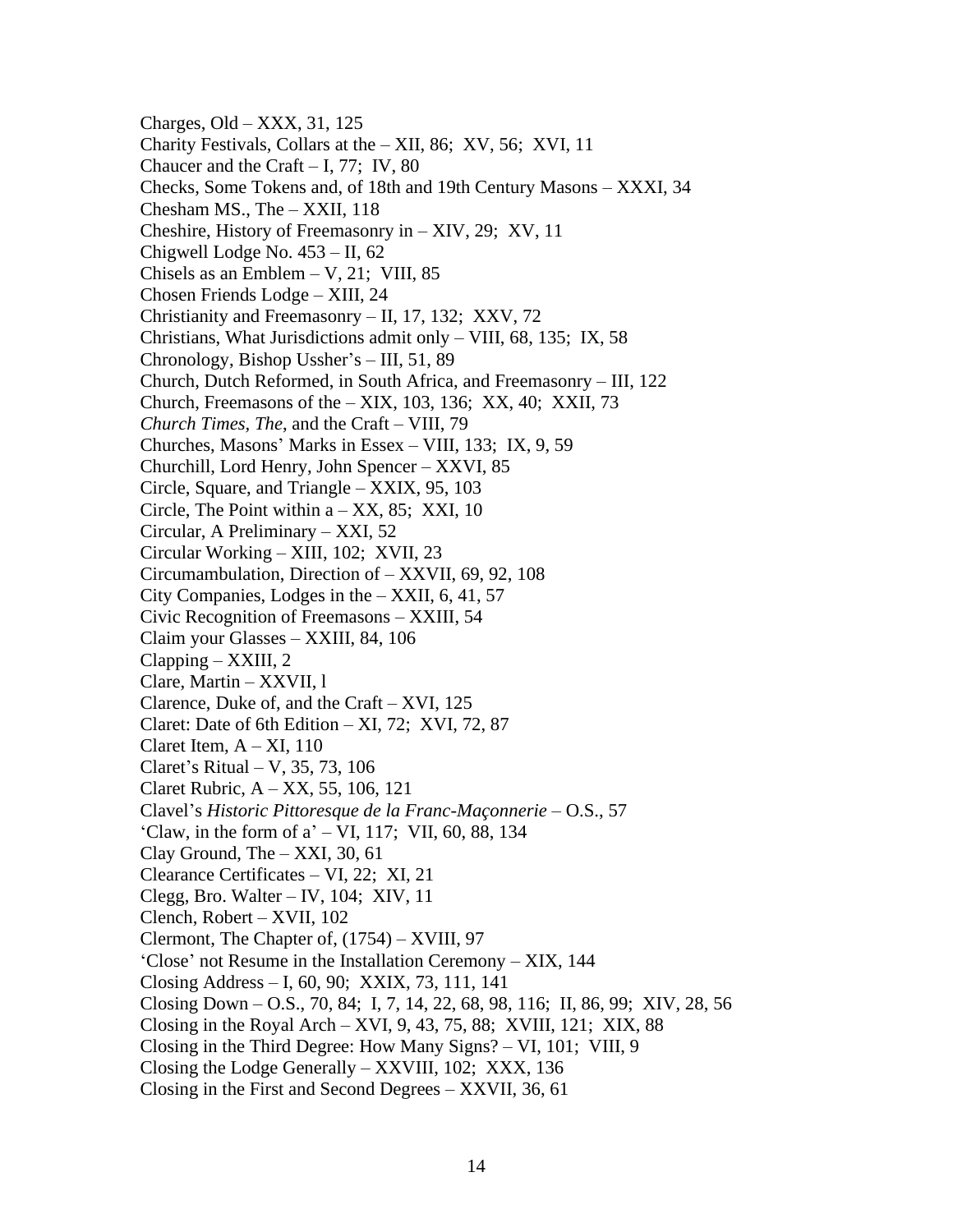Charges, Old – XXX, 31, 125
Charity Festivals, Collars at the – XII, 86; XV, 56; XVI, 11
Chaucer and the Craft – I, 77; IV, 80
Checks, Some Tokens and, of 18th and 19th Century Masons – XXXI, 34
Chesham MS., The – XXII, 118
Cheshire, History of Freemasonry in – XIV, 29; XV, 11
Chigwell Lodge No. 453 – II, 62
Chisels as an Emblem – V, 21; VIII, 85
Chosen Friends Lodge – XIII, 24
Christianity and Freemasonry – II, 17, 132; XXV, 72
Christians, What Jurisdictions admit only – VIII, 68, 135; IX, 58
Chronology, Bishop Ussher's – III, 51, 89
Church, Dutch Reformed, in South Africa, and Freemasonry – III, 122
Church, Freemasons of the – XIX, 103, 136; XX, 40; XXII, 73
*Church Times, The*, and the Craft – VIII, 79
Churches, Masons' Marks in Essex – VIII, 133; IX, 9, 59
Churchill, Lord Henry, John Spencer – XXVI, 85
Circle, Square, and Triangle – XXIX, 95, 103
Circle, The Point within a – XX, 85; XXI, 10
Circular, A Preliminary – XXI, 52
Circular Working – XIII, 102; XVII, 23
Circumambulation, Direction of – XXVII, 69, 92, 108
City Companies, Lodges in the – XXII, 6, 41, 57
Civic Recognition of Freemasons – XXIII, 54
Claim your Glasses – XXIII, 84, 106
Clapping – XXIII, 2
Clare, Martin – XXVII, l
Clarence, Duke of, and the Craft – XVI, 125
Claret: Date of 6th Edition – XI, 72; XVI, 72, 87
Claret Item, A – XI, 110
Claret's Ritual – V, 35, 73, 106
Claret Rubric, A – XX, 55, 106, 121
Clavel's *Historic Pittoresque de la Franc-Maçonnerie* – O.S., 57
'Claw, in the form of a' – VI, 117; VII, 60, 88, 134
Clay Ground, The – XXI, 30, 61
Clearance Certificates – VI, 22; XI, 21
Clegg, Bro. Walter – IV, 104; XIV, 11
Clench, Robert – XVII, 102
Clermont, The Chapter of, (1754) – XVIII, 97
'Close' not Resume in the Installation Ceremony – XIX, 144
Closing Address – I, 60, 90; XXIX, 73, 111, 141
Closing Down – O.S., 70, 84; I, 7, 14, 22, 68, 98, 116; II, 86, 99; XIV, 28, 56
Closing in the Royal Arch – XVI, 9, 43, 75, 88; XVIII, 121; XIX, 88
Closing in the Third Degree: How Many Signs? – VI, 101; VIII, 9
Closing the Lodge Generally – XXVIII, 102; XXX, 136
Closing in the First and Second Degrees – XXVII, 36, 61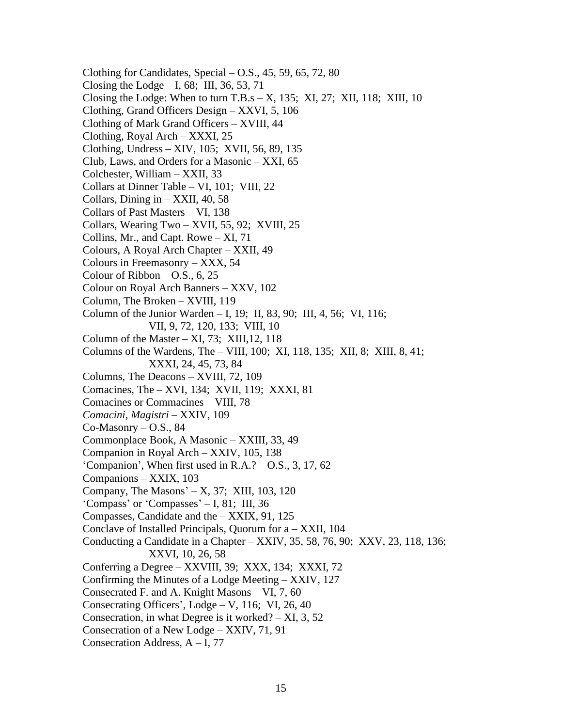Clothing for Candidates, Special – O.S., 45, 59, 65, 72, 80
Closing the Lodge – I, 68; III, 36, 53, 71
Closing the Lodge: When to turn T.B.s – X, 135; XI, 27; XII, 118; XIII, 10
Clothing, Grand Officers Design – XXVI, 5, 106
Clothing of Mark Grand Officers – XVIII, 44
Clothing, Royal Arch – XXXI, 25
Clothing, Undress – XIV, 105; XVII, 56, 89, 135
Club, Laws, and Orders for a Masonic – XXI, 65
Colchester, William – XXII, 33
Collars at Dinner Table – VI, 101; VIII, 22
Collars, Dining in – XXII, 40, 58
Collars of Past Masters – VI, 138
Collars, Wearing Two – XVII, 55, 92; XVIII, 25
Collins, Mr., and Capt. Rowe – XI, 71
Colours, A Royal Arch Chapter – XXII, 49
Colours in Freemasonry – XXX, 54
Colour of Ribbon – O.S., 6, 25
Colour on Royal Arch Banners – XXV, 102
Column, The Broken – XVIII, 119
Column of the Junior Warden – I, 19; II, 83, 90; III, 4, 56; VI, 116; VII, 9, 72, 120, 133; VIII, 10
Column of the Master – XI, 73; XIII,12, 118
Columns of the Wardens, The – VIII, 100; XI, 118, 135; XII, 8; XIII, 8, 41; XXXI, 24, 45, 73, 84
Columns, The Deacons – XVIII, 72, 109
Comacines, The – XVI, 134; XVII, 119; XXXI, 81
Comacines or Commacines – VIII, 78
*Comacini, Magistri* – XXIV, 109
Co-Masonry – O.S., 84
Commonplace Book, A Masonic – XXIII, 33, 49
Companion in Royal Arch – XXIV, 105, 138
'Companion', When first used in R.A.? – O.S., 3, 17, 62
Companions – XXIX, 103
Company, The Masons' – X, 37; XIII, 103, 120
'Compass' or 'Compasses' – I, 81; III, 36
Compasses, Candidate and the – XXIX, 91, 125
Conclave of Installed Principals, Quorum for a – XXII, 104
Conducting a Candidate in a Chapter – XXIV, 35, 58, 76, 90; XXV, 23, 118, 136; XXVI, 10, 26, 58
Conferring a Degree – XXVIII, 39; XXX, 134; XXXI, 72
Confirming the Minutes of a Lodge Meeting – XXIV, 127
Consecrated F. and A. Knight Masons – VI, 7, 60
Consecrating Officers', Lodge – V, 116; VI, 26, 40
Consecration, in what Degree is it worked? – XI, 3, 52
Consecration of a New Lodge – XXIV, 71, 91
Consecration Address, A – I, 77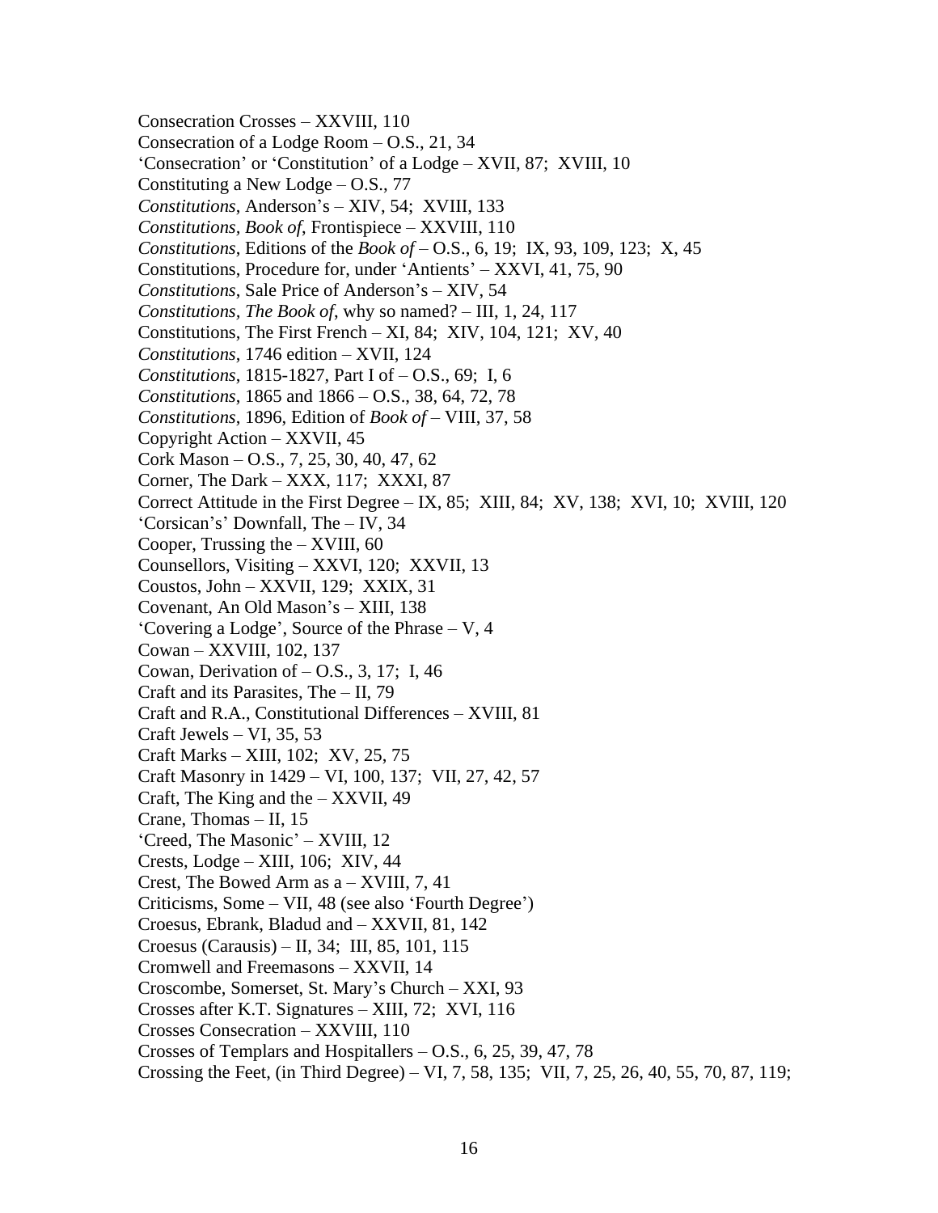Consecration Crosses – XXVIII, 110
Consecration of a Lodge Room – O.S., 21, 34
'Consecration' or 'Constitution' of a Lodge – XVII, 87;  XVIII, 10
Constituting a New Lodge – O.S., 77
*Constitutions*, Anderson's – XIV, 54;  XVIII, 133
*Constitutions, Book of*, Frontispiece – XXVIII, 110
*Constitutions*, Editions of the *Book of* – O.S., 6, 19;  IX, 93, 109, 123;  X, 45
Constitutions, Procedure for, under 'Antients' – XXVI, 41, 75, 90
*Constitutions*, Sale Price of Anderson's – XIV, 54
*Constitutions, The Book of*, why so named? – III, 1, 24, 117
Constitutions, The First French – XI, 84;  XIV, 104, 121;  XV, 40
*Constitutions*, 1746 edition – XVII, 124
*Constitutions*, 1815-1827, Part I of – O.S., 69;  I, 6
*Constitutions*, 1865 and 1866 – O.S., 38, 64, 72, 78
*Constitutions*, 1896, Edition of *Book of* – VIII, 37, 58
Copyright Action – XXVII, 45
Cork Mason – O.S., 7, 25, 30, 40, 47, 62
Corner, The Dark – XXX, 117;  XXXI, 87
Correct Attitude in the First Degree – IX, 85;  XIII, 84;  XV, 138;  XVI, 10;  XVIII, 120
'Corsican's' Downfall, The – IV, 34
Cooper, Trussing the – XVIII, 60
Counsellors, Visiting – XXVI, 120;  XXVII, 13
Coustos, John – XXVII, 129;  XXIX, 31
Covenant, An Old Mason's – XIII, 138
'Covering a Lodge', Source of the Phrase – V, 4
Cowan – XXVIII, 102, 137
Cowan, Derivation of – O.S., 3, 17;  I, 46
Craft and its Parasites, The – II, 79
Craft and R.A., Constitutional Differences – XVIII, 81
Craft Jewels – VI, 35, 53
Craft Marks – XIII, 102;  XV, 25, 75
Craft Masonry in 1429 – VI, 100, 137;  VII, 27, 42, 57
Craft, The King and the – XXVII, 49
Crane, Thomas – II, 15
'Creed, The Masonic' – XVIII, 12
Crests, Lodge – XIII, 106;  XIV, 44
Crest, The Bowed Arm as a – XVIII, 7, 41
Criticisms, Some – VII, 48 (see also 'Fourth Degree')
Croesus, Ebrank, Bladud and – XXVII, 81, 142
Croesus (Carausis) – II, 34;  III, 85, 101, 115
Cromwell and Freemasons – XXVII, 14
Croscombe, Somerset, St. Mary's Church – XXI, 93
Crosses after K.T. Signatures – XIII, 72;  XVI, 116
Crosses Consecration – XXVIII, 110
Crosses of Templars and Hospitallers – O.S., 6, 25, 39, 47, 78
Crossing the Feet, (in Third Degree) – VI, 7, 58, 135;  VII, 7, 25, 26, 40, 55, 70, 87, 119;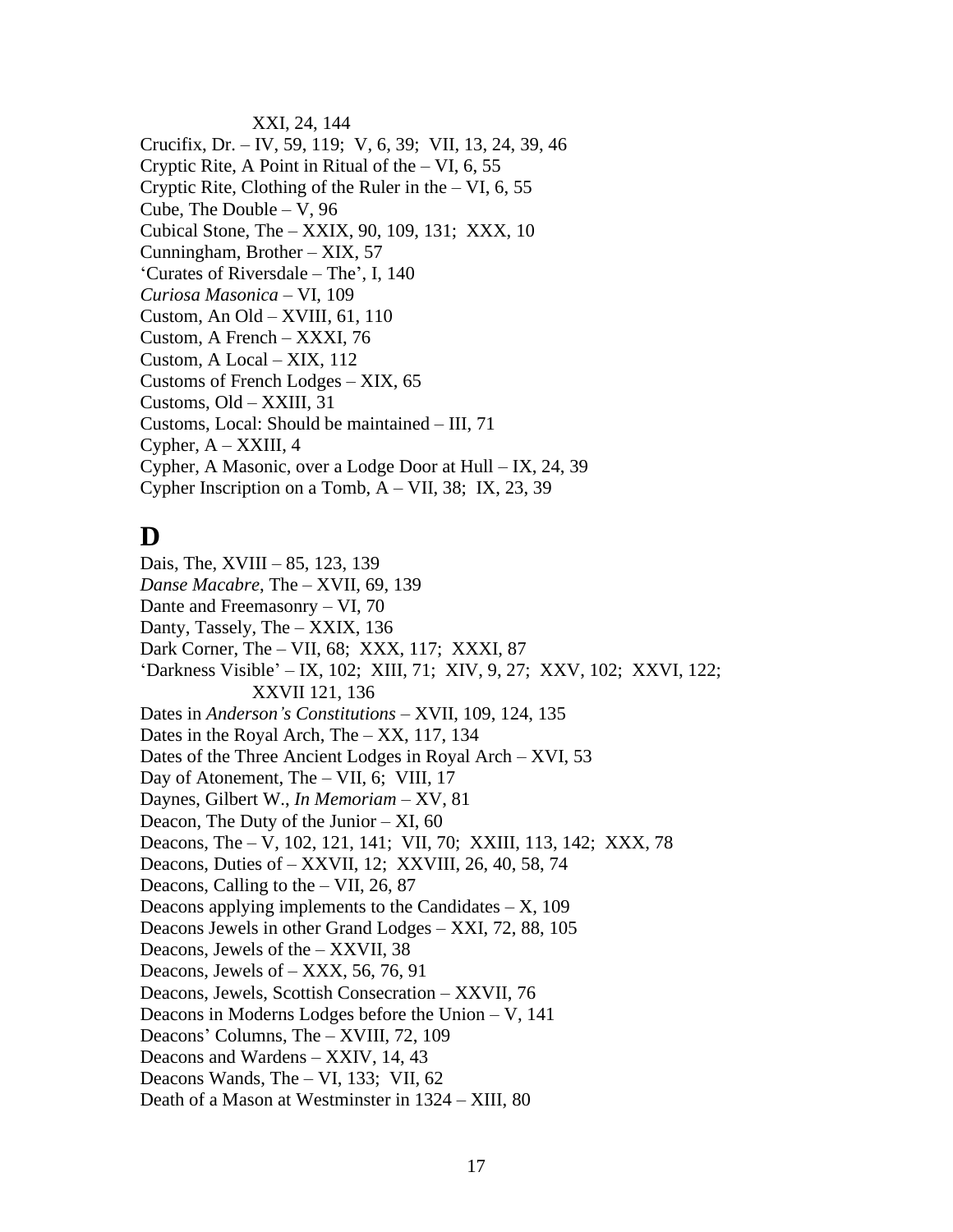XXI, 24, 144

Crucifix, Dr. – IV, 59, 119;  V, 6, 39;  VII, 13, 24, 39, 46
Cryptic Rite, A Point in Ritual of the – VI, 6, 55
Cryptic Rite, Clothing of the Ruler in the – VI, 6, 55
Cube, The Double – V, 96
Cubical Stone, The – XXIX, 90, 109, 131;  XXX, 10
Cunningham, Brother – XIX, 57
'Curates of Riversdale – The', I, 140
*Curiosa Masonica* – VI, 109
Custom, An Old – XVIII, 61, 110
Custom, A French – XXXI, 76
Custom, A Local – XIX, 112
Customs of French Lodges – XIX, 65
Customs, Old – XXIII, 31
Customs, Local: Should be maintained – III, 71
Cypher, A – XXIII, 4
Cypher, A Masonic, over a Lodge Door at Hull – IX, 24, 39
Cypher Inscription on a Tomb, A – VII, 38;  IX, 23, 39

# D

Dais, The, XVIII – 85, 123, 139
*Danse Macabre*, The – XVII, 69, 139
Dante and Freemasonry – VI, 70
Danty, Tassely, The – XXIX, 136
Dark Corner, The – VII, 68;  XXX, 117;  XXXI, 87
'Darkness Visible' – IX, 102;  XIII, 71;  XIV, 9, 27;  XXV, 102;  XXVI, 122;
XXVII 121, 136
Dates in *Anderson's Constitutions* – XVII, 109, 124, 135
Dates in the Royal Arch, The – XX, 117, 134
Dates of the Three Ancient Lodges in Royal Arch – XVI, 53
Day of Atonement, The – VII, 6;  VIII, 17
Daynes, Gilbert W., *In Memoriam* – XV, 81
Deacon, The Duty of the Junior – XI, 60
Deacons, The – V, 102, 121, 141;  VII, 70;  XXIII, 113, 142;  XXX, 78
Deacons, Duties of – XXVII, 12;  XXVIII, 26, 40, 58, 74
Deacons, Calling to the – VII, 26, 87
Deacons applying implements to the Candidates – X, 109
Deacons Jewels in other Grand Lodges – XXI, 72, 88, 105
Deacons, Jewels of the – XXVII, 38
Deacons, Jewels of – XXX, 56, 76, 91
Deacons, Jewels, Scottish Consecration – XXVII, 76
Deacons in Moderns Lodges before the Union – V, 141
Deacons' Columns, The – XVIII, 72, 109
Deacons and Wardens – XXIV, 14, 43
Deacons Wands, The – VI, 133;  VII, 62
Death of a Mason at Westminster in 1324 – XIII, 80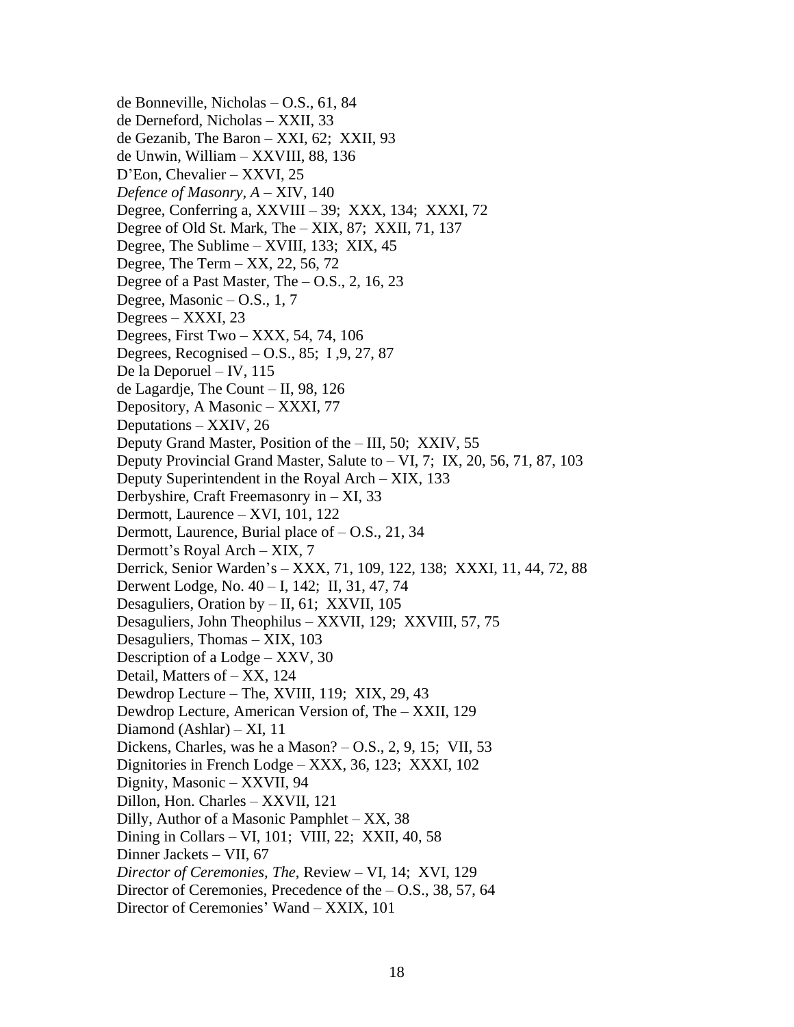de Bonneville, Nicholas – O.S., 61, 84
de Derneford, Nicholas – XXII, 33
de Gezanib, The Baron – XXI, 62;  XXII, 93
de Unwin, William – XXVIII, 88, 136
D'Eon, Chevalier – XXVI, 25
*Defence of Masonry, A* – XIV, 140
Degree, Conferring a, XXVIII – 39;  XXX, 134;  XXXI, 72
Degree of Old St. Mark, The – XIX, 87;  XXII, 71, 137
Degree, The Sublime – XVIII, 133;  XIX, 45
Degree, The Term – XX, 22, 56, 72
Degree of a Past Master, The – O.S., 2, 16, 23
Degree, Masonic – O.S., 1, 7
Degrees – XXXI, 23
Degrees, First Two – XXX, 54, 74, 106
Degrees, Recognised – O.S., 85;  I ,9, 27, 87
De la Deporuel – IV, 115
de Lagardje, The Count – II, 98, 126
Depository, A Masonic – XXXI, 77
Deputations – XXIV, 26
Deputy Grand Master, Position of the – III, 50;  XXIV, 55
Deputy Provincial Grand Master, Salute to – VI, 7;  IX, 20, 56, 71, 87, 103
Deputy Superintendent in the Royal Arch – XIX, 133
Derbyshire, Craft Freemasonry in – XI, 33
Dermott, Laurence – XVI, 101, 122
Dermott, Laurence, Burial place of – O.S., 21, 34
Dermott's Royal Arch – XIX, 7
Derrick, Senior Warden's – XXX, 71, 109, 122, 138;  XXXI, 11, 44, 72, 88
Derwent Lodge, No. 40 – I, 142;  II, 31, 47, 74
Desaguliers, Oration by – II, 61;  XXVII, 105
Desaguliers, John Theophilus – XXVII, 129;  XXVIII, 57, 75
Desaguliers, Thomas – XIX, 103
Description of a Lodge – XXV, 30
Detail, Matters of – XX, 124
Dewdrop Lecture – The, XVIII, 119;  XIX, 29, 43
Dewdrop Lecture, American Version of, The – XXII, 129
Diamond (Ashlar) – XI, 11
Dickens, Charles, was he a Mason? – O.S., 2, 9, 15;  VII, 53
Dignitories in French Lodge – XXX, 36, 123;  XXXI, 102
Dignity, Masonic – XXVII, 94
Dillon, Hon. Charles – XXVII, 121
Dilly, Author of a Masonic Pamphlet – XX, 38
Dining in Collars – VI, 101;  VIII, 22;  XXII, 40, 58
Dinner Jackets – VII, 67
*Director of Ceremonies, The*, Review – VI, 14;  XVI, 129
Director of Ceremonies, Precedence of the – O.S., 38, 57, 64
Director of Ceremonies' Wand – XXIX, 101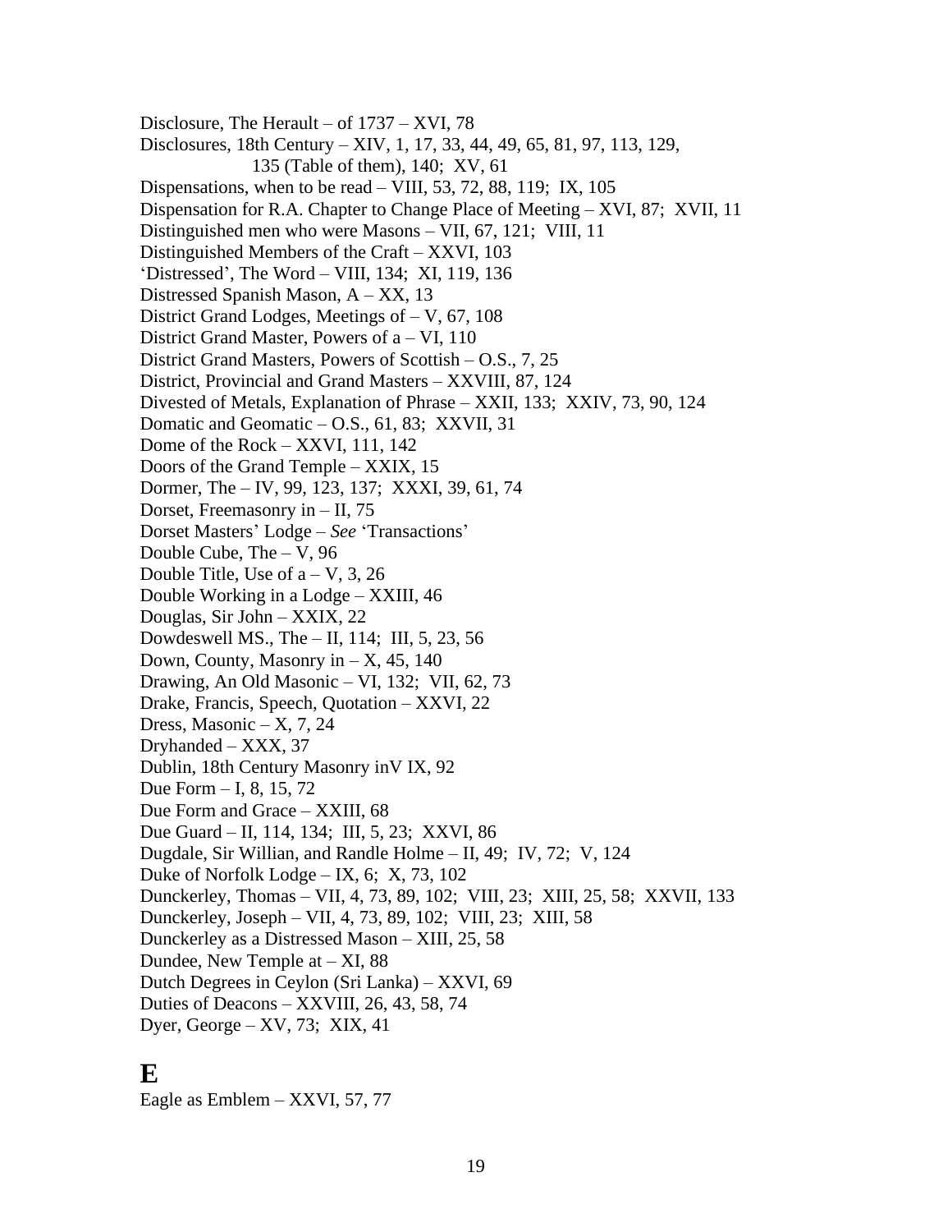Disclosure, The Herault – of 1737 – XVI, 78
Disclosures, 18th Century – XIV, 1, 17, 33, 44, 49, 65, 81, 97, 113, 129, 135 (Table of them), 140; XV, 61
Dispensations, when to be read – VIII, 53, 72, 88, 119; IX, 105
Dispensation for R.A. Chapter to Change Place of Meeting – XVI, 87; XVII, 11
Distinguished men who were Masons – VII, 67, 121; VIII, 11
Distinguished Members of the Craft – XXVI, 103
'Distressed', The Word – VIII, 134; XI, 119, 136
Distressed Spanish Mason, A – XX, 13
District Grand Lodges, Meetings of – V, 67, 108
District Grand Master, Powers of a – VI, 110
District Grand Masters, Powers of Scottish – O.S., 7, 25
District, Provincial and Grand Masters – XXVIII, 87, 124
Divested of Metals, Explanation of Phrase – XXII, 133; XXIV, 73, 90, 124
Domatic and Geomatic – O.S., 61, 83; XXVII, 31
Dome of the Rock – XXVI, 111, 142
Doors of the Grand Temple – XXIX, 15
Dormer, The – IV, 99, 123, 137; XXXI, 39, 61, 74
Dorset, Freemasonry in – II, 75
Dorset Masters' Lodge – *See* 'Transactions'
Double Cube, The – V, 96
Double Title, Use of a – V, 3, 26
Double Working in a Lodge – XXIII, 46
Douglas, Sir John – XXIX, 22
Dowdeswell MS., The – II, 114; III, 5, 23, 56
Down, County, Masonry in – X, 45, 140
Drawing, An Old Masonic – VI, 132; VII, 62, 73
Drake, Francis, Speech, Quotation – XXVI, 22
Dress, Masonic – X, 7, 24
Dryhanded – XXX, 37
Dublin, 18th Century Masonry inV IX, 92
Due Form – I, 8, 15, 72
Due Form and Grace – XXIII, 68
Due Guard – II, 114, 134; III, 5, 23; XXVI, 86
Dugdale, Sir Willian, and Randle Holme – II, 49; IV, 72; V, 124
Duke of Norfolk Lodge – IX, 6; X, 73, 102
Dunckerley, Thomas – VII, 4, 73, 89, 102; VIII, 23; XIII, 25, 58; XXVII, 133
Dunckerley, Joseph – VII, 4, 73, 89, 102; VIII, 23; XIII, 58
Dunckerley as a Distressed Mason – XIII, 25, 58
Dundee, New Temple at – XI, 88
Dutch Degrees in Ceylon (Sri Lanka) – XXVI, 69
Duties of Deacons – XXVIII, 26, 43, 58, 74
Dyer, George – XV, 73; XIX, 41

# E

Eagle as Emblem – XXVI, 57, 77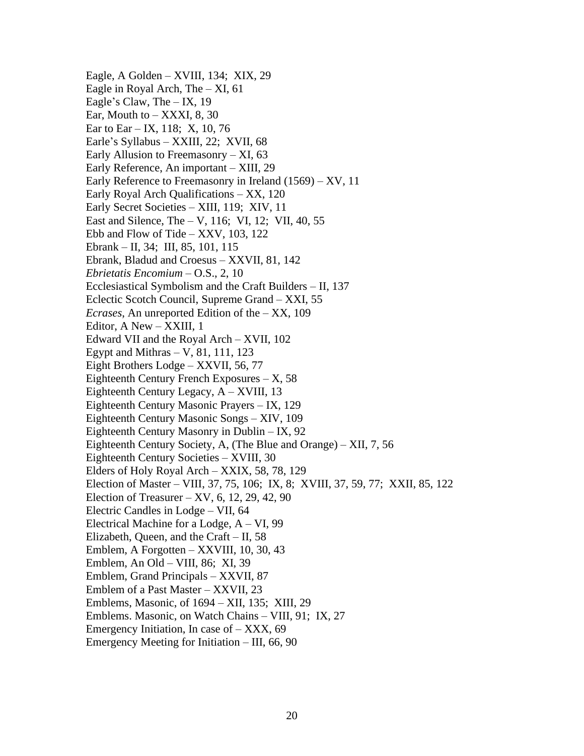Eagle, A Golden – XVIII, 134;  XIX, 29
Eagle in Royal Arch, The – XI, 61
Eagle's Claw, The – IX, 19
Ear, Mouth to – XXXI, 8, 30
Ear to Ear – IX, 118;  X, 10, 76
Earle's Syllabus – XXIII, 22;  XVII, 68
Early Allusion to Freemasonry – XI, 63
Early Reference, An important – XIII, 29
Early Reference to Freemasonry in Ireland (1569) – XV, 11
Early Royal Arch Qualifications – XX, 120
Early Secret Societies – XIII, 119;  XIV, 11
East and Silence, The – V, 116;  VI, 12;  VII, 40, 55
Ebb and Flow of Tide – XXV, 103, 122
Ebrank – II, 34;  III, 85, 101, 115
Ebrank, Bladud and Croesus – XXVII, 81, 142
*Ebrietatis Encomium* – O.S., 2, 10
Ecclesiastical Symbolism and the Craft Builders – II, 137
Eclectic Scotch Council, Supreme Grand – XXI, 55
*Ecrases*, An unreported Edition of the – XX, 109
Editor, A New – XXIII, 1
Edward VII and the Royal Arch – XVII, 102
Egypt and Mithras – V, 81, 111, 123
Eight Brothers Lodge – XXVII, 56, 77
Eighteenth Century French Exposures – X, 58
Eighteenth Century Legacy, A – XVIII, 13
Eighteenth Century Masonic Prayers – IX, 129
Eighteenth Century Masonic Songs – XIV, 109
Eighteenth Century Masonry in Dublin – IX, 92
Eighteenth Century Society, A, (The Blue and Orange) – XII, 7, 56
Eighteenth Century Societies – XVIII, 30
Elders of Holy Royal Arch – XXIX, 58, 78, 129
Election of Master – VIII, 37, 75, 106;  IX, 8;  XVIII, 37, 59, 77;  XXII, 85, 122
Election of Treasurer – XV, 6, 12, 29, 42, 90
Electric Candles in Lodge – VII, 64
Electrical Machine for a Lodge, A – VI, 99
Elizabeth, Queen, and the Craft – II, 58
Emblem, A Forgotten – XXVIII, 10, 30, 43
Emblem, An Old – VIII, 86;  XI, 39
Emblem, Grand Principals – XXVII, 87
Emblem of a Past Master – XXVII, 23
Emblems, Masonic, of 1694 – XII, 135;  XIII, 29
Emblems. Masonic, on Watch Chains – VIII, 91;  IX, 27
Emergency Initiation, In case of – XXX, 69
Emergency Meeting for Initiation – III, 66, 90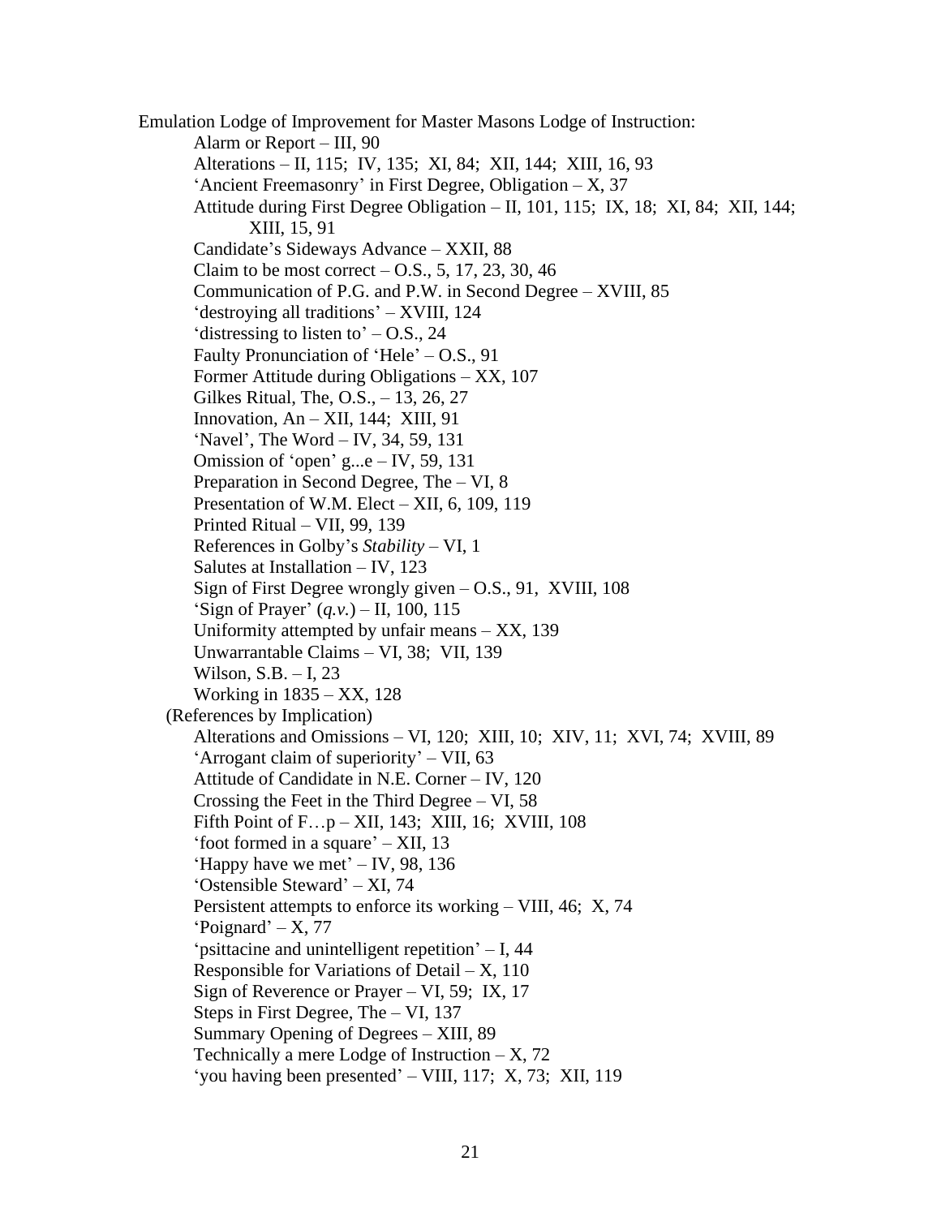Emulation Lodge of Improvement for Master Masons Lodge of Instruction:

- Alarm or Report – III, 90
- Alterations – II, 115; IV, 135; XI, 84; XII, 144; XIII, 16, 93
- 'Ancient Freemasonry' in First Degree, Obligation – X, 37
- Attitude during First Degree Obligation – II, 101, 115; IX, 18; XI, 84; XII, 144; XIII, 15, 91
- Candidate's Sideways Advance – XXII, 88
- Claim to be most correct – O.S., 5, 17, 23, 30, 46
- Communication of P.G. and P.W. in Second Degree – XVIII, 85
- 'destroying all traditions' – XVIII, 124
- 'distressing to listen to' – O.S., 24
- Faulty Pronunciation of 'Hele' – O.S., 91
- Former Attitude during Obligations – XX, 107
- Gilkes Ritual, The, O.S., – 13, 26, 27
- Innovation, An – XII, 144; XIII, 91
- 'Navel', The Word – IV, 34, 59, 131
- Omission of 'open' g...e – IV, 59, 131
- Preparation in Second Degree, The – VI, 8
- Presentation of W.M. Elect – XII, 6, 109, 119
- Printed Ritual – VII, 99, 139
- References in Golby's *Stability* – VI, 1
- Salutes at Installation – IV, 123
- Sign of First Degree wrongly given – O.S., 91, XVIII, 108
- 'Sign of Prayer' (*q.v.*) – II, 100, 115
- Uniformity attempted by unfair means – XX, 139
- Unwarrantable Claims – VI, 38; VII, 139
- Wilson, S.B. – I, 23
- Working in 1835 – XX, 128

(References by Implication)

- Alterations and Omissions – VI, 120; XIII, 10; XIV, 11; XVI, 74; XVIII, 89
- 'Arrogant claim of superiority' – VII, 63
- Attitude of Candidate in N.E. Corner – IV, 120
- Crossing the Feet in the Third Degree – VI, 58
- Fifth Point of F…p – XII, 143; XIII, 16; XVIII, 108
- 'foot formed in a square' – XII, 13
- 'Happy have we met' – IV, 98, 136
- 'Ostensible Steward' – XI, 74
- Persistent attempts to enforce its working – VIII, 46; X, 74
- 'Poignard' – X, 77
- 'psittacine and unintelligent repetition' – I, 44
- Responsible for Variations of Detail – X, 110
- Sign of Reverence or Prayer – VI, 59; IX, 17
- Steps in First Degree, The – VI, 137
- Summary Opening of Degrees – XIII, 89
- Technically a mere Lodge of Instruction – X, 72
- 'you having been presented' – VIII, 117; X, 73; XII, 119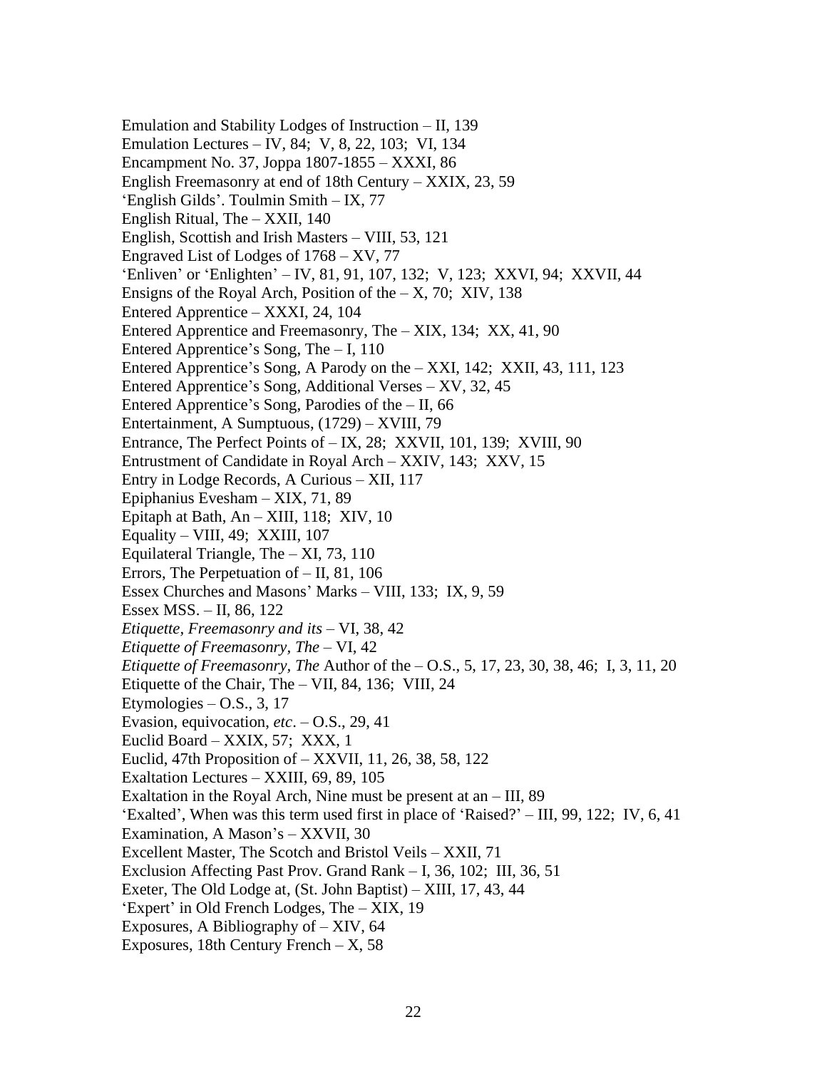Emulation and Stability Lodges of Instruction – II, 139
Emulation Lectures – IV, 84;  V, 8, 22, 103;  VI, 134
Encampment No. 37, Joppa 1807-1855 – XXXI, 86
English Freemasonry at end of 18th Century – XXIX, 23, 59
'English Gilds'. Toulmin Smith – IX, 77
English Ritual, The – XXII, 140
English, Scottish and Irish Masters – VIII, 53, 121
Engraved List of Lodges of 1768 – XV, 77
'Enliven' or 'Enlighten' – IV, 81, 91, 107, 132;  V, 123;  XXVI, 94;  XXVII, 44
Ensigns of the Royal Arch, Position of the – X, 70;  XIV, 138
Entered Apprentice – XXXI, 24, 104
Entered Apprentice and Freemasonry, The – XIX, 134;  XX, 41, 90
Entered Apprentice's Song, The – I, 110
Entered Apprentice's Song, A Parody on the – XXI, 142;  XXII, 43, 111, 123
Entered Apprentice's Song, Additional Verses – XV, 32, 45
Entered Apprentice's Song, Parodies of the – II, 66
Entertainment, A Sumptuous, (1729) – XVIII, 79
Entrance, The Perfect Points of – IX, 28;  XXVII, 101, 139;  XVIII, 90
Entrustment of Candidate in Royal Arch – XXIV, 143;  XXV, 15
Entry in Lodge Records, A Curious – XII, 117
Epiphanius Evesham – XIX, 71, 89
Epitaph at Bath, An – XIII, 118;  XIV, 10
Equality – VIII, 49;  XXIII, 107
Equilateral Triangle, The – XI, 73, 110
Errors, The Perpetuation of – II, 81, 106
Essex Churches and Masons' Marks – VIII, 133;  IX, 9, 59
Essex MSS. – II, 86, 122
*Etiquette, Freemasonry and its* – VI, 38, 42
*Etiquette of Freemasonry, The* – VI, 42
*Etiquette of Freemasonry, The* Author of the – O.S., 5, 17, 23, 30, 38, 46;  I, 3, 11, 20
Etiquette of the Chair, The – VII, 84, 136;  VIII, 24
Etymologies – O.S., 3, 17
Evasion, equivocation, *etc*. – O.S., 29, 41
Euclid Board – XXIX, 57;  XXX, 1
Euclid, 47th Proposition of – XXVII, 11, 26, 38, 58, 122
Exaltation Lectures – XXIII, 69, 89, 105
Exaltation in the Royal Arch, Nine must be present at an – III, 89
'Exalted', When was this term used first in place of 'Raised?' – III, 99, 122;  IV, 6, 41
Examination, A Mason's – XXVII, 30
Excellent Master, The Scotch and Bristol Veils – XXII, 71
Exclusion Affecting Past Prov. Grand Rank – I, 36, 102;  III, 36, 51
Exeter, The Old Lodge at, (St. John Baptist) – XIII, 17, 43, 44
'Expert' in Old French Lodges, The – XIX, 19
Exposures, A Bibliography of – XIV, 64
Exposures, 18th Century French – X, 58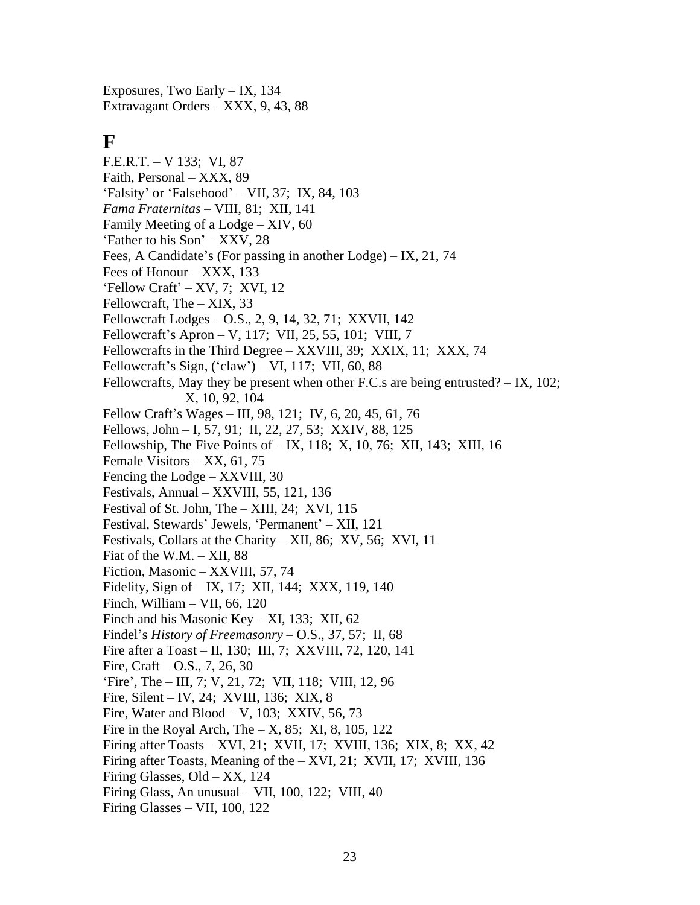Exposures, Two Early – IX, 134
Extravagant Orders – XXX, 9, 43, 88

# F

F.E.R.T. – V 133;  VI, 87
Faith, Personal – XXX, 89
'Falsity' or 'Falsehood' – VII, 37;  IX, 84, 103
*Fama Fraternitas* – VIII, 81;  XII, 141
Family Meeting of a Lodge – XIV, 60
'Father to his Son' – XXV, 28
Fees, A Candidate's (For passing in another Lodge) – IX, 21, 74
Fees of Honour – XXX, 133
'Fellow Craft' – XV, 7;  XVI, 12
Fellowcraft, The – XIX, 33
Fellowcraft Lodges – O.S., 2, 9, 14, 32, 71;  XXVII, 142
Fellowcraft's Apron – V, 117;  VII, 25, 55, 101;  VIII, 7
Fellowcrafts in the Third Degree – XXVIII, 39;  XXIX, 11;  XXX, 74
Fellowcraft's Sign, ('claw') – VI, 117;  VII, 60, 88
Fellowcrafts, May they be present when other F.C.s are being entrusted? – IX, 102;
X, 10, 92, 104
Fellow Craft's Wages – III, 98, 121;  IV, 6, 20, 45, 61, 76
Fellows, John – I, 57, 91;  II, 22, 27, 53;  XXIV, 88, 125
Fellowship, The Five Points of – IX, 118;  X, 10, 76;  XII, 143;  XIII, 16
Female Visitors – XX, 61, 75
Fencing the Lodge – XXVIII, 30
Festivals, Annual – XXVIII, 55, 121, 136
Festival of St. John, The – XIII, 24;  XVI, 115
Festival, Stewards' Jewels, 'Permanent' – XII, 121
Festivals, Collars at the Charity – XII, 86;  XV, 56;  XVI, 11
Fiat of the W.M. – XII, 88
Fiction, Masonic – XXVIII, 57, 74
Fidelity, Sign of – IX, 17;  XII, 144;  XXX, 119, 140
Finch, William – VII, 66, 120
Finch and his Masonic Key – XI, 133;  XII, 62
Findel's *History of Freemasonry* – O.S., 37, 57;  II, 68
Fire after a Toast – II, 130;  III, 7;  XXVIII, 72, 120, 141
Fire, Craft – O.S., 7, 26, 30
'Fire', The – III, 7; V, 21, 72;  VII, 118;  VIII, 12, 96
Fire, Silent – IV, 24;  XVIII, 136;  XIX, 8
Fire, Water and Blood – V, 103;  XXIV, 56, 73
Fire in the Royal Arch, The – X, 85;  XI, 8, 105, 122
Firing after Toasts – XVI, 21;  XVII, 17;  XVIII, 136;  XIX, 8;  XX, 42
Firing after Toasts, Meaning of the – XVI, 21;  XVII, 17;  XVIII, 136
Firing Glasses, Old – XX, 124
Firing Glass, An unusual – VII, 100, 122;  VIII, 40
Firing Glasses – VII, 100, 122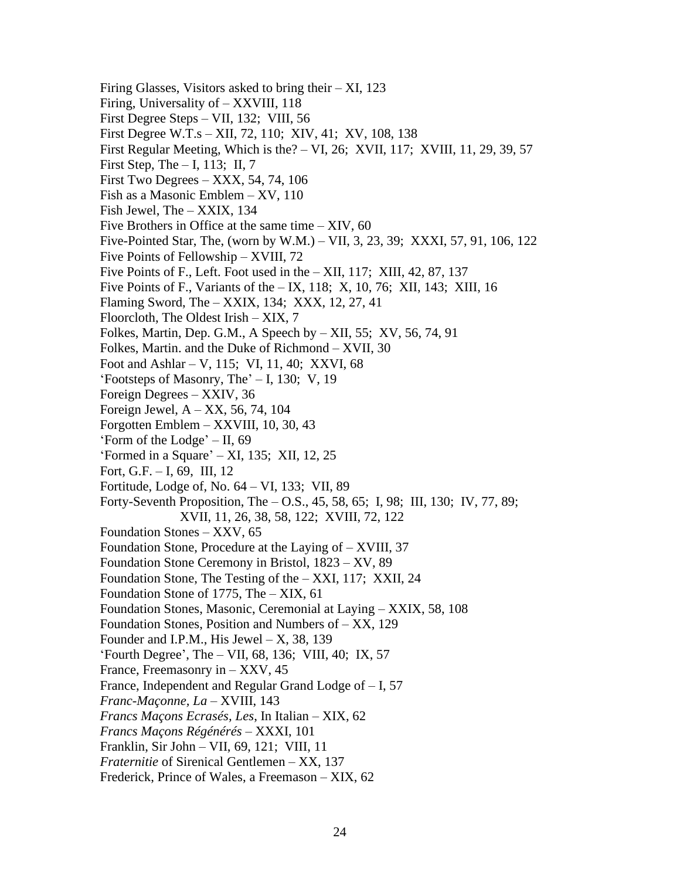Firing Glasses, Visitors asked to bring their – XI, 123
Firing, Universality of – XXVIII, 118
First Degree Steps – VII, 132; VIII, 56
First Degree W.T.s – XII, 72, 110; XIV, 41; XV, 108, 138
First Regular Meeting, Which is the? – VI, 26; XVII, 117; XVIII, 11, 29, 39, 57
First Step, The – I, 113; II, 7
First Two Degrees – XXX, 54, 74, 106
Fish as a Masonic Emblem – XV, 110
Fish Jewel, The – XXIX, 134
Five Brothers in Office at the same time – XIV, 60
Five-Pointed Star, The, (worn by W.M.) – VII, 3, 23, 39; XXXI, 57, 91, 106, 122
Five Points of Fellowship – XVIII, 72
Five Points of F., Left. Foot used in the – XII, 117; XIII, 42, 87, 137
Five Points of F., Variants of the – IX, 118; X, 10, 76; XII, 143; XIII, 16
Flaming Sword, The – XXIX, 134; XXX, 12, 27, 41
Floorcloth, The Oldest Irish – XIX, 7
Folkes, Martin, Dep. G.M., A Speech by – XII, 55; XV, 56, 74, 91
Folkes, Martin. and the Duke of Richmond – XVII, 30
Foot and Ashlar – V, 115; VI, 11, 40; XXVI, 68
'Footsteps of Masonry, The' – I, 130; V, 19
Foreign Degrees – XXIV, 36
Foreign Jewel, A – XX, 56, 74, 104
Forgotten Emblem – XXVIII, 10, 30, 43
'Form of the Lodge' – II, 69
'Formed in a Square' – XI, 135; XII, 12, 25
Fort, G.F. – I, 69, III, 12
Fortitude, Lodge of, No. 64 – VI, 133; VII, 89
Forty-Seventh Proposition, The – O.S., 45, 58, 65; I, 98; III, 130; IV, 77, 89;
    XVII, 11, 26, 38, 58, 122; XVIII, 72, 122
Foundation Stones – XXV, 65
Foundation Stone, Procedure at the Laying of – XVIII, 37
Foundation Stone Ceremony in Bristol, 1823 – XV, 89
Foundation Stone, The Testing of the – XXI, 117; XXII, 24
Foundation Stone of 1775, The – XIX, 61
Foundation Stones, Masonic, Ceremonial at Laying – XXIX, 58, 108
Foundation Stones, Position and Numbers of – XX, 129
Founder and I.P.M., His Jewel – X, 38, 139
'Fourth Degree', The – VII, 68, 136; VIII, 40; IX, 57
France, Freemasonry in – XXV, 45
France, Independent and Regular Grand Lodge of – I, 57
*Franc-Maçonne, La* – XVIII, 143
*Francs Maçons Ecrasés, Les*, In Italian – XIX, 62
*Francs Maçons Régénérés* – XXXI, 101
Franklin, Sir John – VII, 69, 121; VIII, 11
*Fraternitie* of Sirenical Gentlemen – XX, 137
Frederick, Prince of Wales, a Freemason – XIX, 62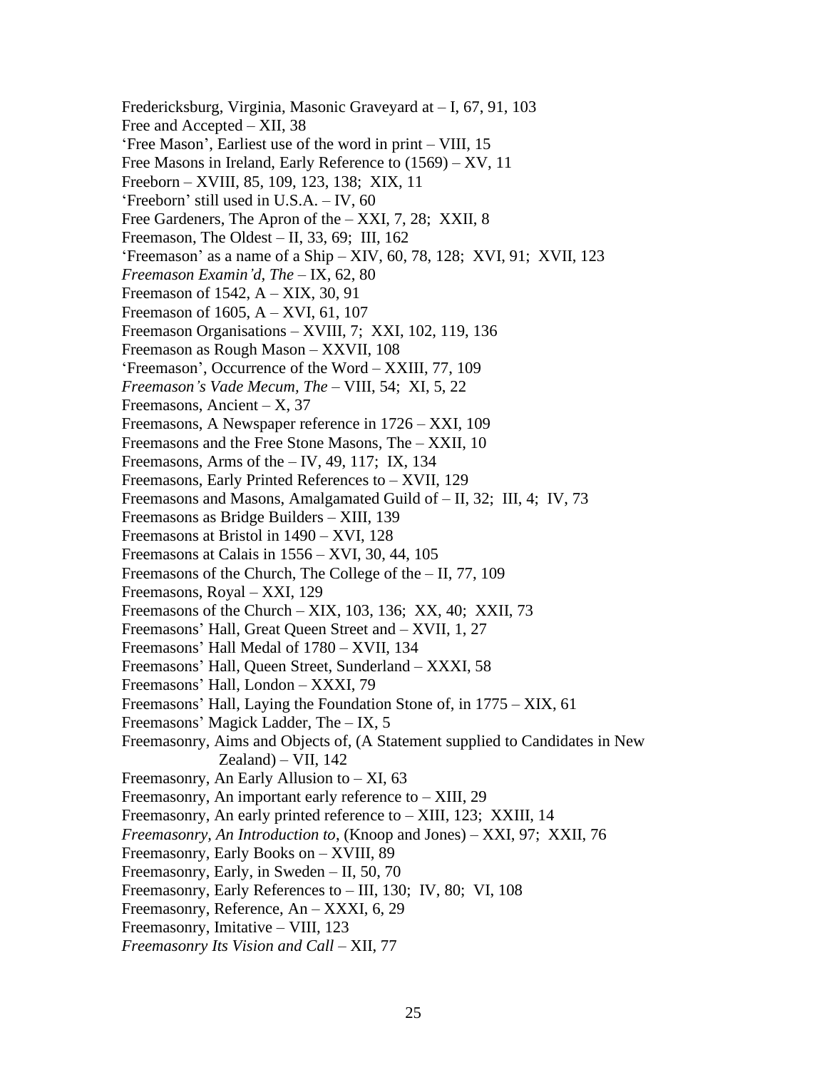Fredericksburg, Virginia, Masonic Graveyard at – I, 67, 91, 103
Free and Accepted – XII, 38
'Free Mason', Earliest use of the word in print – VIII, 15
Free Masons in Ireland, Early Reference to (1569) – XV, 11
Freeborn – XVIII, 85, 109, 123, 138; XIX, 11
'Freeborn' still used in U.S.A. – IV, 60
Free Gardeners, The Apron of the – XXI, 7, 28; XXII, 8
Freemason, The Oldest – II, 33, 69; III, 162
'Freemason' as a name of a Ship – XIV, 60, 78, 128; XVI, 91; XVII, 123
*Freemason Examin'd, The* – IX, 62, 80
Freemason of 1542, A – XIX, 30, 91
Freemason of 1605, A – XVI, 61, 107
Freemason Organisations – XVIII, 7; XXI, 102, 119, 136
Freemason as Rough Mason – XXVII, 108
'Freemason', Occurrence of the Word – XXIII, 77, 109
*Freemason's Vade Mecum, The* – VIII, 54; XI, 5, 22
Freemasons, Ancient – X, 37
Freemasons, A Newspaper reference in 1726 – XXI, 109
Freemasons and the Free Stone Masons, The – XXII, 10
Freemasons, Arms of the – IV, 49, 117; IX, 134
Freemasons, Early Printed References to – XVII, 129
Freemasons and Masons, Amalgamated Guild of – II, 32; III, 4; IV, 73
Freemasons as Bridge Builders – XIII, 139
Freemasons at Bristol in 1490 – XVI, 128
Freemasons at Calais in 1556 – XVI, 30, 44, 105
Freemasons of the Church, The College of the – II, 77, 109
Freemasons, Royal – XXI, 129
Freemasons of the Church – XIX, 103, 136; XX, 40; XXII, 73
Freemasons' Hall, Great Queen Street and – XVII, 1, 27
Freemasons' Hall Medal of 1780 – XVII, 134
Freemasons' Hall, Queen Street, Sunderland – XXXI, 58
Freemasons' Hall, London – XXXI, 79
Freemasons' Hall, Laying the Foundation Stone of, in 1775 – XIX, 61
Freemasons' Magick Ladder, The – IX, 5
Freemasonry, Aims and Objects of, (A Statement supplied to Candidates in New Zealand) – VII, 142
Freemasonry, An Early Allusion to – XI, 63
Freemasonry, An important early reference to – XIII, 29
Freemasonry, An early printed reference to – XIII, 123; XXIII, 14
*Freemasonry, An Introduction to*, (Knoop and Jones) – XXI, 97; XXII, 76
Freemasonry, Early Books on – XVIII, 89
Freemasonry, Early, in Sweden – II, 50, 70
Freemasonry, Early References to – III, 130; IV, 80; VI, 108
Freemasonry, Reference, An – XXXI, 6, 29
Freemasonry, Imitative – VIII, 123
*Freemasonry Its Vision and Call* – XII, 77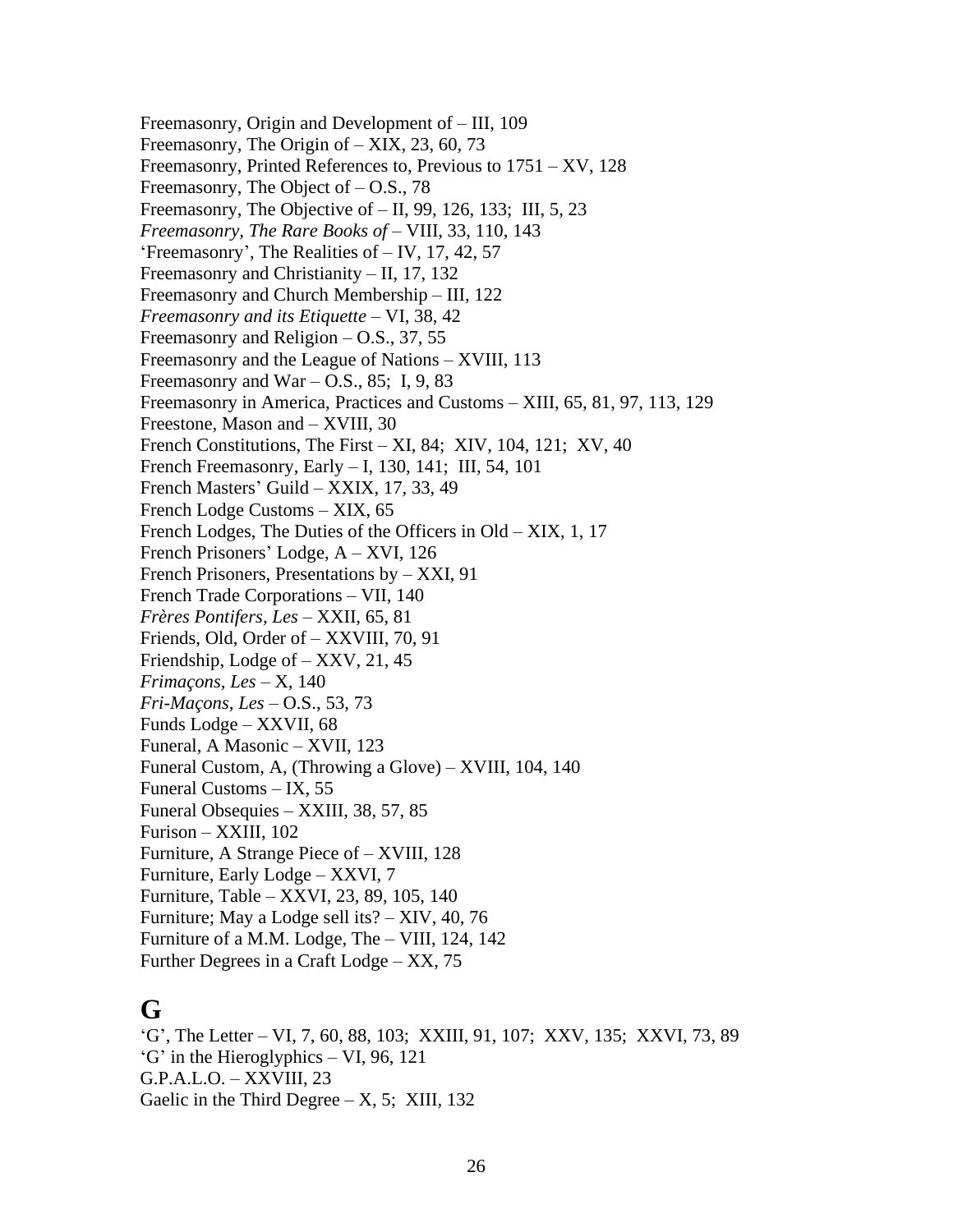Freemasonry, Origin and Development of – III, 109
Freemasonry, The Origin of – XIX, 23, 60, 73
Freemasonry, Printed References to, Previous to 1751 – XV, 128
Freemasonry, The Object of – O.S., 78
Freemasonry, The Objective of – II, 99, 126, 133;  III, 5, 23
*Freemasonry, The Rare Books of* – VIII, 33, 110, 143
'Freemasonry', The Realities of – IV, 17, 42, 57
Freemasonry and Christianity – II, 17, 132
Freemasonry and Church Membership – III, 122
*Freemasonry and its Etiquette* – VI, 38, 42
Freemasonry and Religion – O.S., 37, 55
Freemasonry and the League of Nations – XVIII, 113
Freemasonry and War – O.S., 85;  I, 9, 83
Freemasonry in America, Practices and Customs – XIII, 65, 81, 97, 113, 129
Freestone, Mason and – XVIII, 30
French Constitutions, The First – XI, 84;  XIV, 104, 121;  XV, 40
French Freemasonry, Early – I, 130, 141;  III, 54, 101
French Masters' Guild – XXIX, 17, 33, 49
French Lodge Customs – XIX, 65
French Lodges, The Duties of the Officers in Old – XIX, 1, 17
French Prisoners' Lodge, A – XVI, 126
French Prisoners, Presentations by – XXI, 91
French Trade Corporations – VII, 140
*Frères Pontifers, Les* – XXII, 65, 81
Friends, Old, Order of – XXVIII, 70, 91
Friendship, Lodge of – XXV, 21, 45
*Frimaçons, Les* – X, 140
*Fri-Maçons, Les* – O.S., 53, 73
Funds Lodge – XXVII, 68
Funeral, A Masonic – XVII, 123
Funeral Custom, A, (Throwing a Glove) – XVIII, 104, 140
Funeral Customs – IX, 55
Funeral Obsequies – XXIII, 38, 57, 85
Furison – XXIII, 102
Furniture, A Strange Piece of – XVIII, 128
Furniture, Early Lodge – XXVI, 7
Furniture, Table – XXVI, 23, 89, 105, 140
Furniture; May a Lodge sell its? – XIV, 40, 76
Furniture of a M.M. Lodge, The – VIII, 124, 142
Further Degrees in a Craft Lodge – XX, 75

# G

'G', The Letter – VI, 7, 60, 88, 103;  XXIII, 91, 107;  XXV, 135;  XXVI, 73, 89
'G' in the Hieroglyphics – VI, 96, 121
G.P.A.L.O. – XXVIII, 23
Gaelic in the Third Degree – X, 5;  XIII, 132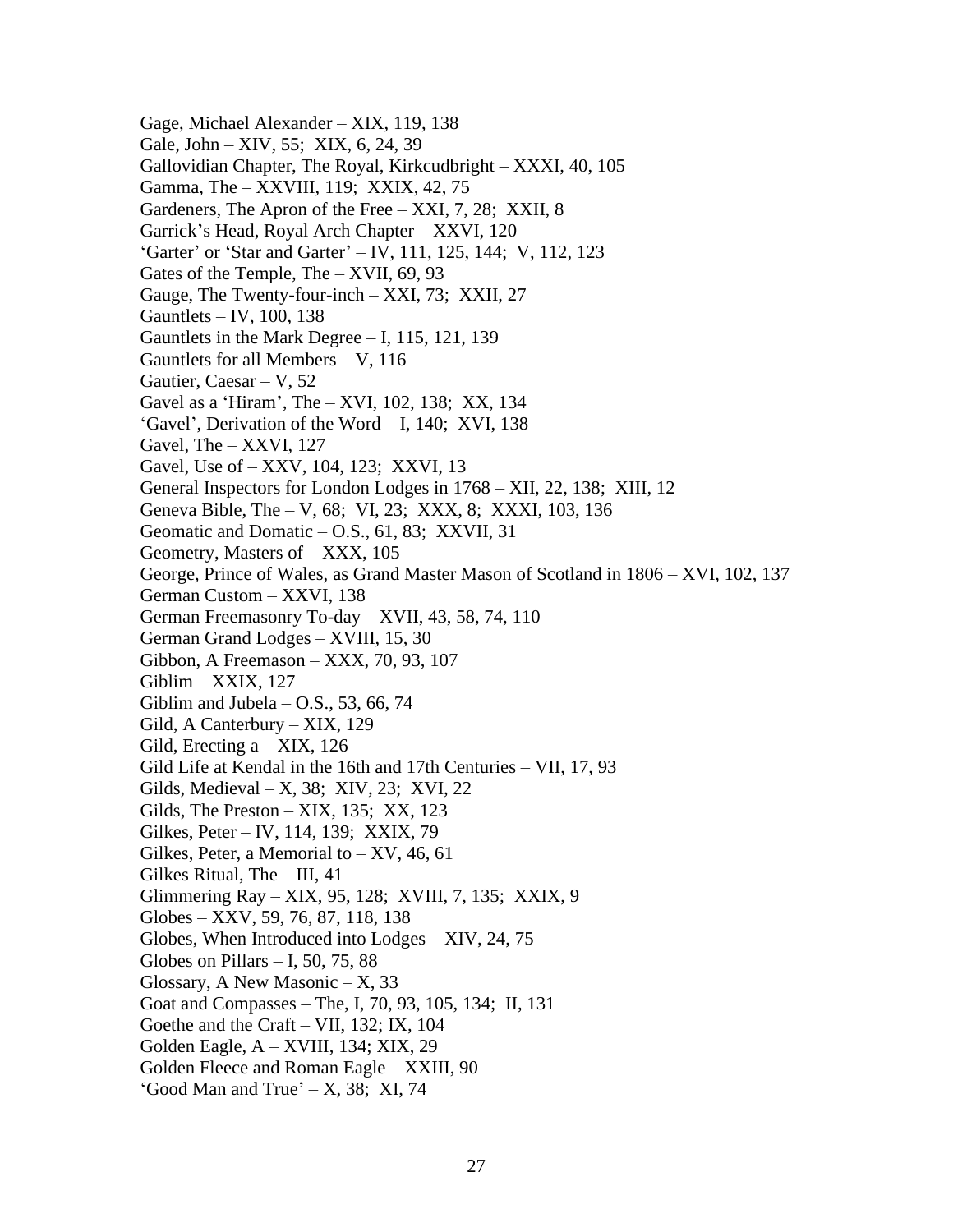Gage, Michael Alexander – XIX, 119, 138
Gale, John – XIV, 55; XIX, 6, 24, 39
Gallovidian Chapter, The Royal, Kirkcudbright – XXXI, 40, 105
Gamma, The – XXVIII, 119; XXIX, 42, 75
Gardeners, The Apron of the Free – XXI, 7, 28; XXII, 8
Garrick's Head, Royal Arch Chapter – XXVI, 120
'Garter' or 'Star and Garter' – IV, 111, 125, 144; V, 112, 123
Gates of the Temple, The – XVII, 69, 93
Gauge, The Twenty-four-inch – XXI, 73; XXII, 27
Gauntlets – IV, 100, 138
Gauntlets in the Mark Degree – I, 115, 121, 139
Gauntlets for all Members – V, 116
Gautier, Caesar – V, 52
Gavel as a 'Hiram', The – XVI, 102, 138; XX, 134
'Gavel', Derivation of the Word – I, 140; XVI, 138
Gavel, The – XXVI, 127
Gavel, Use of – XXV, 104, 123; XXVI, 13
General Inspectors for London Lodges in 1768 – XII, 22, 138; XIII, 12
Geneva Bible, The – V, 68; VI, 23; XXX, 8; XXXI, 103, 136
Geomatic and Domatic – O.S., 61, 83; XXVII, 31
Geometry, Masters of – XXX, 105
George, Prince of Wales, as Grand Master Mason of Scotland in 1806 – XVI, 102, 137
German Custom – XXVI, 138
German Freemasonry To-day – XVII, 43, 58, 74, 110
German Grand Lodges – XVIII, 15, 30
Gibbon, A Freemason – XXX, 70, 93, 107
Giblim – XXIX, 127
Giblim and Jubela – O.S., 53, 66, 74
Gild, A Canterbury – XIX, 129
Gild, Erecting a – XIX, 126
Gild Life at Kendal in the 16th and 17th Centuries – VII, 17, 93
Gilds, Medieval – X, 38; XIV, 23; XVI, 22
Gilds, The Preston – XIX, 135; XX, 123
Gilkes, Peter – IV, 114, 139; XXIX, 79
Gilkes, Peter, a Memorial to – XV, 46, 61
Gilkes Ritual, The – III, 41
Glimmering Ray – XIX, 95, 128; XVIII, 7, 135; XXIX, 9
Globes – XXV, 59, 76, 87, 118, 138
Globes, When Introduced into Lodges – XIV, 24, 75
Globes on Pillars – I, 50, 75, 88
Glossary, A New Masonic – X, 33
Goat and Compasses – The, I, 70, 93, 105, 134; II, 131
Goethe and the Craft – VII, 132; IX, 104
Golden Eagle, A – XVIII, 134; XIX, 29
Golden Fleece and Roman Eagle – XXIII, 90
'Good Man and True' – X, 38; XI, 74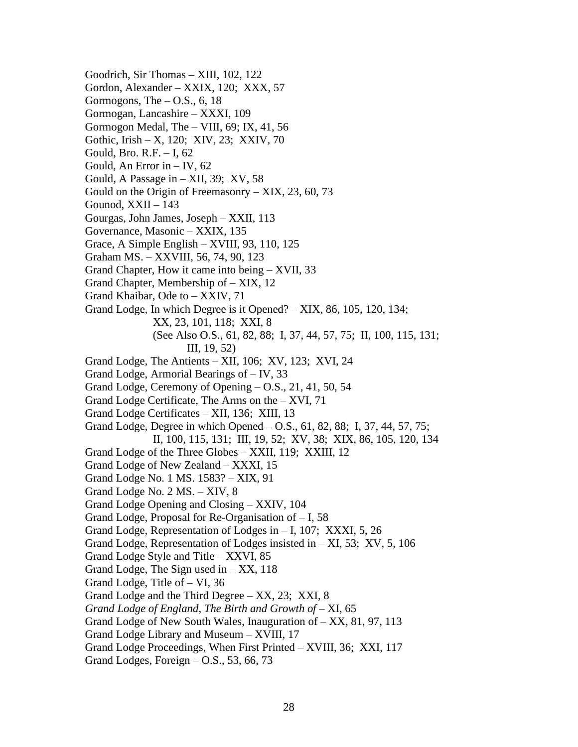Goodrich, Sir Thomas – XIII, 102, 122
Gordon, Alexander – XXIX, 120;  XXX, 57
Gormogons, The – O.S., 6, 18
Gormogan, Lancashire – XXXI, 109
Gormogon Medal, The – VIII, 69; IX, 41, 56
Gothic, Irish – X, 120;  XIV, 23;  XXIV, 70
Gould, Bro. R.F. – I, 62
Gould, An Error in – IV, 62
Gould, A Passage in – XII, 39;  XV, 58
Gould on the Origin of Freemasonry – XIX, 23, 60, 73
Gounod, XXII – 143
Gourgas, John James, Joseph – XXII, 113
Governance, Masonic – XXIX, 135
Grace, A Simple English – XVIII, 93, 110, 125
Graham MS. – XXVIII, 56, 74, 90, 123
Grand Chapter, How it came into being – XVII, 33
Grand Chapter, Membership of – XIX, 12
Grand Khaibar, Ode to – XXIV, 71
Grand Lodge, In which Degree is it Opened? – XIX, 86, 105, 120, 134;
  XX, 23, 101, 118;  XXI, 8
  (See Also O.S., 61, 82, 88;  I, 37, 44, 57, 75;  II, 100, 115, 131;
    III, 19, 52)
Grand Lodge, The Antients – XII, 106;  XV, 123;  XVI, 24
Grand Lodge, Armorial Bearings of – IV, 33
Grand Lodge, Ceremony of Opening – O.S., 21, 41, 50, 54
Grand Lodge Certificate, The Arms on the – XVI, 71
Grand Lodge Certificates – XII, 136;  XIII, 13
Grand Lodge, Degree in which Opened – O.S., 61, 82, 88;  I, 37, 44, 57, 75;
  II, 100, 115, 131;  III, 19, 52;  XV, 38;  XIX, 86, 105, 120, 134
Grand Lodge of the Three Globes – XXII, 119;  XXIII, 12
Grand Lodge of New Zealand – XXXI, 15
Grand Lodge No. 1 MS. 1583? – XIX, 91
Grand Lodge No. 2 MS. – XIV, 8
Grand Lodge Opening and Closing – XXIV, 104
Grand Lodge, Proposal for Re-Organisation of – I, 58
Grand Lodge, Representation of Lodges in – I, 107;  XXXI, 5, 26
Grand Lodge, Representation of Lodges insisted in – XI, 53;  XV, 5, 106
Grand Lodge Style and Title – XXVI, 85
Grand Lodge, The Sign used in – XX, 118
Grand Lodge, Title of – VI, 36
Grand Lodge and the Third Degree – XX, 23;  XXI, 8
*Grand Lodge of England, The Birth and Growth of* – XI, 65
Grand Lodge of New South Wales, Inauguration of – XX, 81, 97, 113
Grand Lodge Library and Museum – XVIII, 17
Grand Lodge Proceedings, When First Printed – XVIII, 36;  XXI, 117
Grand Lodges, Foreign – O.S., 53, 66, 73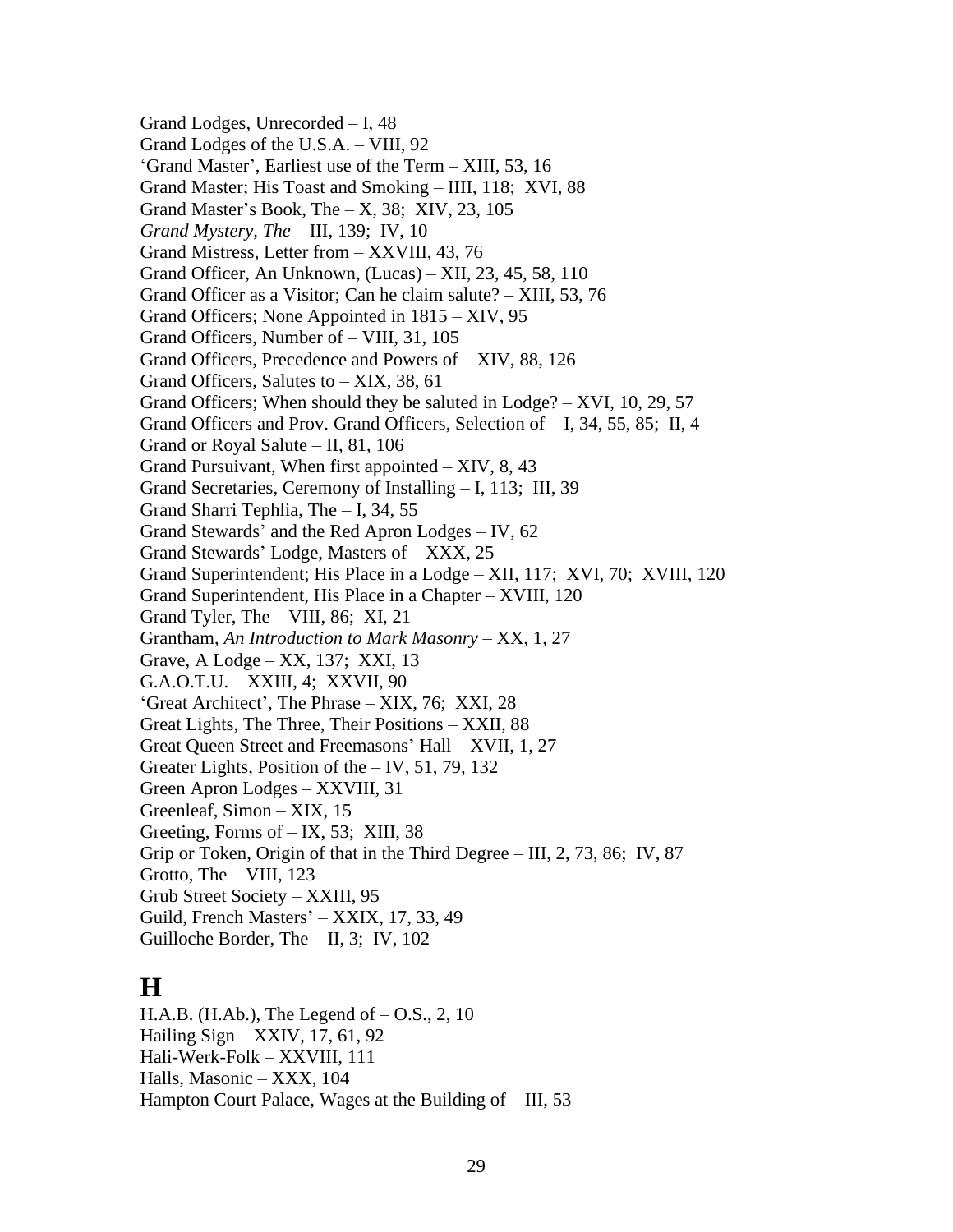Grand Lodges, Unrecorded – I, 48
Grand Lodges of the U.S.A. – VIII, 92
'Grand Master', Earliest use of the Term – XIII, 53, 16
Grand Master; His Toast and Smoking – IIII, 118; XVI, 88
Grand Master's Book, The – X, 38; XIV, 23, 105
*Grand Mystery, The* – III, 139; IV, 10
Grand Mistress, Letter from – XXVIII, 43, 76
Grand Officer, An Unknown, (Lucas) – XII, 23, 45, 58, 110
Grand Officer as a Visitor; Can he claim salute? – XIII, 53, 76
Grand Officers; None Appointed in 1815 – XIV, 95
Grand Officers, Number of – VIII, 31, 105
Grand Officers, Precedence and Powers of – XIV, 88, 126
Grand Officers, Salutes to – XIX, 38, 61
Grand Officers; When should they be saluted in Lodge? – XVI, 10, 29, 57
Grand Officers and Prov. Grand Officers, Selection of – I, 34, 55, 85; II, 4
Grand or Royal Salute – II, 81, 106
Grand Pursuivant, When first appointed – XIV, 8, 43
Grand Secretaries, Ceremony of Installing – I, 113; III, 39
Grand Sharri Tephlia, The – I, 34, 55
Grand Stewards' and the Red Apron Lodges – IV, 62
Grand Stewards' Lodge, Masters of – XXX, 25
Grand Superintendent; His Place in a Lodge – XII, 117; XVI, 70; XVIII, 120
Grand Superintendent, His Place in a Chapter – XVIII, 120
Grand Tyler, The – VIII, 86; XI, 21
Grantham, *An Introduction to Mark Masonry* – XX, 1, 27
Grave, A Lodge – XX, 137; XXI, 13
G.A.O.T.U. – XXIII, 4; XXVII, 90
'Great Architect', The Phrase – XIX, 76; XXI, 28
Great Lights, The Three, Their Positions – XXII, 88
Great Queen Street and Freemasons' Hall – XVII, 1, 27
Greater Lights, Position of the – IV, 51, 79, 132
Green Apron Lodges – XXVIII, 31
Greenleaf, Simon – XIX, 15
Greeting, Forms of – IX, 53; XIII, 38
Grip or Token, Origin of that in the Third Degree – III, 2, 73, 86; IV, 87
Grotto, The – VIII, 123
Grub Street Society – XXIII, 95
Guild, French Masters' – XXIX, 17, 33, 49
Guilloche Border, The – II, 3; IV, 102

# H

H.A.B. (H.Ab.), The Legend of – O.S., 2, 10
Hailing Sign – XXIV, 17, 61, 92
Hali-Werk-Folk – XXVIII, 111
Halls, Masonic – XXX, 104
Hampton Court Palace, Wages at the Building of – III, 53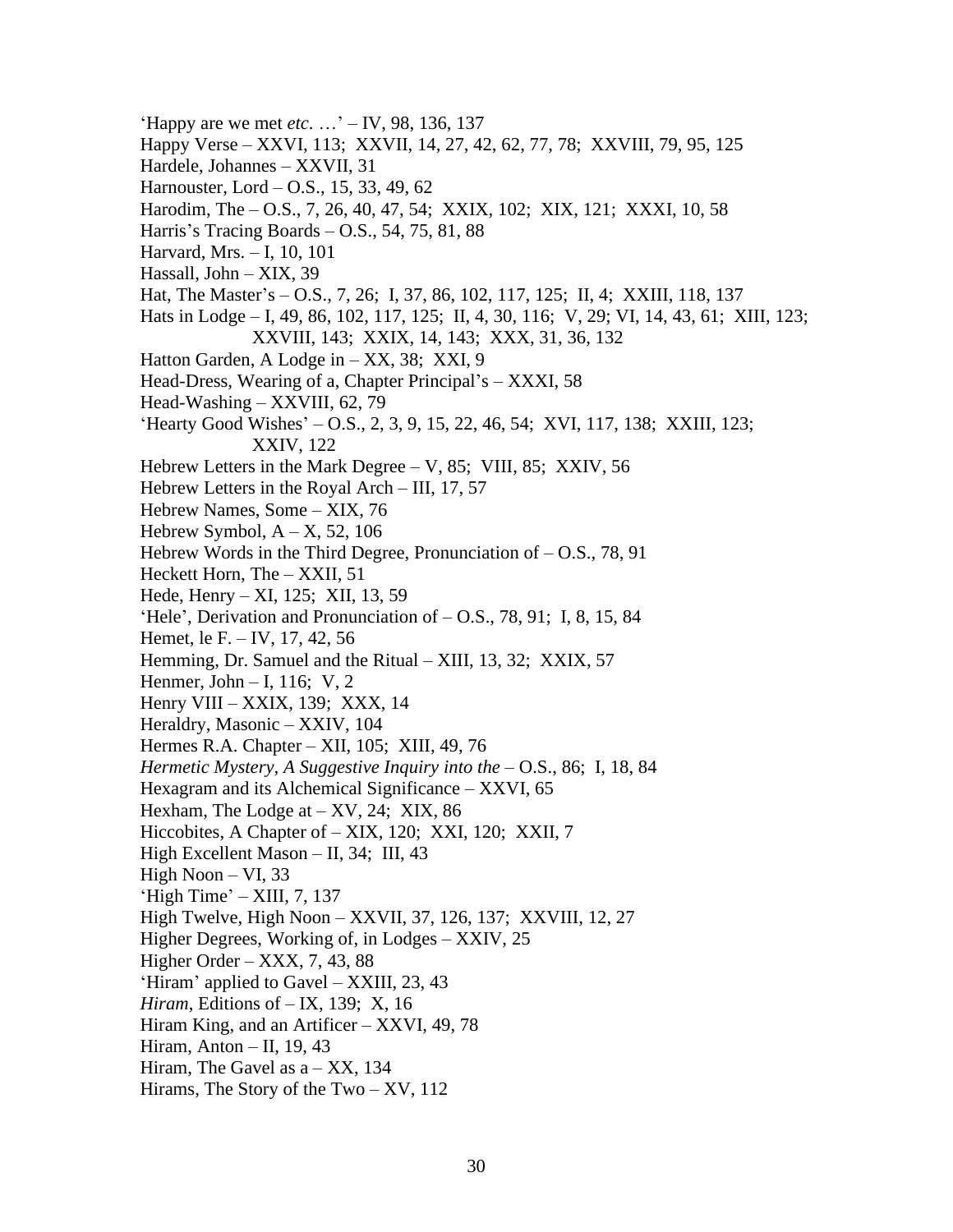'Happy are we met *etc*. …' – IV, 98, 136, 137
Happy Verse – XXVI, 113;  XXVII, 14, 27, 42, 62, 77, 78;  XXVIII, 79, 95, 125
Hardele, Johannes – XXVII, 31
Harnouster, Lord – O.S., 15, 33, 49, 62
Harodim, The – O.S., 7, 26, 40, 47, 54;  XXIX, 102;  XIX, 121;  XXXI, 10, 58
Harris's Tracing Boards – O.S., 54, 75, 81, 88
Harvard, Mrs. – I, 10, 101
Hassall, John – XIX, 39
Hat, The Master's – O.S., 7, 26;  I, 37, 86, 102, 117, 125;  II, 4;  XXIII, 118, 137
Hats in Lodge – I, 49, 86, 102, 117, 125;  II, 4, 30, 116;  V, 29; VI, 14, 43, 61;  XIII, 123;
    XXVIII, 143;  XXIX, 14, 143;  XXX, 31, 36, 132
Hatton Garden, A Lodge in – XX, 38;  XXI, 9
Head-Dress, Wearing of a, Chapter Principal's – XXXI, 58
Head-Washing – XXVIII, 62, 79
'Hearty Good Wishes' – O.S., 2, 3, 9, 15, 22, 46, 54;  XVI, 117, 138;  XXIII, 123;
    XXIV, 122
Hebrew Letters in the Mark Degree – V, 85;  VIII, 85;  XXIV, 56
Hebrew Letters in the Royal Arch – III, 17, 57
Hebrew Names, Some – XIX, 76
Hebrew Symbol, A – X, 52, 106
Hebrew Words in the Third Degree, Pronunciation of – O.S., 78, 91
Heckett Horn, The – XXII, 51
Hede, Henry – XI, 125;  XII, 13, 59
'Hele', Derivation and Pronunciation of – O.S., 78, 91;  I, 8, 15, 84
Hemet, le F. – IV, 17, 42, 56
Hemming, Dr. Samuel and the Ritual – XIII, 13, 32;  XXIX, 57
Henmer, John – I, 116;  V, 2
Henry VIII – XXIX, 139;  XXX, 14
Heraldry, Masonic – XXIV, 104
Hermes R.A. Chapter – XII, 105;  XIII, 49, 76
*Hermetic Mystery, A Suggestive Inquiry into the* – O.S., 86;  I, 18, 84
Hexagram and its Alchemical Significance – XXVI, 65
Hexham, The Lodge at – XV, 24;  XIX, 86
Hiccobites, A Chapter of – XIX, 120;  XXI, 120;  XXII, 7
High Excellent Mason – II, 34;  III, 43
High Noon – VI, 33
'High Time' – XIII, 7, 137
High Twelve, High Noon – XXVII, 37, 126, 137;  XXVIII, 12, 27
Higher Degrees, Working of, in Lodges – XXIV, 25
Higher Order – XXX, 7, 43, 88
'Hiram' applied to Gavel – XXIII, 23, 43
*Hiram*, Editions of – IX, 139;  X, 16
Hiram King, and an Artificer – XXVI, 49, 78
Hiram, Anton – II, 19, 43
Hiram, The Gavel as a – XX, 134
Hirams, The Story of the Two – XV, 112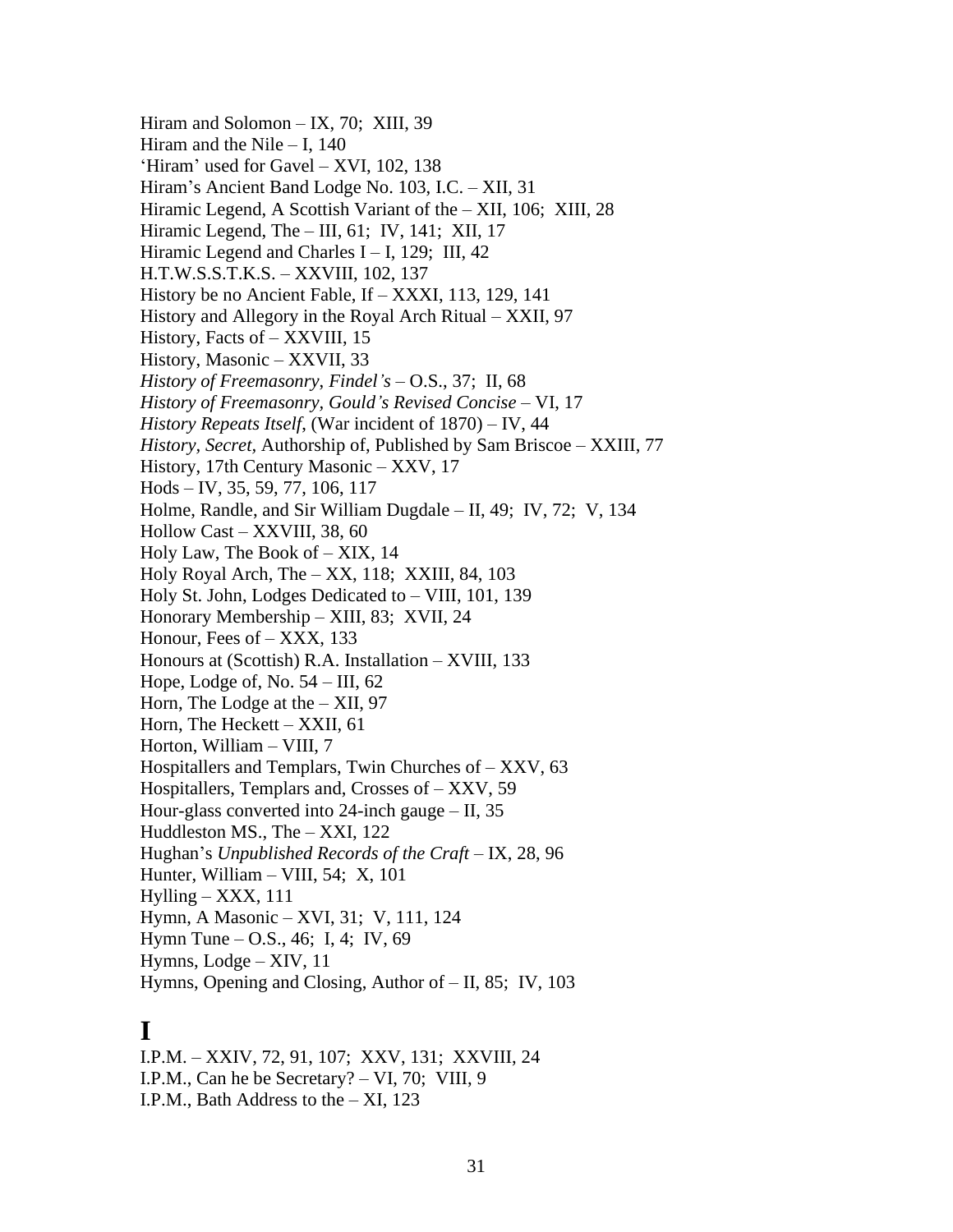Hiram and Solomon – IX, 70;  XIII, 39
Hiram and the Nile – I, 140
'Hiram' used for Gavel – XVI, 102, 138
Hiram's Ancient Band Lodge No. 103, I.C. – XII, 31
Hiramic Legend, A Scottish Variant of the – XII, 106;  XIII, 28
Hiramic Legend, The – III, 61;  IV, 141;  XII, 17
Hiramic Legend and Charles I – I, 129;  III, 42
H.T.W.S.S.T.K.S. – XXVIII, 102, 137
History be no Ancient Fable, If – XXXI, 113, 129, 141
History and Allegory in the Royal Arch Ritual – XXII, 97
History, Facts of – XXVIII, 15
History, Masonic – XXVII, 33
*History of Freemasonry, Findel's* – O.S., 37;  II, 68
*History of Freemasonry, Gould's Revised Concise* – VI, 17
*History Repeats Itself*, (War incident of 1870) – IV, 44
*History, Secret*, Authorship of, Published by Sam Briscoe – XXIII, 77
History, 17th Century Masonic – XXV, 17
Hods – IV, 35, 59, 77, 106, 117
Holme, Randle, and Sir William Dugdale – II, 49;  IV, 72;  V, 134
Hollow Cast – XXVIII, 38, 60
Holy Law, The Book of – XIX, 14
Holy Royal Arch, The – XX, 118;  XXIII, 84, 103
Holy St. John, Lodges Dedicated to – VIII, 101, 139
Honorary Membership – XIII, 83;  XVII, 24
Honour, Fees of – XXX, 133
Honours at (Scottish) R.A. Installation – XVIII, 133
Hope, Lodge of, No. 54 – III, 62
Horn, The Lodge at the – XII, 97
Horn, The Heckett – XXII, 61
Horton, William – VIII, 7
Hospitallers and Templars, Twin Churches of – XXV, 63
Hospitallers, Templars and, Crosses of – XXV, 59
Hour-glass converted into 24-inch gauge – II, 35
Huddleston MS., The – XXI, 122
Hughan's *Unpublished Records of the Craft* – IX, 28, 96
Hunter, William – VIII, 54;  X, 101
Hylling – XXX, 111
Hymn, A Masonic – XVI, 31;  V, 111, 124
Hymn Tune – O.S., 46;  I, 4;  IV, 69
Hymns, Lodge – XIV, 11
Hymns, Opening and Closing, Author of – II, 85;  IV, 103

# I

I.P.M. – XXIV, 72, 91, 107;  XXV, 131;  XXVIII, 24
I.P.M., Can he be Secretary? – VI, 70;  VIII, 9
I.P.M., Bath Address to the – XI, 123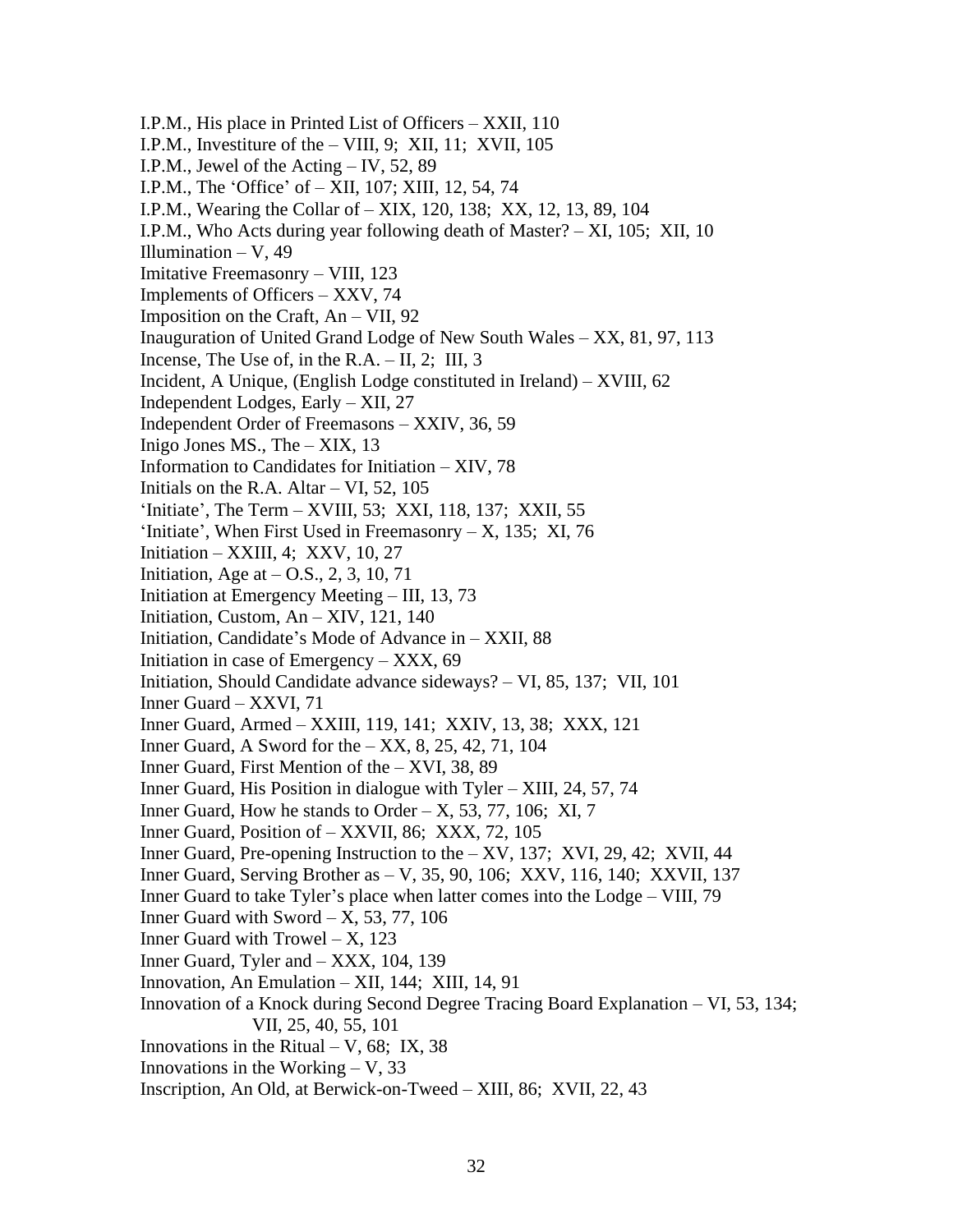I.P.M., His place in Printed List of Officers – XXII, 110
I.P.M., Investiture of the – VIII, 9; XII, 11; XVII, 105
I.P.M., Jewel of the Acting – IV, 52, 89
I.P.M., The 'Office' of – XII, 107; XIII, 12, 54, 74
I.P.M., Wearing the Collar of – XIX, 120, 138; XX, 12, 13, 89, 104
I.P.M., Who Acts during year following death of Master? – XI, 105; XII, 10
Illumination – V, 49
Imitative Freemasonry – VIII, 123
Implements of Officers – XXV, 74
Imposition on the Craft, An – VII, 92
Inauguration of United Grand Lodge of New South Wales – XX, 81, 97, 113
Incense, The Use of, in the R.A. – II, 2; III, 3
Incident, A Unique, (English Lodge constituted in Ireland) – XVIII, 62
Independent Lodges, Early – XII, 27
Independent Order of Freemasons – XXIV, 36, 59
Inigo Jones MS., The – XIX, 13
Information to Candidates for Initiation – XIV, 78
Initials on the R.A. Altar – VI, 52, 105
'Initiate', The Term – XVIII, 53; XXI, 118, 137; XXII, 55
'Initiate', When First Used in Freemasonry – X, 135; XI, 76
Initiation – XXIII, 4; XXV, 10, 27
Initiation, Age at – O.S., 2, 3, 10, 71
Initiation at Emergency Meeting – III, 13, 73
Initiation, Custom, An – XIV, 121, 140
Initiation, Candidate's Mode of Advance in – XXII, 88
Initiation in case of Emergency – XXX, 69
Initiation, Should Candidate advance sideways? – VI, 85, 137; VII, 101
Inner Guard – XXVI, 71
Inner Guard, Armed – XXIII, 119, 141; XXIV, 13, 38; XXX, 121
Inner Guard, A Sword for the – XX, 8, 25, 42, 71, 104
Inner Guard, First Mention of the – XVI, 38, 89
Inner Guard, His Position in dialogue with Tyler – XIII, 24, 57, 74
Inner Guard, How he stands to Order – X, 53, 77, 106; XI, 7
Inner Guard, Position of – XXVII, 86; XXX, 72, 105
Inner Guard, Pre-opening Instruction to the – XV, 137; XVI, 29, 42; XVII, 44
Inner Guard, Serving Brother as – V, 35, 90, 106; XXV, 116, 140; XXVII, 137
Inner Guard to take Tyler's place when latter comes into the Lodge – VIII, 79
Inner Guard with Sword – X, 53, 77, 106
Inner Guard with Trowel – X, 123
Inner Guard, Tyler and – XXX, 104, 139
Innovation, An Emulation – XII, 144; XIII, 14, 91
Innovation of a Knock during Second Degree Tracing Board Explanation – VI, 53, 134; VII, 25, 40, 55, 101
Innovations in the Ritual – V, 68; IX, 38
Innovations in the Working – V, 33
Inscription, An Old, at Berwick-on-Tweed – XIII, 86; XVII, 22, 43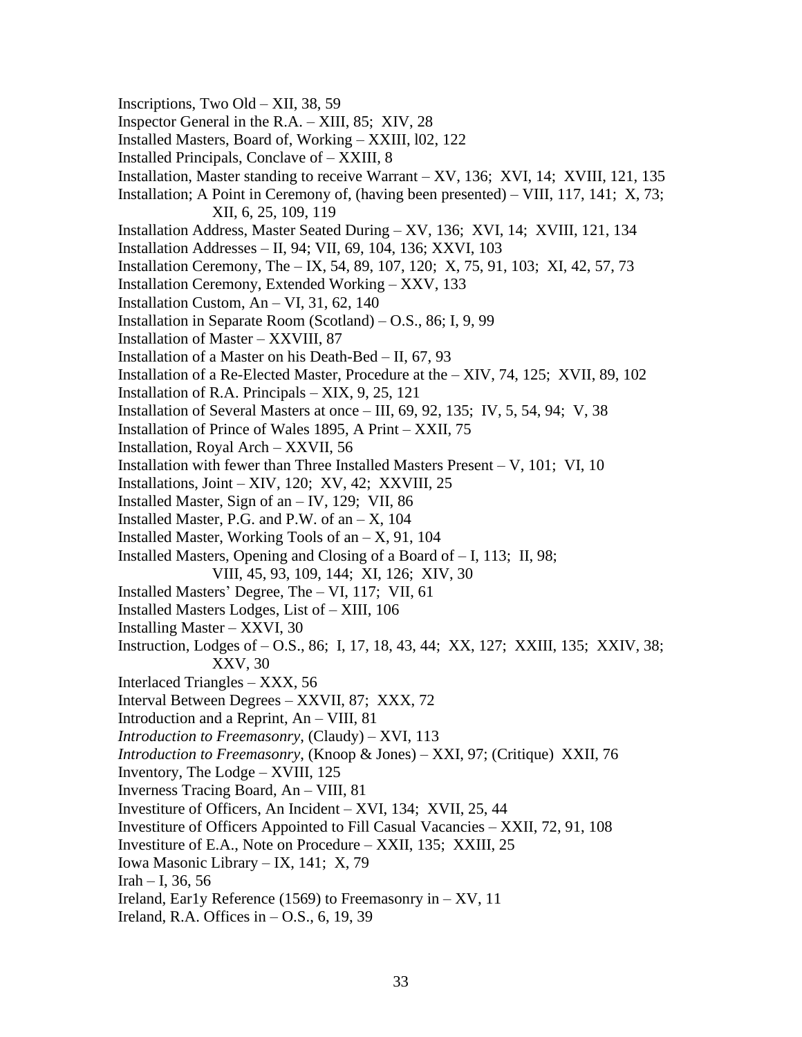Inscriptions, Two Old – XII, 38, 59

Inspector General in the R.A. – XIII, 85; XIV, 28

Installed Masters, Board of, Working – XXIII, l02, 122

Installed Principals, Conclave of – XXIII, 8

Installation, Master standing to receive Warrant – XV, 136; XVI, 14; XVIII, 121, 135

Installation; A Point in Ceremony of, (having been presented) – VIII, 117, 141; X, 73; XII, 6, 25, 109, 119

Installation Address, Master Seated During – XV, 136; XVI, 14; XVIII, 121, 134

Installation Addresses – II, 94; VII, 69, 104, 136; XXVI, 103

Installation Ceremony, The – IX, 54, 89, 107, 120; X, 75, 91, 103; XI, 42, 57, 73

Installation Ceremony, Extended Working – XXV, 133

Installation Custom, An – VI, 31, 62, 140

Installation in Separate Room (Scotland) – O.S., 86; I, 9, 99

Installation of Master – XXVIII, 87

Installation of a Master on his Death-Bed – II, 67, 93

Installation of a Re-Elected Master, Procedure at the – XIV, 74, 125; XVII, 89, 102

Installation of R.A. Principals – XIX, 9, 25, 121

Installation of Several Masters at once – III, 69, 92, 135; IV, 5, 54, 94; V, 38

Installation of Prince of Wales 1895, A Print – XXII, 75

Installation, Royal Arch – XXVII, 56

Installation with fewer than Three Installed Masters Present – V, 101; VI, 10

Installations, Joint – XIV, 120; XV, 42; XXVIII, 25

Installed Master, Sign of an – IV, 129; VII, 86

Installed Master, P.G. and P.W. of an – X, 104

Installed Master, Working Tools of an – X, 91, 104

Installed Masters, Opening and Closing of a Board of – I, 113; II, 98; VIII, 45, 93, 109, 144; XI, 126; XIV, 30

Installed Masters' Degree, The – VI, 117; VII, 61

Installed Masters Lodges, List of – XIII, 106

Installing Master – XXVI, 30

Instruction, Lodges of – O.S., 86; I, 17, 18, 43, 44; XX, 127; XXIII, 135; XXIV, 38; XXV, 30

Interlaced Triangles – XXX, 56

Interval Between Degrees – XXVII, 87; XXX, 72

Introduction and a Reprint, An – VIII, 81

*Introduction to Freemasonry*, (Claudy) – XVI, 113

*Introduction to Freemasonry*, (Knoop & Jones) – XXI, 97; (Critique) XXII, 76

Inventory, The Lodge – XVIII, 125

Inverness Tracing Board, An – VIII, 81

Investiture of Officers, An Incident – XVI, 134; XVII, 25, 44

Investiture of Officers Appointed to Fill Casual Vacancies – XXII, 72, 91, 108

Investiture of E.A., Note on Procedure – XXII, 135; XXIII, 25

Iowa Masonic Library – IX, 141; X, 79

Irah – I, 36, 56

Ireland, Ear1y Reference (1569) to Freemasonry in – XV, 11

Ireland, R.A. Offices in – O.S., 6, 19, 39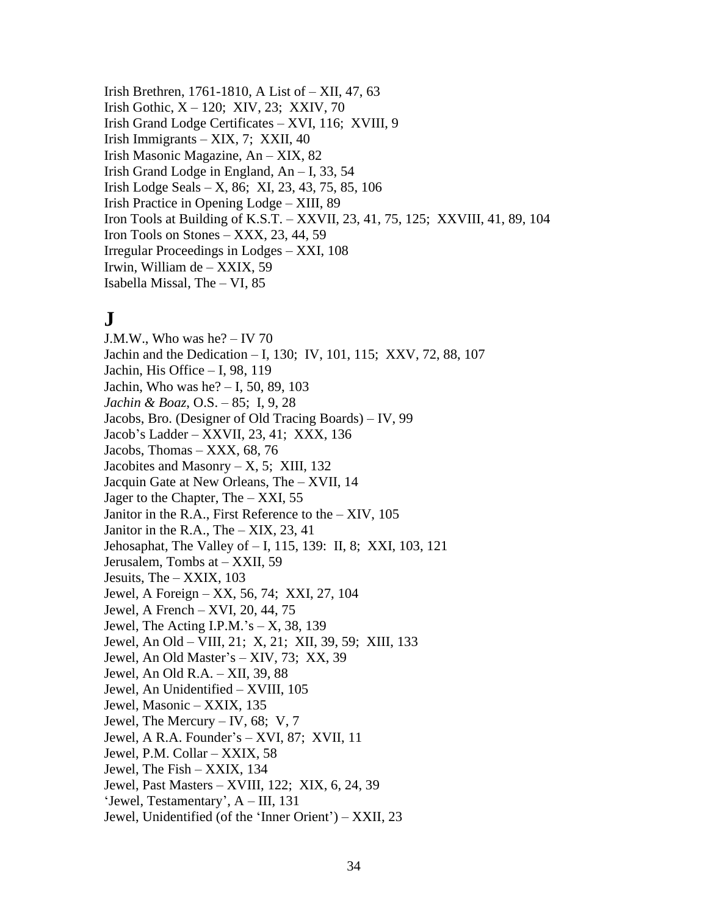Irish Brethren, 1761-1810, A List of – XII, 47, 63
Irish Gothic, X – 120;  XIV, 23;  XXIV, 70
Irish Grand Lodge Certificates – XVI, 116;  XVIII, 9
Irish Immigrants – XIX, 7;  XXII, 40
Irish Masonic Magazine, An – XIX, 82
Irish Grand Lodge in England, An – I, 33, 54
Irish Lodge Seals – X, 86;  XI, 23, 43, 75, 85, 106
Irish Practice in Opening Lodge – XIII, 89
Iron Tools at Building of K.S.T. – XXVII, 23, 41, 75, 125;  XXVIII, 41, 89, 104
Iron Tools on Stones – XXX, 23, 44, 59
Irregular Proceedings in Lodges – XXI, 108
Irwin, William de – XXIX, 59
Isabella Missal, The – VI, 85

# J

J.M.W., Who was he? – IV 70
Jachin and the Dedication – I, 130;  IV, 101, 115;  XXV, 72, 88, 107
Jachin, His Office – I, 98, 119
Jachin, Who was he? – I, 50, 89, 103
*Jachin & Boaz*, O.S. – 85;  I, 9, 28
Jacobs, Bro. (Designer of Old Tracing Boards) – IV, 99
Jacob's Ladder – XXVII, 23, 41;  XXX, 136
Jacobs, Thomas – XXX, 68, 76
Jacobites and Masonry – X, 5;  XIII, 132
Jacquin Gate at New Orleans, The – XVII, 14
Jager to the Chapter, The – XXI, 55
Janitor in the R.A., First Reference to the – XIV, 105
Janitor in the R.A., The – XIX, 23, 41
Jehosaphat, The Valley of – I, 115, 139:  II, 8;  XXI, 103, 121
Jerusalem, Tombs at – XXII, 59
Jesuits, The – XXIX, 103
Jewel, A Foreign – XX, 56, 74;  XXI, 27, 104
Jewel, A French – XVI, 20, 44, 75
Jewel, The Acting I.P.M.'s – X, 38, 139
Jewel, An Old – VIII, 21;  X, 21;  XII, 39, 59;  XIII, 133
Jewel, An Old Master's – XIV, 73;  XX, 39
Jewel, An Old R.A. – XII, 39, 88
Jewel, An Unidentified – XVIII, 105
Jewel, Masonic – XXIX, 135
Jewel, The Mercury – IV, 68;  V, 7
Jewel, A R.A. Founder's – XVI, 87;  XVII, 11
Jewel, P.M. Collar – XXIX, 58
Jewel, The Fish – XXIX, 134
Jewel, Past Masters – XVIII, 122;  XIX, 6, 24, 39
'Jewel, Testamentary', A – III, 131
Jewel, Unidentified (of the 'Inner Orient') – XXII, 23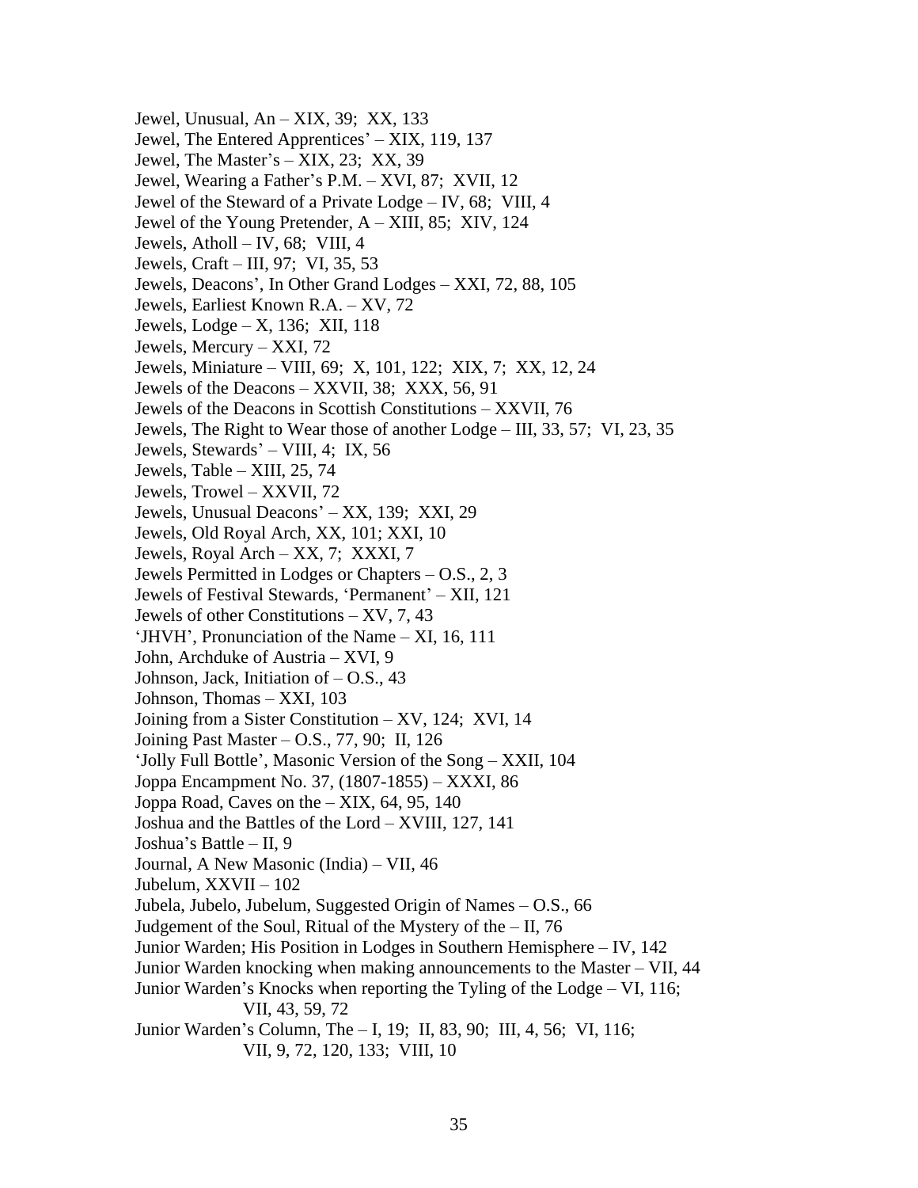Jewel, Unusual, An – XIX, 39;  XX, 133
Jewel, The Entered Apprentices' – XIX, 119, 137
Jewel, The Master's – XIX, 23;  XX, 39
Jewel, Wearing a Father's P.M. – XVI, 87;  XVII, 12
Jewel of the Steward of a Private Lodge – IV, 68;  VIII, 4
Jewel of the Young Pretender, A – XIII, 85;  XIV, 124
Jewels, Atholl – IV, 68;  VIII, 4
Jewels, Craft – III, 97;  VI, 35, 53
Jewels, Deacons', In Other Grand Lodges – XXI, 72, 88, 105
Jewels, Earliest Known R.A. – XV, 72
Jewels, Lodge – X, 136;  XII, 118
Jewels, Mercury – XXI, 72
Jewels, Miniature – VIII, 69;  X, 101, 122;  XIX, 7;  XX, 12, 24
Jewels of the Deacons – XXVII, 38;  XXX, 56, 91
Jewels of the Deacons in Scottish Constitutions – XXVII, 76
Jewels, The Right to Wear those of another Lodge – III, 33, 57;  VI, 23, 35
Jewels, Stewards' – VIII, 4;  IX, 56
Jewels, Table – XIII, 25, 74
Jewels, Trowel – XXVII, 72
Jewels, Unusual Deacons' – XX, 139;  XXI, 29
Jewels, Old Royal Arch, XX, 101; XXI, 10
Jewels, Royal Arch – XX, 7;  XXXI, 7
Jewels Permitted in Lodges or Chapters – O.S., 2, 3
Jewels of Festival Stewards, 'Permanent' – XII, 121
Jewels of other Constitutions – XV, 7, 43
'JHVH', Pronunciation of the Name – XI, 16, 111
John, Archduke of Austria – XVI, 9
Johnson, Jack, Initiation of – O.S., 43
Johnson, Thomas – XXI, 103
Joining from a Sister Constitution – XV, 124;  XVI, 14
Joining Past Master – O.S., 77, 90;  II, 126
'Jolly Full Bottle', Masonic Version of the Song – XXII, 104
Joppa Encampment No. 37, (1807-1855) – XXXI, 86
Joppa Road, Caves on the – XIX, 64, 95, 140
Joshua and the Battles of the Lord – XVIII, 127, 141
Joshua's Battle – II, 9
Journal, A New Masonic (India) – VII, 46
Jubelum, XXVII – 102
Jubela, Jubelo, Jubelum, Suggested Origin of Names – O.S., 66
Judgement of the Soul, Ritual of the Mystery of the – II, 76
Junior Warden; His Position in Lodges in Southern Hemisphere – IV, 142
Junior Warden knocking when making announcements to the Master – VII, 44
Junior Warden's Knocks when reporting the Tyling of the Lodge – VI, 116;
    VII, 43, 59, 72
Junior Warden's Column, The – I, 19;  II, 83, 90;  III, 4, 56;  VI, 116;
    VII, 9, 72, 120, 133;  VIII, 10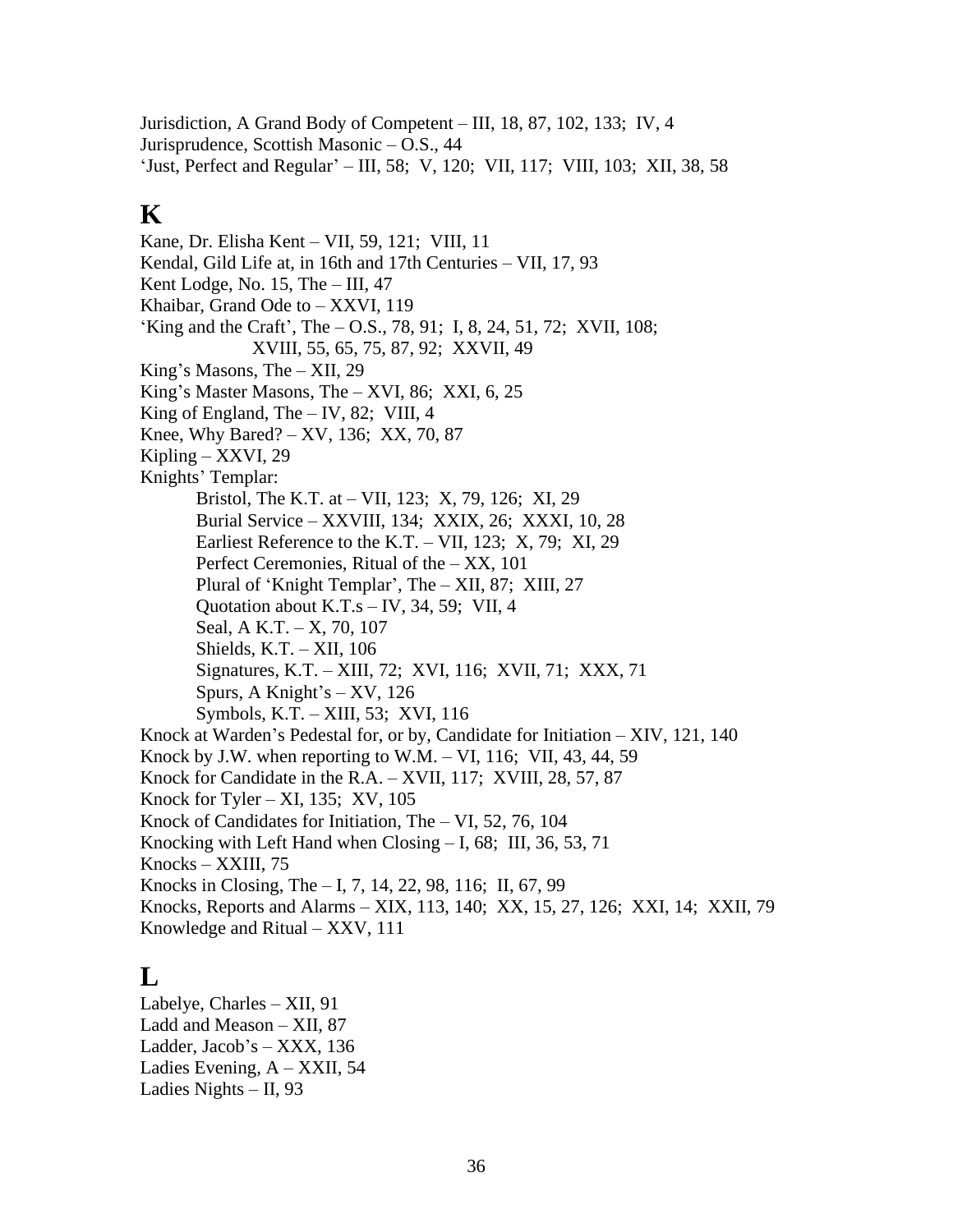Jurisdiction, A Grand Body of Competent – III, 18, 87, 102, 133;  IV, 4
Jurisprudence, Scottish Masonic – O.S., 44
'Just, Perfect and Regular' – III, 58;  V, 120;  VII, 117;  VIII, 103;  XII, 38, 58

## K

Kane, Dr. Elisha Kent – VII, 59, 121;  VIII, 11
Kendal, Gild Life at, in 16th and 17th Centuries – VII, 17, 93
Kent Lodge, No. 15, The – III, 47
Khaibar, Grand Ode to – XXVI, 119
'King and the Craft', The – O.S., 78, 91;  I, 8, 24, 51, 72;  XVII, 108;
    XVIII, 55, 65, 75, 87, 92;  XXVII, 49
King's Masons, The – XII, 29
King's Master Masons, The – XVI, 86;  XXI, 6, 25
King of England, The – IV, 82;  VIII, 4
Knee, Why Bared? – XV, 136;  XX, 70, 87
Kipling – XXVI, 29
Knights' Templar:
- Bristol, The K.T. at – VII, 123;  X, 79, 126;  XI, 29
- Burial Service – XXVIII, 134;  XXIX, 26;  XXXI, 10, 28
- Earliest Reference to the K.T. – VII, 123;  X, 79;  XI, 29
- Perfect Ceremonies, Ritual of the – XX, 101
- Plural of 'Knight Templar', The – XII, 87;  XIII, 27
- Quotation about K.T.s – IV, 34, 59;  VII, 4
- Seal, A K.T. – X, 70, 107
- Shields, K.T. – XII, 106
- Signatures, K.T. – XIII, 72;  XVI, 116;  XVII, 71;  XXX, 71
- Spurs, A Knight's – XV, 126
- Symbols, K.T. – XIII, 53;  XVI, 116

Knock at Warden's Pedestal for, or by, Candidate for Initiation – XIV, 121, 140
Knock by J.W. when reporting to W.M. – VI, 116;  VII, 43, 44, 59
Knock for Candidate in the R.A. – XVII, 117;  XVIII, 28, 57, 87
Knock for Tyler – XI, 135;  XV, 105
Knock of Candidates for Initiation, The – VI, 52, 76, 104
Knocking with Left Hand when Closing – I, 68;  III, 36, 53, 71
Knocks – XXIII, 75
Knocks in Closing, The – I, 7, 14, 22, 98, 116;  II, 67, 99
Knocks, Reports and Alarms – XIX, 113, 140;  XX, 15, 27, 126;  XXI, 14;  XXII, 79
Knowledge and Ritual – XXV, 111

## L

Labelye, Charles – XII, 91
Ladd and Meason – XII, 87
Ladder, Jacob's – XXX, 136
Ladies Evening, A – XXII, 54
Ladies Nights – II, 93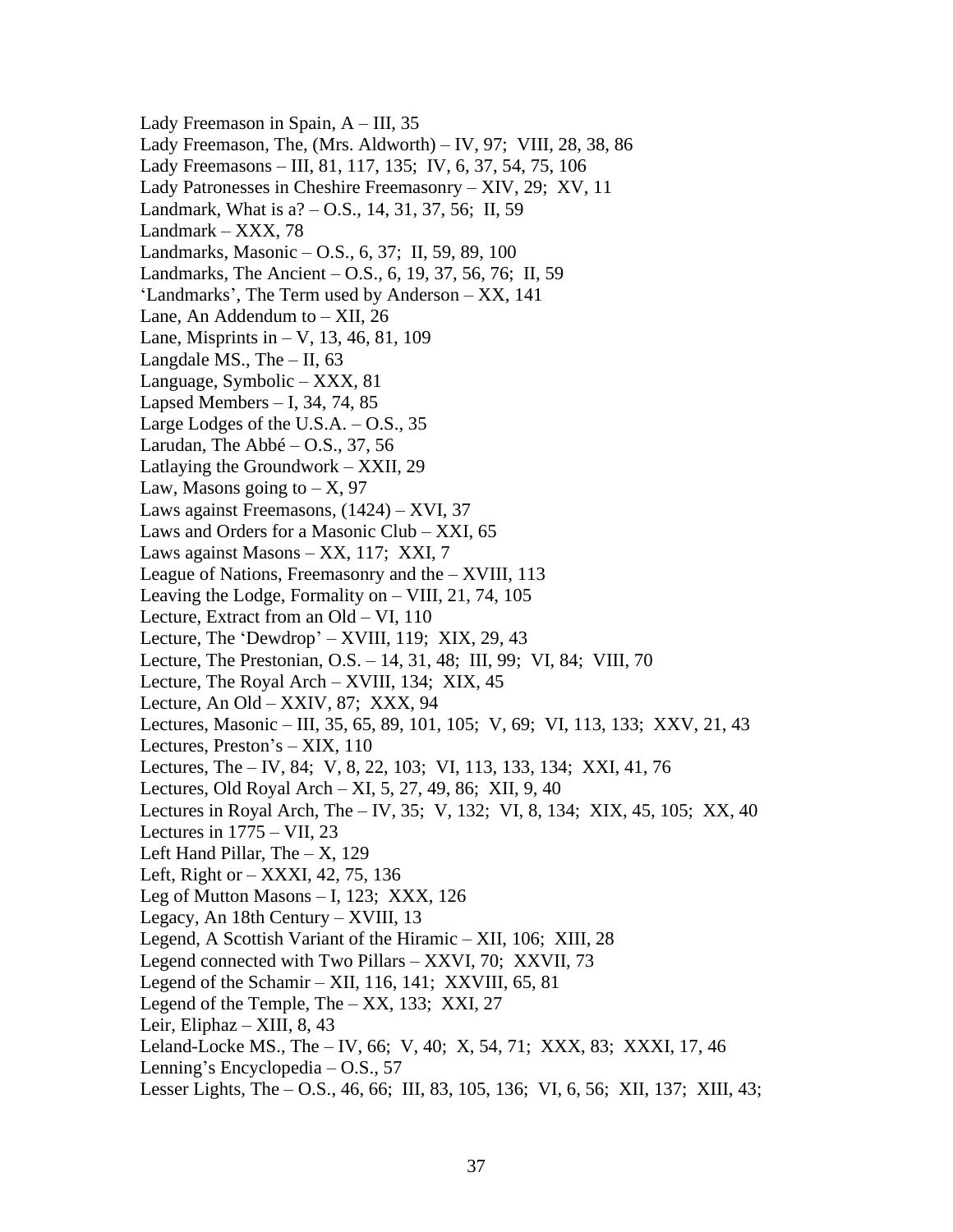Lady Freemason in Spain, A – III, 35
Lady Freemason, The, (Mrs. Aldworth) – IV, 97;  VIII, 28, 38, 86
Lady Freemasons – III, 81, 117, 135;  IV, 6, 37, 54, 75, 106
Lady Patronesses in Cheshire Freemasonry – XIV, 29;  XV, 11
Landmark, What is a? – O.S., 14, 31, 37, 56;  II, 59
Landmark – XXX, 78
Landmarks, Masonic – O.S., 6, 37;  II, 59, 89, 100
Landmarks, The Ancient – O.S., 6, 19, 37, 56, 76;  II, 59
'Landmarks', The Term used by Anderson – XX, 141
Lane, An Addendum to – XII, 26
Lane, Misprints in – V, 13, 46, 81, 109
Langdale MS., The – II, 63
Language, Symbolic – XXX, 81
Lapsed Members – I, 34, 74, 85
Large Lodges of the U.S.A. – O.S., 35
Larudan, The Abbé – O.S., 37, 56
Latlaying the Groundwork – XXII, 29
Law, Masons going to – X, 97
Laws against Freemasons, (1424) – XVI, 37
Laws and Orders for a Masonic Club – XXI, 65
Laws against Masons – XX, 117;  XXI, 7
League of Nations, Freemasonry and the – XVIII, 113
Leaving the Lodge, Formality on – VIII, 21, 74, 105
Lecture, Extract from an Old – VI, 110
Lecture, The 'Dewdrop' – XVIII, 119;  XIX, 29, 43
Lecture, The Prestonian, O.S. – 14, 31, 48;  III, 99;  VI, 84;  VIII, 70
Lecture, The Royal Arch – XVIII, 134;  XIX, 45
Lecture, An Old – XXIV, 87;  XXX, 94
Lectures, Masonic – III, 35, 65, 89, 101, 105;  V, 69;  VI, 113, 133;  XXV, 21, 43
Lectures, Preston's – XIX, 110
Lectures, The – IV, 84;  V, 8, 22, 103;  VI, 113, 133, 134;  XXI, 41, 76
Lectures, Old Royal Arch – XI, 5, 27, 49, 86;  XII, 9, 40
Lectures in Royal Arch, The – IV, 35;  V, 132;  VI, 8, 134;  XIX, 45, 105;  XX, 40
Lectures in 1775 – VII, 23
Left Hand Pillar, The – X, 129
Left, Right or – XXXI, 42, 75, 136
Leg of Mutton Masons – I, 123;  XXX, 126
Legacy, An 18th Century – XVIII, 13
Legend, A Scottish Variant of the Hiramic – XII, 106;  XIII, 28
Legend connected with Two Pillars – XXVI, 70;  XXVII, 73
Legend of the Schamir – XII, 116, 141;  XXVIII, 65, 81
Legend of the Temple, The – XX, 133;  XXI, 27
Leir, Eliphaz – XIII, 8, 43
Leland-Locke MS., The – IV, 66;  V, 40;  X, 54, 71;  XXX, 83;  XXXI, 17, 46
Lenning's Encyclopedia – O.S., 57
Lesser Lights, The – O.S., 46, 66;  III, 83, 105, 136;  VI, 6, 56;  XII, 137;  XIII, 43;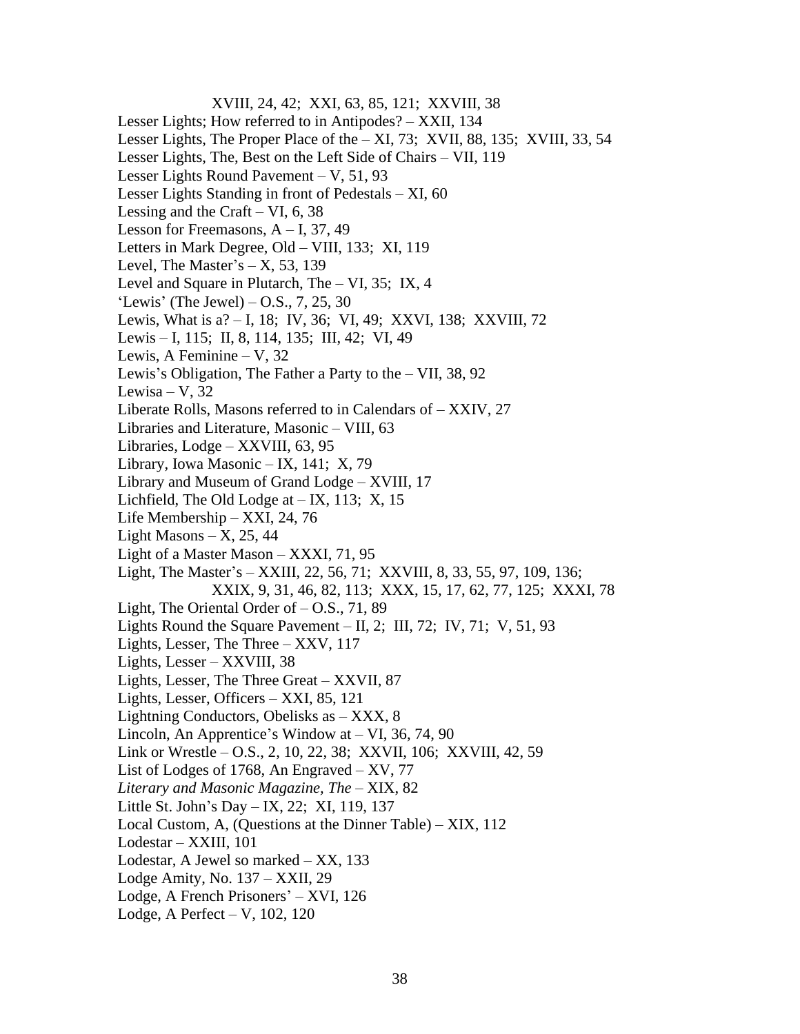XVIII, 24, 42; XXI, 63, 85, 121; XXVIII, 38

Lesser Lights; How referred to in Antipodes? – XXII, 134

Lesser Lights, The Proper Place of the – XI, 73; XVII, 88, 135; XVIII, 33, 54

Lesser Lights, The, Best on the Left Side of Chairs – VII, 119

Lesser Lights Round Pavement – V, 51, 93

Lesser Lights Standing in front of Pedestals – XI, 60

Lessing and the Craft – VI, 6, 38

Lesson for Freemasons, A – I, 37, 49

Letters in Mark Degree, Old – VIII, 133; XI, 119

Level, The Master's – X, 53, 139

Level and Square in Plutarch, The – VI, 35; IX, 4

'Lewis' (The Jewel) – O.S., 7, 25, 30

Lewis, What is a? – I, 18; IV, 36; VI, 49; XXVI, 138; XXVIII, 72

Lewis – I, 115; II, 8, 114, 135; III, 42; VI, 49

Lewis, A Feminine – V, 32

Lewis's Obligation, The Father a Party to the – VII, 38, 92

Lewisa – V, 32

Liberate Rolls, Masons referred to in Calendars of – XXIV, 27

Libraries and Literature, Masonic – VIII, 63

Libraries, Lodge – XXVIII, 63, 95

Library, Iowa Masonic – IX, 141; X, 79

Library and Museum of Grand Lodge – XVIII, 17

Lichfield, The Old Lodge at – IX, 113; X, 15

Life Membership – XXI, 24, 76

Light Masons – X, 25, 44

Light of a Master Mason – XXXI, 71, 95

Light, The Master's – XXIII, 22, 56, 71; XXVIII, 8, 33, 55, 97, 109, 136;
XXIX, 9, 31, 46, 82, 113; XXX, 15, 17, 62, 77, 125; XXXI, 78

Light, The Oriental Order of – O.S., 71, 89

Lights Round the Square Pavement – II, 2; III, 72; IV, 71; V, 51, 93

Lights, Lesser, The Three – XXV, 117

Lights, Lesser – XXVIII, 38

Lights, Lesser, The Three Great – XXVII, 87

Lights, Lesser, Officers – XXI, 85, 121

Lightning Conductors, Obelisks as – XXX, 8

Lincoln, An Apprentice's Window at – VI, 36, 74, 90

Link or Wrestle – O.S., 2, 10, 22, 38; XXVII, 106; XXVIII, 42, 59

List of Lodges of 1768, An Engraved – XV, 77

*Literary and Masonic Magazine, The* – XIX, 82

Little St. John's Day – IX, 22; XI, 119, 137

Local Custom, A, (Questions at the Dinner Table) – XIX, 112

Lodestar – XXIII, 101

Lodestar, A Jewel so marked – XX, 133

Lodge Amity, No. 137 – XXII, 29

Lodge, A French Prisoners' – XVI, 126

Lodge, A Perfect – V, 102, 120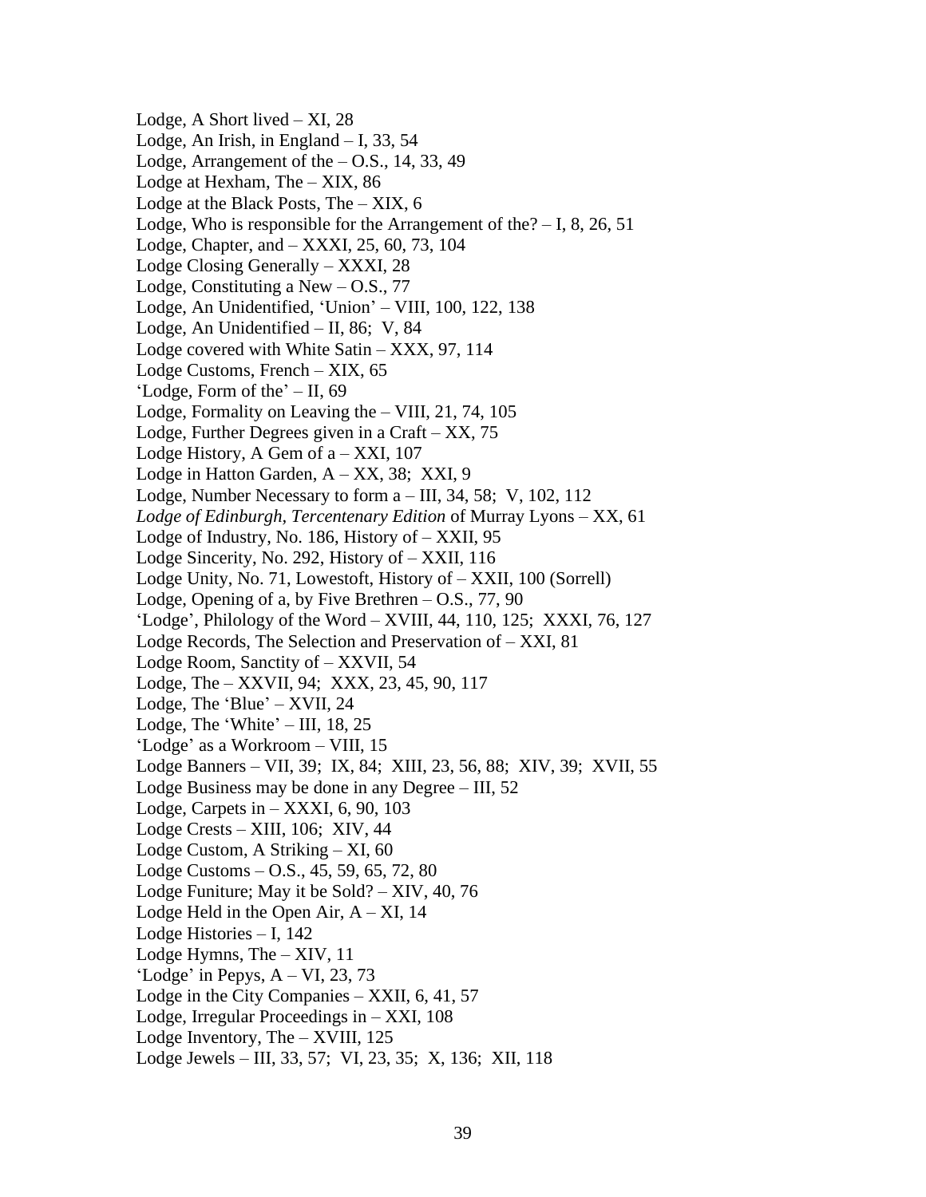Lodge, A Short lived – XI, 28
Lodge, An Irish, in England – I, 33, 54
Lodge, Arrangement of the – O.S., 14, 33, 49
Lodge at Hexham, The – XIX, 86
Lodge at the Black Posts, The – XIX, 6
Lodge, Who is responsible for the Arrangement of the? – I, 8, 26, 51
Lodge, Chapter, and – XXXI, 25, 60, 73, 104
Lodge Closing Generally – XXXI, 28
Lodge, Constituting a New – O.S., 77
Lodge, An Unidentified, 'Union' – VIII, 100, 122, 138
Lodge, An Unidentified – II, 86; V, 84
Lodge covered with White Satin – XXX, 97, 114
Lodge Customs, French – XIX, 65
'Lodge, Form of the' – II, 69
Lodge, Formality on Leaving the – VIII, 21, 74, 105
Lodge, Further Degrees given in a Craft – XX, 75
Lodge History, A Gem of a – XXI, 107
Lodge in Hatton Garden, A – XX, 38; XXI, 9
Lodge, Number Necessary to form a – III, 34, 58; V, 102, 112
*Lodge of Edinburgh, Tercentenary Edition* of Murray Lyons – XX, 61
Lodge of Industry, No. 186, History of – XXII, 95
Lodge Sincerity, No. 292, History of – XXII, 116
Lodge Unity, No. 71, Lowestoft, History of – XXII, 100 (Sorrell)
Lodge, Opening of a, by Five Brethren – O.S., 77, 90
'Lodge', Philology of the Word – XVIII, 44, 110, 125; XXXI, 76, 127
Lodge Records, The Selection and Preservation of – XXI, 81
Lodge Room, Sanctity of – XXVII, 54
Lodge, The – XXVII, 94; XXX, 23, 45, 90, 117
Lodge, The 'Blue' – XVII, 24
Lodge, The 'White' – III, 18, 25
'Lodge' as a Workroom – VIII, 15
Lodge Banners – VII, 39; IX, 84; XIII, 23, 56, 88; XIV, 39; XVII, 55
Lodge Business may be done in any Degree – III, 52
Lodge, Carpets in – XXXI, 6, 90, 103
Lodge Crests – XIII, 106; XIV, 44
Lodge Custom, A Striking – XI, 60
Lodge Customs – O.S., 45, 59, 65, 72, 80
Lodge Funiture; May it be Sold? – XIV, 40, 76
Lodge Held in the Open Air, A – XI, 14
Lodge Histories – I, 142
Lodge Hymns, The – XIV, 11
'Lodge' in Pepys, A – VI, 23, 73
Lodge in the City Companies – XXII, 6, 41, 57
Lodge, Irregular Proceedings in – XXI, 108
Lodge Inventory, The – XVIII, 125
Lodge Jewels – III, 33, 57; VI, 23, 35; X, 136; XII, 118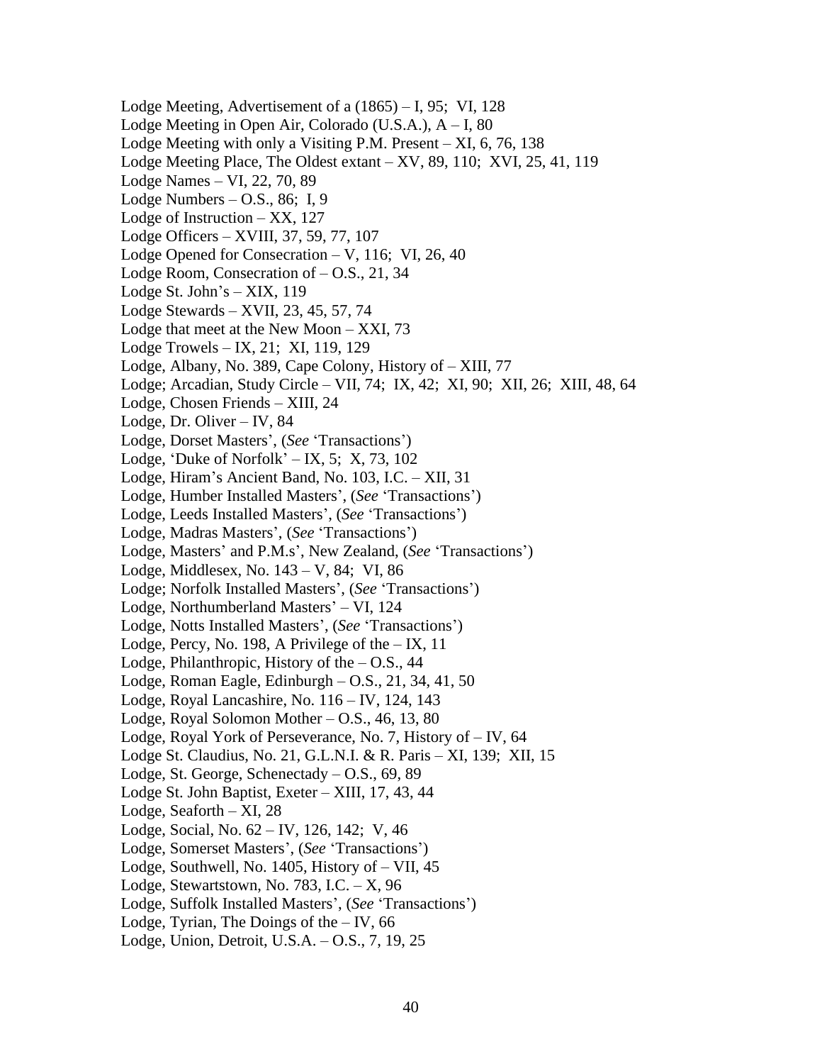Lodge Meeting, Advertisement of a (1865) – I, 95;  VI, 128
Lodge Meeting in Open Air, Colorado (U.S.A.), A – I, 80
Lodge Meeting with only a Visiting P.M. Present – XI, 6, 76, 138
Lodge Meeting Place, The Oldest extant – XV, 89, 110;  XVI, 25, 41, 119
Lodge Names – VI, 22, 70, 89
Lodge Numbers – O.S., 86;  I, 9
Lodge of Instruction – XX, 127
Lodge Officers – XVIII, 37, 59, 77, 107
Lodge Opened for Consecration – V, 116;  VI, 26, 40
Lodge Room, Consecration of – O.S., 21, 34
Lodge St. John's – XIX, 119
Lodge Stewards – XVII, 23, 45, 57, 74
Lodge that meet at the New Moon – XXI, 73
Lodge Trowels – IX, 21;  XI, 119, 129
Lodge, Albany, No. 389, Cape Colony, History of – XIII, 77
Lodge; Arcadian, Study Circle – VII, 74;  IX, 42;  XI, 90;  XII, 26;  XIII, 48, 64
Lodge, Chosen Friends – XIII, 24
Lodge, Dr. Oliver – IV, 84
Lodge, Dorset Masters', (*See* 'Transactions')
Lodge, 'Duke of Norfolk' – IX, 5;  X, 73, 102
Lodge, Hiram's Ancient Band, No. 103, I.C. – XII, 31
Lodge, Humber Installed Masters', (*See* 'Transactions')
Lodge, Leeds Installed Masters', (*See* 'Transactions')
Lodge, Madras Masters', (*See* 'Transactions')
Lodge, Masters' and P.M.s', New Zealand, (*See* 'Transactions')
Lodge, Middlesex, No. 143 – V, 84;  VI, 86
Lodge; Norfolk Installed Masters', (*See* 'Transactions')
Lodge, Northumberland Masters' – VI, 124
Lodge, Notts Installed Masters', (*See* 'Transactions')
Lodge, Percy, No. 198, A Privilege of the – IX, 11
Lodge, Philanthropic, History of the – O.S., 44
Lodge, Roman Eagle, Edinburgh – O.S., 21, 34, 41, 50
Lodge, Royal Lancashire, No. 116 – IV, 124, 143
Lodge, Royal Solomon Mother – O.S., 46, 13, 80
Lodge, Royal York of Perseverance, No. 7, History of – IV, 64
Lodge St. Claudius, No. 21, G.L.N.I. & R. Paris – XI, 139;  XII, 15
Lodge, St. George, Schenectady – O.S., 69, 89
Lodge St. John Baptist, Exeter – XIII, 17, 43, 44
Lodge, Seaforth – XI, 28
Lodge, Social, No. 62 – IV, 126, 142;  V, 46
Lodge, Somerset Masters', (*See* 'Transactions')
Lodge, Southwell, No. 1405, History of – VII, 45
Lodge, Stewartstown, No. 783, I.C. – X, 96
Lodge, Suffolk Installed Masters', (*See* 'Transactions')
Lodge, Tyrian, The Doings of the – IV, 66
Lodge, Union, Detroit, U.S.A. – O.S., 7, 19, 25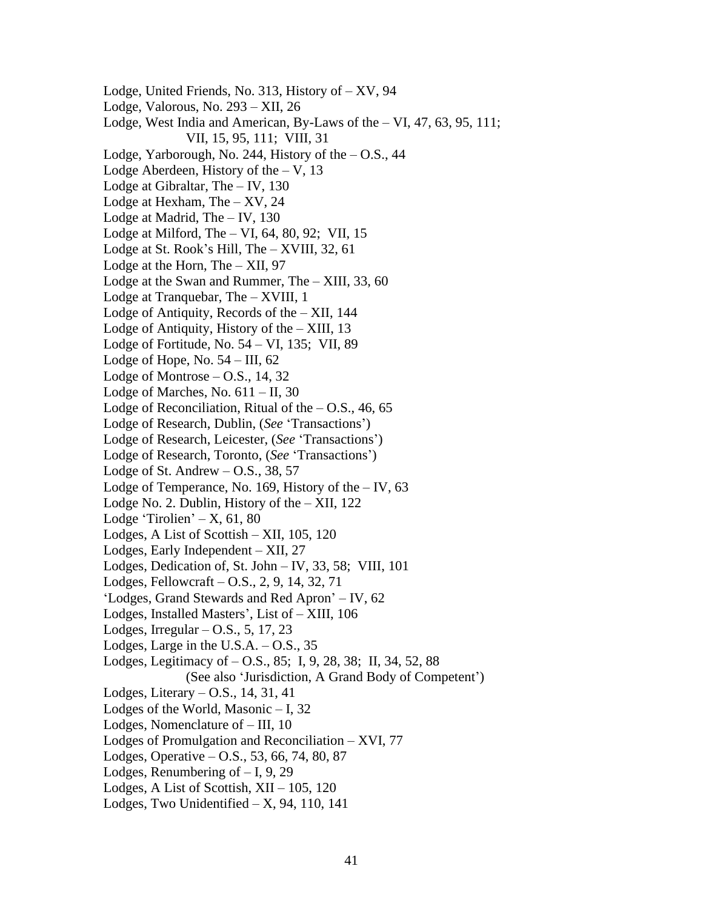Lodge, United Friends, No. 313, History of – XV, 94
Lodge, Valorous, No. 293 – XII, 26
Lodge, West India and American, By-Laws of the – VI, 47, 63, 95, 111;
    VII, 15, 95, 111;  VIII, 31
Lodge, Yarborough, No. 244, History of the – O.S., 44
Lodge Aberdeen, History of the – V, 13
Lodge at Gibraltar, The – IV, 130
Lodge at Hexham, The – XV, 24
Lodge at Madrid, The – IV, 130
Lodge at Milford, The – VI, 64, 80, 92;  VII, 15
Lodge at St. Rook's Hill, The – XVIII, 32, 61
Lodge at the Horn, The – XII, 97
Lodge at the Swan and Rummer, The – XIII, 33, 60
Lodge at Tranquebar, The – XVIII, 1
Lodge of Antiquity, Records of the – XII, 144
Lodge of Antiquity, History of the – XIII, 13
Lodge of Fortitude, No. 54 – VI, 135;  VII, 89
Lodge of Hope, No. 54 – III, 62
Lodge of Montrose – O.S., 14, 32
Lodge of Marches, No. 611 – II, 30
Lodge of Reconciliation, Ritual of the – O.S., 46, 65
Lodge of Research, Dublin, (*See* 'Transactions')
Lodge of Research, Leicester, (*See* 'Transactions')
Lodge of Research, Toronto, (*See* 'Transactions')
Lodge of St. Andrew – O.S., 38, 57
Lodge of Temperance, No. 169, History of the – IV, 63
Lodge No. 2. Dublin, History of the – XII, 122
Lodge 'Tirolien' – X, 61, 80
Lodges, A List of Scottish – XII, 105, 120
Lodges, Early Independent – XII, 27
Lodges, Dedication of, St. John – IV, 33, 58;  VIII, 101
Lodges, Fellowcraft – O.S., 2, 9, 14, 32, 71
'Lodges, Grand Stewards and Red Apron' – IV, 62
Lodges, Installed Masters', List of – XIII, 106
Lodges, Irregular – O.S., 5, 17, 23
Lodges, Large in the U.S.A. – O.S., 35
Lodges, Legitimacy of – O.S., 85;  I, 9, 28, 38;  II, 34, 52, 88
    (See also 'Jurisdiction, A Grand Body of Competent')
Lodges, Literary – O.S., 14, 31, 41
Lodges of the World, Masonic – I, 32
Lodges, Nomenclature of – III, 10
Lodges of Promulgation and Reconciliation – XVI, 77
Lodges, Operative – O.S., 53, 66, 74, 80, 87
Lodges, Renumbering of – I, 9, 29
Lodges, A List of Scottish, XII – 105, 120
Lodges, Two Unidentified – X, 94, 110, 141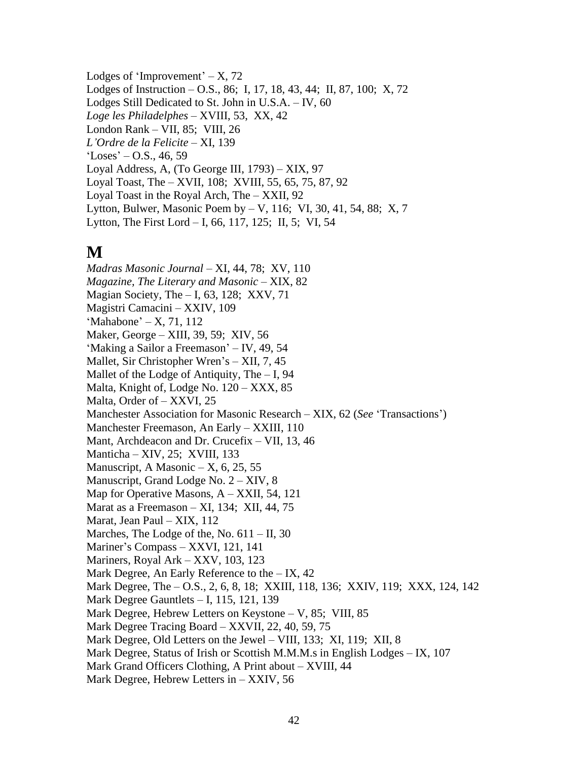Lodges of 'Improvement' – X, 72  
Lodges of Instruction – O.S., 86; I, 17, 18, 43, 44; II, 87, 100; X, 72  
Lodges Still Dedicated to St. John in U.S.A. – IV, 60  
*Loge les Philadelphes* – XVIII, 53, XX, 42  
London Rank – VII, 85; VIII, 26  
*L'Ordre de la Felicite* – XI, 139  
'Loses' – O.S., 46, 59  
Loyal Address, A, (To George III, 1793) – XIX, 97  
Loyal Toast, The – XVII, 108; XVIII, 55, 65, 75, 87, 92  
Loyal Toast in the Royal Arch, The – XXII, 92  
Lytton, Bulwer, Masonic Poem by – V, 116; VI, 30, 41, 54, 88; X, 7  
Lytton, The First Lord – I, 66, 117, 125; II, 5; VI, 54

## M

*Madras Masonic Journal* – XI, 44, 78; XV, 110  
*Magazine, The Literary and Masonic* – XIX, 82  
Magian Society, The – I, 63, 128; XXV, 71  
Magistri Camacini – XXIV, 109  
'Mahabone' – X, 71, 112  
Maker, George – XIII, 39, 59; XIV, 56  
'Making a Sailor a Freemason' – IV, 49, 54  
Mallet, Sir Christopher Wren's – XII, 7, 45  
Mallet of the Lodge of Antiquity, The – I, 94  
Malta, Knight of, Lodge No. 120 – XXX, 85  
Malta, Order of – XXVI, 25  
Manchester Association for Masonic Research – XIX, 62 (*See* 'Transactions')  
Manchester Freemason, An Early – XXIII, 110  
Mant, Archdeacon and Dr. Crucefix – VII, 13, 46  
Manticha – XIV, 25; XVIII, 133  
Manuscript, A Masonic – X, 6, 25, 55  
Manuscript, Grand Lodge No. 2 – XIV, 8  
Map for Operative Masons, A – XXII, 54, 121  
Marat as a Freemason – XI, 134; XII, 44, 75  
Marat, Jean Paul – XIX, 112  
Marches, The Lodge of the, No. 611 – II, 30  
Mariner's Compass – XXVI, 121, 141  
Mariners, Royal Ark – XXV, 103, 123  
Mark Degree, An Early Reference to the – IX, 42  
Mark Degree, The – O.S., 2, 6, 8, 18; XXIII, 118, 136; XXIV, 119; XXX, 124, 142  
Mark Degree Gauntlets – I, 115, 121, 139  
Mark Degree, Hebrew Letters on Keystone – V, 85; VIII, 85  
Mark Degree Tracing Board – XXVII, 22, 40, 59, 75  
Mark Degree, Old Letters on the Jewel – VIII, 133; XI, 119; XII, 8  
Mark Degree, Status of Irish or Scottish M.M.M.s in English Lodges – IX, 107  
Mark Grand Officers Clothing, A Print about – XVIII, 44  
Mark Degree, Hebrew Letters in – XXIV, 56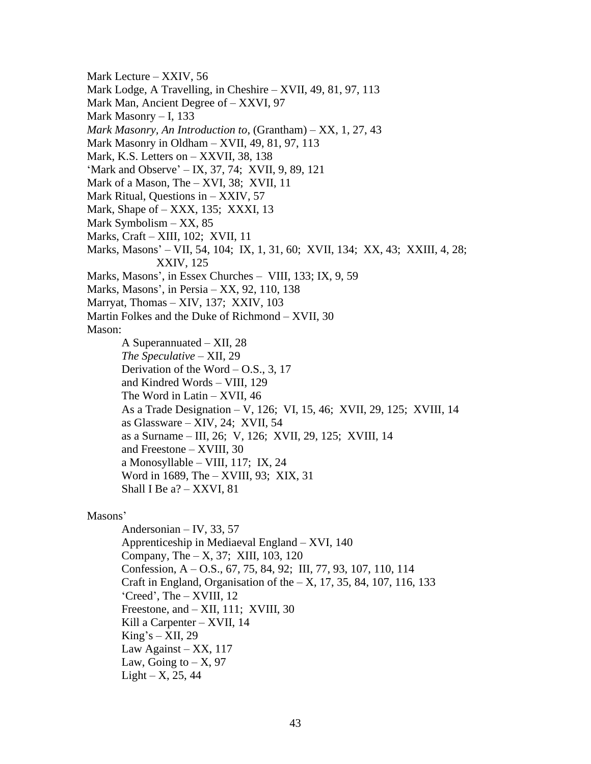Mark Lecture – XXIV, 56
Mark Lodge, A Travelling, in Cheshire – XVII, 49, 81, 97, 113
Mark Man, Ancient Degree of – XXVI, 97
Mark Masonry – I, 133
*Mark Masonry, An Introduction to*, (Grantham) – XX, 1, 27, 43
Mark Masonry in Oldham – XVII, 49, 81, 97, 113
Mark, K.S. Letters on – XXVII, 38, 138
'Mark and Observe' – IX, 37, 74; XVII, 9, 89, 121
Mark of a Mason, The – XVI, 38; XVII, 11
Mark Ritual, Questions in – XXIV, 57
Mark, Shape of – XXX, 135; XXXI, 13
Mark Symbolism – XX, 85
Marks, Craft – XIII, 102; XVII, 11
Marks, Masons' – VII, 54, 104; IX, 1, 31, 60; XVII, 134; XX, 43; XXIII, 4, 28; XXIV, 125
Marks, Masons', in Essex Churches – VIII, 133; IX, 9, 59
Marks, Masons', in Persia – XX, 92, 110, 138
Marryat, Thomas – XIV, 137; XXIV, 103
Martin Folkes and the Duke of Richmond – XVII, 30
Mason:

- A Superannuated – XII, 28
- *The Speculative* – XII, 29
- Derivation of the Word – O.S., 3, 17
- and Kindred Words – VIII, 129
- The Word in Latin – XVII, 46
- As a Trade Designation – V, 126; VI, 15, 46; XVII, 29, 125; XVIII, 14
- as Glassware – XIV, 24; XVII, 54
- as a Surname – III, 26; V, 126; XVII, 29, 125; XVIII, 14
- and Freestone – XVIII, 30
- a Monosyllable – VIII, 117; IX, 24
- Word in 1689, The – XVIII, 93; XIX, 31
- Shall I Be a? – XXVI, 81

Masons'

- Andersonian – IV, 33, 57
- Apprenticeship in Mediaeval England – XVI, 140
- Company, The – X, 37; XIII, 103, 120
- Confession, A – O.S., 67, 75, 84, 92; III, 77, 93, 107, 110, 114
- Craft in England, Organisation of the – X, 17, 35, 84, 107, 116, 133
- 'Creed', The – XVIII, 12
- Freestone, and – XII, 111; XVIII, 30
- Kill a Carpenter – XVII, 14
- King's – XII, 29
- Law Against – XX, 117
- Law, Going to – X, 97
- Light – X, 25, 44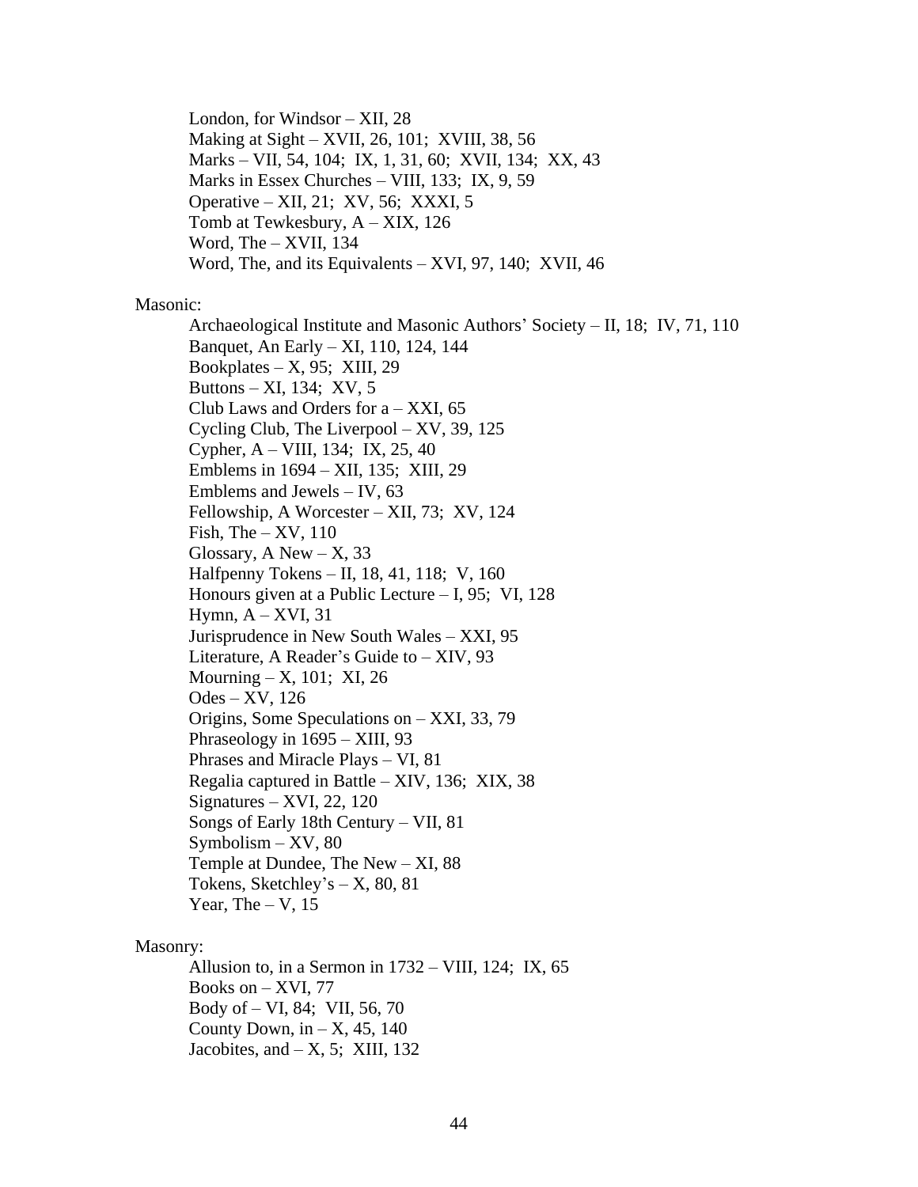London, for Windsor – XII, 28
Making at Sight – XVII, 26, 101; XVIII, 38, 56
Marks – VII, 54, 104; IX, 1, 31, 60; XVII, 134; XX, 43
Marks in Essex Churches – VIII, 133; IX, 9, 59
Operative – XII, 21; XV, 56; XXXI, 5
Tomb at Tewkesbury, A – XIX, 126
Word, The – XVII, 134
Word, The, and its Equivalents – XVI, 97, 140; XVII, 46

Masonic:

Archaeological Institute and Masonic Authors' Society – II, 18; IV, 71, 110
Banquet, An Early – XI, 110, 124, 144
Bookplates – X, 95; XIII, 29
Buttons – XI, 134; XV, 5
Club Laws and Orders for a – XXI, 65
Cycling Club, The Liverpool – XV, 39, 125
Cypher, A – VIII, 134; IX, 25, 40
Emblems in 1694 – XII, 135; XIII, 29
Emblems and Jewels – IV, 63
Fellowship, A Worcester – XII, 73; XV, 124
Fish, The – XV, 110
Glossary, A New – X, 33
Halfpenny Tokens – II, 18, 41, 118; V, 160
Honours given at a Public Lecture – I, 95; VI, 128
Hymn, A – XVI, 31
Jurisprudence in New South Wales – XXI, 95
Literature, A Reader's Guide to – XIV, 93
Mourning – X, 101; XI, 26
Odes – XV, 126
Origins, Some Speculations on – XXI, 33, 79
Phraseology in 1695 – XIII, 93
Phrases and Miracle Plays – VI, 81
Regalia captured in Battle – XIV, 136; XIX, 38
Signatures – XVI, 22, 120
Songs of Early 18th Century – VII, 81
Symbolism – XV, 80
Temple at Dundee, The New – XI, 88
Tokens, Sketchley's – X, 80, 81
Year, The – V, 15

Masonry:

Allusion to, in a Sermon in 1732 – VIII, 124; IX, 65
Books on – XVI, 77
Body of – VI, 84; VII, 56, 70
County Down, in – X, 45, 140
Jacobites, and – X, 5; XIII, 132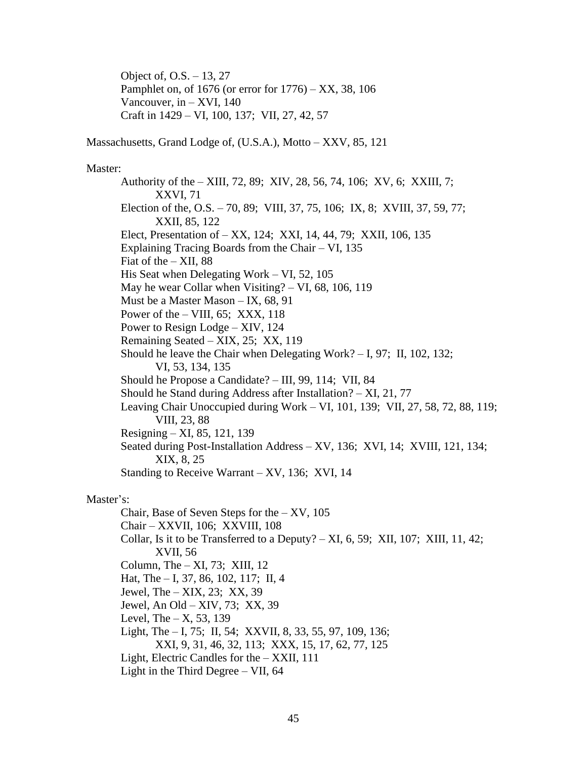Object of, O.S. – 13, 27
Pamphlet on, of 1676 (or error for 1776) – XX, 38, 106
Vancouver, in – XVI, 140
Craft in 1429 – VI, 100, 137; VII, 27, 42, 57

Massachusetts, Grand Lodge of, (U.S.A.), Motto – XXV, 85, 121

Master:

Authority of the – XIII, 72, 89; XIV, 28, 56, 74, 106; XV, 6; XXIII, 7; XXVI, 71
Election of the, O.S. – 70, 89; VIII, 37, 75, 106; IX, 8; XVIII, 37, 59, 77; XXII, 85, 122
Elect, Presentation of – XX, 124; XXI, 14, 44, 79; XXII, 106, 135
Explaining Tracing Boards from the Chair – VI, 135
Fiat of the – XII, 88
His Seat when Delegating Work – VI, 52, 105
May he wear Collar when Visiting? – VI, 68, 106, 119
Must be a Master Mason – IX, 68, 91
Power of the – VIII, 65; XXX, 118
Power to Resign Lodge – XIV, 124
Remaining Seated – XIX, 25; XX, 119
Should he leave the Chair when Delegating Work? – I, 97; II, 102, 132; VI, 53, 134, 135
Should he Propose a Candidate? – III, 99, 114; VII, 84
Should he Stand during Address after Installation? – XI, 21, 77
Leaving Chair Unoccupied during Work – VI, 101, 139; VII, 27, 58, 72, 88, 119; VIII, 23, 88
Resigning – XI, 85, 121, 139
Seated during Post-Installation Address – XV, 136; XVI, 14; XVIII, 121, 134; XIX, 8, 25
Standing to Receive Warrant – XV, 136; XVI, 14

Master's:

Chair, Base of Seven Steps for the – XV, 105
Chair – XXVII, 106; XXVIII, 108
Collar, Is it to be Transferred to a Deputy? – XI, 6, 59; XII, 107; XIII, 11, 42; XVII, 56
Column, The – XI, 73; XIII, 12
Hat, The – I, 37, 86, 102, 117; II, 4
Jewel, The – XIX, 23; XX, 39
Jewel, An Old – XIV, 73; XX, 39
Level, The – X, 53, 139
Light, The – I, 75; II, 54; XXVII, 8, 33, 55, 97, 109, 136; XXI, 9, 31, 46, 32, 113; XXX, 15, 17, 62, 77, 125
Light, Electric Candles for the – XXII, 111
Light in the Third Degree – VII, 64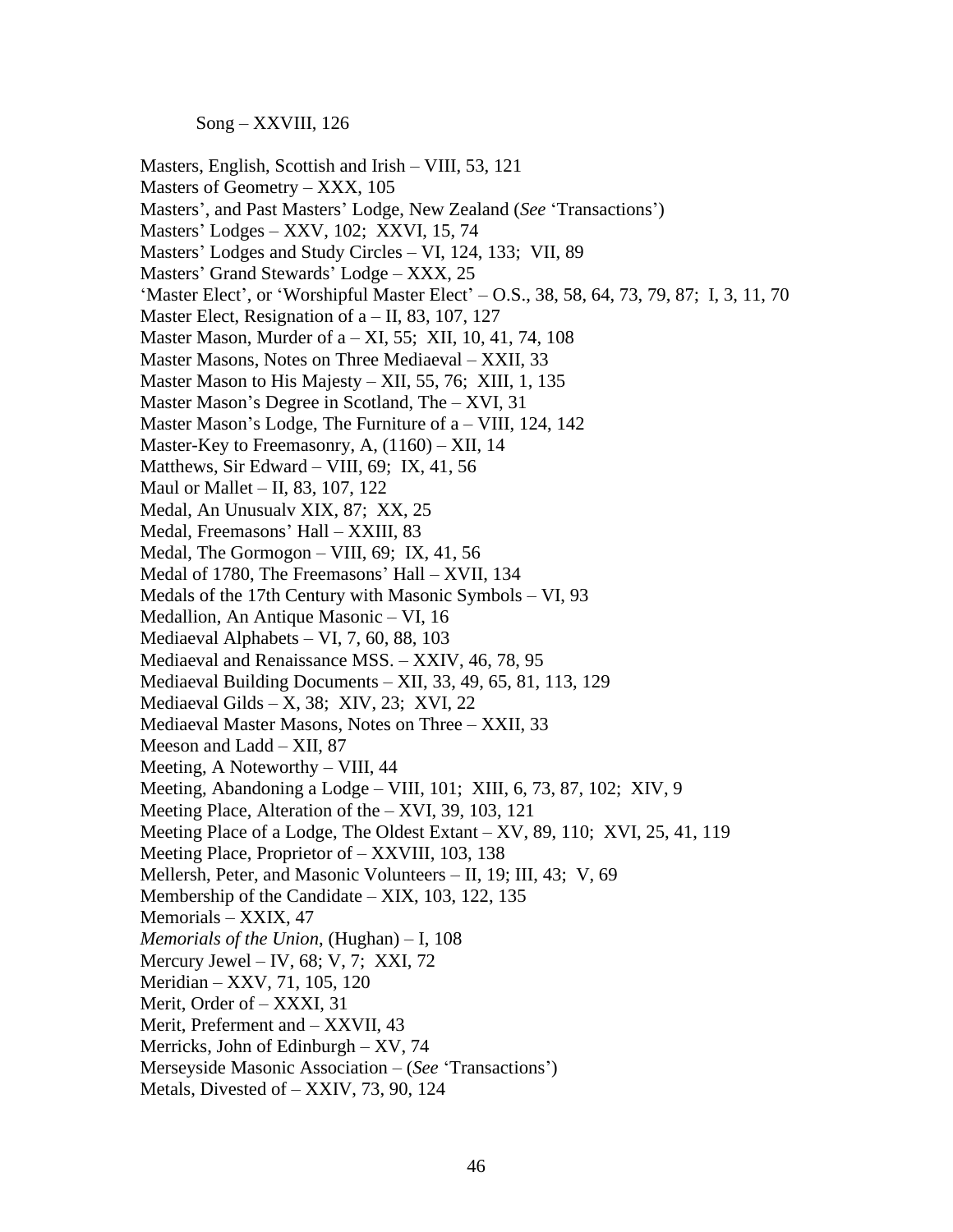Song – XXVIII, 126

Masters, English, Scottish and Irish – VIII, 53, 121
Masters of Geometry – XXX, 105
Masters', and Past Masters' Lodge, New Zealand (*See* 'Transactions')
Masters' Lodges – XXV, 102; XXVI, 15, 74
Masters' Lodges and Study Circles – VI, 124, 133; VII, 89
Masters' Grand Stewards' Lodge – XXX, 25
'Master Elect', or 'Worshipful Master Elect' – O.S., 38, 58, 64, 73, 79, 87; I, 3, 11, 70
Master Elect, Resignation of a – II, 83, 107, 127
Master Mason, Murder of a – XI, 55; XII, 10, 41, 74, 108
Master Masons, Notes on Three Mediaeval – XXII, 33
Master Mason to His Majesty – XII, 55, 76; XIII, 1, 135
Master Mason's Degree in Scotland, The – XVI, 31
Master Mason's Lodge, The Furniture of a – VIII, 124, 142
Master-Key to Freemasonry, A, (1160) – XII, 14
Matthews, Sir Edward – VIII, 69; IX, 41, 56
Maul or Mallet – II, 83, 107, 122
Medal, An Unusualv XIX, 87; XX, 25
Medal, Freemasons' Hall – XXIII, 83
Medal, The Gormogon – VIII, 69; IX, 41, 56
Medal of 1780, The Freemasons' Hall – XVII, 134
Medals of the 17th Century with Masonic Symbols – VI, 93
Medallion, An Antique Masonic – VI, 16
Mediaeval Alphabets – VI, 7, 60, 88, 103
Mediaeval and Renaissance MSS. – XXIV, 46, 78, 95
Mediaeval Building Documents – XII, 33, 49, 65, 81, 113, 129
Mediaeval Gilds – X, 38; XIV, 23; XVI, 22
Mediaeval Master Masons, Notes on Three – XXII, 33
Meeson and Ladd – XII, 87
Meeting, A Noteworthy – VIII, 44
Meeting, Abandoning a Lodge – VIII, 101; XIII, 6, 73, 87, 102; XIV, 9
Meeting Place, Alteration of the – XVI, 39, 103, 121
Meeting Place of a Lodge, The Oldest Extant – XV, 89, 110; XVI, 25, 41, 119
Meeting Place, Proprietor of – XXVIII, 103, 138
Mellersh, Peter, and Masonic Volunteers – II, 19; III, 43; V, 69
Membership of the Candidate – XIX, 103, 122, 135
Memorials – XXIX, 47
*Memorials of the Union*, (Hughan) – I, 108
Mercury Jewel – IV, 68; V, 7; XXI, 72
Meridian – XXV, 71, 105, 120
Merit, Order of – XXXI, 31
Merit, Preferment and – XXVII, 43
Merricks, John of Edinburgh – XV, 74
Merseyside Masonic Association – (*See* 'Transactions')
Metals, Divested of – XXIV, 73, 90, 124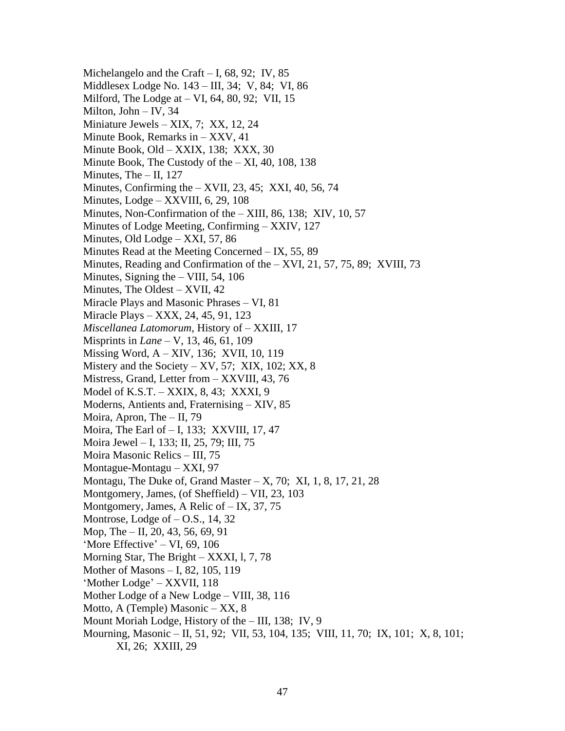Michelangelo and the Craft – I, 68, 92;  IV, 85
Middlesex Lodge No. 143 – III, 34;  V, 84;  VI, 86
Milford, The Lodge at – VI, 64, 80, 92;  VII, 15
Milton, John – IV, 34
Miniature Jewels – XIX, 7;  XX, 12, 24
Minute Book, Remarks in – XXV, 41
Minute Book, Old – XXIX, 138;  XXX, 30
Minute Book, The Custody of the – XI, 40, 108, 138
Minutes, The – II, 127
Minutes, Confirming the – XVII, 23, 45;  XXI, 40, 56, 74
Minutes, Lodge – XXVIII, 6, 29, 108
Minutes, Non-Confirmation of the – XIII, 86, 138;  XIV, 10, 57
Minutes of Lodge Meeting, Confirming – XXIV, 127
Minutes, Old Lodge – XXI, 57, 86
Minutes Read at the Meeting Concerned – IX, 55, 89
Minutes, Reading and Confirmation of the – XVI, 21, 57, 75, 89;  XVIII, 73
Minutes, Signing the – VIII, 54, 106
Minutes, The Oldest – XVII, 42
Miracle Plays and Masonic Phrases – VI, 81
Miracle Plays – XXX, 24, 45, 91, 123
*Miscellanea Latomorum*, History of – XXIII, 17
Misprints in *Lane* – V, 13, 46, 61, 109
Missing Word, A – XIV, 136;  XVII, 10, 119
Mistery and the Society – XV, 57;  XIX, 102; XX, 8
Mistress, Grand, Letter from – XXVIII, 43, 76
Model of K.S.T. – XXIX, 8, 43;  XXXI, 9
Moderns, Antients and, Fraternising – XIV, 85
Moira, Apron, The – II, 79
Moira, The Earl of – I, 133;  XXVIII, 17, 47
Moira Jewel – I, 133; II, 25, 79; III, 75
Moira Masonic Relics – III, 75
Montague-Montagu – XXI, 97
Montagu, The Duke of, Grand Master – X, 70;  XI, 1, 8, 17, 21, 28
Montgomery, James, (of Sheffield) – VII, 23, 103
Montgomery, James, A Relic of – IX, 37, 75
Montrose, Lodge of – O.S., 14, 32
Mop, The – II, 20, 43, 56, 69, 91
'More Effective' – VI, 69, 106
Morning Star, The Bright – XXXI, l, 7, 78
Mother of Masons – I, 82, 105, 119
'Mother Lodge' – XXVII, 118
Mother Lodge of a New Lodge – VIII, 38, 116
Motto, A (Temple) Masonic – XX, 8
Mount Moriah Lodge, History of the – III, 138;  IV, 9
Mourning, Masonic – II, 51, 92;  VII, 53, 104, 135;  VIII, 11, 70;  IX, 101;  X, 8, 101;  XI, 26;  XXIII, 29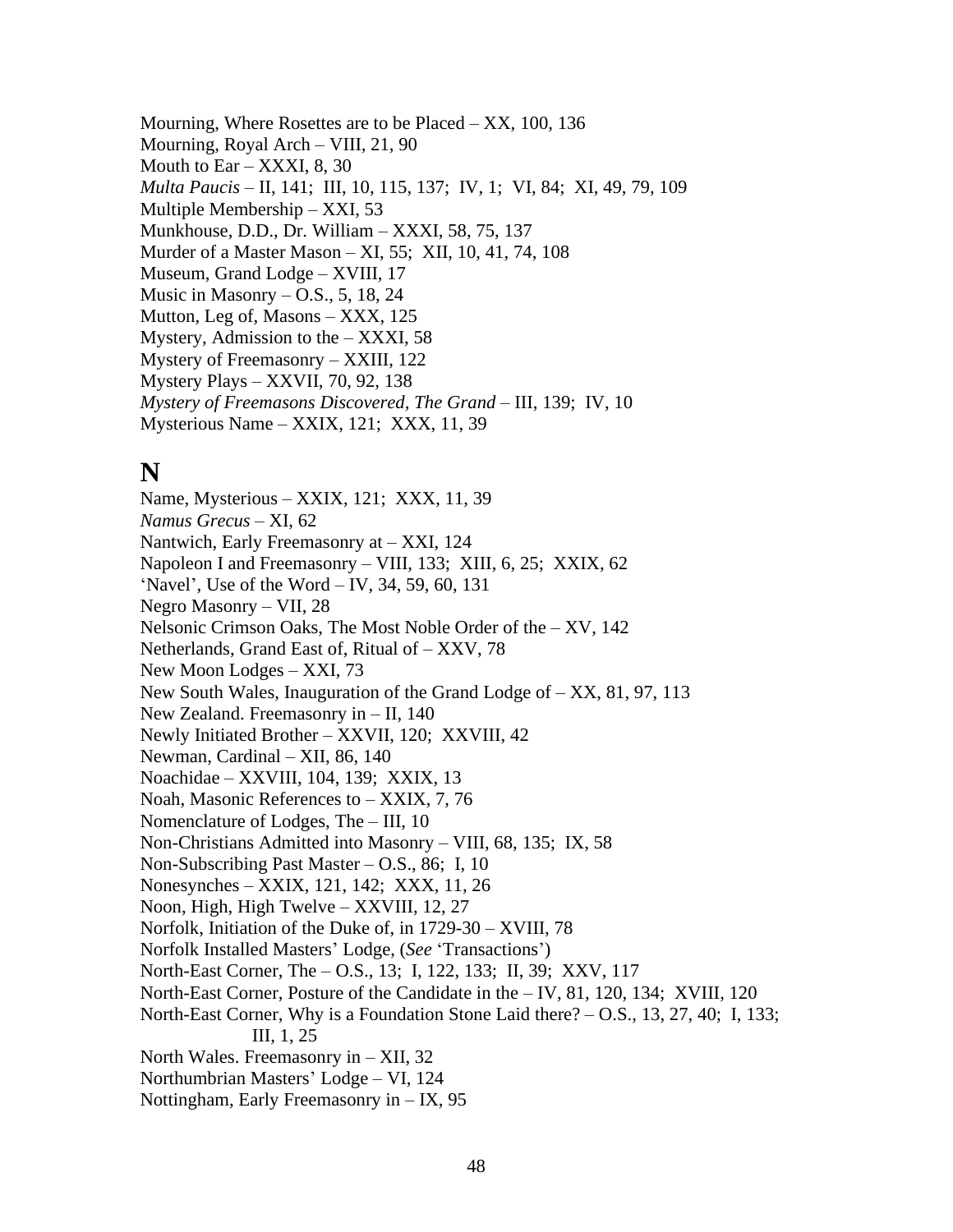Mourning, Where Rosettes are to be Placed – XX, 100, 136  
Mourning, Royal Arch – VIII, 21, 90  
Mouth to Ear – XXXI, 8, 30  
*Multa Paucis* – II, 141;  III, 10, 115, 137;  IV, 1;  VI, 84;  XI, 49, 79, 109  
Multiple Membership – XXI, 53  
Munkhouse, D.D., Dr. William – XXXI, 58, 75, 137  
Murder of a Master Mason – XI, 55;  XII, 10, 41, 74, 108  
Museum, Grand Lodge – XVIII, 17  
Music in Masonry – O.S., 5, 18, 24  
Mutton, Leg of, Masons – XXX, 125  
Mystery, Admission to the – XXXI, 58  
Mystery of Freemasonry – XXIII, 122  
Mystery Plays – XXVII, 70, 92, 138  
*Mystery of Freemasons Discovered, The Grand* – III, 139;  IV, 10  
Mysterious Name – XXIX, 121;  XXX, 11, 39

# N

Name, Mysterious – XXIX, 121;  XXX, 11, 39  
*Namus Grecus* – XI, 62  
Nantwich, Early Freemasonry at – XXI, 124  
Napoleon I and Freemasonry – VIII, 133;  XIII, 6, 25;  XXIX, 62  
'Navel', Use of the Word – IV, 34, 59, 60, 131  
Negro Masonry – VII, 28  
Nelsonic Crimson Oaks, The Most Noble Order of the – XV, 142  
Netherlands, Grand East of, Ritual of – XXV, 78  
New Moon Lodges – XXI, 73  
New South Wales, Inauguration of the Grand Lodge of – XX, 81, 97, 113  
New Zealand. Freemasonry in – II, 140  
Newly Initiated Brother – XXVII, 120;  XXVIII, 42  
Newman, Cardinal – XII, 86, 140  
Noachidae – XXVIII, 104, 139;  XXIX, 13  
Noah, Masonic References to – XXIX, 7, 76  
Nomenclature of Lodges, The – III, 10  
Non-Christians Admitted into Masonry – VIII, 68, 135;  IX, 58  
Non-Subscribing Past Master – O.S., 86;  I, 10  
Nonesynches – XXIX, 121, 142;  XXX, 11, 26  
Noon, High, High Twelve – XXVIII, 12, 27  
Norfolk, Initiation of the Duke of, in 1729-30 – XVIII, 78  
Norfolk Installed Masters' Lodge, (*See* 'Transactions')  
North-East Corner, The – O.S., 13;  I, 122, 133;  II, 39;  XXV, 117  
North-East Corner, Posture of the Candidate in the – IV, 81, 120, 134;  XVIII, 120  
North-East Corner, Why is a Foundation Stone Laid there? – O.S., 13, 27, 40;  I, 133;  III, 1, 25  
North Wales. Freemasonry in – XII, 32  
Northumbrian Masters' Lodge – VI, 124  
Nottingham, Early Freemasonry in – IX, 95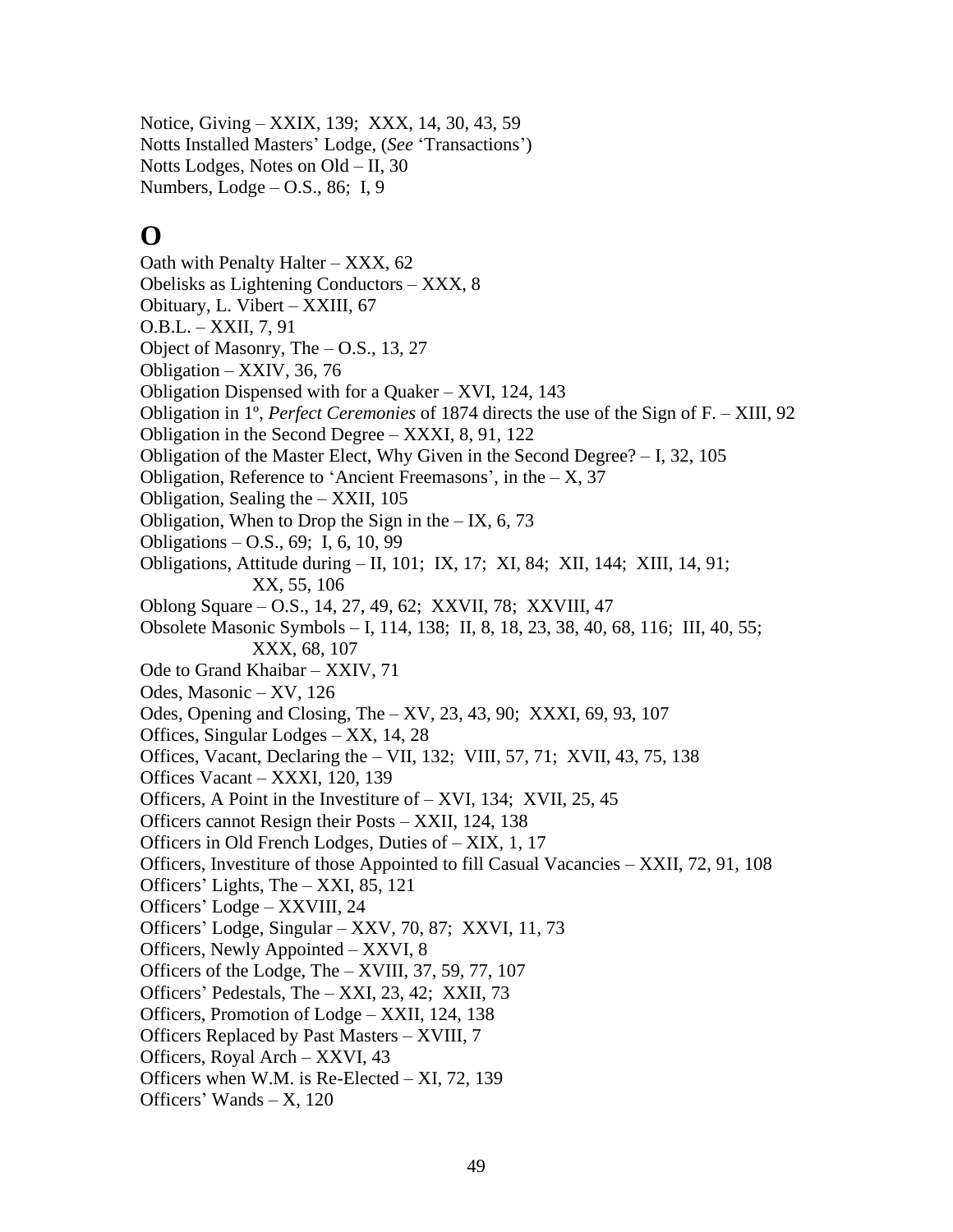Notice, Giving – XXIX, 139;  XXX, 14, 30, 43, 59
Notts Installed Masters' Lodge, (*See* 'Transactions')
Notts Lodges, Notes on Old – II, 30
Numbers, Lodge – O.S., 86;  I, 9

# O

Oath with Penalty Halter – XXX, 62
Obelisks as Lightening Conductors – XXX, 8
Obituary, L. Vibert – XXIII, 67
O.B.L. – XXII, 7, 91
Object of Masonry, The – O.S., 13, 27
Obligation – XXIV, 36, 76
Obligation Dispensed with for a Quaker – XVI, 124, 143
Obligation in 1º, *Perfect Ceremonies* of 1874 directs the use of the Sign of F. – XIII, 92
Obligation in the Second Degree – XXXI, 8, 91, 122
Obligation of the Master Elect, Why Given in the Second Degree? – I, 32, 105
Obligation, Reference to 'Ancient Freemasons', in the – X, 37
Obligation, Sealing the – XXII, 105
Obligation, When to Drop the Sign in the – IX, 6, 73
Obligations – O.S., 69;  I, 6, 10, 99
Obligations, Attitude during – II, 101;  IX, 17;  XI, 84;  XII, 144;  XIII, 14, 91;
    XX, 55, 106
Oblong Square – O.S., 14, 27, 49, 62;  XXVII, 78;  XXVIII, 47
Obsolete Masonic Symbols – I, 114, 138;  II, 8, 18, 23, 38, 40, 68, 116;  III, 40, 55;
    XXX, 68, 107
Ode to Grand Khaibar – XXIV, 71
Odes, Masonic – XV, 126
Odes, Opening and Closing, The – XV, 23, 43, 90;  XXXI, 69, 93, 107
Offices, Singular Lodges – XX, 14, 28
Offices, Vacant, Declaring the – VII, 132;  VIII, 57, 71;  XVII, 43, 75, 138
Offices Vacant – XXXI, 120, 139
Officers, A Point in the Investiture of – XVI, 134;  XVII, 25, 45
Officers cannot Resign their Posts – XXII, 124, 138
Officers in Old French Lodges, Duties of – XIX, 1, 17
Officers, Investiture of those Appointed to fill Casual Vacancies – XXII, 72, 91, 108
Officers' Lights, The – XXI, 85, 121
Officers' Lodge – XXVIII, 24
Officers' Lodge, Singular – XXV, 70, 87;  XXVI, 11, 73
Officers, Newly Appointed – XXVI, 8
Officers of the Lodge, The – XVIII, 37, 59, 77, 107
Officers' Pedestals, The – XXI, 23, 42;  XXII, 73
Officers, Promotion of Lodge – XXII, 124, 138
Officers Replaced by Past Masters – XVIII, 7
Officers, Royal Arch – XXVI, 43
Officers when W.M. is Re-Elected – XI, 72, 139
Officers' Wands – X, 120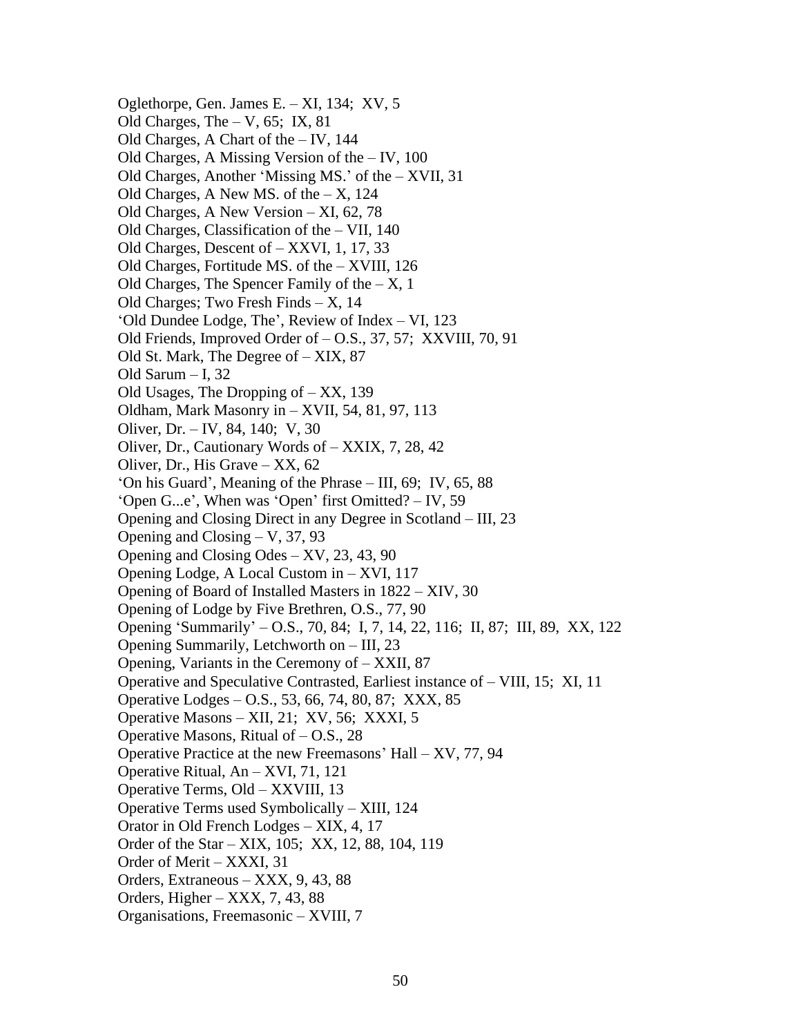Oglethorpe, Gen. James E. – XI, 134;  XV, 5
Old Charges, The – V, 65;  IX, 81
Old Charges, A Chart of the – IV, 144
Old Charges, A Missing Version of the – IV, 100
Old Charges, Another 'Missing MS.' of the – XVII, 31
Old Charges, A New MS. of the – X, 124
Old Charges, A New Version – XI, 62, 78
Old Charges, Classification of the – VII, 140
Old Charges, Descent of – XXVI, 1, 17, 33
Old Charges, Fortitude MS. of the – XVIII, 126
Old Charges, The Spencer Family of the – X, 1
Old Charges; Two Fresh Finds – X, 14
'Old Dundee Lodge, The', Review of Index – VI, 123
Old Friends, Improved Order of – O.S., 37, 57;  XXVIII, 70, 91
Old St. Mark, The Degree of – XIX, 87
Old Sarum – I, 32
Old Usages, The Dropping of – XX, 139
Oldham, Mark Masonry in – XVII, 54, 81, 97, 113
Oliver, Dr. – IV, 84, 140;  V, 30
Oliver, Dr., Cautionary Words of – XXIX, 7, 28, 42
Oliver, Dr., His Grave – XX, 62
'On his Guard', Meaning of the Phrase – III, 69;  IV, 65, 88
'Open G...e', When was 'Open' first Omitted? – IV, 59
Opening and Closing Direct in any Degree in Scotland – III, 23
Opening and Closing – V, 37, 93
Opening and Closing Odes – XV, 23, 43, 90
Opening Lodge, A Local Custom in – XVI, 117
Opening of Board of Installed Masters in 1822 – XIV, 30
Opening of Lodge by Five Brethren, O.S., 77, 90
Opening 'Summarily' – O.S., 70, 84;  I, 7, 14, 22, 116;  II, 87;  III, 89,  XX, 122
Opening Summarily, Letchworth on – III, 23
Opening, Variants in the Ceremony of – XXII, 87
Operative and Speculative Contrasted, Earliest instance of – VIII, 15;  XI, 11
Operative Lodges – O.S., 53, 66, 74, 80, 87;  XXX, 85
Operative Masons – XII, 21;  XV, 56;  XXXI, 5
Operative Masons, Ritual of – O.S., 28
Operative Practice at the new Freemasons' Hall – XV, 77, 94
Operative Ritual, An – XVI, 71, 121
Operative Terms, Old – XXVIII, 13
Operative Terms used Symbolically – XIII, 124
Orator in Old French Lodges – XIX, 4, 17
Order of the Star – XIX, 105;  XX, 12, 88, 104, 119
Order of Merit – XXXI, 31
Orders, Extraneous – XXX, 9, 43, 88
Orders, Higher – XXX, 7, 43, 88
Organisations, Freemasonic – XVIII, 7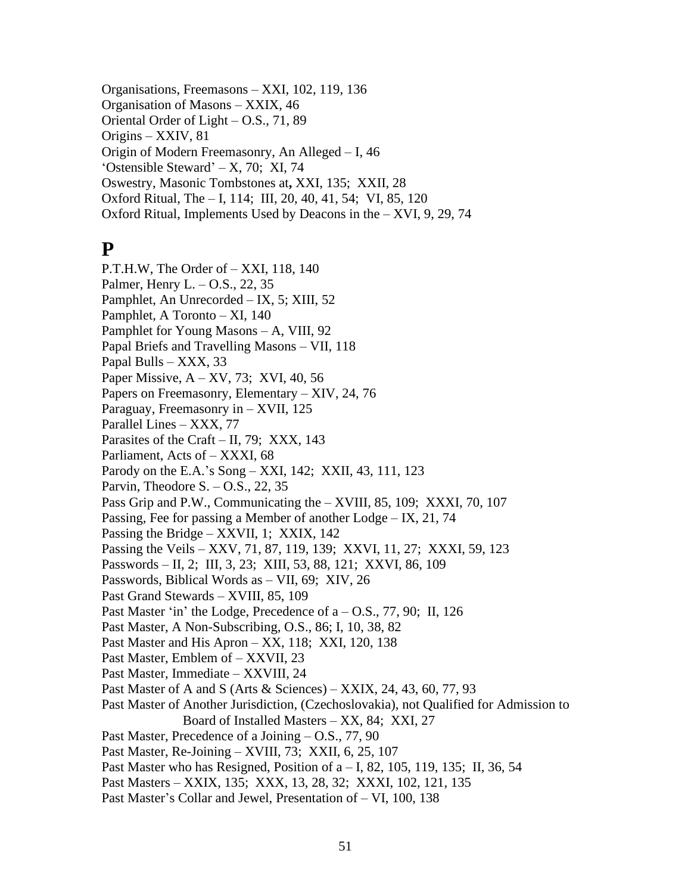Organisations, Freemasons – XXI, 102, 119, 136
Organisation of Masons – XXIX, 46
Oriental Order of Light – O.S., 71, 89
Origins – XXIV, 81
Origin of Modern Freemasonry, An Alleged – I, 46
'Ostensible Steward' – X, 70;  XI, 74
Oswestry, Masonic Tombstones at**,** XXI, 135;  XXII, 28
Oxford Ritual, The – I, 114;  III, 20, 40, 41, 54;  VI, 85, 120
Oxford Ritual, Implements Used by Deacons in the – XVI, 9, 29, 74

# P

P.T.H.W, The Order of – XXI, 118, 140
Palmer, Henry L. – O.S., 22, 35
Pamphlet, An Unrecorded – IX, 5; XIII, 52
Pamphlet, A Toronto – XI, 140
Pamphlet for Young Masons – A, VIII, 92
Papal Briefs and Travelling Masons – VII, 118
Papal Bulls – XXX, 33
Paper Missive, A – XV, 73;  XVI, 40, 56
Papers on Freemasonry, Elementary – XIV, 24, 76
Paraguay, Freemasonry in – XVII, 125
Parallel Lines – XXX, 77
Parasites of the Craft – II, 79;  XXX, 143
Parliament, Acts of – XXXI, 68
Parody on the E.A.'s Song – XXI, 142;  XXII, 43, 111, 123
Parvin, Theodore S. – O.S., 22, 35
Pass Grip and P.W., Communicating the – XVIII, 85, 109;  XXXI, 70, 107
Passing, Fee for passing a Member of another Lodge – IX, 21, 74
Passing the Bridge – XXVII, 1;  XXIX, 142
Passing the Veils – XXV, 71, 87, 119, 139;  XXVI, 11, 27;  XXXI, 59, 123
Passwords – II, 2;  III, 3, 23;  XIII, 53, 88, 121;  XXVI, 86, 109
Passwords, Biblical Words as – VII, 69;  XIV, 26
Past Grand Stewards – XVIII, 85, 109
Past Master 'in' the Lodge, Precedence of a – O.S., 77, 90;  II, 126
Past Master, A Non-Subscribing, O.S., 86; I, 10, 38, 82
Past Master and His Apron – XX, 118;  XXI, 120, 138
Past Master, Emblem of – XXVII, 23
Past Master, Immediate – XXVIII, 24
Past Master of A and S (Arts & Sciences) – XXIX, 24, 43, 60, 77, 93
Past Master of Another Jurisdiction, (Czechoslovakia), not Qualified for Admission to Board of Installed Masters – XX, 84;  XXI, 27
Past Master, Precedence of a Joining – O.S., 77, 90
Past Master, Re-Joining – XVIII, 73;  XXII, 6, 25, 107
Past Master who has Resigned, Position of a – I, 82, 105, 119, 135;  II, 36, 54
Past Masters – XXIX, 135;  XXX, 13, 28, 32;  XXXI, 102, 121, 135
Past Master's Collar and Jewel, Presentation of – VI, 100, 138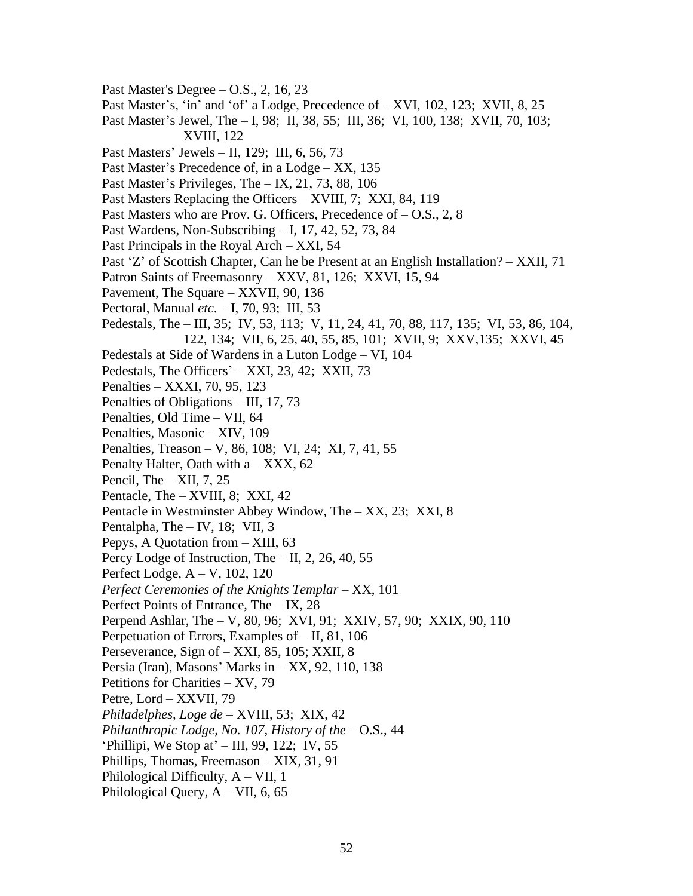Past Master's Degree – O.S., 2, 16, 23
Past Master's, 'in' and 'of' a Lodge, Precedence of – XVI, 102, 123; XVII, 8, 25
Past Master's Jewel, The – I, 98; II, 38, 55; III, 36; VI, 100, 138; XVII, 70, 103; XVIII, 122
Past Masters' Jewels – II, 129; III, 6, 56, 73
Past Master's Precedence of, in a Lodge – XX, 135
Past Master's Privileges, The – IX, 21, 73, 88, 106
Past Masters Replacing the Officers – XVIII, 7; XXI, 84, 119
Past Masters who are Prov. G. Officers, Precedence of – O.S., 2, 8
Past Wardens, Non-Subscribing – I, 17, 42, 52, 73, 84
Past Principals in the Royal Arch – XXI, 54
Past 'Z' of Scottish Chapter, Can he be Present at an English Installation? – XXII, 71
Patron Saints of Freemasonry – XXV, 81, 126; XXVI, 15, 94
Pavement, The Square – XXVII, 90, 136
Pectoral, Manual *etc*. – I, 70, 93; III, 53
Pedestals, The – III, 35; IV, 53, 113; V, 11, 24, 41, 70, 88, 117, 135; VI, 53, 86, 104, 122, 134; VII, 6, 25, 40, 55, 85, 101; XVII, 9; XXV,135; XXVI, 45
Pedestals at Side of Wardens in a Luton Lodge – VI, 104
Pedestals, The Officers' – XXI, 23, 42; XXII, 73
Penalties – XXXI, 70, 95, 123
Penalties of Obligations – III, 17, 73
Penalties, Old Time – VII, 64
Penalties, Masonic – XIV, 109
Penalties, Treason – V, 86, 108; VI, 24; XI, 7, 41, 55
Penalty Halter, Oath with a – XXX, 62
Pencil, The – XII, 7, 25
Pentacle, The – XVIII, 8; XXI, 42
Pentacle in Westminster Abbey Window, The – XX, 23; XXI, 8
Pentalpha, The – IV, 18; VII, 3
Pepys, A Quotation from – XIII, 63
Percy Lodge of Instruction, The – II, 2, 26, 40, 55
Perfect Lodge, A – V, 102, 120
*Perfect Ceremonies of the Knights Templar* – XX, 101
Perfect Points of Entrance, The – IX, 28
Perpend Ashlar, The – V, 80, 96; XVI, 91; XXIV, 57, 90; XXIX, 90, 110
Perpetuation of Errors, Examples of – II, 81, 106
Perseverance, Sign of – XXI, 85, 105; XXII, 8
Persia (Iran), Masons' Marks in – XX, 92, 110, 138
Petitions for Charities – XV, 79
Petre, Lord – XXVII, 79
*Philadelphes, Loge de* – XVIII, 53; XIX, 42
*Philanthropic Lodge, No. 107, History of the* – O.S., 44
'Phillipi, We Stop at' – III, 99, 122; IV, 55
Phillips, Thomas, Freemason – XIX, 31, 91
Philological Difficulty, A – VII, 1
Philological Query, A – VII, 6, 65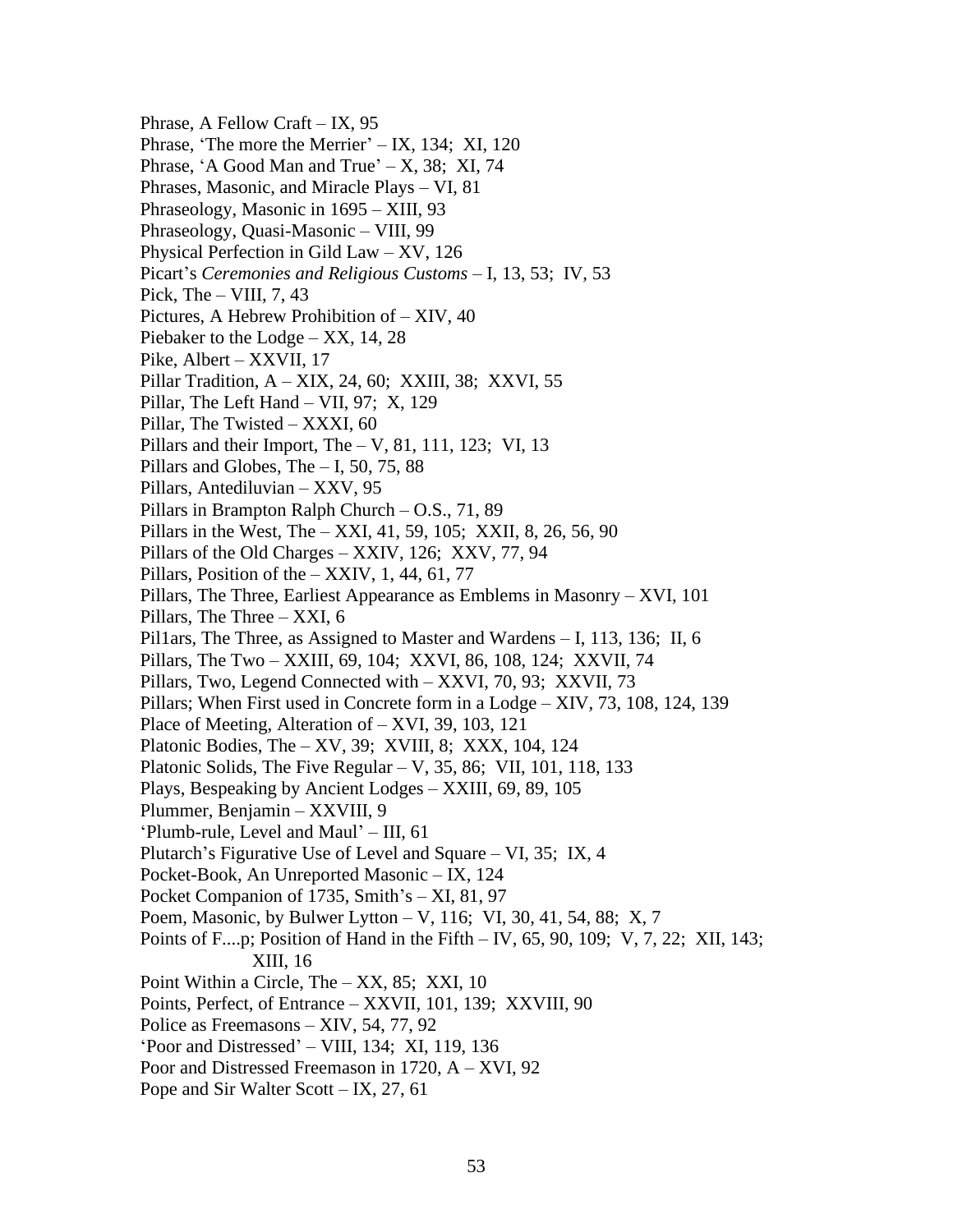Phrase, A Fellow Craft – IX, 95
Phrase, 'The more the Merrier' – IX, 134; XI, 120
Phrase, 'A Good Man and True' – X, 38; XI, 74
Phrases, Masonic, and Miracle Plays – VI, 81
Phraseology, Masonic in 1695 – XIII, 93
Phraseology, Quasi-Masonic – VIII, 99
Physical Perfection in Gild Law – XV, 126
Picart's *Ceremonies and Religious Customs* – I, 13, 53; IV, 53
Pick, The – VIII, 7, 43
Pictures, A Hebrew Prohibition of – XIV, 40
Piebaker to the Lodge – XX, 14, 28
Pike, Albert – XXVII, 17
Pillar Tradition, A – XIX, 24, 60; XXIII, 38; XXVI, 55
Pillar, The Left Hand – VII, 97; X, 129
Pillar, The Twisted – XXXI, 60
Pillars and their Import, The – V, 81, 111, 123; VI, 13
Pillars and Globes, The – I, 50, 75, 88
Pillars, Antediluvian – XXV, 95
Pillars in Brampton Ralph Church – O.S., 71, 89
Pillars in the West, The – XXI, 41, 59, 105; XXII, 8, 26, 56, 90
Pillars of the Old Charges – XXIV, 126; XXV, 77, 94
Pillars, Position of the – XXIV, 1, 44, 61, 77
Pillars, The Three, Earliest Appearance as Emblems in Masonry – XVI, 101
Pillars, The Three – XXI, 6
Pil1ars, The Three, as Assigned to Master and Wardens – I, 113, 136; II, 6
Pillars, The Two – XXIII, 69, 104; XXVI, 86, 108, 124; XXVII, 74
Pillars, Two, Legend Connected with – XXVI, 70, 93; XXVII, 73
Pillars; When First used in Concrete form in a Lodge – XIV, 73, 108, 124, 139
Place of Meeting, Alteration of – XVI, 39, 103, 121
Platonic Bodies, The – XV, 39; XVIII, 8; XXX, 104, 124
Platonic Solids, The Five Regular – V, 35, 86; VII, 101, 118, 133
Plays, Bespeaking by Ancient Lodges – XXIII, 69, 89, 105
Plummer, Benjamin – XXVIII, 9
'Plumb-rule, Level and Maul' – III, 61
Plutarch's Figurative Use of Level and Square – VI, 35; IX, 4
Pocket-Book, An Unreported Masonic – IX, 124
Pocket Companion of 1735, Smith's – XI, 81, 97
Poem, Masonic, by Bulwer Lytton – V, 116; VI, 30, 41, 54, 88; X, 7
Points of F....p; Position of Hand in the Fifth – IV, 65, 90, 109; V, 7, 22; XII, 143; XIII, 16
Point Within a Circle, The – XX, 85; XXI, 10
Points, Perfect, of Entrance – XXVII, 101, 139; XXVIII, 90
Police as Freemasons – XIV, 54, 77, 92
'Poor and Distressed' – VIII, 134; XI, 119, 136
Poor and Distressed Freemason in 1720, A – XVI, 92
Pope and Sir Walter Scott – IX, 27, 61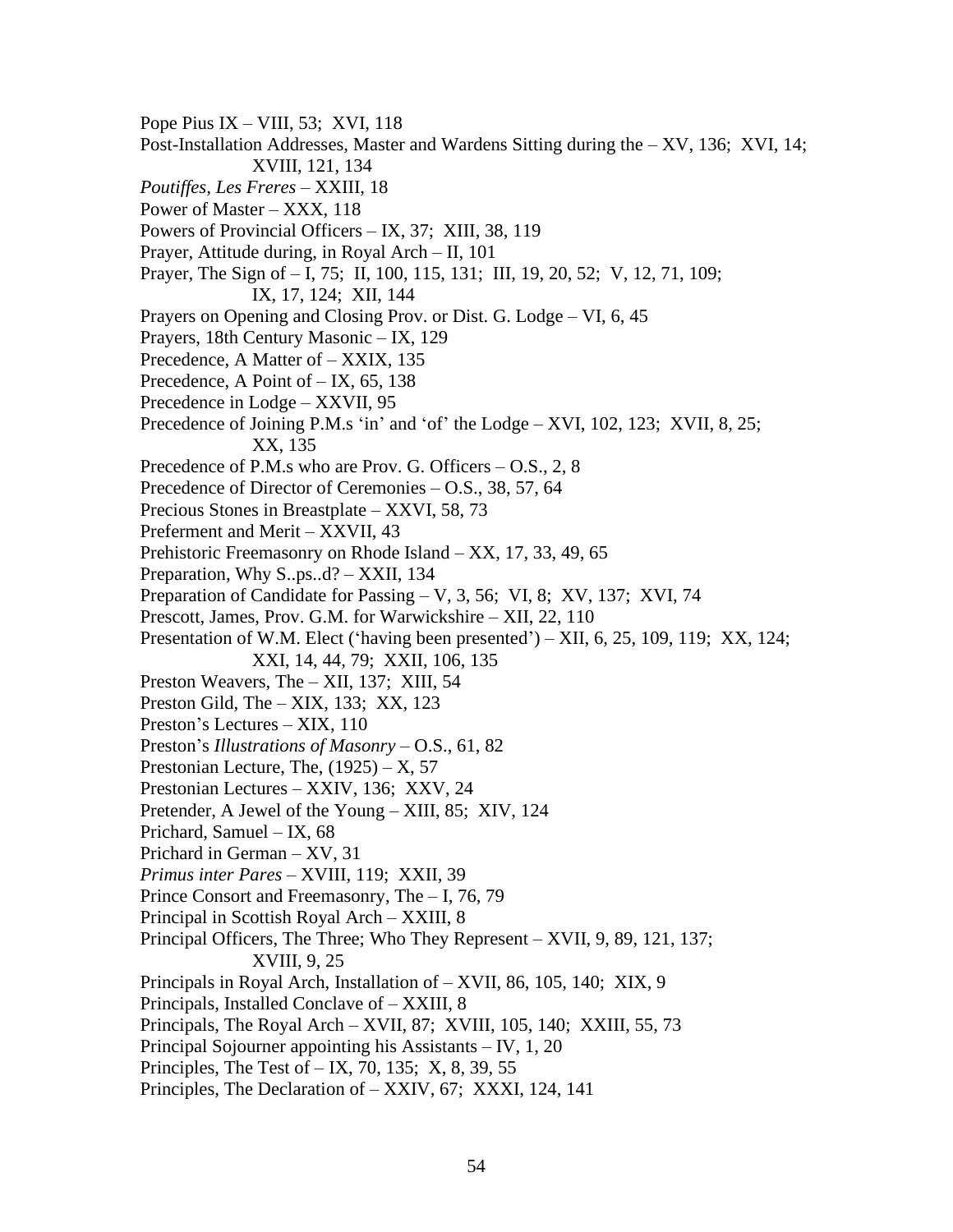Pope Pius IX – VIII, 53; XVI, 118

Post-Installation Addresses, Master and Wardens Sitting during the – XV, 136; XVI, 14; XVIII, 121, 134

*Poutiffes, Les Freres* – XXIII, 18

Power of Master – XXX, 118

Powers of Provincial Officers – IX, 37; XIII, 38, 119

Prayer, Attitude during, in Royal Arch – II, 101

Prayer, The Sign of – I, 75; II, 100, 115, 131; III, 19, 20, 52; V, 12, 71, 109; IX, 17, 124; XII, 144

Prayers on Opening and Closing Prov. or Dist. G. Lodge – VI, 6, 45

Prayers, 18th Century Masonic – IX, 129

Precedence, A Matter of – XXIX, 135

Precedence, A Point of – IX, 65, 138

Precedence in Lodge – XXVII, 95

Precedence of Joining P.M.s 'in' and 'of' the Lodge – XVI, 102, 123; XVII, 8, 25; XX, 135

Precedence of P.M.s who are Prov. G. Officers – O.S., 2, 8

Precedence of Director of Ceremonies – O.S., 38, 57, 64

Precious Stones in Breastplate – XXVI, 58, 73

Preferment and Merit – XXVII, 43

Prehistoric Freemasonry on Rhode Island – XX, 17, 33, 49, 65

Preparation, Why S..ps..d? – XXII, 134

Preparation of Candidate for Passing – V, 3, 56; VI, 8; XV, 137; XVI, 74

Prescott, James, Prov. G.M. for Warwickshire – XII, 22, 110

Presentation of W.M. Elect ('having been presented') – XII, 6, 25, 109, 119; XX, 124; XXI, 14, 44, 79; XXII, 106, 135

Preston Weavers, The – XII, 137; XIII, 54

Preston Gild, The – XIX, 133; XX, 123

Preston's Lectures – XIX, 110

Preston's *Illustrations of Masonry* – O.S., 61, 82

Prestonian Lecture, The, (1925) – X, 57

Prestonian Lectures – XXIV, 136; XXV, 24

Pretender, A Jewel of the Young – XIII, 85; XIV, 124

Prichard, Samuel – IX, 68

Prichard in German – XV, 31

*Primus inter Pares* – XVIII, 119; XXII, 39

Prince Consort and Freemasonry, The – I, 76, 79

Principal in Scottish Royal Arch – XXIII, 8

Principal Officers, The Three; Who They Represent – XVII, 9, 89, 121, 137; XVIII, 9, 25

Principals in Royal Arch, Installation of – XVII, 86, 105, 140; XIX, 9

Principals, Installed Conclave of – XXIII, 8

Principals, The Royal Arch – XVII, 87; XVIII, 105, 140; XXIII, 55, 73

Principal Sojourner appointing his Assistants – IV, 1, 20

Principles, The Test of – IX, 70, 135; X, 8, 39, 55

Principles, The Declaration of – XXIV, 67; XXXI, 124, 141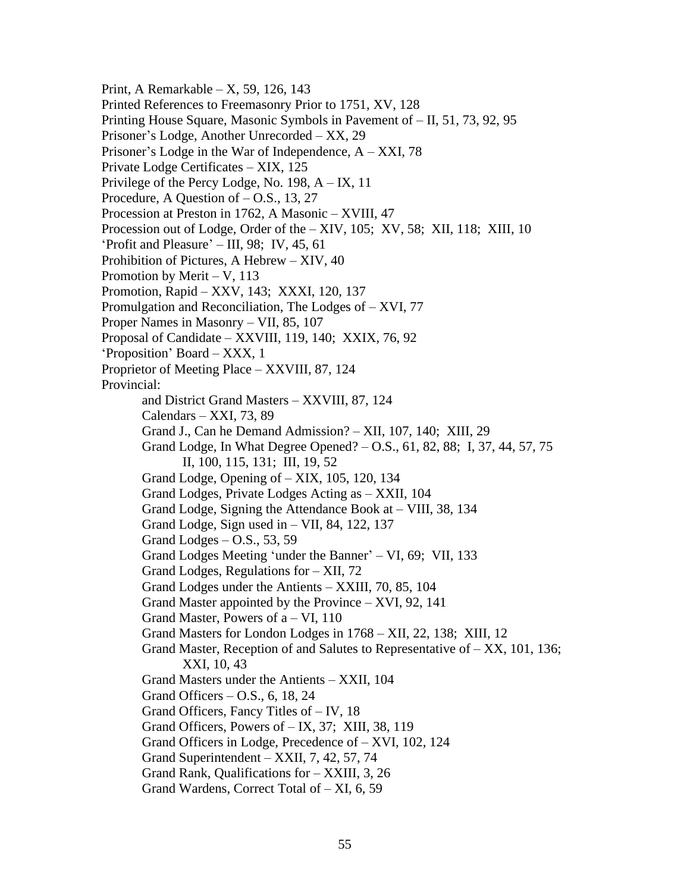Print, A Remarkable – X, 59, 126, 143
Printed References to Freemasonry Prior to 1751, XV, 128
Printing House Square, Masonic Symbols in Pavement of – II, 51, 73, 92, 95
Prisoner's Lodge, Another Unrecorded – XX, 29
Prisoner's Lodge in the War of Independence, A – XXI, 78
Private Lodge Certificates – XIX, 125
Privilege of the Percy Lodge, No. 198, A – IX, 11
Procedure, A Question of – O.S., 13, 27
Procession at Preston in 1762, A Masonic – XVIII, 47
Procession out of Lodge, Order of the – XIV, 105; XV, 58; XII, 118; XIII, 10
'Profit and Pleasure' – III, 98; IV, 45, 61
Prohibition of Pictures, A Hebrew – XIV, 40
Promotion by Merit – V, 113
Promotion, Rapid – XXV, 143; XXXI, 120, 137
Promulgation and Reconciliation, The Lodges of – XVI, 77
Proper Names in Masonry – VII, 85, 107
Proposal of Candidate – XXVIII, 119, 140; XXIX, 76, 92
'Proposition' Board – XXX, 1
Proprietor of Meeting Place – XXVIII, 87, 124
Provincial:
- and District Grand Masters – XXVIII, 87, 124
- Calendars – XXI, 73, 89
- Grand J., Can he Demand Admission? – XII, 107, 140; XIII, 29
- Grand Lodge, In What Degree Opened? – O.S., 61, 82, 88; I, 37, 44, 57, 75 II, 100, 115, 131; III, 19, 52
- Grand Lodge, Opening of – XIX, 105, 120, 134
- Grand Lodges, Private Lodges Acting as – XXII, 104
- Grand Lodge, Signing the Attendance Book at – VIII, 38, 134
- Grand Lodge, Sign used in – VII, 84, 122, 137
- Grand Lodges – O.S., 53, 59
- Grand Lodges Meeting 'under the Banner' – VI, 69; VII, 133
- Grand Lodges, Regulations for – XII, 72
- Grand Lodges under the Antients – XXIII, 70, 85, 104
- Grand Master appointed by the Province – XVI, 92, 141
- Grand Master, Powers of a – VI, 110
- Grand Masters for London Lodges in 1768 – XII, 22, 138; XIII, 12
- Grand Master, Reception of and Salutes to Representative of – XX, 101, 136; XXI, 10, 43
- Grand Masters under the Antients – XXII, 104
- Grand Officers – O.S., 6, 18, 24
- Grand Officers, Fancy Titles of – IV, 18
- Grand Officers, Powers of – IX, 37; XIII, 38, 119
- Grand Officers in Lodge, Precedence of – XVI, 102, 124
- Grand Superintendent – XXII, 7, 42, 57, 74
- Grand Rank, Qualifications for – XXIII, 3, 26
- Grand Wardens, Correct Total of – XI, 6, 59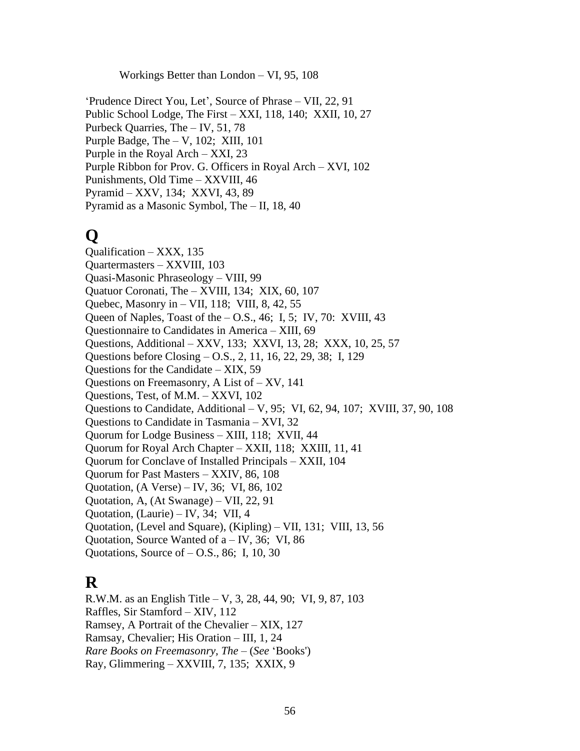Workings Better than London – VI, 95, 108

'Prudence Direct You, Let', Source of Phrase – VII, 22, 91
Public School Lodge, The First – XXI, 118, 140;  XXII, 10, 27
Purbeck Quarries, The – IV, 51, 78
Purple Badge, The – V, 102;  XIII, 101
Purple in the Royal Arch – XXI, 23
Purple Ribbon for Prov. G. Officers in Royal Arch – XVI, 102
Punishments, Old Time – XXVIII, 46
Pyramid – XXV, 134;  XXVI, 43, 89
Pyramid as a Masonic Symbol, The – II, 18, 40

# Q

Qualification – XXX, 135
Quartermasters – XXVIII, 103
Quasi-Masonic Phraseology – VIII, 99
Quatuor Coronati, The – XVIII, 134;  XIX, 60, 107
Quebec, Masonry in – VII, 118;  VIII, 8, 42, 55
Queen of Naples, Toast of the – O.S., 46;  I, 5;  IV, 70:  XVIII, 43
Questionnaire to Candidates in America – XIII, 69
Questions, Additional – XXV, 133;  XXVI, 13, 28;  XXX, 10, 25, 57
Questions before Closing – O.S., 2, 11, 16, 22, 29, 38;  I, 129
Questions for the Candidate – XIX, 59
Questions on Freemasonry, A List of – XV, 141
Questions, Test, of M.M. – XXVI, 102
Questions to Candidate, Additional – V, 95;  VI, 62, 94, 107;  XVIII, 37, 90, 108
Questions to Candidate in Tasmania – XVI, 32
Quorum for Lodge Business – XIII, 118;  XVII, 44
Quorum for Royal Arch Chapter – XXII, 118;  XXIII, 11, 41
Quorum for Conclave of Installed Principals – XXII, 104
Quorum for Past Masters – XXIV, 86, 108
Quotation, (A Verse) – IV, 36;  VI, 86, 102
Quotation, A, (At Swanage) – VII, 22, 91
Quotation, (Laurie) – IV, 34;  VII, 4
Quotation, (Level and Square), (Kipling) – VII, 131;  VIII, 13, 56
Quotation, Source Wanted of a – IV, 36;  VI, 86
Quotations, Source of – O.S., 86;  I, 10, 30

# R

R.W.M. as an English Title – V, 3, 28, 44, 90;  VI, 9, 87, 103
Raffles, Sir Stamford – XIV, 112
Ramsey, A Portrait of the Chevalier – XIX, 127
Ramsay, Chevalier; His Oration – III, 1, 24
*Rare Books on Freemasonry, The* – (*See* 'Books')
Ray, Glimmering – XXVIII, 7, 135;  XXIX, 9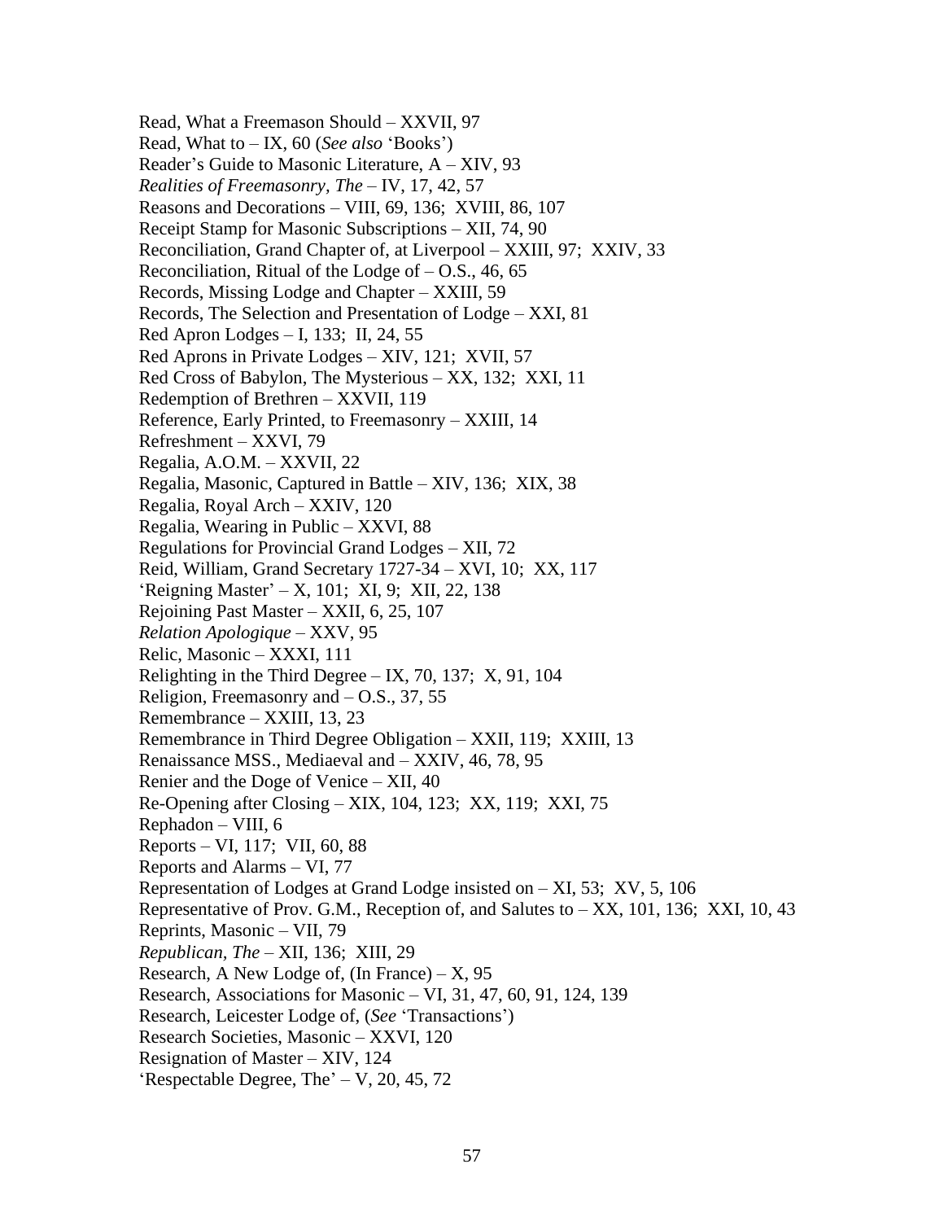Read, What a Freemason Should – XXVII, 97
Read, What to – IX, 60 (*See also* 'Books')
Reader's Guide to Masonic Literature, A – XIV, 93
*Realities of Freemasonry, The* – IV, 17, 42, 57
Reasons and Decorations – VIII, 69, 136; XVIII, 86, 107
Receipt Stamp for Masonic Subscriptions – XII, 74, 90
Reconciliation, Grand Chapter of, at Liverpool – XXIII, 97; XXIV, 33
Reconciliation, Ritual of the Lodge of – O.S., 46, 65
Records, Missing Lodge and Chapter – XXIII, 59
Records, The Selection and Presentation of Lodge – XXI, 81
Red Apron Lodges – I, 133; II, 24, 55
Red Aprons in Private Lodges – XIV, 121; XVII, 57
Red Cross of Babylon, The Mysterious – XX, 132; XXI, 11
Redemption of Brethren – XXVII, 119
Reference, Early Printed, to Freemasonry – XXIII, 14
Refreshment – XXVI, 79
Regalia, A.O.M. – XXVII, 22
Regalia, Masonic, Captured in Battle – XIV, 136; XIX, 38
Regalia, Royal Arch – XXIV, 120
Regalia, Wearing in Public – XXVI, 88
Regulations for Provincial Grand Lodges – XII, 72
Reid, William, Grand Secretary 1727-34 – XVI, 10; XX, 117
'Reigning Master' – X, 101; XI, 9; XII, 22, 138
Rejoining Past Master – XXII, 6, 25, 107
*Relation Apologique* – XXV, 95
Relic, Masonic – XXXI, 111
Relighting in the Third Degree – IX, 70, 137; X, 91, 104
Religion, Freemasonry and – O.S., 37, 55
Remembrance – XXIII, 13, 23
Remembrance in Third Degree Obligation – XXII, 119; XXIII, 13
Renaissance MSS., Mediaeval and – XXIV, 46, 78, 95
Renier and the Doge of Venice – XII, 40
Re-Opening after Closing – XIX, 104, 123; XX, 119; XXI, 75
Rephadon – VIII, 6
Reports – VI, 117; VII, 60, 88
Reports and Alarms – VI, 77
Representation of Lodges at Grand Lodge insisted on – XI, 53; XV, 5, 106
Representative of Prov. G.M., Reception of, and Salutes to – XX, 101, 136; XXI, 10, 43
Reprints, Masonic – VII, 79
*Republican, The* – XII, 136; XIII, 29
Research, A New Lodge of, (In France) – X, 95
Research, Associations for Masonic – VI, 31, 47, 60, 91, 124, 139
Research, Leicester Lodge of, (*See* 'Transactions')
Research Societies, Masonic – XXVI, 120
Resignation of Master – XIV, 124
'Respectable Degree, The' – V, 20, 45, 72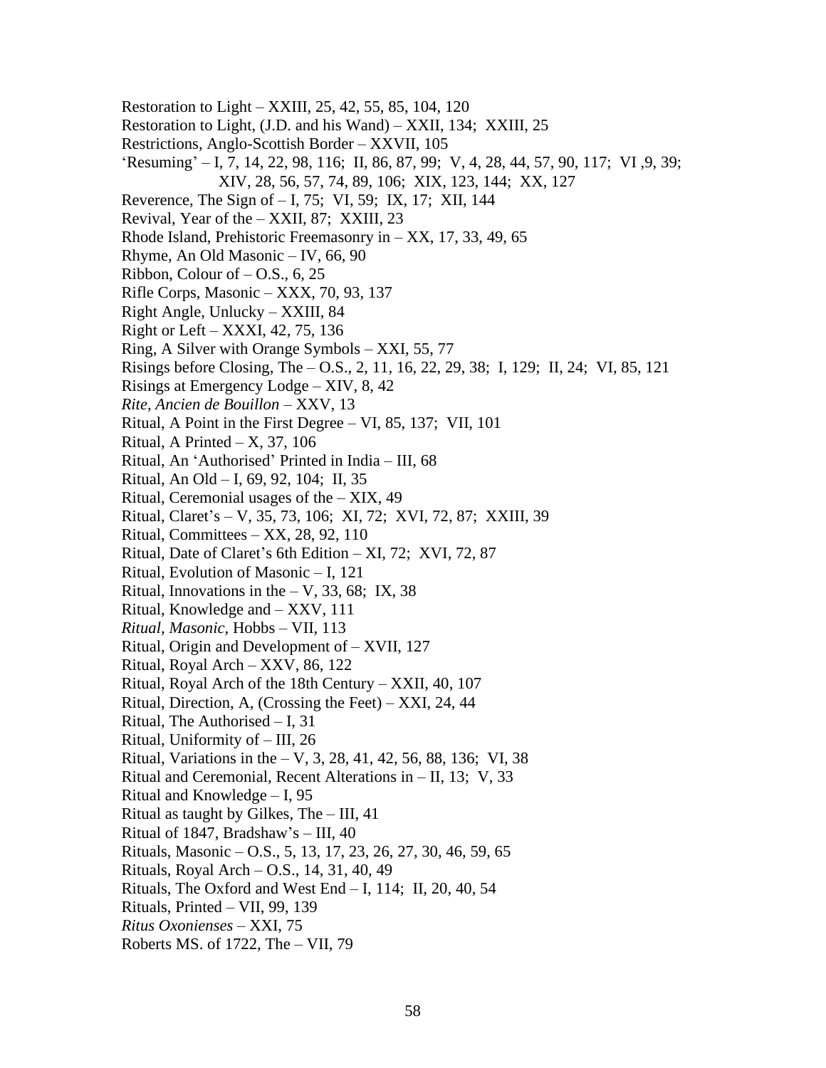Restoration to Light – XXIII, 25, 42, 55, 85, 104, 120
Restoration to Light, (J.D. and his Wand) – XXII, 134;  XXIII, 25
Restrictions, Anglo-Scottish Border – XXVII, 105
'Resuming' – I, 7, 14, 22, 98, 116;  II, 86, 87, 99;  V, 4, 28, 44, 57, 90, 117;  VI ,9, 39;
XIV, 28, 56, 57, 74, 89, 106;  XIX, 123, 144;  XX, 127
Reverence, The Sign of – I, 75;  VI, 59;  IX, 17;  XII, 144
Revival, Year of the – XXII, 87;  XXIII, 23
Rhode Island, Prehistoric Freemasonry in – XX, 17, 33, 49, 65
Rhyme, An Old Masonic – IV, 66, 90
Ribbon, Colour of – O.S., 6, 25
Rifle Corps, Masonic – XXX, 70, 93, 137
Right Angle, Unlucky – XXIII, 84
Right or Left – XXXI, 42, 75, 136
Ring, A Silver with Orange Symbols – XXI, 55, 77
Risings before Closing, The – O.S., 2, 11, 16, 22, 29, 38;  I, 129;  II, 24;  VI, 85, 121
Risings at Emergency Lodge – XIV, 8, 42
*Rite, Ancien de Bouillon* – XXV, 13
Ritual, A Point in the First Degree – VI, 85, 137;  VII, 101
Ritual, A Printed – X, 37, 106
Ritual, An 'Authorised' Printed in India – III, 68
Ritual, An Old – I, 69, 92, 104;  II, 35
Ritual, Ceremonial usages of the – XIX, 49
Ritual, Claret's – V, 35, 73, 106;  XI, 72;  XVI, 72, 87;  XXIII, 39
Ritual, Committees – XX, 28, 92, 110
Ritual, Date of Claret's 6th Edition – XI, 72;  XVI, 72, 87
Ritual, Evolution of Masonic – I, 121
Ritual, Innovations in the – V, 33, 68;  IX, 38
Ritual, Knowledge and – XXV, 111
*Ritual, Masonic*, Hobbs – VII, 113
Ritual, Origin and Development of – XVII, 127
Ritual, Royal Arch – XXV, 86, 122
Ritual, Royal Arch of the 18th Century – XXII, 40, 107
Ritual, Direction, A, (Crossing the Feet) – XXI, 24, 44
Ritual, The Authorised – I, 31
Ritual, Uniformity of – III, 26
Ritual, Variations in the – V, 3, 28, 41, 42, 56, 88, 136;  VI, 38
Ritual and Ceremonial, Recent Alterations in – II, 13;  V, 33
Ritual and Knowledge – I, 95
Ritual as taught by Gilkes, The – III, 41
Ritual of 1847, Bradshaw's – III, 40
Rituals, Masonic – O.S., 5, 13, 17, 23, 26, 27, 30, 46, 59, 65
Rituals, Royal Arch – O.S., 14, 31, 40, 49
Rituals, The Oxford and West End – I, 114;  II, 20, 40, 54
Rituals, Printed – VII, 99, 139
*Ritus Oxonienses* – XXI, 75
Roberts MS. of 1722, The – VII, 79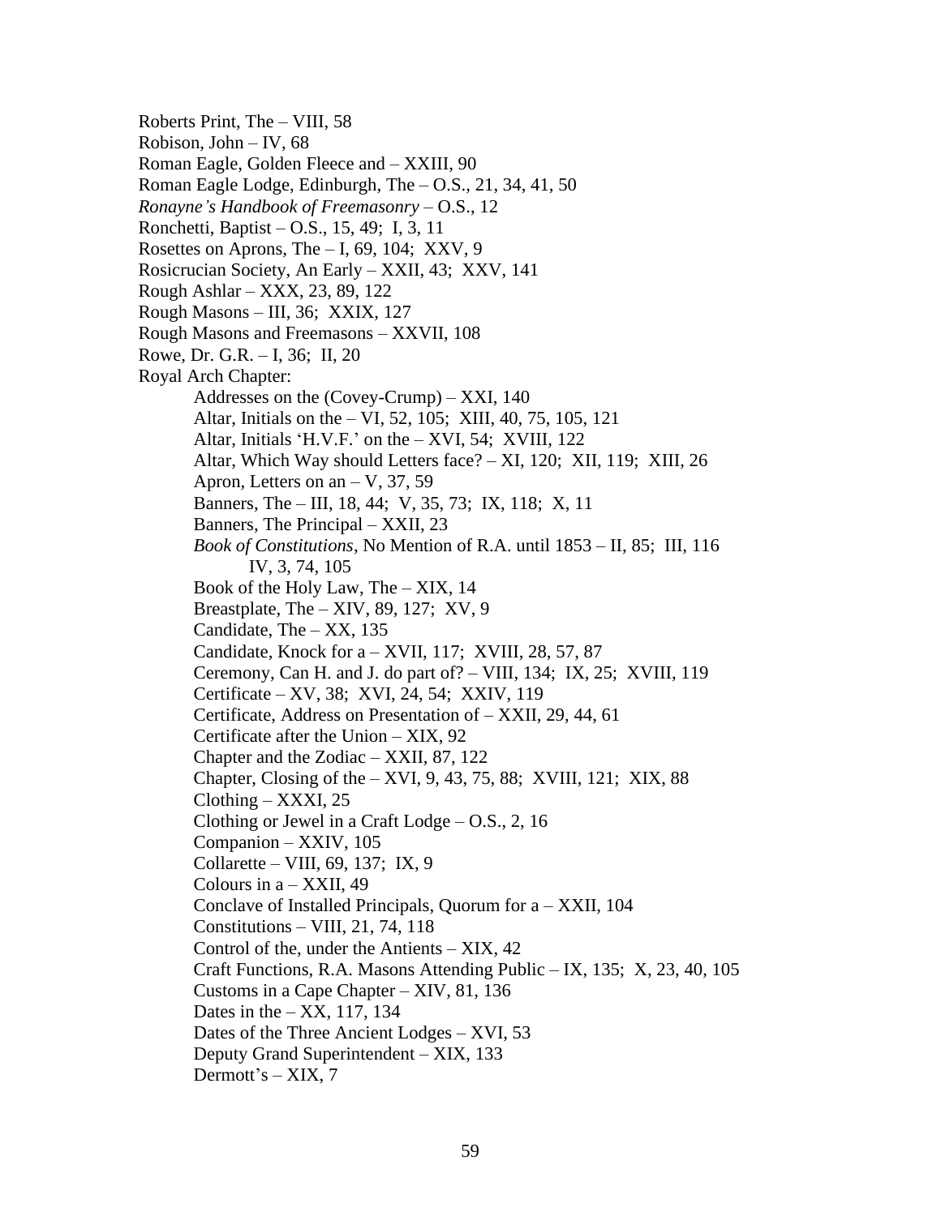Roberts Print, The – VIII, 58
Robison, John – IV, 68
Roman Eagle, Golden Fleece and – XXIII, 90
Roman Eagle Lodge, Edinburgh, The – O.S., 21, 34, 41, 50
*Ronayne's Handbook of Freemasonry* – O.S., 12
Ronchetti, Baptist – O.S., 15, 49; I, 3, 11
Rosettes on Aprons, The – I, 69, 104; XXV, 9
Rosicrucian Society, An Early – XXII, 43; XXV, 141
Rough Ashlar – XXX, 23, 89, 122
Rough Masons – III, 36; XXIX, 127
Rough Masons and Freemasons – XXVII, 108
Rowe, Dr. G.R. – I, 36; II, 20
Royal Arch Chapter:

- Addresses on the (Covey-Crump) – XXI, 140
- Altar, Initials on the – VI, 52, 105; XIII, 40, 75, 105, 121
- Altar, Initials 'H.V.F.' on the – XVI, 54; XVIII, 122
- Altar, Which Way should Letters face? – XI, 120; XII, 119; XIII, 26
- Apron, Letters on an – V, 37, 59
- Banners, The – III, 18, 44; V, 35, 73; IX, 118; X, 11
- Banners, The Principal – XXII, 23
- *Book of Constitutions*, No Mention of R.A. until 1853 – II, 85; III, 116 IV, 3, 74, 105
- Book of the Holy Law, The – XIX, 14
- Breastplate, The – XIV, 89, 127; XV, 9
- Candidate, The – XX, 135
- Candidate, Knock for a – XVII, 117; XVIII, 28, 57, 87
- Ceremony, Can H. and J. do part of? – VIII, 134; IX, 25; XVIII, 119
- Certificate – XV, 38; XVI, 24, 54; XXIV, 119
- Certificate, Address on Presentation of – XXII, 29, 44, 61
- Certificate after the Union – XIX, 92
- Chapter and the Zodiac – XXII, 87, 122
- Chapter, Closing of the – XVI, 9, 43, 75, 88; XVIII, 121; XIX, 88
- Clothing – XXXI, 25
- Clothing or Jewel in a Craft Lodge – O.S., 2, 16
- Companion – XXIV, 105
- Collarette – VIII, 69, 137; IX, 9
- Colours in a – XXII, 49
- Conclave of Installed Principals, Quorum for a – XXII, 104
- Constitutions – VIII, 21, 74, 118
- Control of the, under the Antients – XIX, 42
- Craft Functions, R.A. Masons Attending Public – IX, 135; X, 23, 40, 105
- Customs in a Cape Chapter – XIV, 81, 136
- Dates in the – XX, 117, 134
- Dates of the Three Ancient Lodges – XVI, 53
- Deputy Grand Superintendent – XIX, 133
- Dermott's – XIX, 7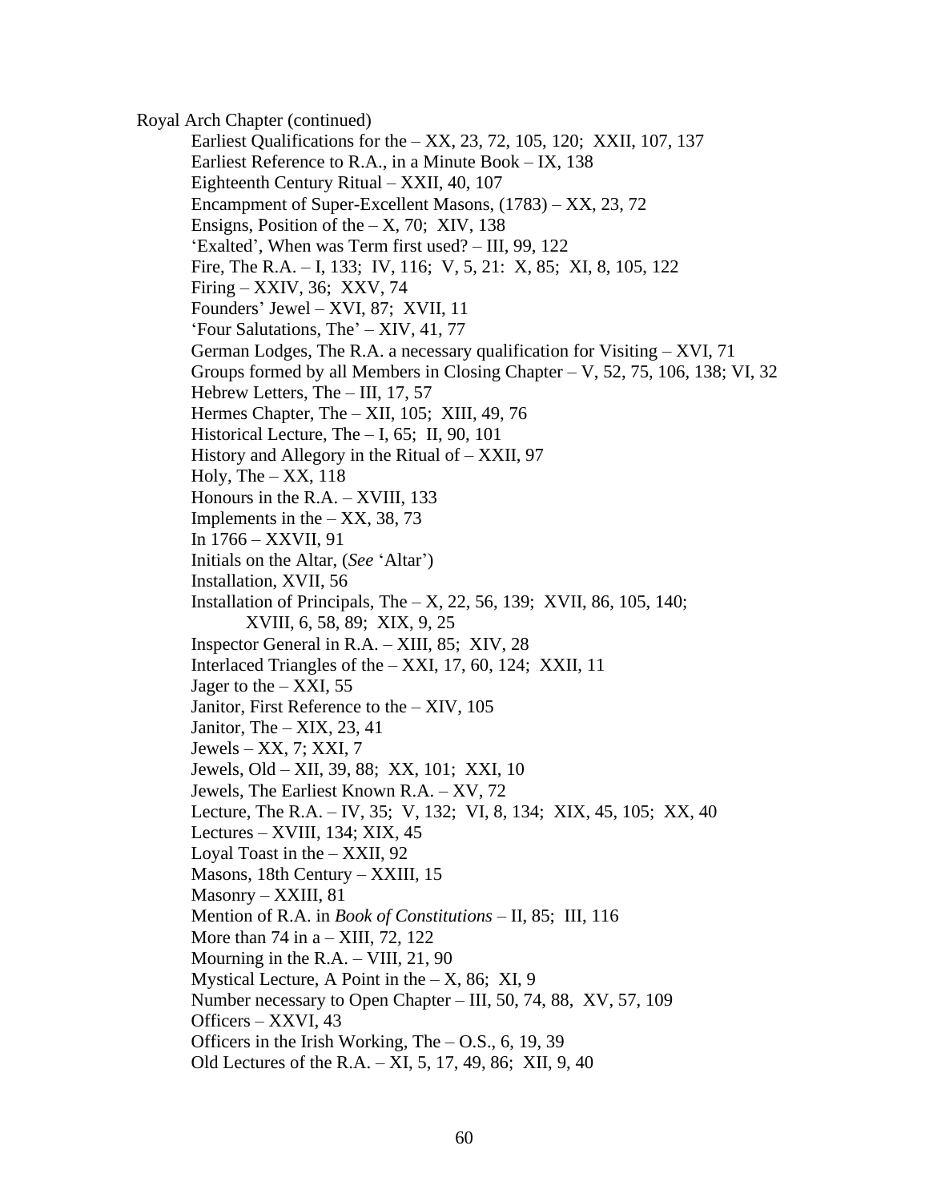Royal Arch Chapter (continued)

- Earliest Qualifications for the – XX, 23, 72, 105, 120; XXII, 107, 137
- Earliest Reference to R.A., in a Minute Book – IX, 138
- Eighteenth Century Ritual – XXII, 40, 107
- Encampment of Super-Excellent Masons, (1783) – XX, 23, 72
- Ensigns, Position of the – X, 70; XIV, 138
- 'Exalted', When was Term first used? – III, 99, 122
- Fire, The R.A. – I, 133; IV, 116; V, 5, 21: X, 85; XI, 8, 105, 122
- Firing – XXIV, 36; XXV, 74
- Founders' Jewel – XVI, 87; XVII, 11
- 'Four Salutations, The' – XIV, 41, 77
- German Lodges, The R.A. a necessary qualification for Visiting – XVI, 71
- Groups formed by all Members in Closing Chapter – V, 52, 75, 106, 138; VI, 32
- Hebrew Letters, The – III, 17, 57
- Hermes Chapter, The – XII, 105; XIII, 49, 76
- Historical Lecture, The – I, 65; II, 90, 101
- History and Allegory in the Ritual of – XXII, 97
- Holy, The – XX, 118
- Honours in the R.A. – XVIII, 133
- Implements in the – XX, 38, 73
- In 1766 – XXVII, 91
- Initials on the Altar, (*See* 'Altar')
- Installation, XVII, 56
- Installation of Principals, The – X, 22, 56, 139; XVII, 86, 105, 140; XVIII, 6, 58, 89; XIX, 9, 25
- Inspector General in R.A. – XIII, 85; XIV, 28
- Interlaced Triangles of the – XXI, 17, 60, 124; XXII, 11
- Jager to the – XXI, 55
- Janitor, First Reference to the – XIV, 105
- Janitor, The – XIX, 23, 41
- Jewels – XX, 7; XXI, 7
- Jewels, Old – XII, 39, 88; XX, 101; XXI, 10
- Jewels, The Earliest Known R.A. – XV, 72
- Lecture, The R.A. – IV, 35; V, 132; VI, 8, 134; XIX, 45, 105; XX, 40
- Lectures – XVIII, 134; XIX, 45
- Loyal Toast in the – XXII, 92
- Masons, 18th Century – XXIII, 15
- Masonry – XXIII, 81
- Mention of R.A. in *Book of Constitutions* – II, 85; III, 116
- More than 74 in a – XIII, 72, 122
- Mourning in the R.A. – VIII, 21, 90
- Mystical Lecture, A Point in the – X, 86; XI, 9
- Number necessary to Open Chapter – III, 50, 74, 88, XV, 57, 109
- Officers – XXVI, 43
- Officers in the Irish Working, The – O.S., 6, 19, 39
- Old Lectures of the R.A. – XI, 5, 17, 49, 86; XII, 9, 40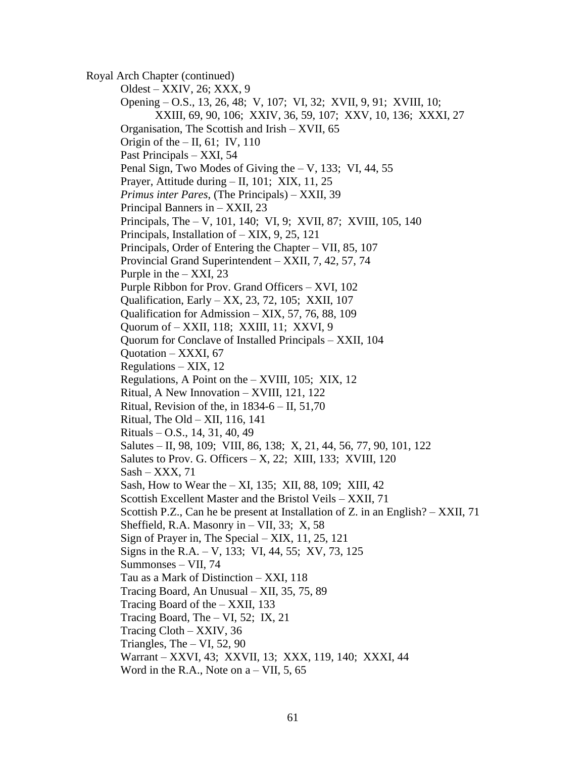Royal Arch Chapter (continued)

- Oldest – XXIV, 26; XXX, 9
- Opening – O.S., 13, 26, 48; V, 107; VI, 32; XVII, 9, 91; XVIII, 10; XXIII, 69, 90, 106; XXIV, 36, 59, 107; XXV, 10, 136; XXXI, 27
- Organisation, The Scottish and Irish – XVII, 65
- Origin of the – II, 61; IV, 110
- Past Principals – XXI, 54
- Penal Sign, Two Modes of Giving the – V, 133; VI, 44, 55
- Prayer, Attitude during – II, 101; XIX, 11, 25
- *Primus inter Pares*, (The Principals) – XXII, 39
- Principal Banners in – XXII, 23
- Principals, The – V, 101, 140; VI, 9; XVII, 87; XVIII, 105, 140
- Principals, Installation of – XIX, 9, 25, 121
- Principals, Order of Entering the Chapter – VII, 85, 107
- Provincial Grand Superintendent – XXII, 7, 42, 57, 74
- Purple in the – XXI, 23
- Purple Ribbon for Prov. Grand Officers – XVI, 102
- Qualification, Early – XX, 23, 72, 105; XXII, 107
- Qualification for Admission – XIX, 57, 76, 88, 109
- Quorum of – XXII, 118; XXIII, 11; XXVI, 9
- Quorum for Conclave of Installed Principals – XXII, 104
- Quotation – XXXI, 67
- Regulations – XIX, 12
- Regulations, A Point on the – XVIII, 105; XIX, 12
- Ritual, A New Innovation – XVIII, 121, 122
- Ritual, Revision of the, in 1834-6 – II, 51,70
- Ritual, The Old – XII, 116, 141
- Rituals – O.S., 14, 31, 40, 49
- Salutes – II, 98, 109; VIII, 86, 138; X, 21, 44, 56, 77, 90, 101, 122
- Salutes to Prov. G. Officers – X, 22; XIII, 133; XVIII, 120
- Sash – XXX, 71
- Sash, How to Wear the – XI, 135; XII, 88, 109; XIII, 42
- Scottish Excellent Master and the Bristol Veils – XXII, 71
- Scottish P.Z., Can he be present at Installation of Z. in an English? – XXII, 71
- Sheffield, R.A. Masonry in – VII, 33; X, 58
- Sign of Prayer in, The Special – XIX, 11, 25, 121
- Signs in the R.A. – V, 133; VI, 44, 55; XV, 73, 125
- Summonses – VII, 74
- Tau as a Mark of Distinction – XXI, 118
- Tracing Board, An Unusual – XII, 35, 75, 89
- Tracing Board of the – XXII, 133
- Tracing Board, The – VI, 52; IX, 21
- Tracing Cloth – XXIV, 36
- Triangles, The – VI, 52, 90
- Warrant – XXVI, 43; XXVII, 13; XXX, 119, 140; XXXI, 44
- Word in the R.A., Note on a – VII, 5, 65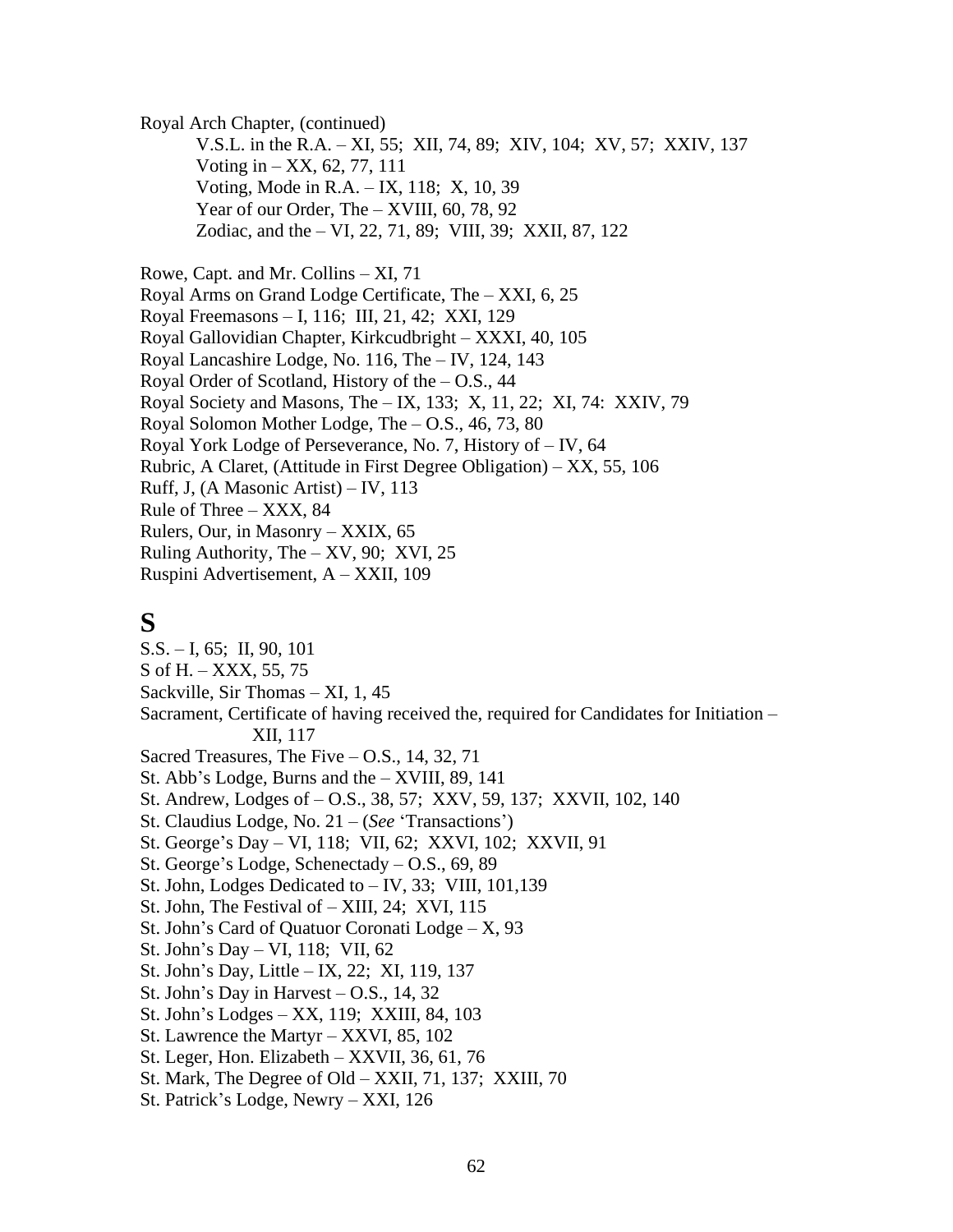Royal Arch Chapter, (continued)

- V.S.L. in the R.A. – XI, 55; XII, 74, 89; XIV, 104; XV, 57; XXIV, 137
- Voting in – XX, 62, 77, 111
- Voting, Mode in R.A. – IX, 118; X, 10, 39
- Year of our Order, The – XVIII, 60, 78, 92
- Zodiac, and the – VI, 22, 71, 89; VIII, 39; XXII, 87, 122

Rowe, Capt. and Mr. Collins – XI, 71
Royal Arms on Grand Lodge Certificate, The – XXI, 6, 25
Royal Freemasons – I, 116; III, 21, 42; XXI, 129
Royal Gallovidian Chapter, Kirkcudbright – XXXI, 40, 105
Royal Lancashire Lodge, No. 116, The – IV, 124, 143
Royal Order of Scotland, History of the – O.S., 44
Royal Society and Masons, The – IX, 133; X, 11, 22; XI, 74: XXIV, 79
Royal Solomon Mother Lodge, The – O.S., 46, 73, 80
Royal York Lodge of Perseverance, No. 7, History of – IV, 64
Rubric, A Claret, (Attitude in First Degree Obligation) – XX, 55, 106
Ruff, J, (A Masonic Artist) – IV, 113
Rule of Three – XXX, 84
Rulers, Our, in Masonry – XXIX, 65
Ruling Authority, The – XV, 90; XVI, 25
Ruspini Advertisement, A – XXII, 109

# S

S.S. – I, 65; II, 90, 101
S of H. – XXX, 55, 75
Sackville, Sir Thomas – XI, 1, 45
Sacrament, Certificate of having received the, required for Candidates for Initiation – XII, 117
Sacred Treasures, The Five – O.S., 14, 32, 71
St. Abb's Lodge, Burns and the – XVIII, 89, 141
St. Andrew, Lodges of – O.S., 38, 57; XXV, 59, 137; XXVII, 102, 140
St. Claudius Lodge, No. 21 – (*See* 'Transactions')
St. George's Day – VI, 118; VII, 62; XXVI, 102; XXVII, 91
St. George's Lodge, Schenectady – O.S., 69, 89
St. John, Lodges Dedicated to – IV, 33; VIII, 101,139
St. John, The Festival of – XIII, 24; XVI, 115
St. John's Card of Quatuor Coronati Lodge – X, 93
St. John's Day – VI, 118; VII, 62
St. John's Day, Little – IX, 22; XI, 119, 137
St. John's Day in Harvest – O.S., 14, 32
St. John's Lodges – XX, 119; XXIII, 84, 103
St. Lawrence the Martyr – XXVI, 85, 102
St. Leger, Hon. Elizabeth – XXVII, 36, 61, 76
St. Mark, The Degree of Old – XXII, 71, 137; XXIII, 70
St. Patrick's Lodge, Newry – XXI, 126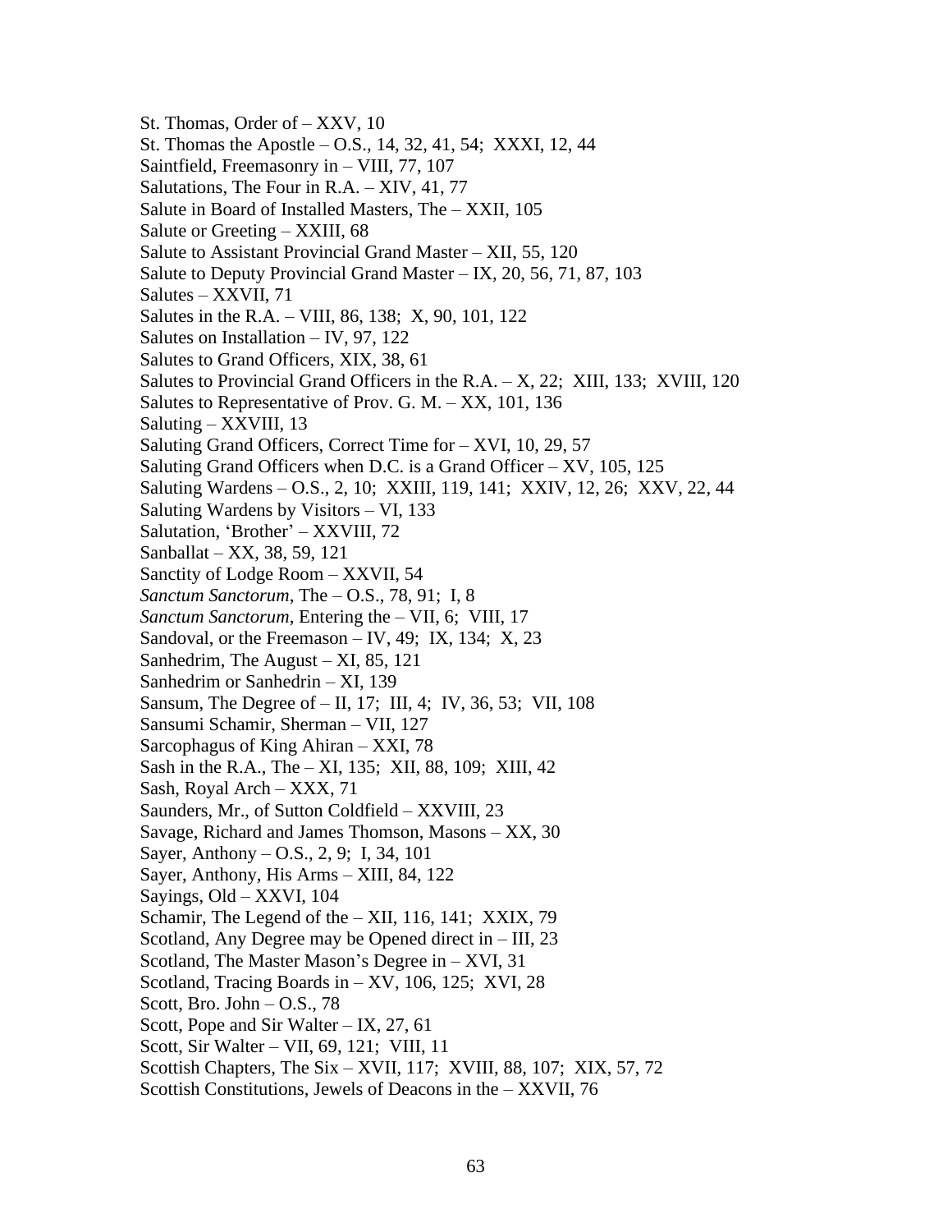St. Thomas, Order of – XXV, 10
St. Thomas the Apostle – O.S., 14, 32, 41, 54; XXXI, 12, 44
Saintfield, Freemasonry in – VIII, 77, 107
Salutations, The Four in R.A. – XIV, 41, 77
Salute in Board of Installed Masters, The – XXII, 105
Salute or Greeting – XXIII, 68
Salute to Assistant Provincial Grand Master – XII, 55, 120
Salute to Deputy Provincial Grand Master – IX, 20, 56, 71, 87, 103
Salutes – XXVII, 71
Salutes in the R.A. – VIII, 86, 138; X, 90, 101, 122
Salutes on Installation – IV, 97, 122
Salutes to Grand Officers, XIX, 38, 61
Salutes to Provincial Grand Officers in the R.A. – X, 22; XIII, 133; XVIII, 120
Salutes to Representative of Prov. G. M. – XX, 101, 136
Saluting – XXVIII, 13
Saluting Grand Officers, Correct Time for – XVI, 10, 29, 57
Saluting Grand Officers when D.C. is a Grand Officer – XV, 105, 125
Saluting Wardens – O.S., 2, 10; XXIII, 119, 141; XXIV, 12, 26; XXV, 22, 44
Saluting Wardens by Visitors – VI, 133
Salutation, 'Brother' – XXVIII, 72
Sanballat – XX, 38, 59, 121
Sanctity of Lodge Room – XXVII, 54
*Sanctum Sanctorum*, The – O.S., 78, 91; I, 8
*Sanctum Sanctorum*, Entering the – VII, 6; VIII, 17
Sandoval, or the Freemason – IV, 49; IX, 134; X, 23
Sanhedrim, The August – XI, 85, 121
Sanhedrim or Sanhedrin – XI, 139
Sansum, The Degree of – II, 17; III, 4; IV, 36, 53; VII, 108
Sansumi Schamir, Sherman – VII, 127
Sarcophagus of King Ahiran – XXI, 78
Sash in the R.A., The – XI, 135; XII, 88, 109; XIII, 42
Sash, Royal Arch – XXX, 71
Saunders, Mr., of Sutton Coldfield – XXVIII, 23
Savage, Richard and James Thomson, Masons – XX, 30
Sayer, Anthony – O.S., 2, 9; I, 34, 101
Sayer, Anthony, His Arms – XIII, 84, 122
Sayings, Old – XXVI, 104
Schamir, The Legend of the – XII, 116, 141; XXIX, 79
Scotland, Any Degree may be Opened direct in – III, 23
Scotland, The Master Mason's Degree in – XVI, 31
Scotland, Tracing Boards in – XV, 106, 125; XVI, 28
Scott, Bro. John – O.S., 78
Scott, Pope and Sir Walter – IX, 27, 61
Scott, Sir Walter – VII, 69, 121; VIII, 11
Scottish Chapters, The Six – XVII, 117; XVIII, 88, 107; XIX, 57, 72
Scottish Constitutions, Jewels of Deacons in the – XXVII, 76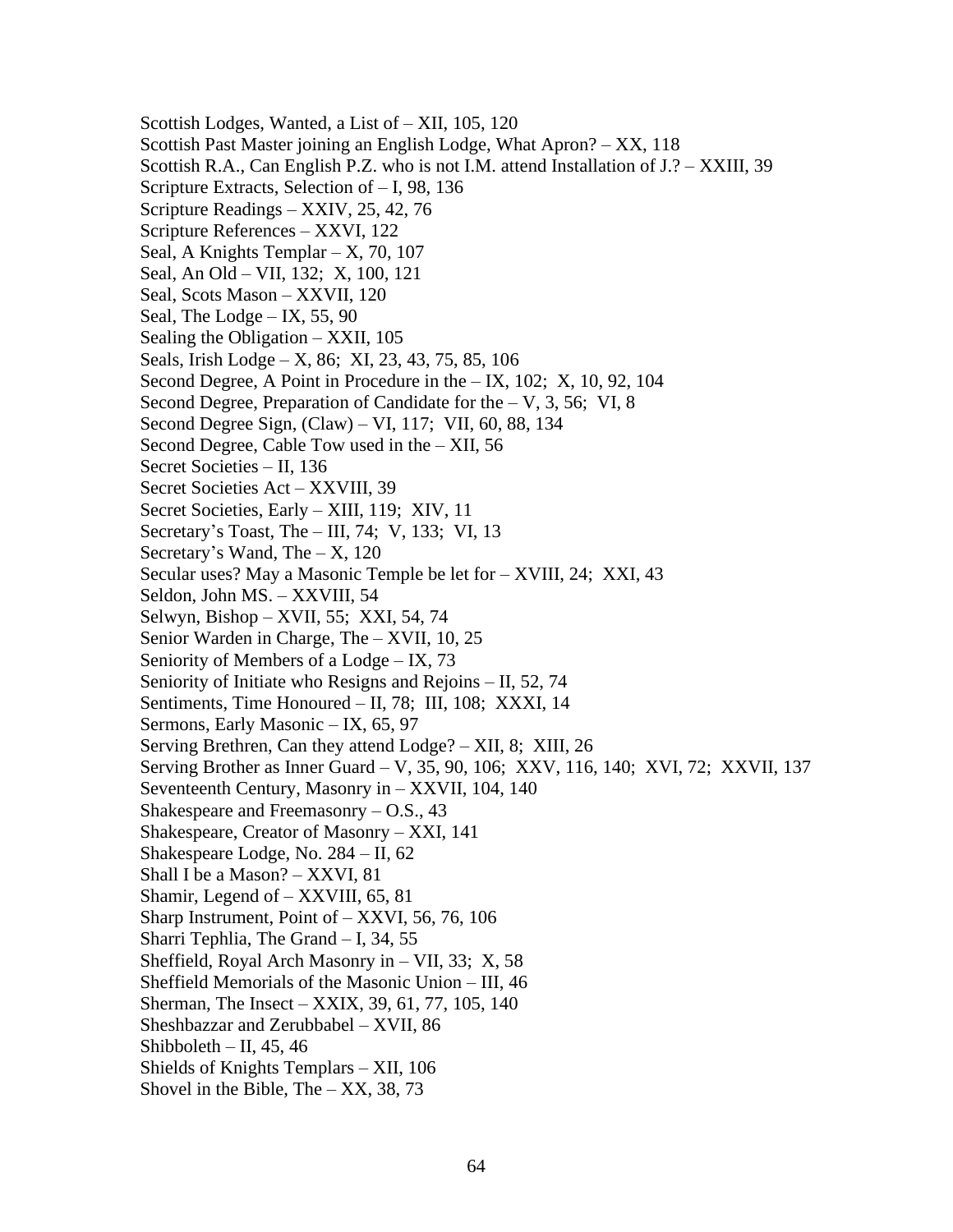Scottish Lodges, Wanted, a List of – XII, 105, 120
Scottish Past Master joining an English Lodge, What Apron? – XX, 118
Scottish R.A., Can English P.Z. who is not I.M. attend Installation of J.? – XXIII, 39
Scripture Extracts, Selection of – I, 98, 136
Scripture Readings – XXIV, 25, 42, 76
Scripture References – XXVI, 122
Seal, A Knights Templar – X, 70, 107
Seal, An Old – VII, 132; X, 100, 121
Seal, Scots Mason – XXVII, 120
Seal, The Lodge – IX, 55, 90
Sealing the Obligation – XXII, 105
Seals, Irish Lodge – X, 86; XI, 23, 43, 75, 85, 106
Second Degree, A Point in Procedure in the – IX, 102; X, 10, 92, 104
Second Degree, Preparation of Candidate for the – V, 3, 56; VI, 8
Second Degree Sign, (Claw) – VI, 117; VII, 60, 88, 134
Second Degree, Cable Tow used in the – XII, 56
Secret Societies – II, 136
Secret Societies Act – XXVIII, 39
Secret Societies, Early – XIII, 119; XIV, 11
Secretary's Toast, The – III, 74; V, 133; VI, 13
Secretary's Wand, The – X, 120
Secular uses? May a Masonic Temple be let for – XVIII, 24; XXI, 43
Seldon, John MS. – XXVIII, 54
Selwyn, Bishop – XVII, 55; XXI, 54, 74
Senior Warden in Charge, The – XVII, 10, 25
Seniority of Members of a Lodge – IX, 73
Seniority of Initiate who Resigns and Rejoins – II, 52, 74
Sentiments, Time Honoured – II, 78; III, 108; XXXI, 14
Sermons, Early Masonic – IX, 65, 97
Serving Brethren, Can they attend Lodge? – XII, 8; XIII, 26
Serving Brother as Inner Guard – V, 35, 90, 106; XXV, 116, 140; XVI, 72; XXVII, 137
Seventeenth Century, Masonry in – XXVII, 104, 140
Shakespeare and Freemasonry – O.S., 43
Shakespeare, Creator of Masonry – XXI, 141
Shakespeare Lodge, No. 284 – II, 62
Shall I be a Mason? – XXVI, 81
Shamir, Legend of – XXVIII, 65, 81
Sharp Instrument, Point of – XXVI, 56, 76, 106
Sharri Tephlia, The Grand – I, 34, 55
Sheffield, Royal Arch Masonry in – VII, 33; X, 58
Sheffield Memorials of the Masonic Union – III, 46
Sherman, The Insect – XXIX, 39, 61, 77, 105, 140
Sheshbazzar and Zerubbabel – XVII, 86
Shibboleth – II, 45, 46
Shields of Knights Templars – XII, 106
Shovel in the Bible, The – XX, 38, 73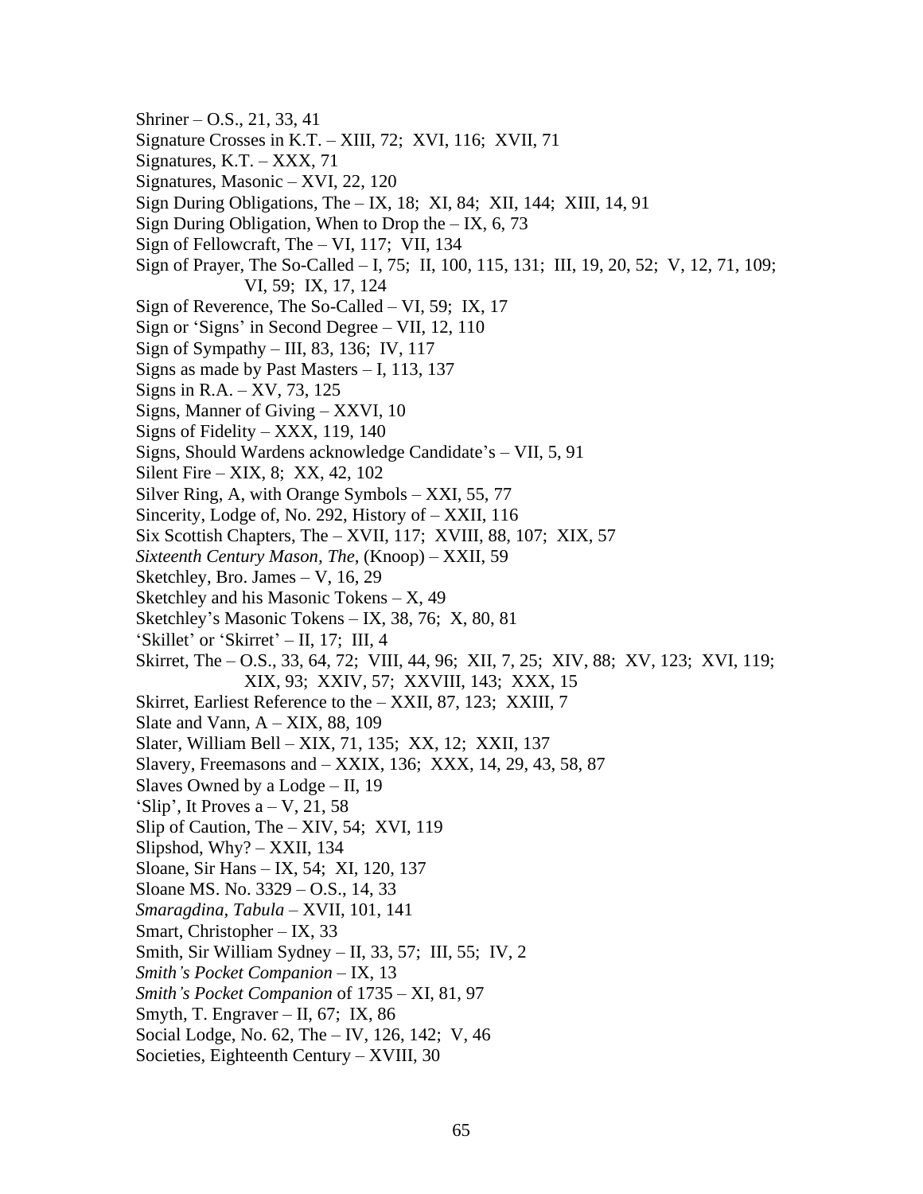Shriner – O.S., 21, 33, 41
Signature Crosses in K.T. – XIII, 72; XVI, 116; XVII, 71
Signatures, K.T. – XXX, 71
Signatures, Masonic – XVI, 22, 120
Sign During Obligations, The – IX, 18; XI, 84; XII, 144; XIII, 14, 91
Sign During Obligation, When to Drop the – IX, 6, 73
Sign of Fellowcraft, The – VI, 117; VII, 134
Sign of Prayer, The So-Called – I, 75; II, 100, 115, 131; III, 19, 20, 52; V, 12, 71, 109; VI, 59; IX, 17, 124
Sign of Reverence, The So-Called – VI, 59; IX, 17
Sign or 'Signs' in Second Degree – VII, 12, 110
Sign of Sympathy – III, 83, 136; IV, 117
Signs as made by Past Masters – I, 113, 137
Signs in R.A. – XV, 73, 125
Signs, Manner of Giving – XXVI, 10
Signs of Fidelity – XXX, 119, 140
Signs, Should Wardens acknowledge Candidate's – VII, 5, 91
Silent Fire – XIX, 8; XX, 42, 102
Silver Ring, A, with Orange Symbols – XXI, 55, 77
Sincerity, Lodge of, No. 292, History of – XXII, 116
Six Scottish Chapters, The – XVII, 117; XVIII, 88, 107; XIX, 57
*Sixteenth Century Mason, The,* (Knoop) – XXII, 59
Sketchley, Bro. James – V, 16, 29
Sketchley and his Masonic Tokens – X, 49
Sketchley's Masonic Tokens – IX, 38, 76; X, 80, 81
'Skillet' or 'Skirret' – II, 17; III, 4
Skirret, The – O.S., 33, 64, 72; VIII, 44, 96; XII, 7, 25; XIV, 88; XV, 123; XVI, 119; XIX, 93; XXIV, 57; XXVIII, 143; XXX, 15
Skirret, Earliest Reference to the – XXII, 87, 123; XXIII, 7
Slate and Vann, A – XIX, 88, 109
Slater, William Bell – XIX, 71, 135; XX, 12; XXII, 137
Slavery, Freemasons and – XXIX, 136; XXX, 14, 29, 43, 58, 87
Slaves Owned by a Lodge – II, 19
'Slip', It Proves a – V, 21, 58
Slip of Caution, The – XIV, 54; XVI, 119
Slipshod, Why? – XXII, 134
Sloane, Sir Hans – IX, 54; XI, 120, 137
Sloane MS. No. 3329 – O.S., 14, 33
*Smaragdina, Tabula* – XVII, 101, 141
Smart, Christopher – IX, 33
Smith, Sir William Sydney – II, 33, 57; III, 55; IV, 2
*Smith's Pocket Companion* – IX, 13
*Smith's Pocket Companion* of 1735 – XI, 81, 97
Smyth, T. Engraver – II, 67; IX, 86
Social Lodge, No. 62, The – IV, 126, 142; V, 46
Societies, Eighteenth Century – XVIII, 30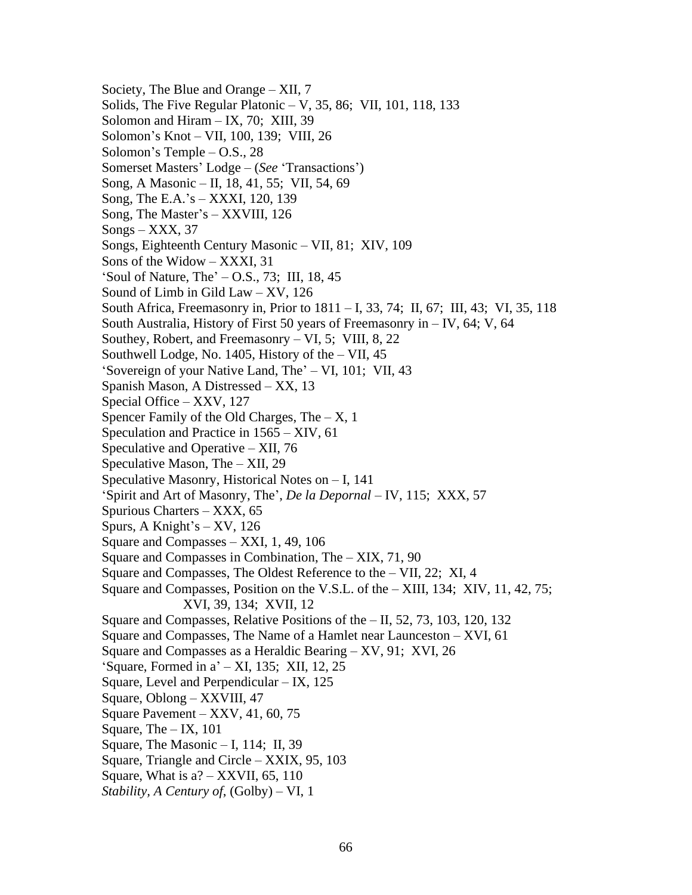Society, The Blue and Orange – XII, 7
Solids, The Five Regular Platonic – V, 35, 86;  VII, 101, 118, 133
Solomon and Hiram – IX, 70;  XIII, 39
Solomon's Knot – VII, 100, 139;  VIII, 26
Solomon's Temple – O.S., 28
Somerset Masters' Lodge – (*See* 'Transactions')
Song, A Masonic – II, 18, 41, 55;  VII, 54, 69
Song, The E.A.'s – XXXI, 120, 139
Song, The Master's – XXVIII, 126
Songs – XXX, 37
Songs, Eighteenth Century Masonic – VII, 81;  XIV, 109
Sons of the Widow – XXXI, 31
'Soul of Nature, The' – O.S., 73;  III, 18, 45
Sound of Limb in Gild Law – XV, 126
South Africa, Freemasonry in, Prior to 1811 – I, 33, 74;  II, 67;  III, 43;  VI, 35, 118
South Australia, History of First 50 years of Freemasonry in – IV, 64; V, 64
Southey, Robert, and Freemasonry – VI, 5;  VIII, 8, 22
Southwell Lodge, No. 1405, History of the – VII, 45
'Sovereign of your Native Land, The' – VI, 101;  VII, 43
Spanish Mason, A Distressed – XX, 13
Special Office – XXV, 127
Spencer Family of the Old Charges, The – X, 1
Speculation and Practice in 1565 – XIV, 61
Speculative and Operative – XII, 76
Speculative Mason, The – XII, 29
Speculative Masonry, Historical Notes on – I, 141
'Spirit and Art of Masonry, The', *De la Depornal* – IV, 115;  XXX, 57
Spurious Charters – XXX, 65
Spurs, A Knight's – XV, 126
Square and Compasses – XXI, 1, 49, 106
Square and Compasses in Combination, The – XIX, 71, 90
Square and Compasses, The Oldest Reference to the – VII, 22;  XI, 4
Square and Compasses, Position on the V.S.L. of the – XIII, 134;  XIV, 11, 42, 75;
XVI, 39, 134;  XVII, 12
Square and Compasses, Relative Positions of the – II, 52, 73, 103, 120, 132
Square and Compasses, The Name of a Hamlet near Launceston – XVI, 61
Square and Compasses as a Heraldic Bearing – XV, 91;  XVI, 26
'Square, Formed in a' – XI, 135;  XII, 12, 25
Square, Level and Perpendicular – IX, 125
Square, Oblong – XXVIII, 47
Square Pavement – XXV, 41, 60, 75
Square, The – IX, 101
Square, The Masonic – I, 114;  II, 39
Square, Triangle and Circle – XXIX, 95, 103
Square, What is a? – XXVII, 65, 110
*Stability, A Century of*, (Golby) – VI, 1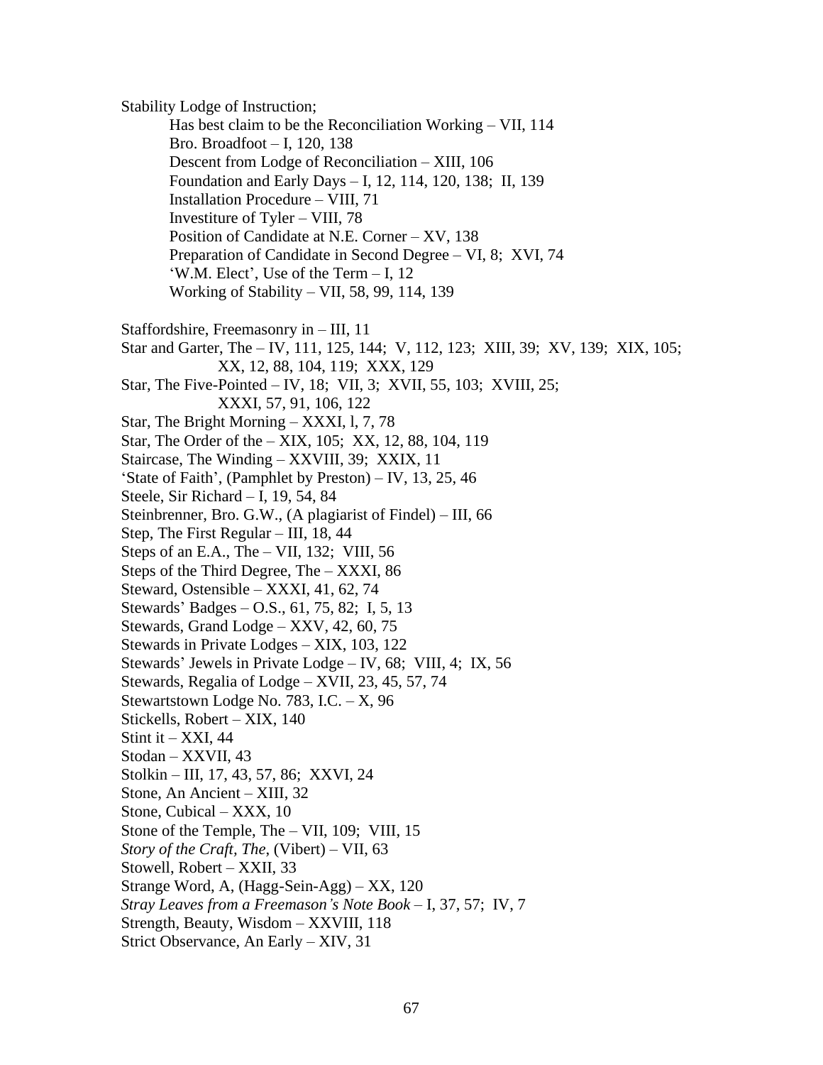Stability Lodge of Instruction;

- Has best claim to be the Reconciliation Working – VII, 114
- Bro. Broadfoot – I, 120, 138
- Descent from Lodge of Reconciliation – XIII, 106
- Foundation and Early Days – I, 12, 114, 120, 138; II, 139
- Installation Procedure – VIII, 71
- Investiture of Tyler – VIII, 78
- Position of Candidate at N.E. Corner – XV, 138
- Preparation of Candidate in Second Degree – VI, 8; XVI, 74
- 'W.M. Elect', Use of the Term – I, 12
- Working of Stability – VII, 58, 99, 114, 139

Staffordshire, Freemasonry in – III, 11
Star and Garter, The – IV, 111, 125, 144; V, 112, 123; XIII, 39; XV, 139; XIX, 105; XX, 12, 88, 104, 119; XXX, 129
Star, The Five-Pointed – IV, 18; VII, 3; XVII, 55, 103; XVIII, 25; XXXI, 57, 91, 106, 122
Star, The Bright Morning – XXXI, l, 7, 78
Star, The Order of the – XIX, 105; XX, 12, 88, 104, 119
Staircase, The Winding – XXVIII, 39; XXIX, 11
'State of Faith', (Pamphlet by Preston) – IV, 13, 25, 46
Steele, Sir Richard – I, 19, 54, 84
Steinbrenner, Bro. G.W., (A plagiarist of Findel) – III, 66
Step, The First Regular – III, 18, 44
Steps of an E.A., The – VII, 132; VIII, 56
Steps of the Third Degree, The – XXXI, 86
Steward, Ostensible – XXXI, 41, 62, 74
Stewards' Badges – O.S., 61, 75, 82; I, 5, 13
Stewards, Grand Lodge – XXV, 42, 60, 75
Stewards in Private Lodges – XIX, 103, 122
Stewards' Jewels in Private Lodge – IV, 68; VIII, 4; IX, 56
Stewards, Regalia of Lodge – XVII, 23, 45, 57, 74
Stewartstown Lodge No. 783, I.C. – X, 96
Stickells, Robert – XIX, 140
Stint it – XXI, 44
Stodan – XXVII, 43
Stolkin – III, 17, 43, 57, 86; XXVI, 24
Stone, An Ancient – XIII, 32
Stone, Cubical – XXX, 10
Stone of the Temple, The – VII, 109; VIII, 15
*Story of the Craft, The*, (Vibert) – VII, 63
Stowell, Robert – XXII, 33
Strange Word, A, (Hagg-Sein-Agg) – XX, 120
*Stray Leaves from a Freemason's Note Book* – I, 37, 57; IV, 7
Strength, Beauty, Wisdom – XXVIII, 118
Strict Observance, An Early – XIV, 31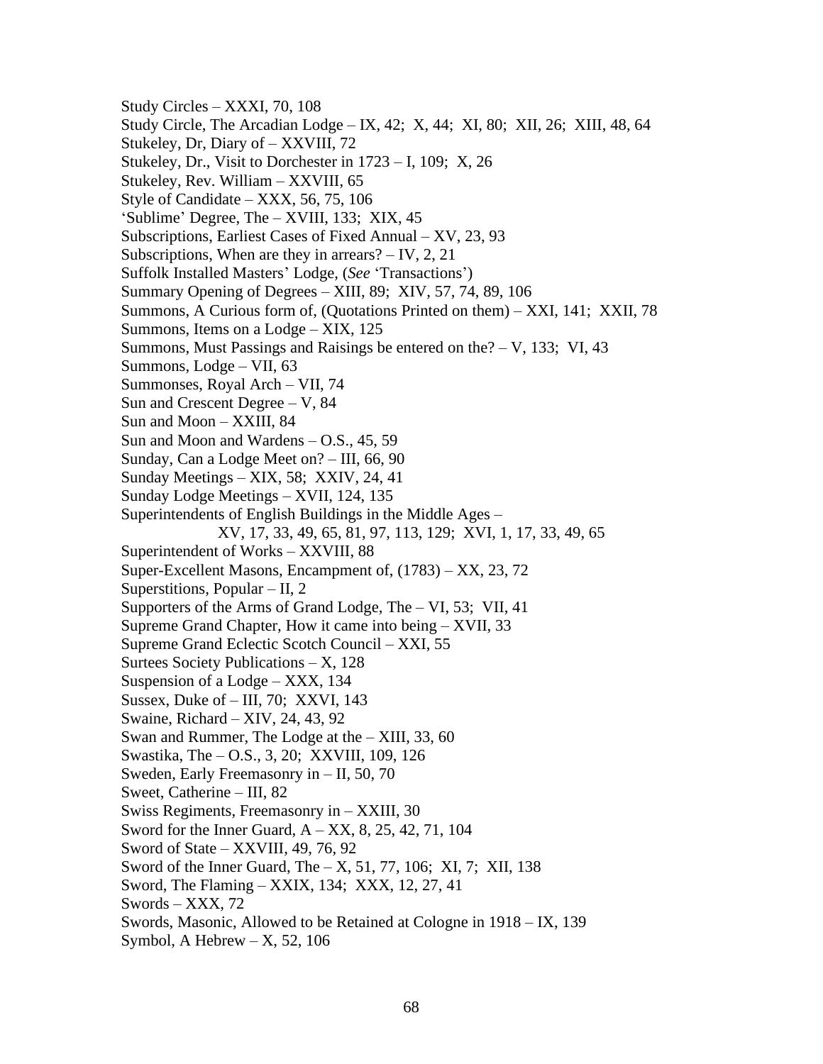Study Circles – XXXI, 70, 108
Study Circle, The Arcadian Lodge – IX, 42;  X, 44;  XI, 80;  XII, 26;  XIII, 48, 64
Stukeley, Dr, Diary of – XXVIII, 72
Stukeley, Dr., Visit to Dorchester in 1723 – I, 109;  X, 26
Stukeley, Rev. William – XXVIII, 65
Style of Candidate – XXX, 56, 75, 106
'Sublime' Degree, The – XVIII, 133;  XIX, 45
Subscriptions, Earliest Cases of Fixed Annual – XV, 23, 93
Subscriptions, When are they in arrears? – IV, 2, 21
Suffolk Installed Masters' Lodge, (*See* 'Transactions')
Summary Opening of Degrees – XIII, 89;  XIV, 57, 74, 89, 106
Summons, A Curious form of, (Quotations Printed on them) – XXI, 141;  XXII, 78
Summons, Items on a Lodge – XIX, 125
Summons, Must Passings and Raisings be entered on the? – V, 133;  VI, 43
Summons, Lodge – VII, 63
Summonses, Royal Arch – VII, 74
Sun and Crescent Degree – V, 84
Sun and Moon – XXIII, 84
Sun and Moon and Wardens – O.S., 45, 59
Sunday, Can a Lodge Meet on? – III, 66, 90
Sunday Meetings – XIX, 58;  XXIV, 24, 41
Sunday Lodge Meetings – XVII, 124, 135
Superintendents of English Buildings in the Middle Ages –
XV, 17, 33, 49, 65, 81, 97, 113, 129;  XVI, 1, 17, 33, 49, 65
Superintendent of Works – XXVIII, 88
Super-Excellent Masons, Encampment of, (1783) – XX, 23, 72
Superstitions, Popular – II, 2
Supporters of the Arms of Grand Lodge, The – VI, 53;  VII, 41
Supreme Grand Chapter, How it came into being – XVII, 33
Supreme Grand Eclectic Scotch Council – XXI, 55
Surtees Society Publications – X, 128
Suspension of a Lodge – XXX, 134
Sussex, Duke of – III, 70;  XXVI, 143
Swaine, Richard – XIV, 24, 43, 92
Swan and Rummer, The Lodge at the – XIII, 33, 60
Swastika, The – O.S., 3, 20;  XXVIII, 109, 126
Sweden, Early Freemasonry in – II, 50, 70
Sweet, Catherine – III, 82
Swiss Regiments, Freemasonry in – XXIII, 30
Sword for the Inner Guard, A – XX, 8, 25, 42, 71, 104
Sword of State – XXVIII, 49, 76, 92
Sword of the Inner Guard, The – X, 51, 77, 106;  XI, 7;  XII, 138
Sword, The Flaming – XXIX, 134;  XXX, 12, 27, 41
Swords – XXX, 72
Swords, Masonic, Allowed to be Retained at Cologne in 1918 – IX, 139
Symbol, A Hebrew – X, 52, 106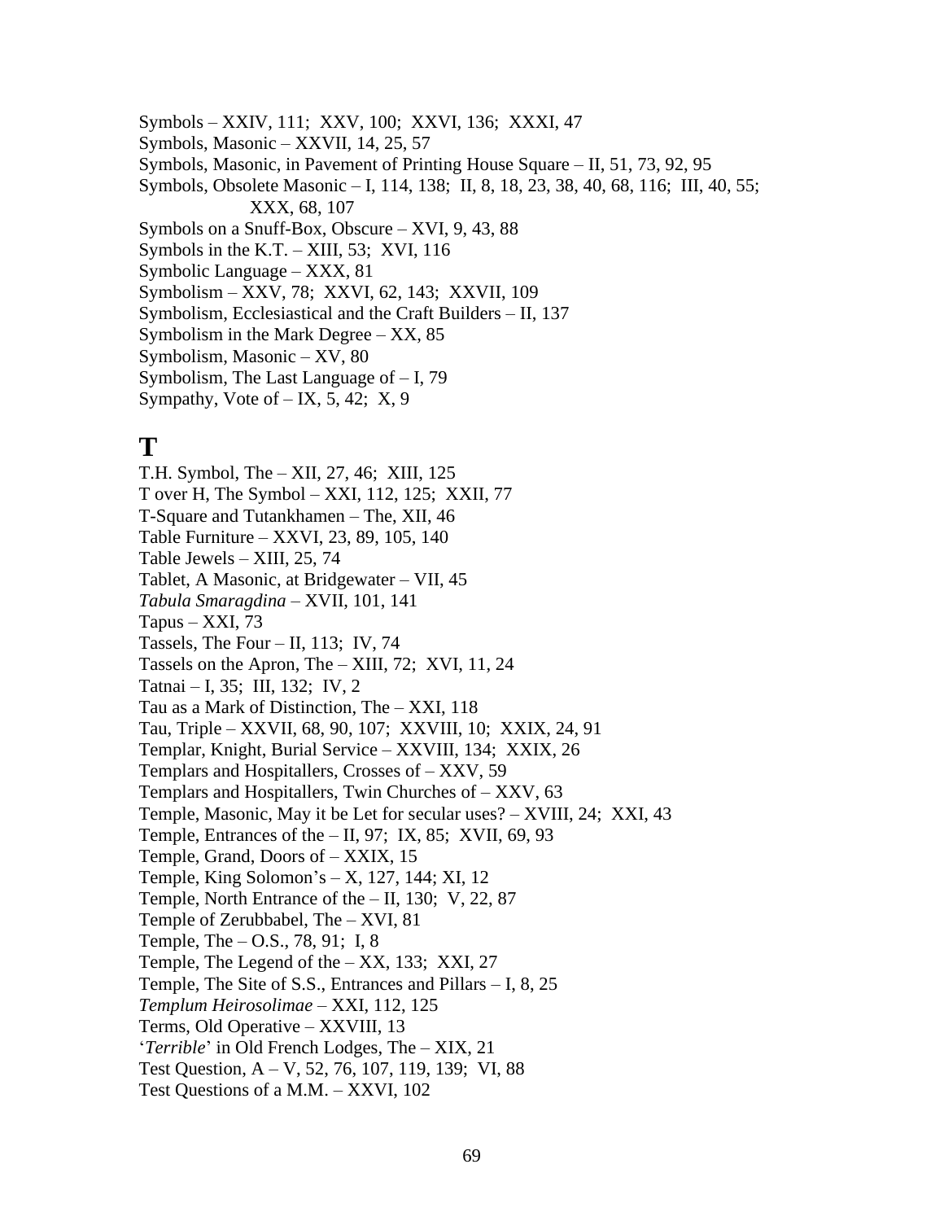Symbols – XXIV, 111;  XXV, 100;  XXVI, 136;  XXXI, 47
Symbols, Masonic – XXVII, 14, 25, 57
Symbols, Masonic, in Pavement of Printing House Square – II, 51, 73, 92, 95
Symbols, Obsolete Masonic – I, 114, 138;  II, 8, 18, 23, 38, 40, 68, 116;  III, 40, 55;
XXX, 68, 107
Symbols on a Snuff-Box, Obscure – XVI, 9, 43, 88
Symbols in the K.T. – XIII, 53;  XVI, 116
Symbolic Language – XXX, 81
Symbolism – XXV, 78;  XXVI, 62, 143;  XXVII, 109
Symbolism, Ecclesiastical and the Craft Builders – II, 137
Symbolism in the Mark Degree – XX, 85
Symbolism, Masonic – XV, 80
Symbolism, The Last Language of – I, 79
Sympathy, Vote of – IX, 5, 42;  X, 9

# T

T.H. Symbol, The – XII, 27, 46;  XIII, 125
T over H, The Symbol – XXI, 112, 125;  XXII, 77
T-Square and Tutankhamen – The, XII, 46
Table Furniture – XXVI, 23, 89, 105, 140
Table Jewels – XIII, 25, 74
Tablet, A Masonic, at Bridgewater – VII, 45
*Tabula Smaragdina* – XVII, 101, 141
Tapus – XXI, 73
Tassels, The Four – II, 113;  IV, 74
Tassels on the Apron, The – XIII, 72;  XVI, 11, 24
Tatnai – I, 35;  III, 132;  IV, 2
Tau as a Mark of Distinction, The – XXI, 118
Tau, Triple – XXVII, 68, 90, 107;  XXVIII, 10;  XXIX, 24, 91
Templar, Knight, Burial Service – XXVIII, 134;  XXIX, 26
Templars and Hospitallers, Crosses of – XXV, 59
Templars and Hospitallers, Twin Churches of – XXV, 63
Temple, Masonic, May it be Let for secular uses? – XVIII, 24;  XXI, 43
Temple, Entrances of the – II, 97;  IX, 85;  XVII, 69, 93
Temple, Grand, Doors of – XXIX, 15
Temple, King Solomon's – X, 127, 144; XI, 12
Temple, North Entrance of the – II, 130;  V, 22, 87
Temple of Zerubbabel, The – XVI, 81
Temple, The – O.S., 78, 91;  I, 8
Temple, The Legend of the – XX, 133;  XXI, 27
Temple, The Site of S.S., Entrances and Pillars – I, 8, 25
*Templum Heirosolimae* – XXI, 112, 125
Terms, Old Operative – XXVIII, 13
'*Terrible*' in Old French Lodges, The – XIX, 21
Test Question, A – V, 52, 76, 107, 119, 139;  VI, 88
Test Questions of a M.M. – XXVI, 102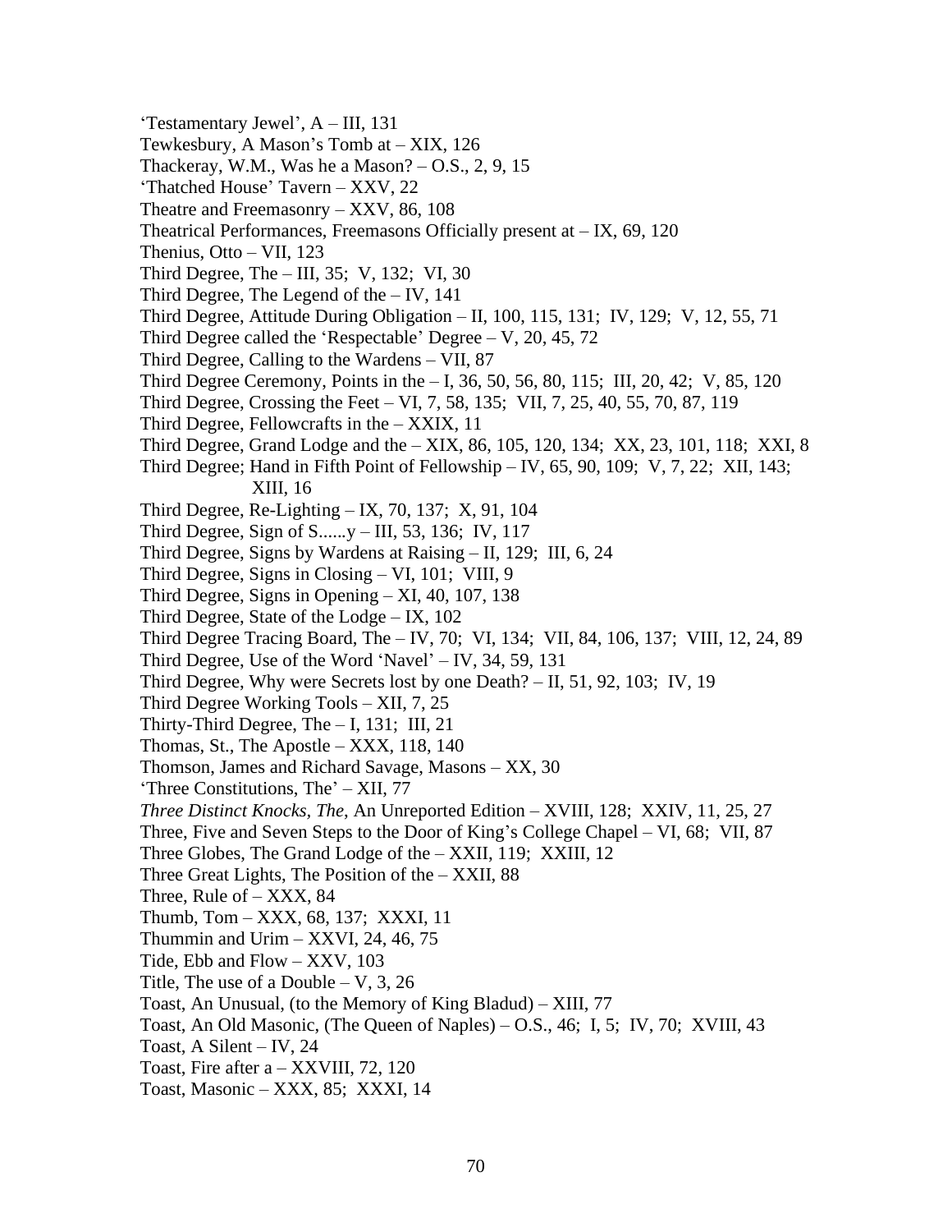'Testamentary Jewel', A – III, 131
Tewkesbury, A Mason's Tomb at – XIX, 126
Thackeray, W.M., Was he a Mason? – O.S., 2, 9, 15
'Thatched House' Tavern – XXV, 22
Theatre and Freemasonry – XXV, 86, 108
Theatrical Performances, Freemasons Officially present at – IX, 69, 120
Thenius, Otto – VII, 123
Third Degree, The – III, 35; V, 132; VI, 30
Third Degree, The Legend of the – IV, 141
Third Degree, Attitude During Obligation – II, 100, 115, 131; IV, 129; V, 12, 55, 71
Third Degree called the 'Respectable' Degree – V, 20, 45, 72
Third Degree, Calling to the Wardens – VII, 87
Third Degree Ceremony, Points in the – I, 36, 50, 56, 80, 115; III, 20, 42; V, 85, 120
Third Degree, Crossing the Feet – VI, 7, 58, 135; VII, 7, 25, 40, 55, 70, 87, 119
Third Degree, Fellowcrafts in the – XXIX, 11
Third Degree, Grand Lodge and the – XIX, 86, 105, 120, 134; XX, 23, 101, 118; XXI, 8
Third Degree; Hand in Fifth Point of Fellowship – IV, 65, 90, 109; V, 7, 22; XII, 143; XIII, 16
Third Degree, Re-Lighting – IX, 70, 137; X, 91, 104
Third Degree, Sign of S......y – III, 53, 136; IV, 117
Third Degree, Signs by Wardens at Raising – II, 129; III, 6, 24
Third Degree, Signs in Closing – VI, 101; VIII, 9
Third Degree, Signs in Opening – XI, 40, 107, 138
Third Degree, State of the Lodge – IX, 102
Third Degree Tracing Board, The – IV, 70; VI, 134; VII, 84, 106, 137; VIII, 12, 24, 89
Third Degree, Use of the Word 'Navel' – IV, 34, 59, 131
Third Degree, Why were Secrets lost by one Death? – II, 51, 92, 103; IV, 19
Third Degree Working Tools – XII, 7, 25
Thirty-Third Degree, The – I, 131; III, 21
Thomas, St., The Apostle – XXX, 118, 140
Thomson, James and Richard Savage, Masons – XX, 30
'Three Constitutions, The' – XII, 77
*Three Distinct Knocks, The*, An Unreported Edition – XVIII, 128; XXIV, 11, 25, 27
Three, Five and Seven Steps to the Door of King's College Chapel – VI, 68; VII, 87
Three Globes, The Grand Lodge of the – XXII, 119; XXIII, 12
Three Great Lights, The Position of the – XXII, 88
Three, Rule of – XXX, 84
Thumb, Tom – XXX, 68, 137; XXXI, 11
Thummin and Urim – XXVI, 24, 46, 75
Tide, Ebb and Flow – XXV, 103
Title, The use of a Double – V, 3, 26
Toast, An Unusual, (to the Memory of King Bladud) – XIII, 77
Toast, An Old Masonic, (The Queen of Naples) – O.S., 46; I, 5; IV, 70; XVIII, 43
Toast, A Silent – IV, 24
Toast, Fire after a – XXVIII, 72, 120
Toast, Masonic – XXX, 85; XXXI, 14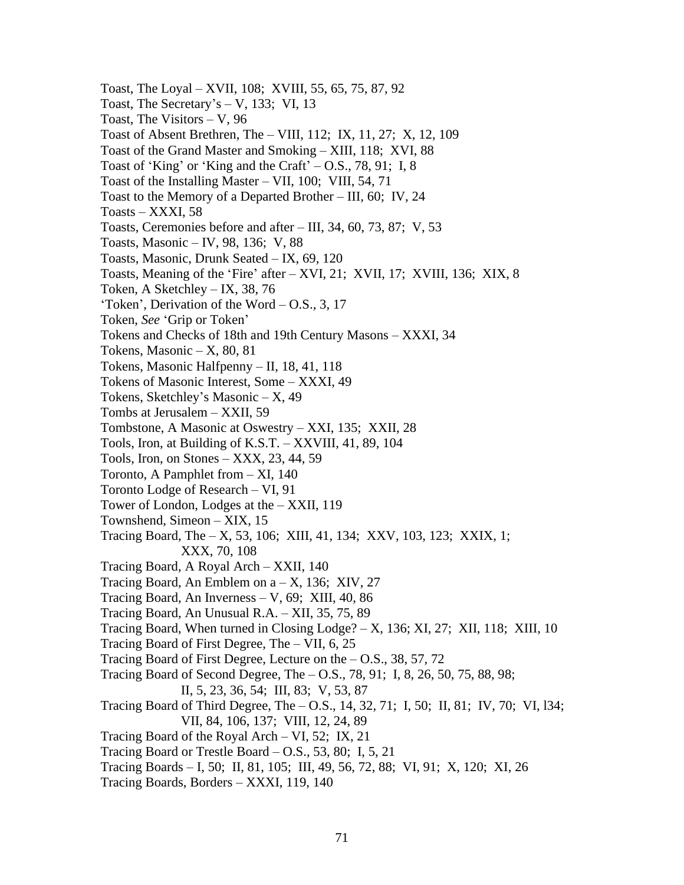Toast, The Loyal – XVII, 108;  XVIII, 55, 65, 75, 87, 92
Toast, The Secretary's – V, 133;  VI, 13
Toast, The Visitors – V, 96
Toast of Absent Brethren, The – VIII, 112;  IX, 11, 27;  X, 12, 109
Toast of the Grand Master and Smoking – XIII, 118;  XVI, 88
Toast of 'King' or 'King and the Craft' – O.S., 78, 91;  I, 8
Toast of the Installing Master – VII, 100;  VIII, 54, 71
Toast to the Memory of a Departed Brother – III, 60;  IV, 24
Toasts – XXXI, 58
Toasts, Ceremonies before and after – III, 34, 60, 73, 87;  V, 53
Toasts, Masonic – IV, 98, 136;  V, 88
Toasts, Masonic, Drunk Seated – IX, 69, 120
Toasts, Meaning of the 'Fire' after – XVI, 21;  XVII, 17;  XVIII, 136;  XIX, 8
Token, A Sketchley – IX, 38, 76
'Token', Derivation of the Word – O.S., 3, 17
Token, *See* 'Grip or Token'
Tokens and Checks of 18th and 19th Century Masons – XXXI, 34
Tokens, Masonic – X, 80, 81
Tokens, Masonic Halfpenny – II, 18, 41, 118
Tokens of Masonic Interest, Some – XXXI, 49
Tokens, Sketchley's Masonic – X, 49
Tombs at Jerusalem – XXII, 59
Tombstone, A Masonic at Oswestry – XXI, 135;  XXII, 28
Tools, Iron, at Building of K.S.T. – XXVIII, 41, 89, 104
Tools, Iron, on Stones – XXX, 23, 44, 59
Toronto, A Pamphlet from – XI, 140
Toronto Lodge of Research – VI, 91
Tower of London, Lodges at the – XXII, 119
Townshend, Simeon – XIX, 15
Tracing Board, The – X, 53, 106;  XIII, 41, 134;  XXV, 103, 123;  XXIX, 1;
XXX, 70, 108
Tracing Board, A Royal Arch – XXII, 140
Tracing Board, An Emblem on a – X, 136;  XIV, 27
Tracing Board, An Inverness – V, 69;  XIII, 40, 86
Tracing Board, An Unusual R.A. – XII, 35, 75, 89
Tracing Board, When turned in Closing Lodge? – X, 136; XI, 27;  XII, 118;  XIII, 10
Tracing Board of First Degree, The – VII, 6, 25
Tracing Board of First Degree, Lecture on the – O.S., 38, 57, 72
Tracing Board of Second Degree, The – O.S., 78, 91;  I, 8, 26, 50, 75, 88, 98;
II, 5, 23, 36, 54;  III, 83;  V, 53, 87
Tracing Board of Third Degree, The – O.S., 14, 32, 71;  I, 50;  II, 81;  IV, 70;  VI, l34;
VII, 84, 106, 137;  VIII, 12, 24, 89
Tracing Board of the Royal Arch – VI, 52;  IX, 21
Tracing Board or Trestle Board – O.S., 53, 80;  I, 5, 21
Tracing Boards – I, 50;  II, 81, 105;  III, 49, 56, 72, 88;  VI, 91;  X, 120;  XI, 26
Tracing Boards, Borders – XXXI, 119, 140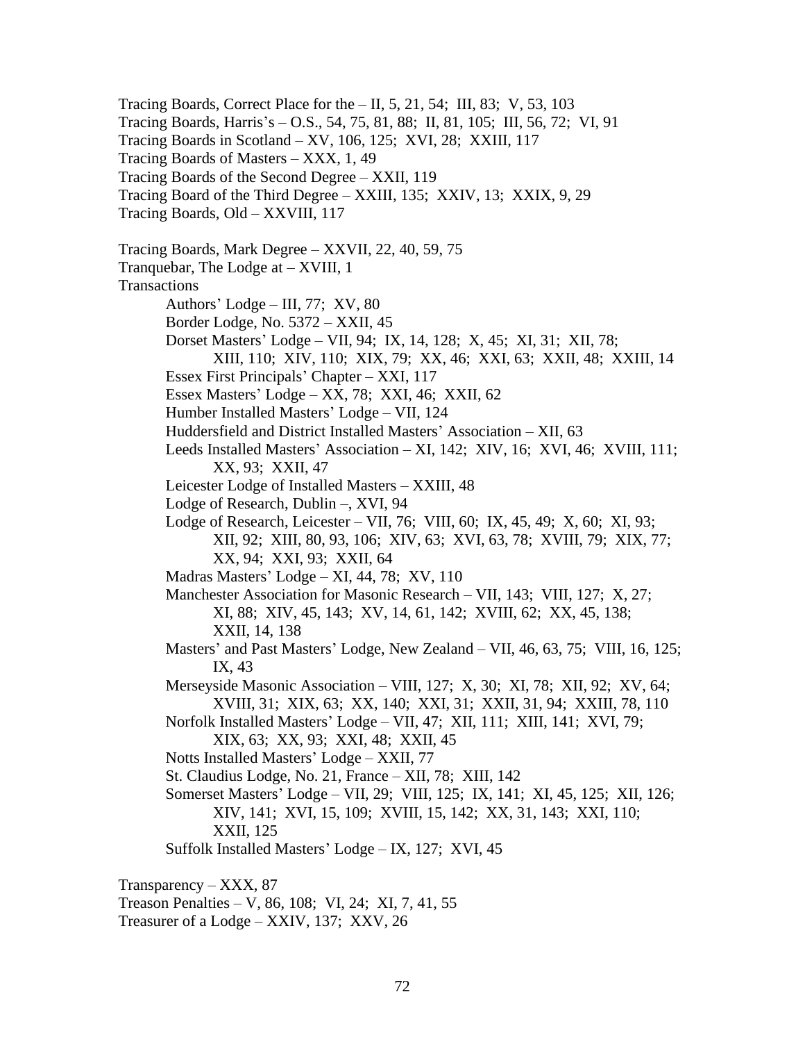Tracing Boards, Correct Place for the – II, 5, 21, 54; III, 83; V, 53, 103
Tracing Boards, Harris's – O.S., 54, 75, 81, 88; II, 81, 105; III, 56, 72; VI, 91
Tracing Boards in Scotland – XV, 106, 125; XVI, 28; XXIII, 117
Tracing Boards of Masters – XXX, 1, 49
Tracing Boards of the Second Degree – XXII, 119
Tracing Board of the Third Degree – XXIII, 135; XXIV, 13; XXIX, 9, 29
Tracing Boards, Old – XXVIII, 117

Tracing Boards, Mark Degree – XXVII, 22, 40, 59, 75
Tranquebar, The Lodge at – XVIII, 1
Transactions
- Authors' Lodge – III, 77; XV, 80
- Border Lodge, No. 5372 – XXII, 45
- Dorset Masters' Lodge – VII, 94; IX, 14, 128; X, 45; XI, 31; XII, 78; XIII, 110; XIV, 110; XIX, 79; XX, 46; XXI, 63; XXII, 48; XXIII, 14
- Essex First Principals' Chapter – XXI, 117
- Essex Masters' Lodge – XX, 78; XXI, 46; XXII, 62
- Humber Installed Masters' Lodge – VII, 124
- Huddersfield and District Installed Masters' Association – XII, 63
- Leeds Installed Masters' Association – XI, 142; XIV, 16; XVI, 46; XVIII, 111; XX, 93; XXII, 47
- Leicester Lodge of Installed Masters – XXIII, 48
- Lodge of Research, Dublin –, XVI, 94
- Lodge of Research, Leicester – VII, 76; VIII, 60; IX, 45, 49; X, 60; XI, 93; XII, 92; XIII, 80, 93, 106; XIV, 63; XVI, 63, 78; XVIII, 79; XIX, 77; XX, 94; XXI, 93; XXII, 64
- Madras Masters' Lodge – XI, 44, 78; XV, 110
- Manchester Association for Masonic Research – VII, 143; VIII, 127; X, 27; XI, 88; XIV, 45, 143; XV, 14, 61, 142; XVIII, 62; XX, 45, 138; XXII, 14, 138
- Masters' and Past Masters' Lodge, New Zealand – VII, 46, 63, 75; VIII, 16, 125; IX, 43
- Merseyside Masonic Association – VIII, 127; X, 30; XI, 78; XII, 92; XV, 64; XVIII, 31; XIX, 63; XX, 140; XXI, 31; XXII, 31, 94; XXIII, 78, 110
- Norfolk Installed Masters' Lodge – VII, 47; XII, 111; XIII, 141; XVI, 79; XIX, 63; XX, 93; XXI, 48; XXII, 45
- Notts Installed Masters' Lodge – XXII, 77
- St. Claudius Lodge, No. 21, France – XII, 78; XIII, 142
- Somerset Masters' Lodge – VII, 29; VIII, 125; IX, 141; XI, 45, 125; XII, 126; XIV, 141; XVI, 15, 109; XVIII, 15, 142; XX, 31, 143; XXI, 110; XXII, 125
- Suffolk Installed Masters' Lodge – IX, 127; XVI, 45

Transparency – XXX, 87
Treason Penalties – V, 86, 108; VI, 24; XI, 7, 41, 55
Treasurer of a Lodge – XXIV, 137; XXV, 26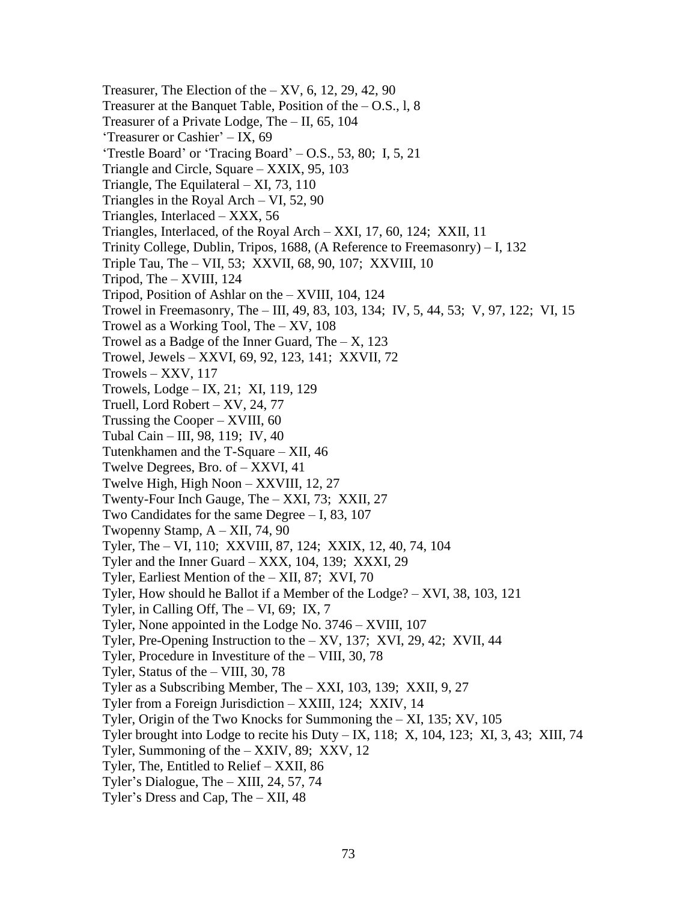Treasurer, The Election of the – XV, 6, 12, 29, 42, 90
Treasurer at the Banquet Table, Position of the – O.S., l, 8
Treasurer of a Private Lodge, The – II, 65, 104
'Treasurer or Cashier' – IX, 69
'Trestle Board' or 'Tracing Board' – O.S., 53, 80; I, 5, 21
Triangle and Circle, Square – XXIX, 95, 103
Triangle, The Equilateral – XI, 73, 110
Triangles in the Royal Arch – VI, 52, 90
Triangles, Interlaced – XXX, 56
Triangles, Interlaced, of the Royal Arch – XXI, 17, 60, 124; XXII, 11
Trinity College, Dublin, Tripos, 1688, (A Reference to Freemasonry) – I, 132
Triple Tau, The – VII, 53; XXVII, 68, 90, 107; XXVIII, 10
Tripod, The – XVIII, 124
Tripod, Position of Ashlar on the – XVIII, 104, 124
Trowel in Freemasonry, The – III, 49, 83, 103, 134; IV, 5, 44, 53; V, 97, 122; VI, 15
Trowel as a Working Tool, The – XV, 108
Trowel as a Badge of the Inner Guard, The – X, 123
Trowel, Jewels – XXVI, 69, 92, 123, 141; XXVII, 72
Trowels – XXV, 117
Trowels, Lodge – IX, 21; XI, 119, 129
Truell, Lord Robert – XV, 24, 77
Trussing the Cooper – XVIII, 60
Tubal Cain – III, 98, 119; IV, 40
Tutenkhamen and the T-Square – XII, 46
Twelve Degrees, Bro. of – XXVI, 41
Twelve High, High Noon – XXVIII, 12, 27
Twenty-Four Inch Gauge, The – XXI, 73; XXII, 27
Two Candidates for the same Degree – I, 83, 107
Twopenny Stamp, A – XII, 74, 90
Tyler, The – VI, 110; XXVIII, 87, 124; XXIX, 12, 40, 74, 104
Tyler and the Inner Guard – XXX, 104, 139; XXXI, 29
Tyler, Earliest Mention of the – XII, 87; XVI, 70
Tyler, How should he Ballot if a Member of the Lodge? – XVI, 38, 103, 121
Tyler, in Calling Off, The – VI, 69; IX, 7
Tyler, None appointed in the Lodge No. 3746 – XVIII, 107
Tyler, Pre-Opening Instruction to the – XV, 137; XVI, 29, 42; XVII, 44
Tyler, Procedure in Investiture of the – VIII, 30, 78
Tyler, Status of the – VIII, 30, 78
Tyler as a Subscribing Member, The – XXI, 103, 139; XXII, 9, 27
Tyler from a Foreign Jurisdiction – XXIII, 124; XXIV, 14
Tyler, Origin of the Two Knocks for Summoning the – XI, 135; XV, 105
Tyler brought into Lodge to recite his Duty – IX, 118; X, 104, 123; XI, 3, 43; XIII, 74
Tyler, Summoning of the – XXIV, 89; XXV, 12
Tyler, The, Entitled to Relief – XXII, 86
Tyler's Dialogue, The – XIII, 24, 57, 74
Tyler's Dress and Cap, The – XII, 48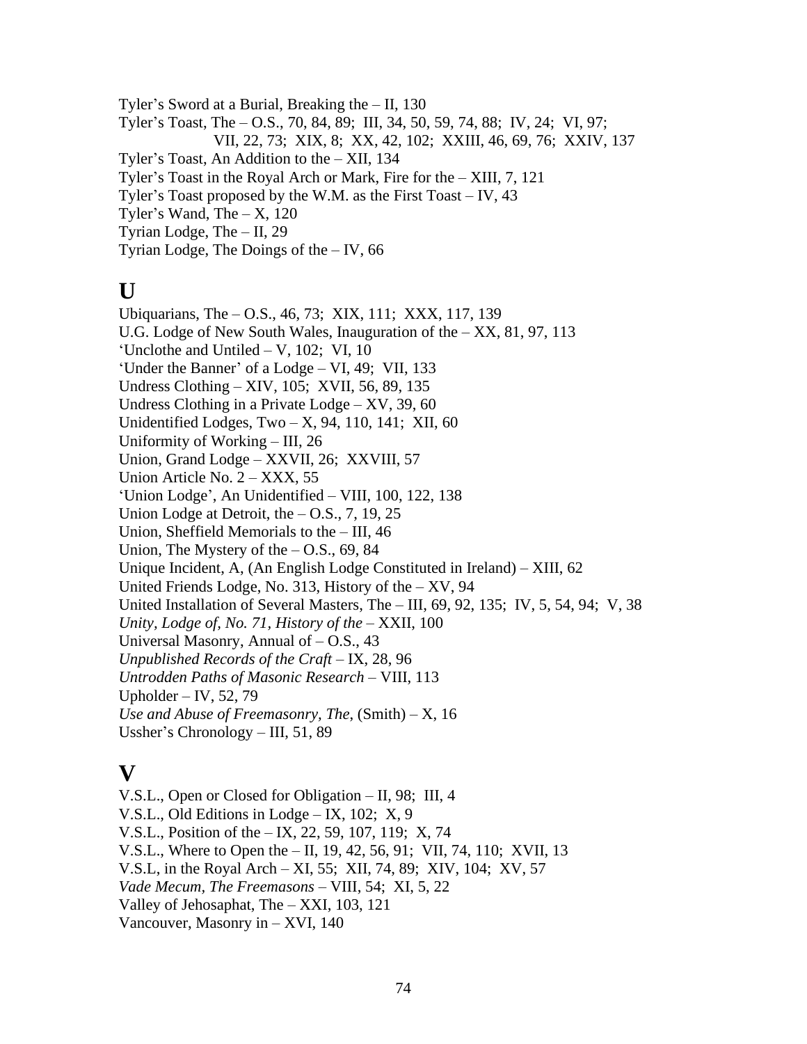Tyler's Sword at a Burial, Breaking the – II, 130
Tyler's Toast, The – O.S., 70, 84, 89; III, 34, 50, 59, 74, 88; IV, 24; VI, 97; VII, 22, 73; XIX, 8; XX, 42, 102; XXIII, 46, 69, 76; XXIV, 137
Tyler's Toast, An Addition to the – XII, 134
Tyler's Toast in the Royal Arch or Mark, Fire for the – XIII, 7, 121
Tyler's Toast proposed by the W.M. as the First Toast – IV, 43
Tyler's Wand, The – X, 120
Tyrian Lodge, The – II, 29
Tyrian Lodge, The Doings of the – IV, 66

# U

Ubiquarians, The – O.S., 46, 73; XIX, 111; XXX, 117, 139
U.G. Lodge of New South Wales, Inauguration of the – XX, 81, 97, 113
'Unclothe and Untiled – V, 102; VI, 10
'Under the Banner' of a Lodge – VI, 49; VII, 133
Undress Clothing – XIV, 105; XVII, 56, 89, 135
Undress Clothing in a Private Lodge – XV, 39, 60
Unidentified Lodges, Two – X, 94, 110, 141; XII, 60
Uniformity of Working – III, 26
Union, Grand Lodge – XXVII, 26; XXVIII, 57
Union Article No. 2 – XXX, 55
'Union Lodge', An Unidentified – VIII, 100, 122, 138
Union Lodge at Detroit, the – O.S., 7, 19, 25
Union, Sheffield Memorials to the – III, 46
Union, The Mystery of the – O.S., 69, 84
Unique Incident, A, (An English Lodge Constituted in Ireland) – XIII, 62
United Friends Lodge, No. 313, History of the – XV, 94
United Installation of Several Masters, The – III, 69, 92, 135; IV, 5, 54, 94; V, 38
*Unity, Lodge of, No. 71, History of the* – XXII, 100
Universal Masonry, Annual of – O.S., 43
*Unpublished Records of the Craft* – IX, 28, 96
*Untrodden Paths of Masonic Research* – VIII, 113
Upholder – IV, 52, 79
*Use and Abuse of Freemasonry, The*, (Smith) – X, 16
Ussher's Chronology – III, 51, 89

# V

V.S.L., Open or Closed for Obligation – II, 98; III, 4
V.S.L., Old Editions in Lodge – IX, 102; X, 9
V.S.L., Position of the – IX, 22, 59, 107, 119; X, 74
V.S.L., Where to Open the – II, 19, 42, 56, 91; VII, 74, 110; XVII, 13
V.S.L, in the Royal Arch – XI, 55; XII, 74, 89; XIV, 104; XV, 57
*Vade Mecum, The Freemasons* – VIII, 54; XI, 5, 22
Valley of Jehosaphat, The – XXI, 103, 121
Vancouver, Masonry in – XVI, 140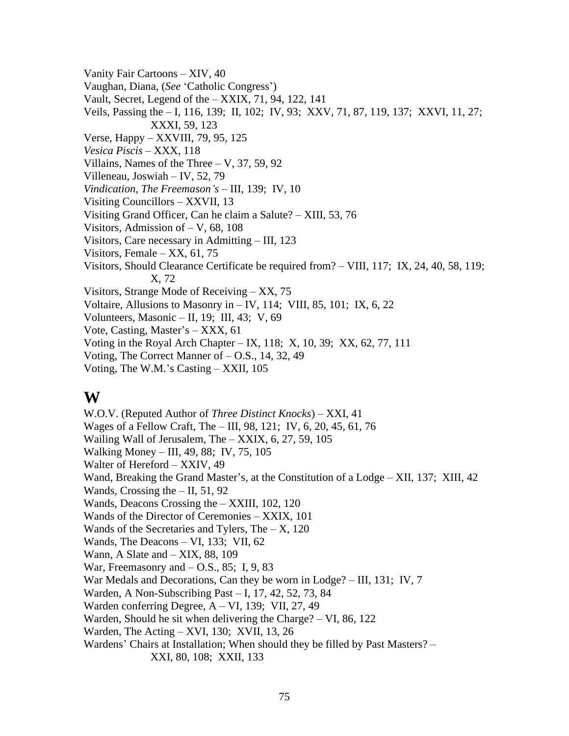Vanity Fair Cartoons – XIV, 40
Vaughan, Diana, (*See* 'Catholic Congress')
Vault, Secret, Legend of the – XXIX, 71, 94, 122, 141
Veils, Passing the – I, 116, 139; II, 102; IV, 93; XXV, 71, 87, 119, 137; XXVI, 11, 27; XXXI, 59, 123
Verse, Happy – XXVIII, 79, 95, 125
*Vesica Piscis* – XXX, 118
Villains, Names of the Three – V, 37, 59, 92
Villeneau, Joswiah – IV, 52, 79
*Vindication, The Freemason's* – III, 139; IV, 10
Visiting Councillors – XXVII, 13
Visiting Grand Officer, Can he claim a Salute? – XIII, 53, 76
Visitors, Admission of – V, 68, 108
Visitors, Care necessary in Admitting – III, 123
Visitors, Female – XX, 61, 75
Visitors, Should Clearance Certificate be required from? – VIII, 117; IX, 24, 40, 58, 119; X, 72
Visitors, Strange Mode of Receiving – XX, 75
Voltaire, Allusions to Masonry in – IV, 114; VIII, 85, 101; IX, 6, 22
Volunteers, Masonic – II, 19; III, 43; V, 69
Vote, Casting, Master's – XXX, 61
Voting in the Royal Arch Chapter – IX, 118; X, 10, 39; XX, 62, 77, 111
Voting, The Correct Manner of – O.S., 14, 32, 49
Voting, The W.M.'s Casting – XXII, 105

# W

W.O.V. (Reputed Author of *Three Distinct Knocks*) – XXI, 41
Wages of a Fellow Craft, The – III, 98, 121; IV, 6, 20, 45, 61, 76
Wailing Wall of Jerusalem, The – XXIX, 6, 27, 59, 105
Walking Money – III, 49, 88; IV, 75, 105
Walter of Hereford – XXIV, 49
Wand, Breaking the Grand Master's, at the Constitution of a Lodge – XII, 137; XIII, 42
Wands, Crossing the – II, 51, 92
Wands, Deacons Crossing the – XXIII, 102, 120
Wands of the Director of Ceremonies – XXIX, 101
Wands of the Secretaries and Tylers, The – X, 120
Wands, The Deacons – VI, 133; VII, 62
Wann, A Slate and – XIX, 88, 109
War, Freemasonry and – O.S., 85; I, 9, 83
War Medals and Decorations, Can they be worn in Lodge? – III, 131; IV, 7
Warden, A Non-Subscribing Past – I, 17, 42, 52, 73, 84
Warden conferring Degree, A – VI, 139; VII, 27, 49
Warden, Should he sit when delivering the Charge? – VI, 86, 122
Warden, The Acting – XVI, 130; XVII, 13, 26
Wardens' Chairs at Installation; When should they be filled by Past Masters? – XXI, 80, 108; XXII, 133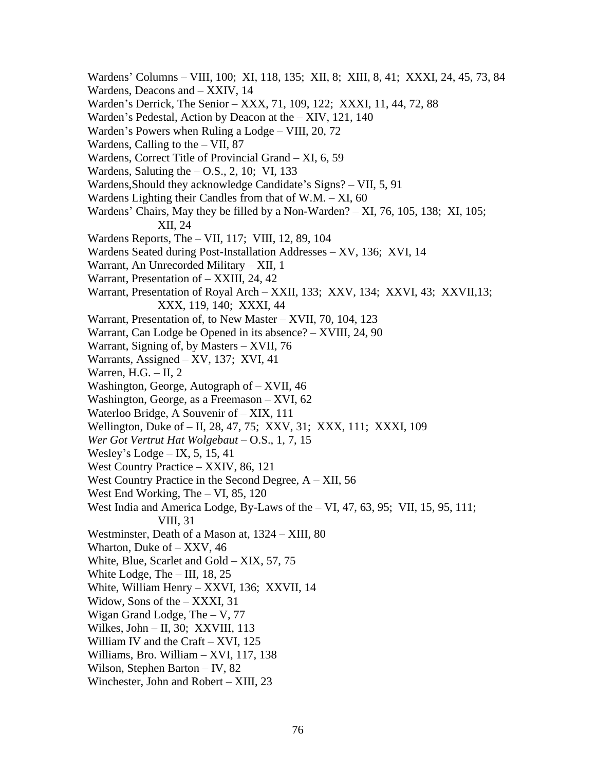Wardens' Columns – VIII, 100; XI, 118, 135; XII, 8; XIII, 8, 41; XXXI, 24, 45, 73, 84
Wardens, Deacons and – XXIV, 14
Warden's Derrick, The Senior – XXX, 71, 109, 122; XXXI, 11, 44, 72, 88
Warden's Pedestal, Action by Deacon at the – XIV, 121, 140
Warden's Powers when Ruling a Lodge – VIII, 20, 72
Wardens, Calling to the – VII, 87
Wardens, Correct Title of Provincial Grand – XI, 6, 59
Wardens, Saluting the – O.S., 2, 10; VI, 133
Wardens,Should they acknowledge Candidate's Signs? – VII, 5, 91
Wardens Lighting their Candles from that of W.M. – XI, 60
Wardens' Chairs, May they be filled by a Non-Warden? – XI, 76, 105, 138; XI, 105;
  XII, 24
Wardens Reports, The – VII, 117; VIII, 12, 89, 104
Wardens Seated during Post-Installation Addresses – XV, 136; XVI, 14
Warrant, An Unrecorded Military – XII, 1
Warrant, Presentation of – XXIII, 24, 42
Warrant, Presentation of Royal Arch – XXII, 133; XXV, 134; XXVI, 43; XXVII,13;
  XXX, 119, 140; XXXI, 44
Warrant, Presentation of, to New Master – XVII, 70, 104, 123
Warrant, Can Lodge be Opened in its absence? – XVIII, 24, 90
Warrant, Signing of, by Masters – XVII, 76
Warrants, Assigned – XV, 137; XVI, 41
Warren, H.G. – II, 2
Washington, George, Autograph of – XVII, 46
Washington, George, as a Freemason – XVI, 62
Waterloo Bridge, A Souvenir of – XIX, 111
Wellington, Duke of – II, 28, 47, 75; XXV, 31; XXX, 111; XXXI, 109
*Wer Got Vertrut Hat Wolgebaut* – O.S., 1, 7, 15
Wesley's Lodge – IX, 5, 15, 41
West Country Practice – XXIV, 86, 121
West Country Practice in the Second Degree, A – XII, 56
West End Working, The – VI, 85, 120
West India and America Lodge, By-Laws of the – VI, 47, 63, 95; VII, 15, 95, 111;
  VIII, 31
Westminster, Death of a Mason at, 1324 – XIII, 80
Wharton, Duke of – XXV, 46
White, Blue, Scarlet and Gold – XIX, 57, 75
White Lodge, The – III, 18, 25
White, William Henry – XXVI, 136; XXVII, 14
Widow, Sons of the – XXXI, 31
Wigan Grand Lodge, The – V, 77
Wilkes, John – II, 30; XXVIII, 113
William IV and the Craft – XVI, 125
Williams, Bro. William – XVI, 117, 138
Wilson, Stephen Barton – IV, 82
Winchester, John and Robert – XIII, 23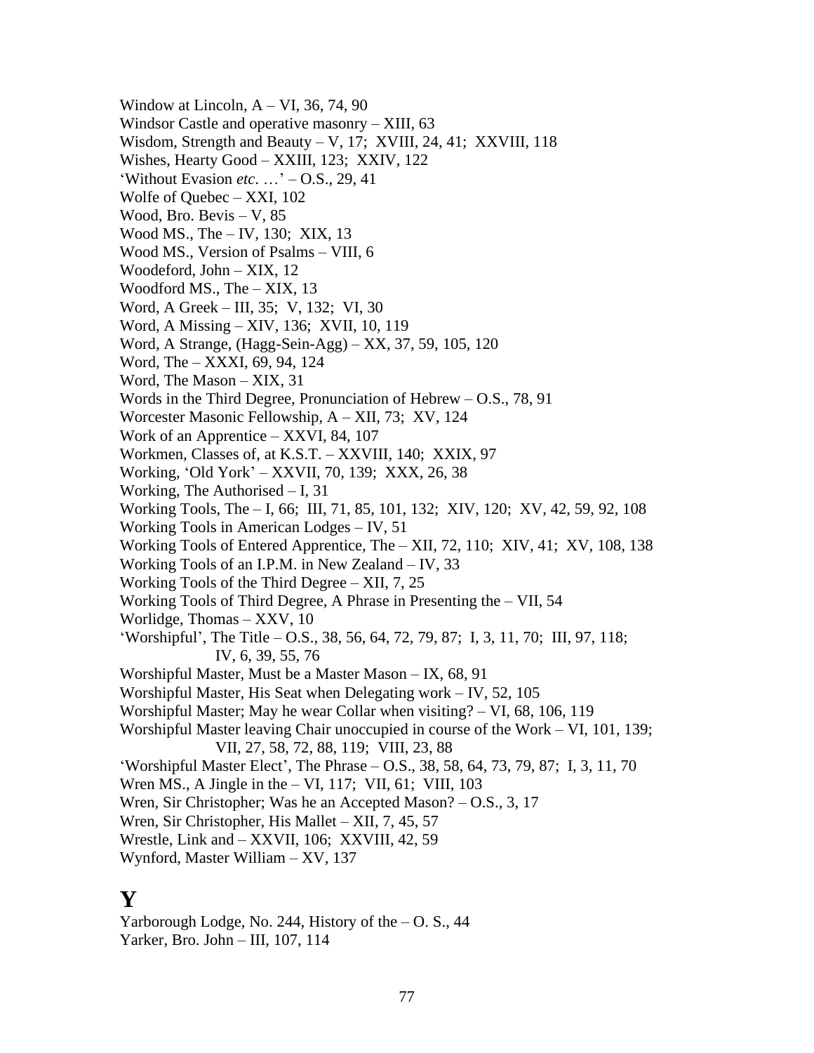Window at Lincoln, A – VI, 36, 74, 90
Windsor Castle and operative masonry – XIII, 63
Wisdom, Strength and Beauty – V, 17; XVIII, 24, 41; XXVIII, 118
Wishes, Hearty Good – XXIII, 123; XXIV, 122
'Without Evasion *etc.* …' – O.S., 29, 41
Wolfe of Quebec – XXI, 102
Wood, Bro. Bevis – V, 85
Wood MS., The – IV, 130; XIX, 13
Wood MS., Version of Psalms – VIII, 6
Woodeford, John – XIX, 12
Woodford MS., The – XIX, 13
Word, A Greek – III, 35; V, 132; VI, 30
Word, A Missing – XIV, 136; XVII, 10, 119
Word, A Strange, (Hagg-Sein-Agg) – XX, 37, 59, 105, 120
Word, The – XXXI, 69, 94, 124
Word, The Mason – XIX, 31
Words in the Third Degree, Pronunciation of Hebrew – O.S., 78, 91
Worcester Masonic Fellowship, A – XII, 73; XV, 124
Work of an Apprentice – XXVI, 84, 107
Workmen, Classes of, at K.S.T. – XXVIII, 140; XXIX, 97
Working, 'Old York' – XXVII, 70, 139; XXX, 26, 38
Working, The Authorised – I, 31
Working Tools, The – I, 66; III, 71, 85, 101, 132; XIV, 120; XV, 42, 59, 92, 108
Working Tools in American Lodges – IV, 51
Working Tools of Entered Apprentice, The – XII, 72, 110; XIV, 41; XV, 108, 138
Working Tools of an I.P.M. in New Zealand – IV, 33
Working Tools of the Third Degree – XII, 7, 25
Working Tools of Third Degree, A Phrase in Presenting the – VII, 54
Worlidge, Thomas – XXV, 10
'Worshipful', The Title – O.S., 38, 56, 64, 72, 79, 87; I, 3, 11, 70; III, 97, 118;
IV, 6, 39, 55, 76
Worshipful Master, Must be a Master Mason – IX, 68, 91
Worshipful Master, His Seat when Delegating work – IV, 52, 105
Worshipful Master; May he wear Collar when visiting? – VI, 68, 106, 119
Worshipful Master leaving Chair unoccupied in course of the Work – VI, 101, 139;
VII, 27, 58, 72, 88, 119; VIII, 23, 88
'Worshipful Master Elect', The Phrase – O.S., 38, 58, 64, 73, 79, 87; I, 3, 11, 70
Wren MS., A Jingle in the – VI, 117; VII, 61; VIII, 103
Wren, Sir Christopher; Was he an Accepted Mason? – O.S., 3, 17
Wren, Sir Christopher, His Mallet – XII, 7, 45, 57
Wrestle, Link and – XXVII, 106; XXVIII, 42, 59
Wynford, Master William – XV, 137

# Y

Yarborough Lodge, No. 244, History of the – O. S., 44
Yarker, Bro. John – III, 107, 114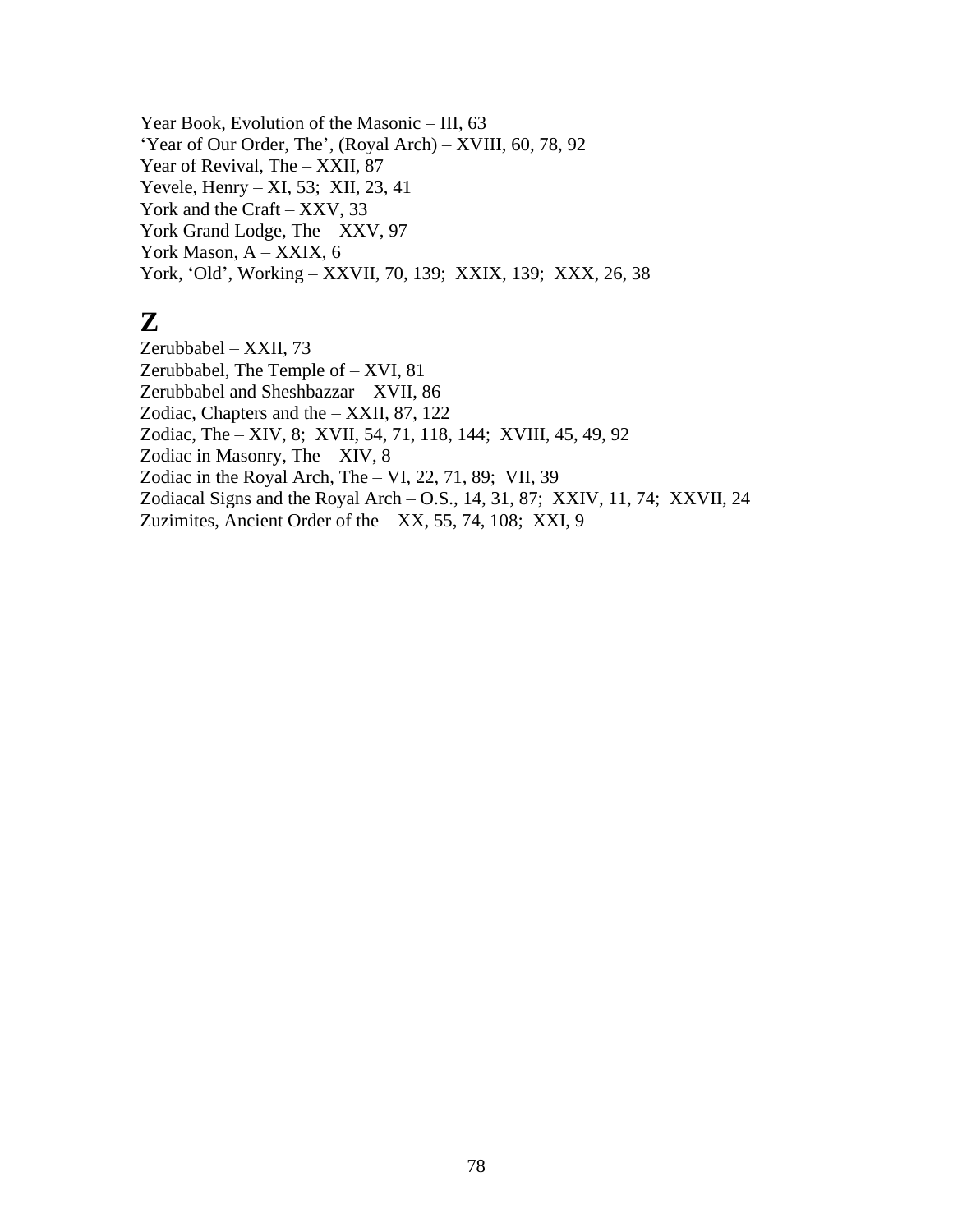Year Book, Evolution of the Masonic – III, 63
'Year of Our Order, The', (Royal Arch) – XVIII, 60, 78, 92
Year of Revival, The – XXII, 87
Yevele, Henry – XI, 53; XII, 23, 41
York and the Craft – XXV, 33
York Grand Lodge, The – XXV, 97
York Mason, A – XXIX, 6
York, 'Old', Working – XXVII, 70, 139; XXIX, 139; XXX, 26, 38

# Z

Zerubbabel – XXII, 73
Zerubbabel, The Temple of – XVI, 81
Zerubbabel and Sheshbazzar – XVII, 86
Zodiac, Chapters and the – XXII, 87, 122
Zodiac, The – XIV, 8; XVII, 54, 71, 118, 144; XVIII, 45, 49, 92
Zodiac in Masonry, The – XIV, 8
Zodiac in the Royal Arch, The – VI, 22, 71, 89; VII, 39
Zodiacal Signs and the Royal Arch – O.S., 14, 31, 87; XXIV, 11, 74; XXVII, 24
Zuzimites, Ancient Order of the – XX, 55, 74, 108; XXI, 9